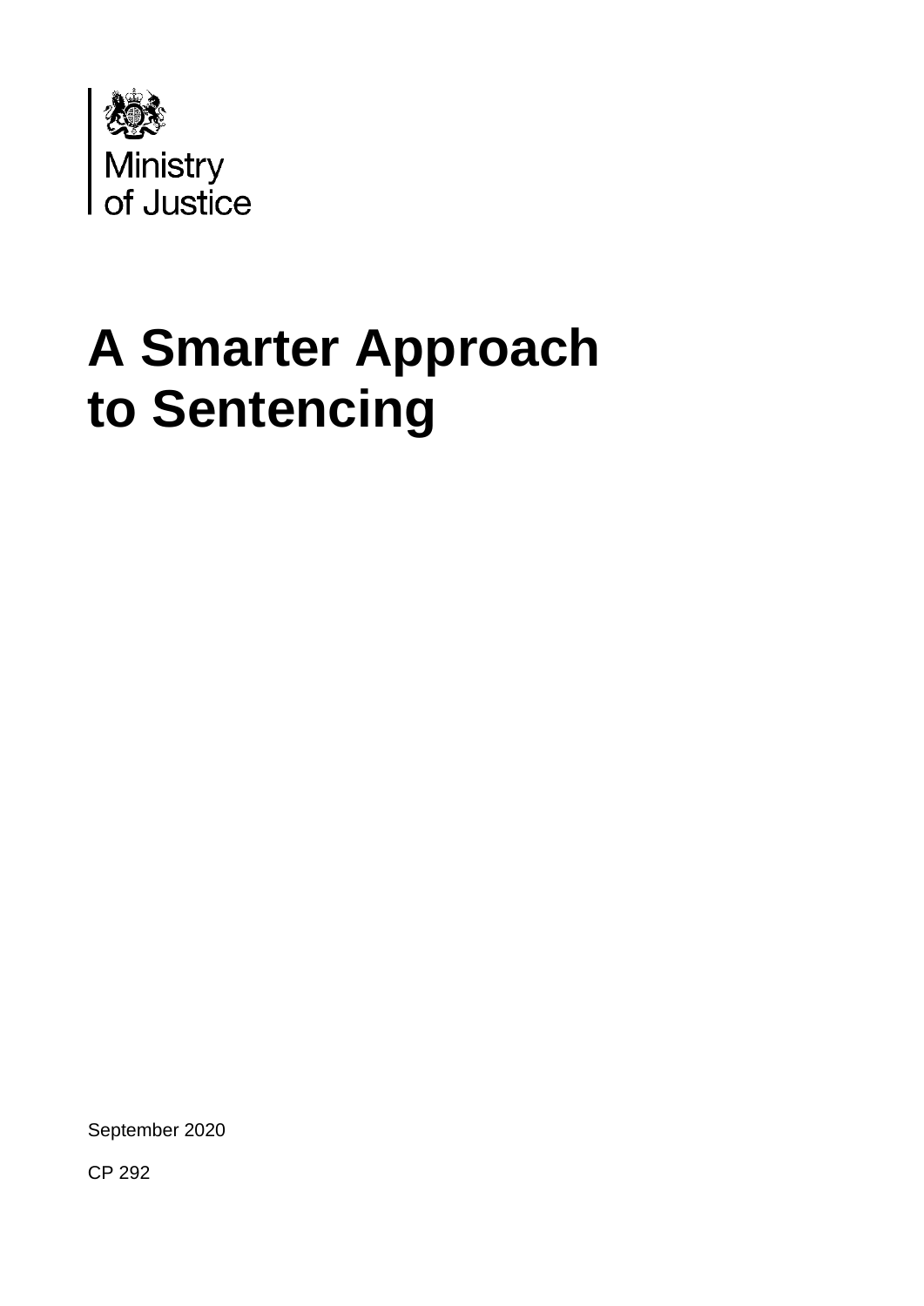Ministry of Justice

# A Smarter Approach to Sentencing

September 2020

CP 292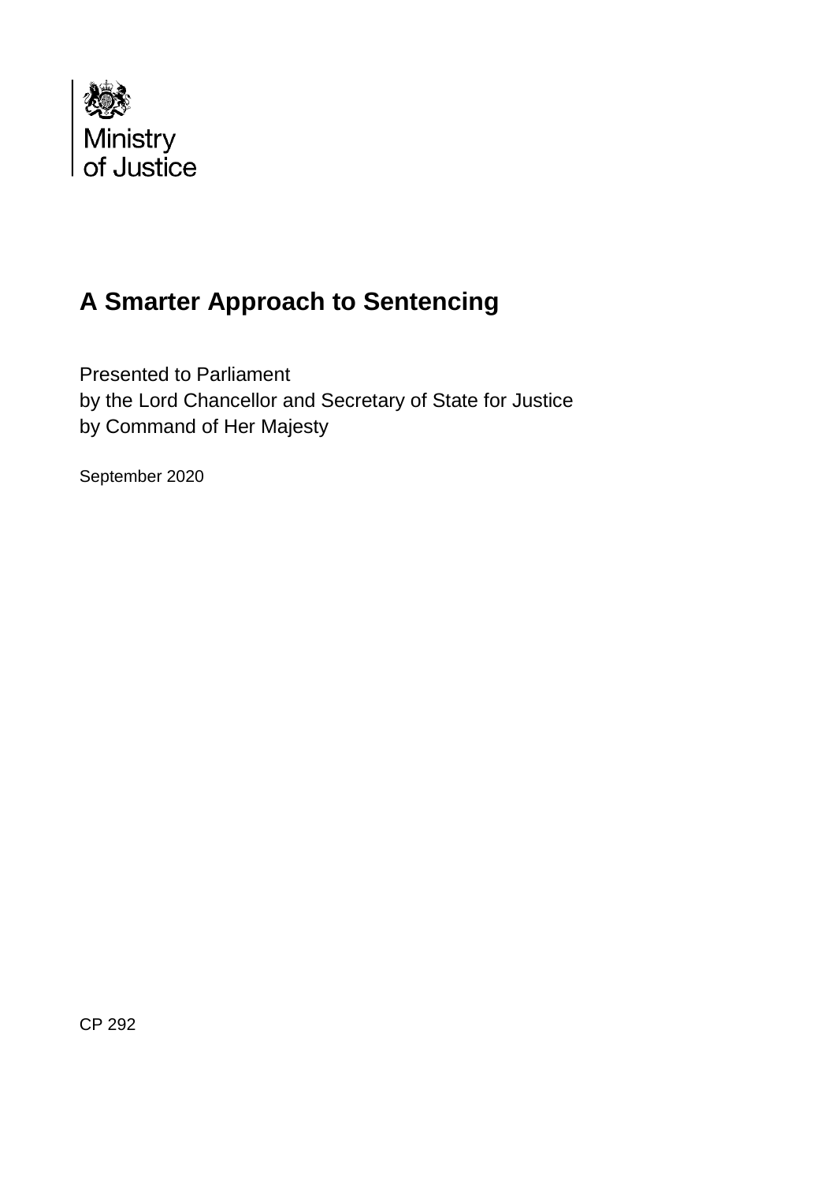Ministry of Justice

# A Smarter Approach to Sentencing

Presented to Parliament
by the Lord Chancellor and Secretary of State for Justice
by Command of Her Majesty

September 2020

CP 292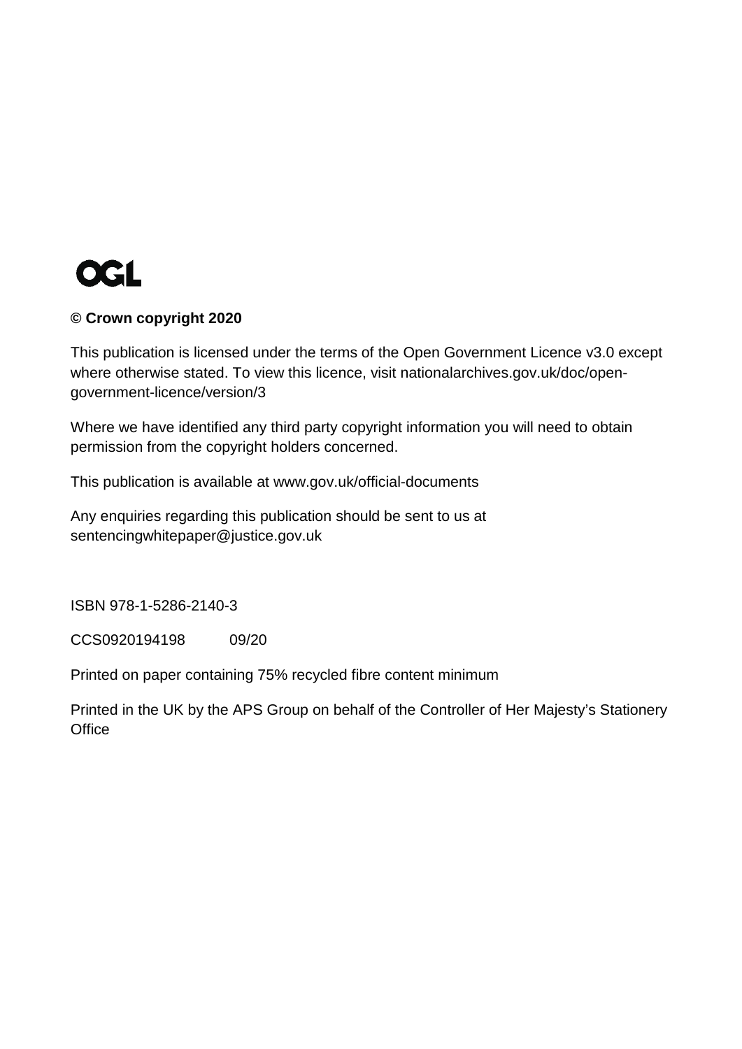OGL

**© Crown copyright 2020**

This publication is licensed under the terms of the Open Government Licence v3.0 except where otherwise stated. To view this licence, visit nationalarchives.gov.uk/doc/open-government-licence/version/3

Where we have identified any third party copyright information you will need to obtain permission from the copyright holders concerned.

This publication is available at www.gov.uk/official-documents

Any enquiries regarding this publication should be sent to us at sentencingwhitepaper@justice.gov.uk

ISBN 978-1-5286-2140-3

CCS0920194198 09/20

Printed on paper containing 75% recycled fibre content minimum

Printed in the UK by the APS Group on behalf of the Controller of Her Majesty's Stationery Office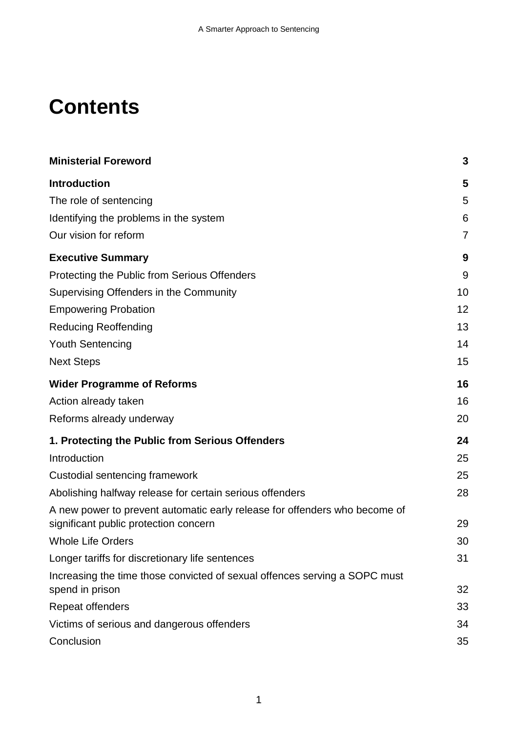# Contents

| | |
|---|---|
| **Ministerial Foreword** | **3** |
| **Introduction** | **5** |
| The role of sentencing | 5 |
| Identifying the problems in the system | 6 |
| Our vision for reform | 7 |
| **Executive Summary** | **9** |
| Protecting the Public from Serious Offenders | 9 |
| Supervising Offenders in the Community | 10 |
| Empowering Probation | 12 |
| Reducing Reoffending | 13 |
| Youth Sentencing | 14 |
| Next Steps | 15 |
| **Wider Programme of Reforms** | **16** |
| Action already taken | 16 |
| Reforms already underway | 20 |
| **1. Protecting the Public from Serious Offenders** | **24** |
| Introduction | 25 |
| Custodial sentencing framework | 25 |
| Abolishing halfway release for certain serious offenders | 28 |
| A new power to prevent automatic early release for offenders who become of significant public protection concern | 29 |
| Whole Life Orders | 30 |
| Longer tariffs for discretionary life sentences | 31 |
| Increasing the time those convicted of sexual offences serving a SOPC must spend in prison | 32 |
| Repeat offenders | 33 |
| Victims of serious and dangerous offenders | 34 |
| Conclusion | 35 |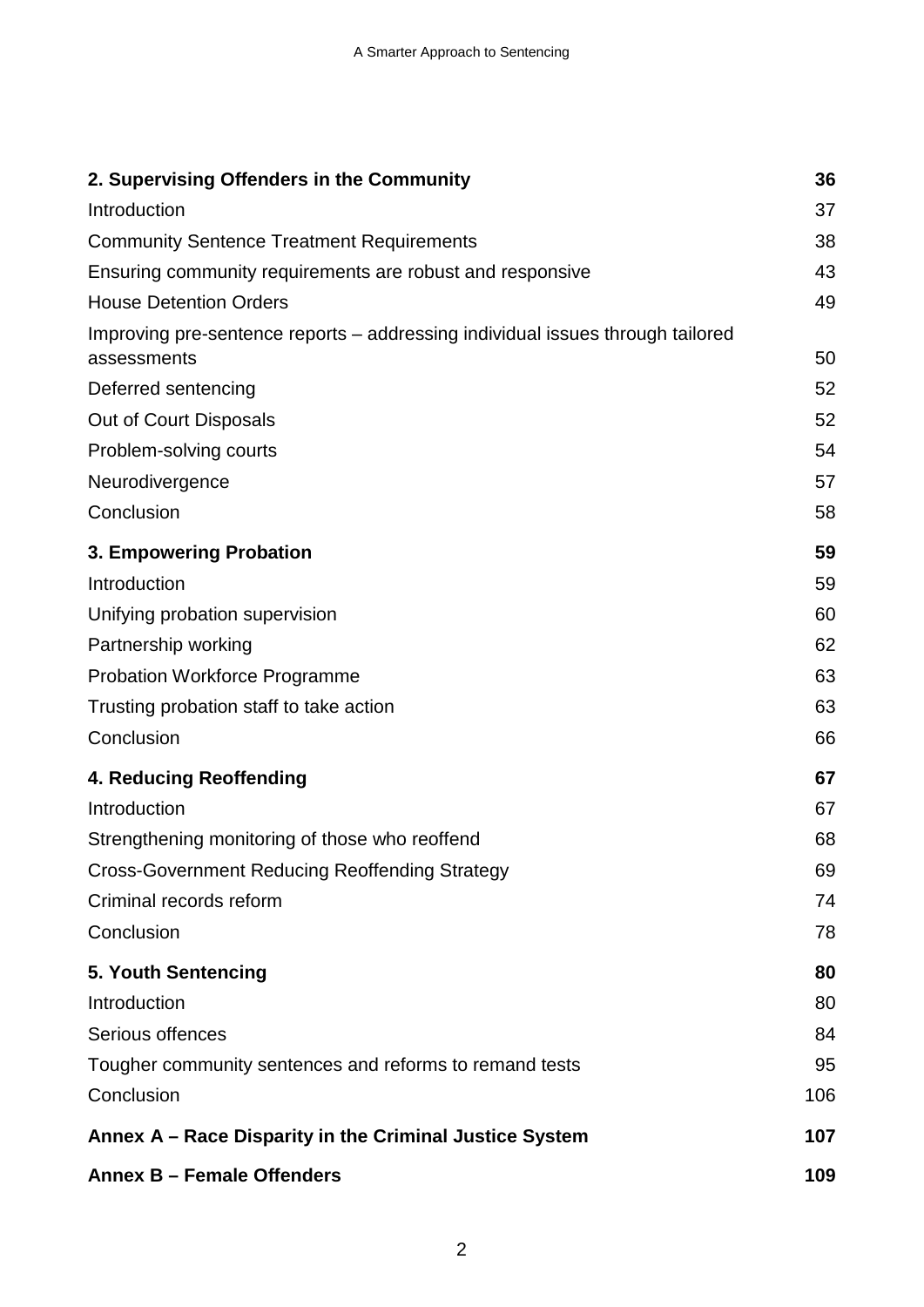| | |
|---|---|
| **2. Supervising Offenders in the Community** | **36** |
| Introduction | 37 |
| Community Sentence Treatment Requirements | 38 |
| Ensuring community requirements are robust and responsive | 43 |
| House Detention Orders | 49 |
| Improving pre-sentence reports – addressing individual issues through tailored assessments | 50 |
| Deferred sentencing | 52 |
| Out of Court Disposals | 52 |
| Problem-solving courts | 54 |
| Neurodivergence | 57 |
| Conclusion | 58 |
| **3. Empowering Probation** | **59** |
| Introduction | 59 |
| Unifying probation supervision | 60 |
| Partnership working | 62 |
| Probation Workforce Programme | 63 |
| Trusting probation staff to take action | 63 |
| Conclusion | 66 |
| **4. Reducing Reoffending** | **67** |
| Introduction | 67 |
| Strengthening monitoring of those who reoffend | 68 |
| Cross-Government Reducing Reoffending Strategy | 69 |
| Criminal records reform | 74 |
| Conclusion | 78 |
| **5. Youth Sentencing** | **80** |
| Introduction | 80 |
| Serious offences | 84 |
| Tougher community sentences and reforms to remand tests | 95 |
| Conclusion | 106 |
| **Annex A – Race Disparity in the Criminal Justice System** | **107** |
| **Annex B – Female Offenders** | **109** |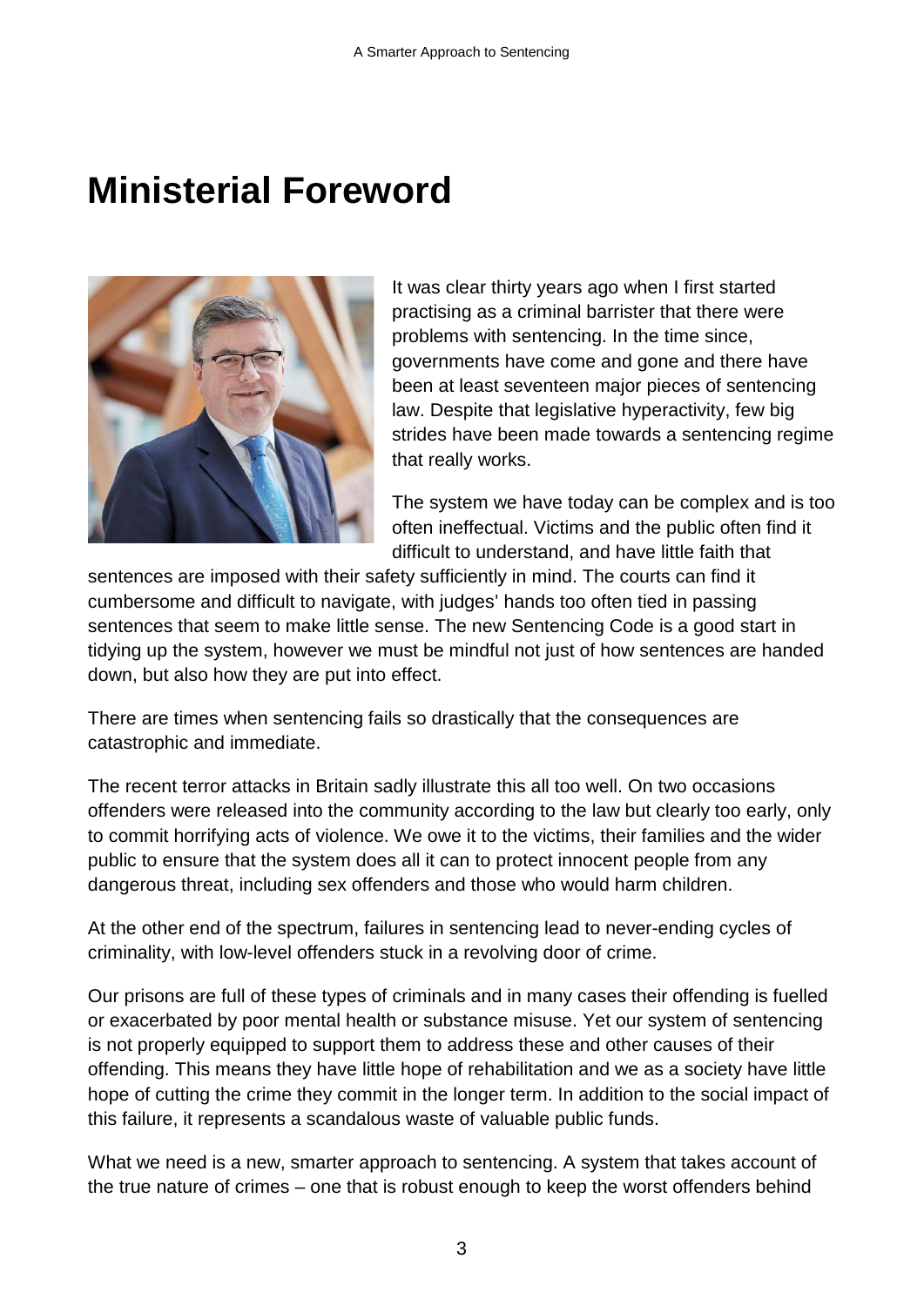# Ministerial Foreword

It was clear thirty years ago when I first started practising as a criminal barrister that there were problems with sentencing. In the time since, governments have come and gone and there have been at least seventeen major pieces of sentencing law. Despite that legislative hyperactivity, few big strides have been made towards a sentencing regime that really works.

The system we have today can be complex and is too often ineffectual. Victims and the public often find it difficult to understand, and have little faith that sentences are imposed with their safety sufficiently in mind. The courts can find it cumbersome and difficult to navigate, with judges' hands too often tied in passing sentences that seem to make little sense. The new Sentencing Code is a good start in tidying up the system, however we must be mindful not just of how sentences are handed down, but also how they are put into effect.

There are times when sentencing fails so drastically that the consequences are catastrophic and immediate.

The recent terror attacks in Britain sadly illustrate this all too well. On two occasions offenders were released into the community according to the law but clearly too early, only to commit horrifying acts of violence. We owe it to the victims, their families and the wider public to ensure that the system does all it can to protect innocent people from any dangerous threat, including sex offenders and those who would harm children.

At the other end of the spectrum, failures in sentencing lead to never-ending cycles of criminality, with low-level offenders stuck in a revolving door of crime.

Our prisons are full of these types of criminals and in many cases their offending is fuelled or exacerbated by poor mental health or substance misuse. Yet our system of sentencing is not properly equipped to support them to address these and other causes of their offending. This means they have little hope of rehabilitation and we as a society have little hope of cutting the crime they commit in the longer term. In addition to the social impact of this failure, it represents a scandalous waste of valuable public funds.

What we need is a new, smarter approach to sentencing. A system that takes account of the true nature of crimes – one that is robust enough to keep the worst offenders behind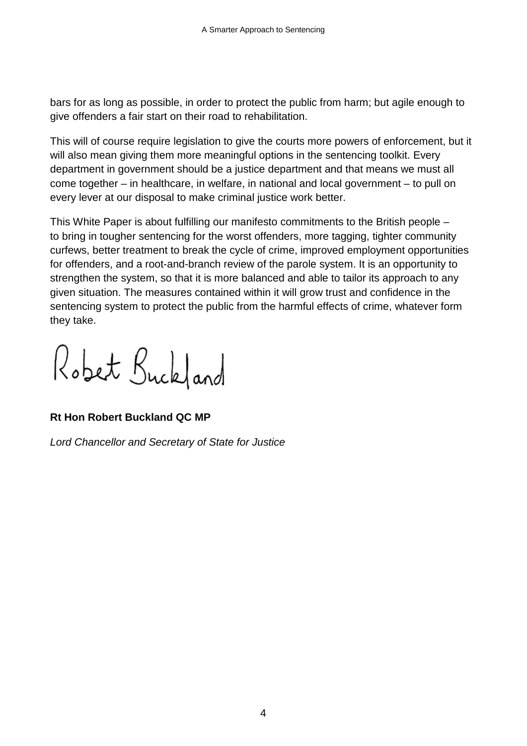bars for as long as possible, in order to protect the public from harm; but agile enough to give offenders a fair start on their road to rehabilitation.

This will of course require legislation to give the courts more powers of enforcement, but it will also mean giving them more meaningful options in the sentencing toolkit. Every department in government should be a justice department and that means we must all come together – in healthcare, in welfare, in national and local government – to pull on every lever at our disposal to make criminal justice work better.

This White Paper is about fulfilling our manifesto commitments to the British people – to bring in tougher sentencing for the worst offenders, more tagging, tighter community curfews, better treatment to break the cycle of crime, improved employment opportunities for offenders, and a root-and-branch review of the parole system. It is an opportunity to strengthen the system, so that it is more balanced and able to tailor its approach to any given situation. The measures contained within it will grow trust and confidence in the sentencing system to protect the public from the harmful effects of crime, whatever form they take.

Robert Buckland

**Rt Hon Robert Buckland QC MP**

*Lord Chancellor and Secretary of State for Justice*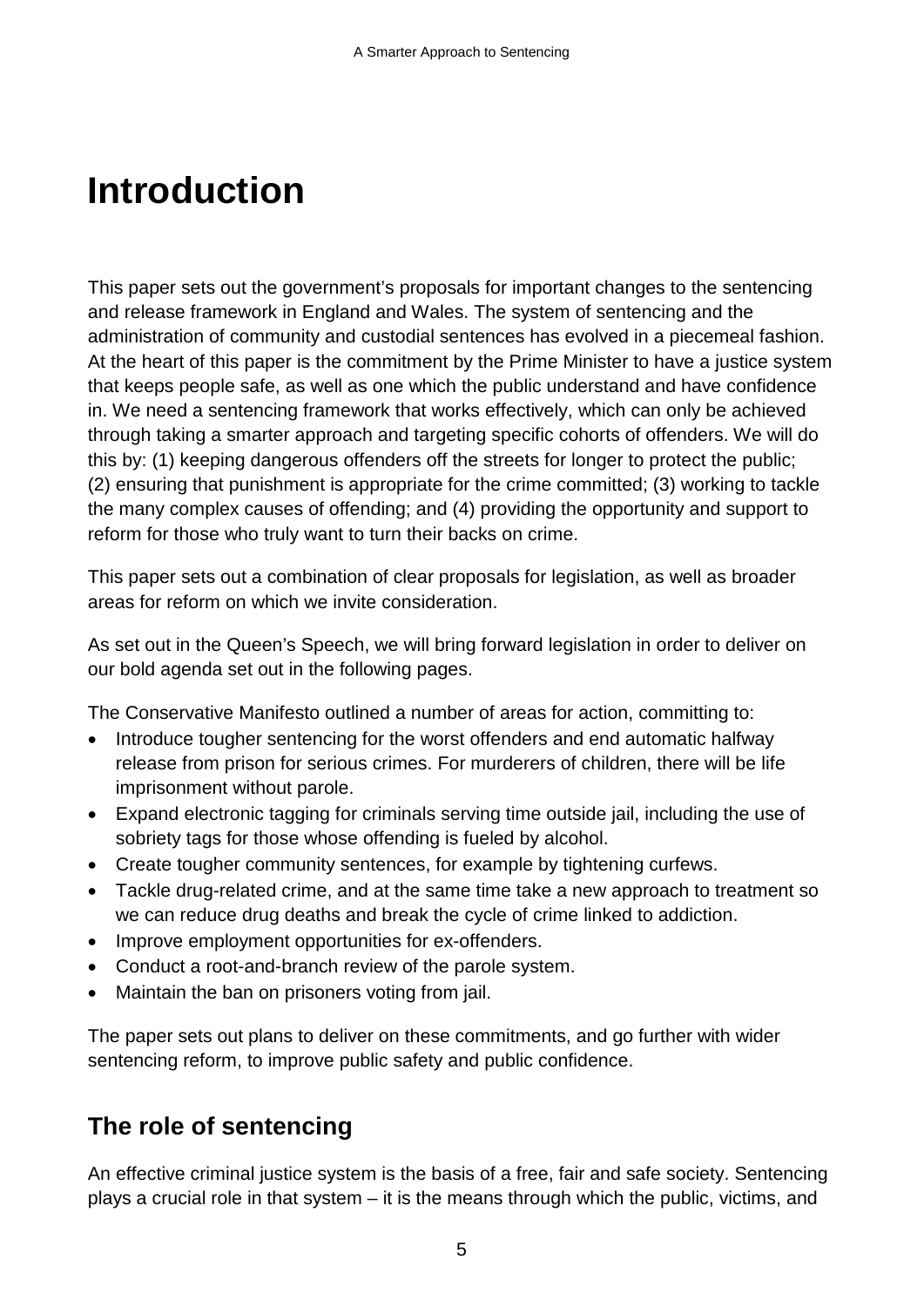# Introduction

This paper sets out the government's proposals for important changes to the sentencing and release framework in England and Wales. The system of sentencing and the administration of community and custodial sentences has evolved in a piecemeal fashion. At the heart of this paper is the commitment by the Prime Minister to have a justice system that keeps people safe, as well as one which the public understand and have confidence in. We need a sentencing framework that works effectively, which can only be achieved through taking a smarter approach and targeting specific cohorts of offenders. We will do this by: (1) keeping dangerous offenders off the streets for longer to protect the public; (2) ensuring that punishment is appropriate for the crime committed; (3) working to tackle the many complex causes of offending; and (4) providing the opportunity and support to reform for those who truly want to turn their backs on crime.

This paper sets out a combination of clear proposals for legislation, as well as broader areas for reform on which we invite consideration.

As set out in the Queen's Speech, we will bring forward legislation in order to deliver on our bold agenda set out in the following pages.

The Conservative Manifesto outlined a number of areas for action, committing to:

- Introduce tougher sentencing for the worst offenders and end automatic halfway release from prison for serious crimes. For murderers of children, there will be life imprisonment without parole.
- Expand electronic tagging for criminals serving time outside jail, including the use of sobriety tags for those whose offending is fueled by alcohol.
- Create tougher community sentences, for example by tightening curfews.
- Tackle drug-related crime, and at the same time take a new approach to treatment so we can reduce drug deaths and break the cycle of crime linked to addiction.
- Improve employment opportunities for ex-offenders.
- Conduct a root-and-branch review of the parole system.
- Maintain the ban on prisoners voting from jail.

The paper sets out plans to deliver on these commitments, and go further with wider sentencing reform, to improve public safety and public confidence.

## The role of sentencing

An effective criminal justice system is the basis of a free, fair and safe society. Sentencing plays a crucial role in that system – it is the means through which the public, victims, and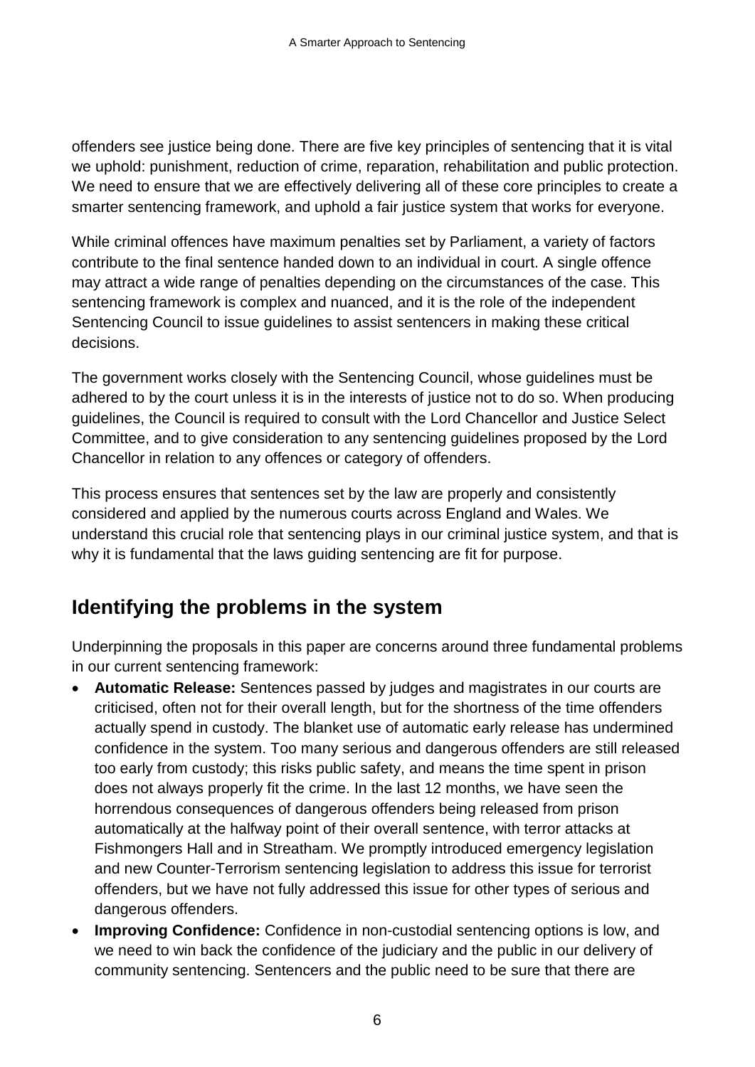offenders see justice being done. There are five key principles of sentencing that it is vital we uphold: punishment, reduction of crime, reparation, rehabilitation and public protection. We need to ensure that we are effectively delivering all of these core principles to create a smarter sentencing framework, and uphold a fair justice system that works for everyone.

While criminal offences have maximum penalties set by Parliament, a variety of factors contribute to the final sentence handed down to an individual in court. A single offence may attract a wide range of penalties depending on the circumstances of the case. This sentencing framework is complex and nuanced, and it is the role of the independent Sentencing Council to issue guidelines to assist sentencers in making these critical decisions.

The government works closely with the Sentencing Council, whose guidelines must be adhered to by the court unless it is in the interests of justice not to do so. When producing guidelines, the Council is required to consult with the Lord Chancellor and Justice Select Committee, and to give consideration to any sentencing guidelines proposed by the Lord Chancellor in relation to any offences or category of offenders.

This process ensures that sentences set by the law are properly and consistently considered and applied by the numerous courts across England and Wales. We understand this crucial role that sentencing plays in our criminal justice system, and that is why it is fundamental that the laws guiding sentencing are fit for purpose.

## Identifying the problems in the system

Underpinning the proposals in this paper are concerns around three fundamental problems in our current sentencing framework:

- **Automatic Release:** Sentences passed by judges and magistrates in our courts are criticised, often not for their overall length, but for the shortness of the time offenders actually spend in custody. The blanket use of automatic early release has undermined confidence in the system. Too many serious and dangerous offenders are still released too early from custody; this risks public safety, and means the time spent in prison does not always properly fit the crime. In the last 12 months, we have seen the horrendous consequences of dangerous offenders being released from prison automatically at the halfway point of their overall sentence, with terror attacks at Fishmongers Hall and in Streatham. We promptly introduced emergency legislation and new Counter-Terrorism sentencing legislation to address this issue for terrorist offenders, but we have not fully addressed this issue for other types of serious and dangerous offenders.
- **Improving Confidence:** Confidence in non-custodial sentencing options is low, and we need to win back the confidence of the judiciary and the public in our delivery of community sentencing. Sentencers and the public need to be sure that there are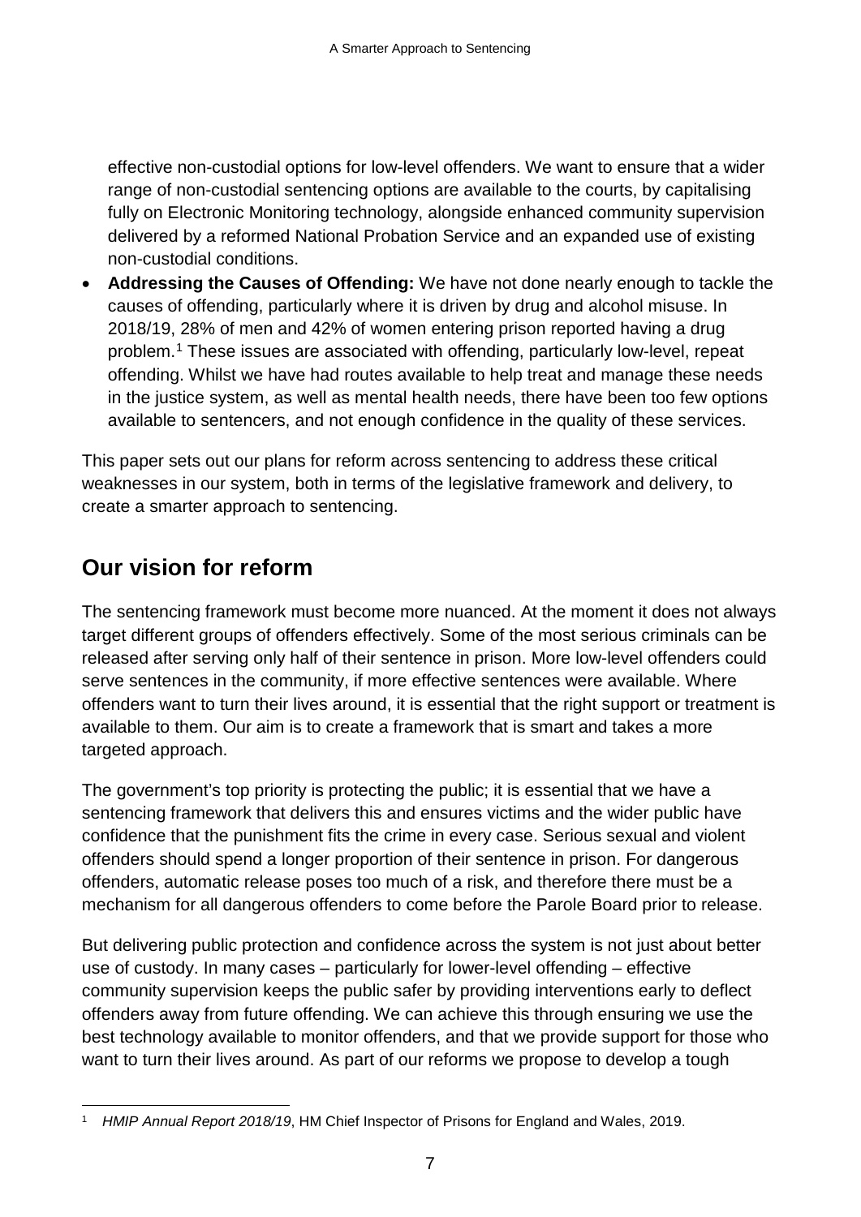effective non-custodial options for low-level offenders. We want to ensure that a wider range of non-custodial sentencing options are available to the courts, by capitalising fully on Electronic Monitoring technology, alongside enhanced community supervision delivered by a reformed National Probation Service and an expanded use of existing non-custodial conditions.

- **Addressing the Causes of Offending:** We have not done nearly enough to tackle the causes of offending, particularly where it is driven by drug and alcohol misuse. In 2018/19, 28% of men and 42% of women entering prison reported having a drug problem.[1] These issues are associated with offending, particularly low-level, repeat offending. Whilst we have had routes available to help treat and manage these needs in the justice system, as well as mental health needs, there have been too few options available to sentencers, and not enough confidence in the quality of these services.

This paper sets out our plans for reform across sentencing to address these critical weaknesses in our system, both in terms of the legislative framework and delivery, to create a smarter approach to sentencing.

## Our vision for reform

The sentencing framework must become more nuanced. At the moment it does not always target different groups of offenders effectively. Some of the most serious criminals can be released after serving only half of their sentence in prison. More low-level offenders could serve sentences in the community, if more effective sentences were available. Where offenders want to turn their lives around, it is essential that the right support or treatment is available to them. Our aim is to create a framework that is smart and takes a more targeted approach.

The government's top priority is protecting the public; it is essential that we have a sentencing framework that delivers this and ensures victims and the wider public have confidence that the punishment fits the crime in every case. Serious sexual and violent offenders should spend a longer proportion of their sentence in prison. For dangerous offenders, automatic release poses too much of a risk, and therefore there must be a mechanism for all dangerous offenders to come before the Parole Board prior to release.

But delivering public protection and confidence across the system is not just about better use of custody. In many cases – particularly for lower-level offending – effective community supervision keeps the public safer by providing interventions early to deflect offenders away from future offending. We can achieve this through ensuring we use the best technology available to monitor offenders, and that we provide support for those who want to turn their lives around. As part of our reforms we propose to develop a tough

[1] *HMIP Annual Report 2018/19*, HM Chief Inspector of Prisons for England and Wales, 2019.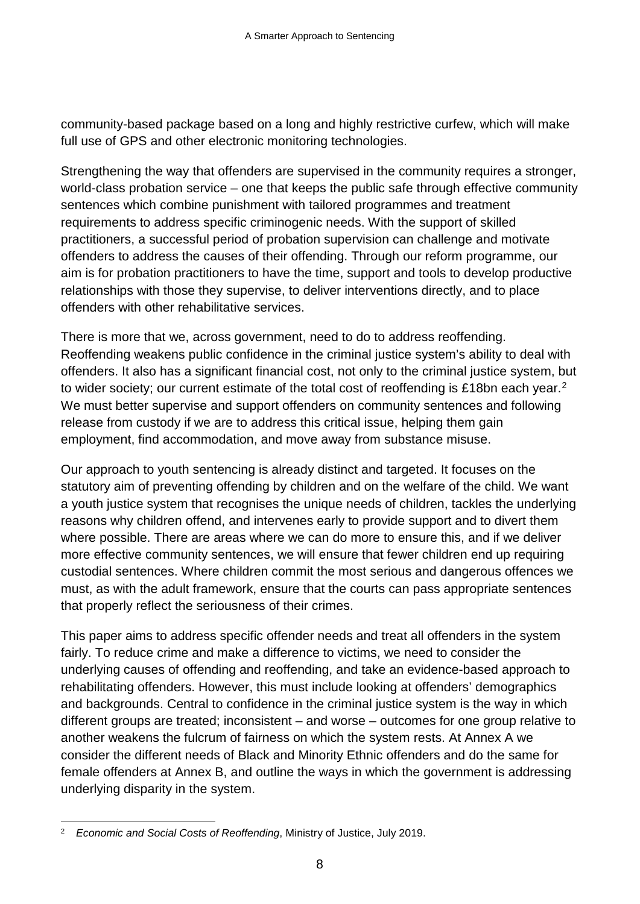community-based package based on a long and highly restrictive curfew, which will make full use of GPS and other electronic monitoring technologies.

Strengthening the way that offenders are supervised in the community requires a stronger, world-class probation service – one that keeps the public safe through effective community sentences which combine punishment with tailored programmes and treatment requirements to address specific criminogenic needs. With the support of skilled practitioners, a successful period of probation supervision can challenge and motivate offenders to address the causes of their offending. Through our reform programme, our aim is for probation practitioners to have the time, support and tools to develop productive relationships with those they supervise, to deliver interventions directly, and to place offenders with other rehabilitative services.

There is more that we, across government, need to do to address reoffending. Reoffending weakens public confidence in the criminal justice system's ability to deal with offenders. It also has a significant financial cost, not only to the criminal justice system, but to wider society; our current estimate of the total cost of reoffending is £18bn each year.[2] We must better supervise and support offenders on community sentences and following release from custody if we are to address this critical issue, helping them gain employment, find accommodation, and move away from substance misuse.

Our approach to youth sentencing is already distinct and targeted. It focuses on the statutory aim of preventing offending by children and on the welfare of the child. We want a youth justice system that recognises the unique needs of children, tackles the underlying reasons why children offend, and intervenes early to provide support and to divert them where possible. There are areas where we can do more to ensure this, and if we deliver more effective community sentences, we will ensure that fewer children end up requiring custodial sentences. Where children commit the most serious and dangerous offences we must, as with the adult framework, ensure that the courts can pass appropriate sentences that properly reflect the seriousness of their crimes.

This paper aims to address specific offender needs and treat all offenders in the system fairly. To reduce crime and make a difference to victims, we need to consider the underlying causes of offending and reoffending, and take an evidence-based approach to rehabilitating offenders. However, this must include looking at offenders' demographics and backgrounds. Central to confidence in the criminal justice system is the way in which different groups are treated; inconsistent – and worse – outcomes for one group relative to another weakens the fulcrum of fairness on which the system rests. At Annex A we consider the different needs of Black and Minority Ethnic offenders and do the same for female offenders at Annex B, and outline the ways in which the government is addressing underlying disparity in the system.

---

[2] *Economic and Social Costs of Reoffending*, Ministry of Justice, July 2019.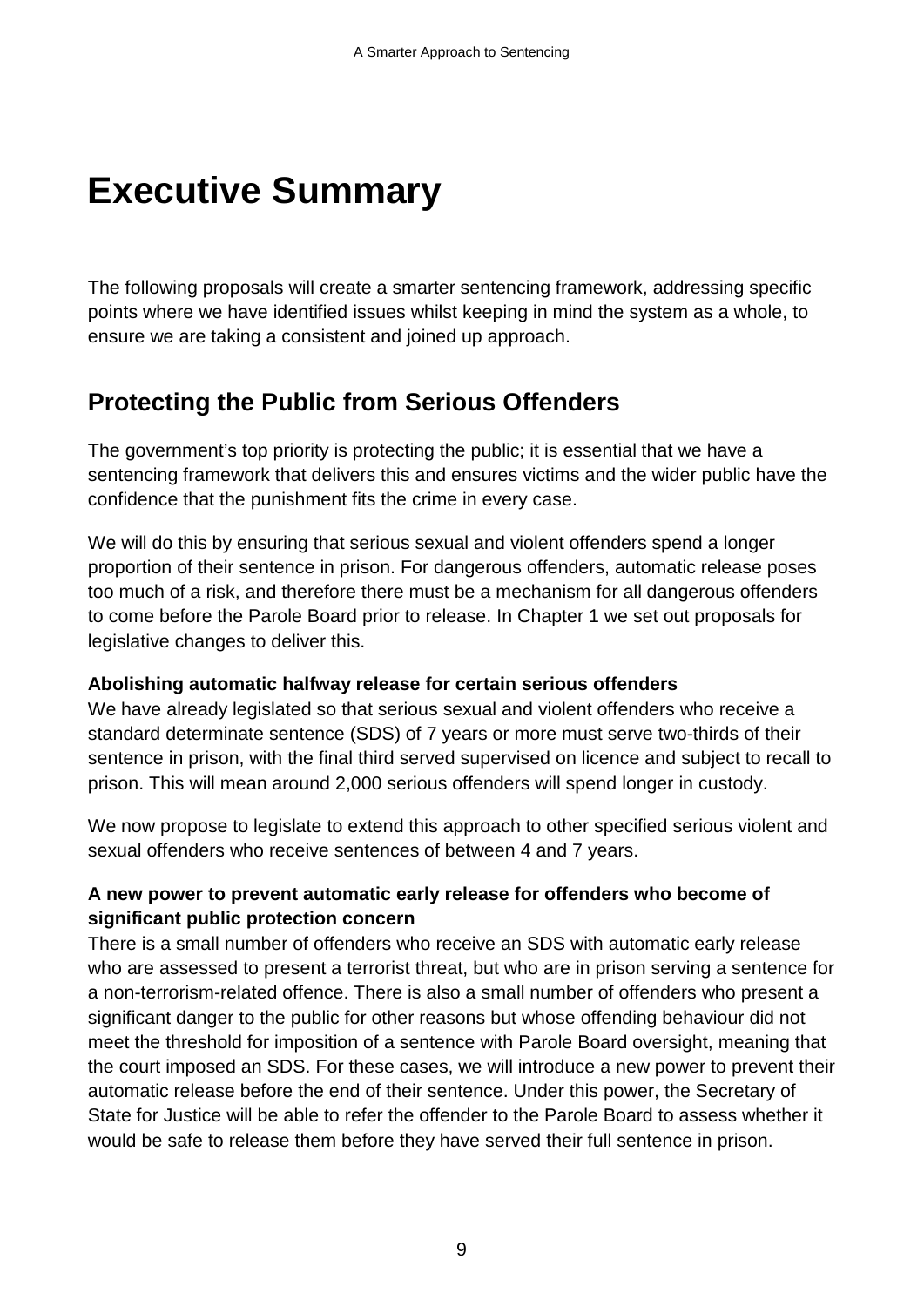# Executive Summary

The following proposals will create a smarter sentencing framework, addressing specific points where we have identified issues whilst keeping in mind the system as a whole, to ensure we are taking a consistent and joined up approach.

## Protecting the Public from Serious Offenders

The government's top priority is protecting the public; it is essential that we have a sentencing framework that delivers this and ensures victims and the wider public have the confidence that the punishment fits the crime in every case.

We will do this by ensuring that serious sexual and violent offenders spend a longer proportion of their sentence in prison. For dangerous offenders, automatic release poses too much of a risk, and therefore there must be a mechanism for all dangerous offenders to come before the Parole Board prior to release. In Chapter 1 we set out proposals for legislative changes to deliver this.

**Abolishing automatic halfway release for certain serious offenders**

We have already legislated so that serious sexual and violent offenders who receive a standard determinate sentence (SDS) of 7 years or more must serve two-thirds of their sentence in prison, with the final third served supervised on licence and subject to recall to prison. This will mean around 2,000 serious offenders will spend longer in custody.

We now propose to legislate to extend this approach to other specified serious violent and sexual offenders who receive sentences of between 4 and 7 years.

**A new power to prevent automatic early release for offenders who become of significant public protection concern**

There is a small number of offenders who receive an SDS with automatic early release who are assessed to present a terrorist threat, but who are in prison serving a sentence for a non-terrorism-related offence. There is also a small number of offenders who present a significant danger to the public for other reasons but whose offending behaviour did not meet the threshold for imposition of a sentence with Parole Board oversight, meaning that the court imposed an SDS. For these cases, we will introduce a new power to prevent their automatic release before the end of their sentence. Under this power, the Secretary of State for Justice will be able to refer the offender to the Parole Board to assess whether it would be safe to release them before they have served their full sentence in prison.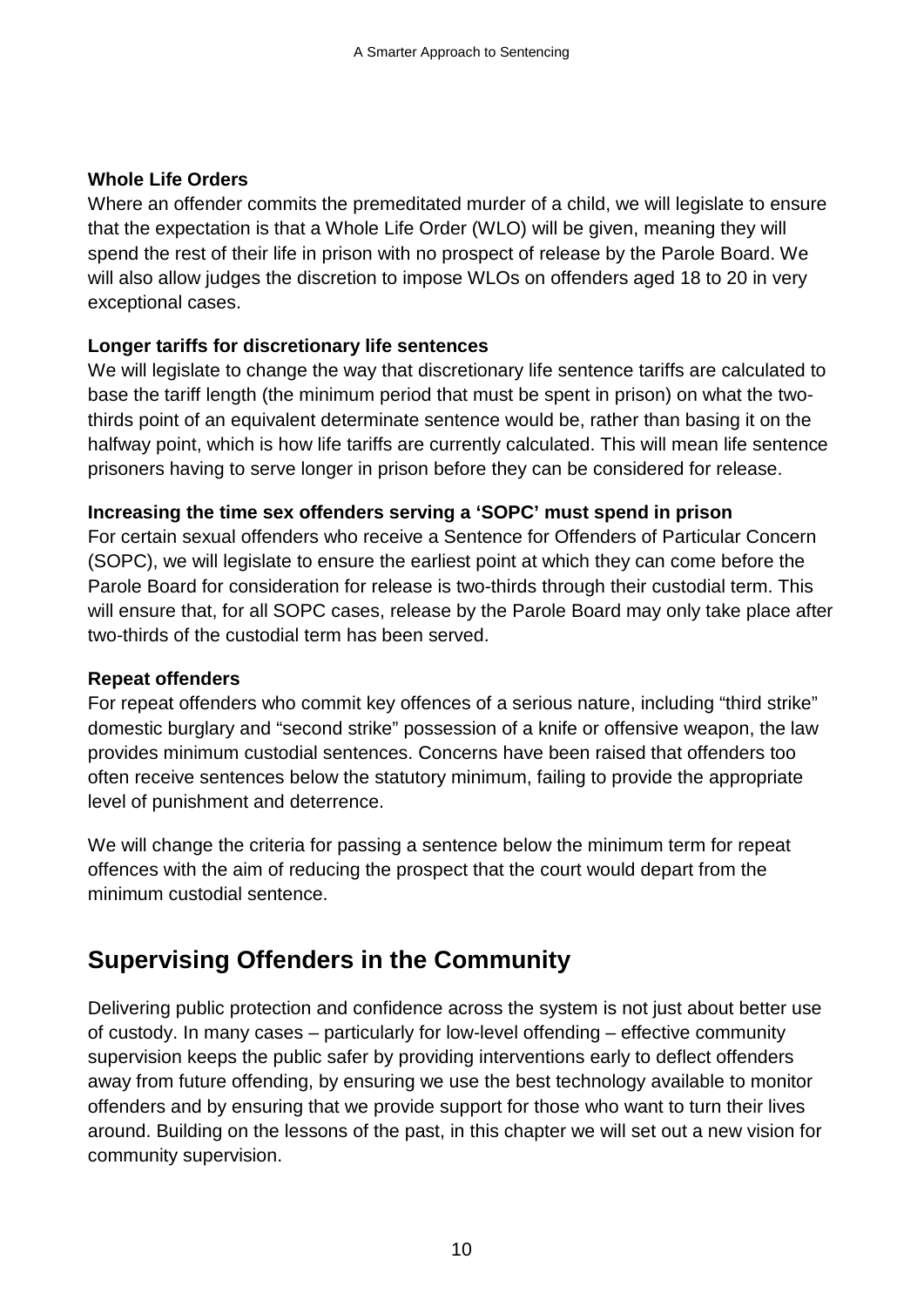**Whole Life Orders**

Where an offender commits the premeditated murder of a child, we will legislate to ensure that the expectation is that a Whole Life Order (WLO) will be given, meaning they will spend the rest of their life in prison with no prospect of release by the Parole Board. We will also allow judges the discretion to impose WLOs on offenders aged 18 to 20 in very exceptional cases.

**Longer tariffs for discretionary life sentences**

We will legislate to change the way that discretionary life sentence tariffs are calculated to base the tariff length (the minimum period that must be spent in prison) on what the two-thirds point of an equivalent determinate sentence would be, rather than basing it on the halfway point, which is how life tariffs are currently calculated. This will mean life sentence prisoners having to serve longer in prison before they can be considered for release.

**Increasing the time sex offenders serving a 'SOPC' must spend in prison**

For certain sexual offenders who receive a Sentence for Offenders of Particular Concern (SOPC), we will legislate to ensure the earliest point at which they can come before the Parole Board for consideration for release is two-thirds through their custodial term. This will ensure that, for all SOPC cases, release by the Parole Board may only take place after two-thirds of the custodial term has been served.

**Repeat offenders**

For repeat offenders who commit key offences of a serious nature, including "third strike" domestic burglary and "second strike" possession of a knife or offensive weapon, the law provides minimum custodial sentences. Concerns have been raised that offenders too often receive sentences below the statutory minimum, failing to provide the appropriate level of punishment and deterrence.

We will change the criteria for passing a sentence below the minimum term for repeat offences with the aim of reducing the prospect that the court would depart from the minimum custodial sentence.

## Supervising Offenders in the Community

Delivering public protection and confidence across the system is not just about better use of custody. In many cases – particularly for low-level offending – effective community supervision keeps the public safer by providing interventions early to deflect offenders away from future offending, by ensuring we use the best technology available to monitor offenders and by ensuring that we provide support for those who want to turn their lives around. Building on the lessons of the past, in this chapter we will set out a new vision for community supervision.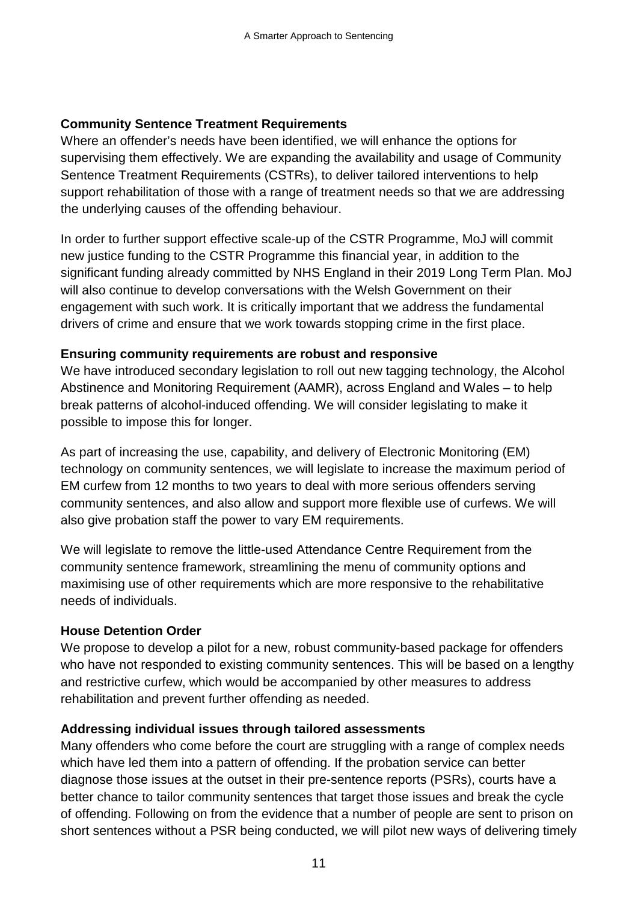### Community Sentence Treatment Requirements

Where an offender's needs have been identified, we will enhance the options for supervising them effectively. We are expanding the availability and usage of Community Sentence Treatment Requirements (CSTRs), to deliver tailored interventions to help support rehabilitation of those with a range of treatment needs so that we are addressing the underlying causes of the offending behaviour.

In order to further support effective scale-up of the CSTR Programme, MoJ will commit new justice funding to the CSTR Programme this financial year, in addition to the significant funding already committed by NHS England in their 2019 Long Term Plan. MoJ will also continue to develop conversations with the Welsh Government on their engagement with such work. It is critically important that we address the fundamental drivers of crime and ensure that we work towards stopping crime in the first place.

### Ensuring community requirements are robust and responsive

We have introduced secondary legislation to roll out new tagging technology, the Alcohol Abstinence and Monitoring Requirement (AAMR), across England and Wales – to help break patterns of alcohol-induced offending. We will consider legislating to make it possible to impose this for longer.

As part of increasing the use, capability, and delivery of Electronic Monitoring (EM) technology on community sentences, we will legislate to increase the maximum period of EM curfew from 12 months to two years to deal with more serious offenders serving community sentences, and also allow and support more flexible use of curfews. We will also give probation staff the power to vary EM requirements.

We will legislate to remove the little-used Attendance Centre Requirement from the community sentence framework, streamlining the menu of community options and maximising use of other requirements which are more responsive to the rehabilitative needs of individuals.

### House Detention Order

We propose to develop a pilot for a new, robust community-based package for offenders who have not responded to existing community sentences. This will be based on a lengthy and restrictive curfew, which would be accompanied by other measures to address rehabilitation and prevent further offending as needed.

### Addressing individual issues through tailored assessments

Many offenders who come before the court are struggling with a range of complex needs which have led them into a pattern of offending. If the probation service can better diagnose those issues at the outset in their pre-sentence reports (PSRs), courts have a better chance to tailor community sentences that target those issues and break the cycle of offending. Following on from the evidence that a number of people are sent to prison on short sentences without a PSR being conducted, we will pilot new ways of delivering timely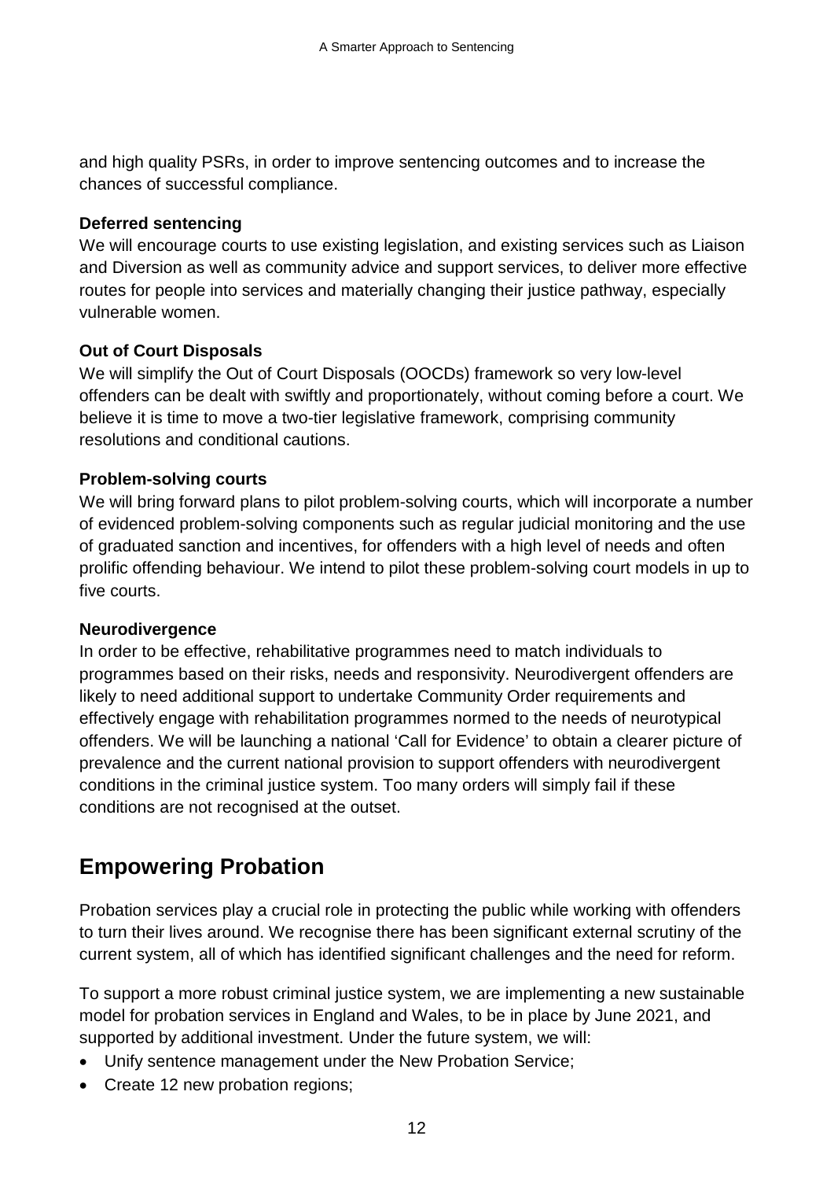and high quality PSRs, in order to improve sentencing outcomes and to increase the chances of successful compliance.

**Deferred sentencing**

We will encourage courts to use existing legislation, and existing services such as Liaison and Diversion as well as community advice and support services, to deliver more effective routes for people into services and materially changing their justice pathway, especially vulnerable women.

**Out of Court Disposals**

We will simplify the Out of Court Disposals (OOCDs) framework so very low-level offenders can be dealt with swiftly and proportionately, without coming before a court. We believe it is time to move a two-tier legislative framework, comprising community resolutions and conditional cautions.

**Problem-solving courts**

We will bring forward plans to pilot problem-solving courts, which will incorporate a number of evidenced problem-solving components such as regular judicial monitoring and the use of graduated sanction and incentives, for offenders with a high level of needs and often prolific offending behaviour. We intend to pilot these problem-solving court models in up to five courts.

**Neurodivergence**

In order to be effective, rehabilitative programmes need to match individuals to programmes based on their risks, needs and responsivity. Neurodivergent offenders are likely to need additional support to undertake Community Order requirements and effectively engage with rehabilitation programmes normed to the needs of neurotypical offenders. We will be launching a national 'Call for Evidence' to obtain a clearer picture of prevalence and the current national provision to support offenders with neurodivergent conditions in the criminal justice system. Too many orders will simply fail if these conditions are not recognised at the outset.

## Empowering Probation

Probation services play a crucial role in protecting the public while working with offenders to turn their lives around. We recognise there has been significant external scrutiny of the current system, all of which has identified significant challenges and the need for reform.

To support a more robust criminal justice system, we are implementing a new sustainable model for probation services in England and Wales, to be in place by June 2021, and supported by additional investment. Under the future system, we will:

- Unify sentence management under the New Probation Service;
- Create 12 new probation regions;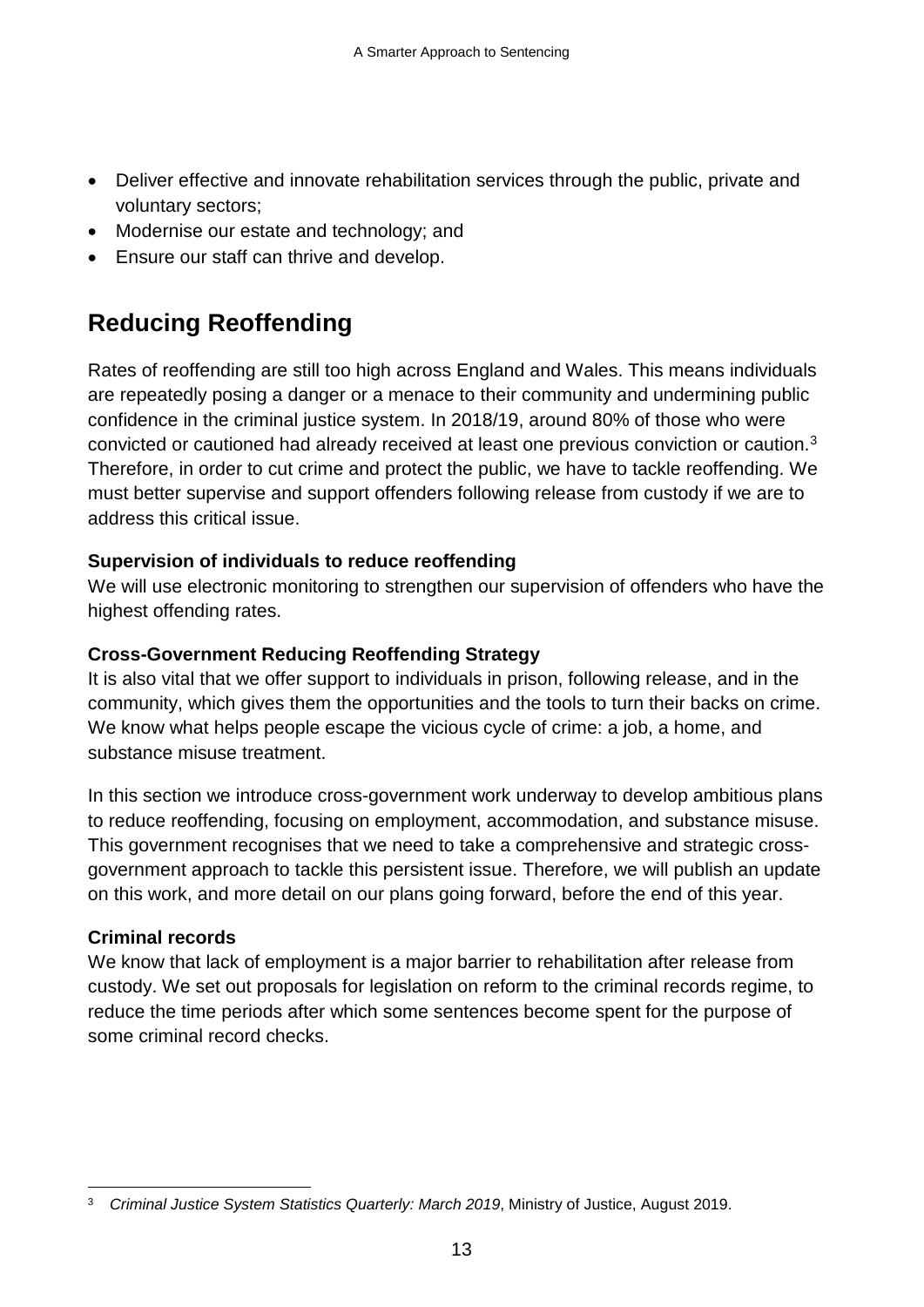- Deliver effective and innovate rehabilitation services through the public, private and voluntary sectors;
- Modernise our estate and technology; and
- Ensure our staff can thrive and develop.

## Reducing Reoffending

Rates of reoffending are still too high across England and Wales. This means individuals are repeatedly posing a danger or a menace to their community and undermining public confidence in the criminal justice system. In 2018/19, around 80% of those who were convicted or cautioned had already received at least one previous conviction or caution.[3] Therefore, in order to cut crime and protect the public, we have to tackle reoffending. We must better supervise and support offenders following release from custody if we are to address this critical issue.

**Supervision of individuals to reduce reoffending**

We will use electronic monitoring to strengthen our supervision of offenders who have the highest offending rates.

**Cross-Government Reducing Reoffending Strategy**

It is also vital that we offer support to individuals in prison, following release, and in the community, which gives them the opportunities and the tools to turn their backs on crime. We know what helps people escape the vicious cycle of crime: a job, a home, and substance misuse treatment.

In this section we introduce cross-government work underway to develop ambitious plans to reduce reoffending, focusing on employment, accommodation, and substance misuse. This government recognises that we need to take a comprehensive and strategic cross-government approach to tackle this persistent issue. Therefore, we will publish an update on this work, and more detail on our plans going forward, before the end of this year.

**Criminal records**

We know that lack of employment is a major barrier to rehabilitation after release from custody. We set out proposals for legislation on reform to the criminal records regime, to reduce the time periods after which some sentences become spent for the purpose of some criminal record checks.

---

[3] *Criminal Justice System Statistics Quarterly: March 2019*, Ministry of Justice, August 2019.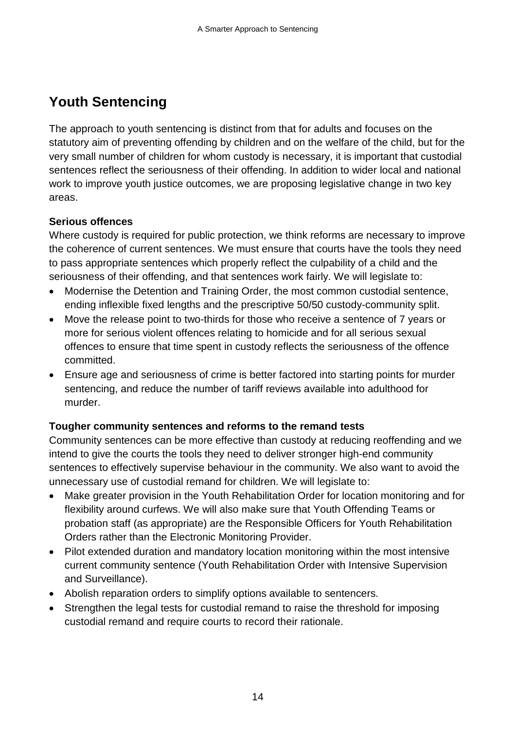## Youth Sentencing

The approach to youth sentencing is distinct from that for adults and focuses on the statutory aim of preventing offending by children and on the welfare of the child, but for the very small number of children for whom custody is necessary, it is important that custodial sentences reflect the seriousness of their offending. In addition to wider local and national work to improve youth justice outcomes, we are proposing legislative change in two key areas.

**Serious offences**

Where custody is required for public protection, we think reforms are necessary to improve the coherence of current sentences. We must ensure that courts have the tools they need to pass appropriate sentences which properly reflect the culpability of a child and the seriousness of their offending, and that sentences work fairly. We will legislate to:

- Modernise the Detention and Training Order, the most common custodial sentence, ending inflexible fixed lengths and the prescriptive 50/50 custody-community split.
- Move the release point to two-thirds for those who receive a sentence of 7 years or more for serious violent offences relating to homicide and for all serious sexual offences to ensure that time spent in custody reflects the seriousness of the offence committed.
- Ensure age and seriousness of crime is better factored into starting points for murder sentencing, and reduce the number of tariff reviews available into adulthood for murder.

**Tougher community sentences and reforms to the remand tests**

Community sentences can be more effective than custody at reducing reoffending and we intend to give the courts the tools they need to deliver stronger high-end community sentences to effectively supervise behaviour in the community. We also want to avoid the unnecessary use of custodial remand for children. We will legislate to:

- Make greater provision in the Youth Rehabilitation Order for location monitoring and for flexibility around curfews. We will also make sure that Youth Offending Teams or probation staff (as appropriate) are the Responsible Officers for Youth Rehabilitation Orders rather than the Electronic Monitoring Provider.
- Pilot extended duration and mandatory location monitoring within the most intensive current community sentence (Youth Rehabilitation Order with Intensive Supervision and Surveillance).
- Abolish reparation orders to simplify options available to sentencers.
- Strengthen the legal tests for custodial remand to raise the threshold for imposing custodial remand and require courts to record their rationale.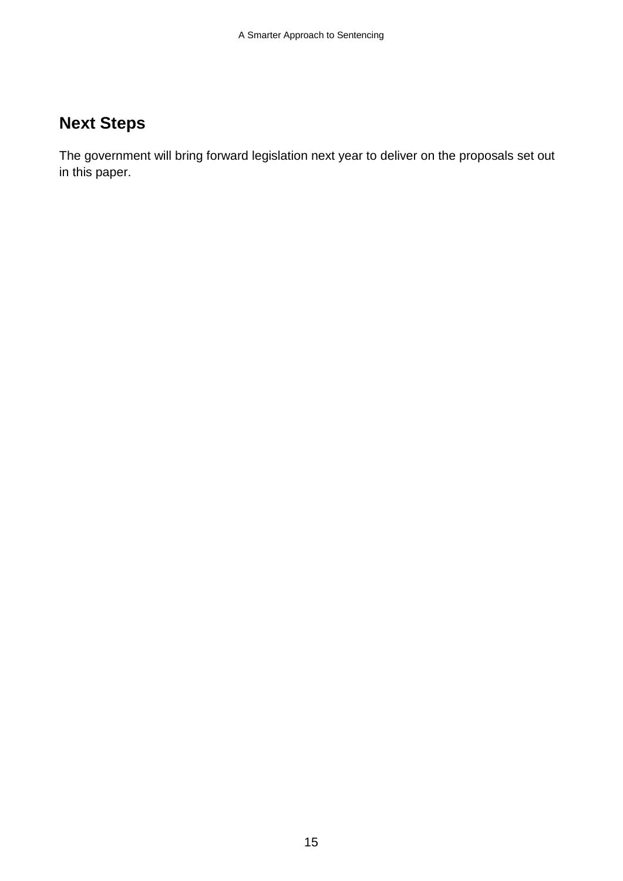## Next Steps

The government will bring forward legislation next year to deliver on the proposals set out in this paper.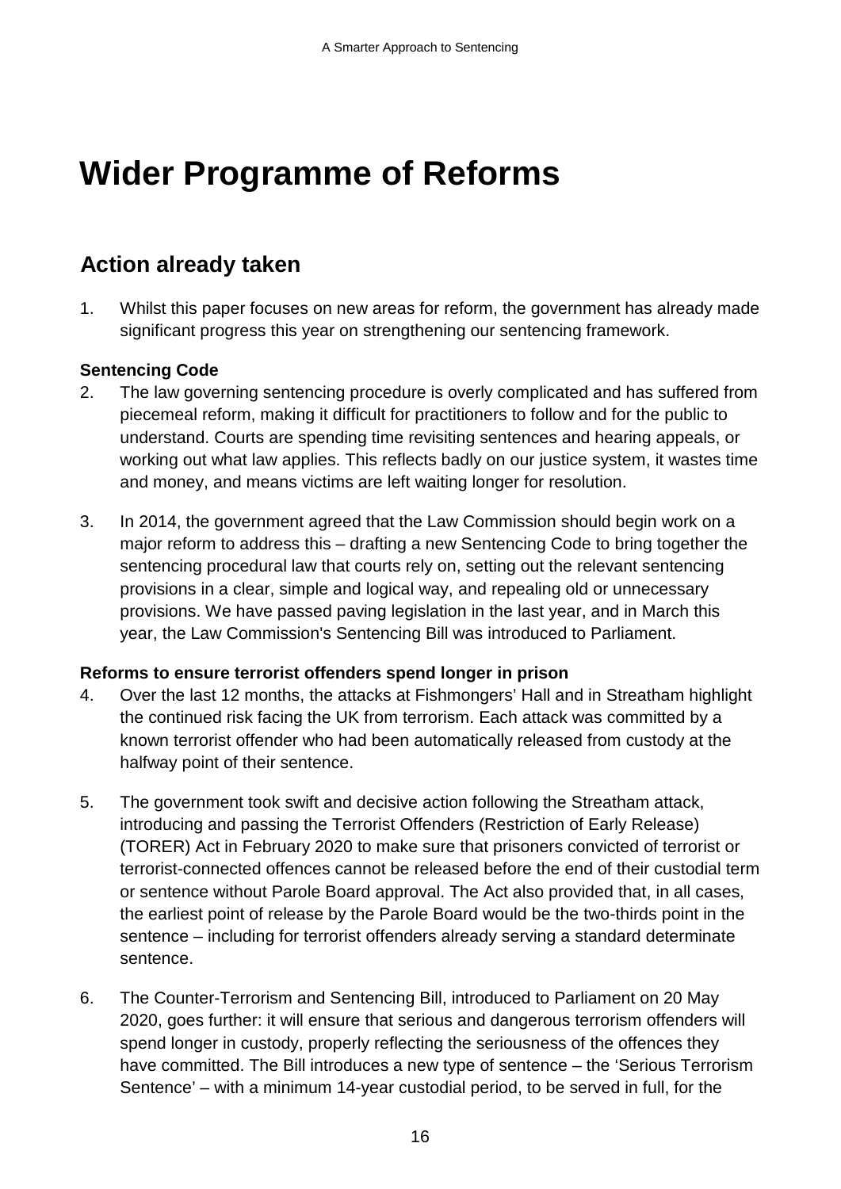# Wider Programme of Reforms

## Action already taken

1. Whilst this paper focuses on new areas for reform, the government has already made significant progress this year on strengthening our sentencing framework.

**Sentencing Code**

2. The law governing sentencing procedure is overly complicated and has suffered from piecemeal reform, making it difficult for practitioners to follow and for the public to understand. Courts are spending time revisiting sentences and hearing appeals, or working out what law applies. This reflects badly on our justice system, it wastes time and money, and means victims are left waiting longer for resolution.

3. In 2014, the government agreed that the Law Commission should begin work on a major reform to address this – drafting a new Sentencing Code to bring together the sentencing procedural law that courts rely on, setting out the relevant sentencing provisions in a clear, simple and logical way, and repealing old or unnecessary provisions. We have passed paving legislation in the last year, and in March this year, the Law Commission's Sentencing Bill was introduced to Parliament.

**Reforms to ensure terrorist offenders spend longer in prison**

4. Over the last 12 months, the attacks at Fishmongers' Hall and in Streatham highlight the continued risk facing the UK from terrorism. Each attack was committed by a known terrorist offender who had been automatically released from custody at the halfway point of their sentence.

5. The government took swift and decisive action following the Streatham attack, introducing and passing the Terrorist Offenders (Restriction of Early Release) (TORER) Act in February 2020 to make sure that prisoners convicted of terrorist or terrorist-connected offences cannot be released before the end of their custodial term or sentence without Parole Board approval. The Act also provided that, in all cases, the earliest point of release by the Parole Board would be the two-thirds point in the sentence – including for terrorist offenders already serving a standard determinate sentence.

6. The Counter-Terrorism and Sentencing Bill, introduced to Parliament on 20 May 2020, goes further: it will ensure that serious and dangerous terrorism offenders will spend longer in custody, properly reflecting the seriousness of the offences they have committed. The Bill introduces a new type of sentence – the 'Serious Terrorism Sentence' – with a minimum 14-year custodial period, to be served in full, for the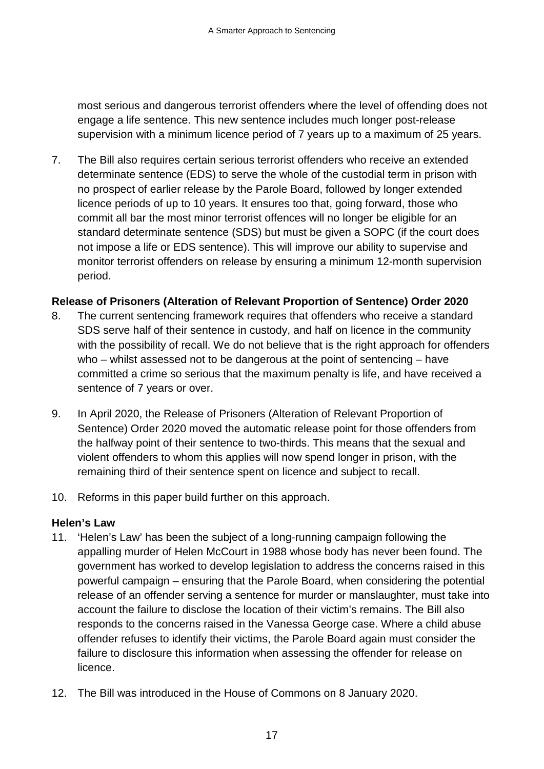most serious and dangerous terrorist offenders where the level of offending does not engage a life sentence. This new sentence includes much longer post-release supervision with a minimum licence period of 7 years up to a maximum of 25 years.

7. The Bill also requires certain serious terrorist offenders who receive an extended determinate sentence (EDS) to serve the whole of the custodial term in prison with no prospect of earlier release by the Parole Board, followed by longer extended licence periods of up to 10 years. It ensures too that, going forward, those who commit all bar the most minor terrorist offences will no longer be eligible for an standard determinate sentence (SDS) but must be given a SOPC (if the court does not impose a life or EDS sentence). This will improve our ability to supervise and monitor terrorist offenders on release by ensuring a minimum 12-month supervision period.

**Release of Prisoners (Alteration of Relevant Proportion of Sentence) Order 2020**

8. The current sentencing framework requires that offenders who receive a standard SDS serve half of their sentence in custody, and half on licence in the community with the possibility of recall. We do not believe that is the right approach for offenders who – whilst assessed not to be dangerous at the point of sentencing – have committed a crime so serious that the maximum penalty is life, and have received a sentence of 7 years or over.

9. In April 2020, the Release of Prisoners (Alteration of Relevant Proportion of Sentence) Order 2020 moved the automatic release point for those offenders from the halfway point of their sentence to two-thirds. This means that the sexual and violent offenders to whom this applies will now spend longer in prison, with the remaining third of their sentence spent on licence and subject to recall.

10. Reforms in this paper build further on this approach.

**Helen's Law**

11. 'Helen's Law' has been the subject of a long-running campaign following the appalling murder of Helen McCourt in 1988 whose body has never been found. The government has worked to develop legislation to address the concerns raised in this powerful campaign – ensuring that the Parole Board, when considering the potential release of an offender serving a sentence for murder or manslaughter, must take into account the failure to disclose the location of their victim's remains. The Bill also responds to the concerns raised in the Vanessa George case. Where a child abuse offender refuses to identify their victims, the Parole Board again must consider the failure to disclosure this information when assessing the offender for release on licence.

12. The Bill was introduced in the House of Commons on 8 January 2020.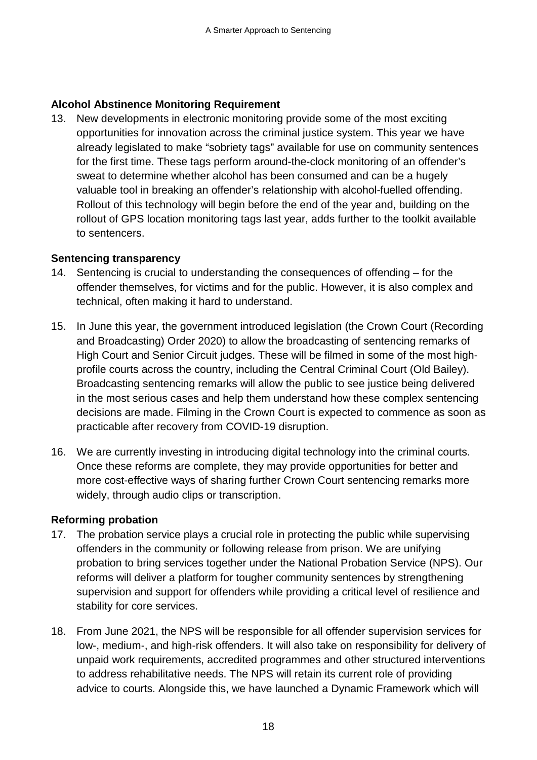**Alcohol Abstinence Monitoring Requirement**

13. New developments in electronic monitoring provide some of the most exciting opportunities for innovation across the criminal justice system. This year we have already legislated to make "sobriety tags" available for use on community sentences for the first time. These tags perform around-the-clock monitoring of an offender's sweat to determine whether alcohol has been consumed and can be a hugely valuable tool in breaking an offender's relationship with alcohol-fuelled offending. Rollout of this technology will begin before the end of the year and, building on the rollout of GPS location monitoring tags last year, adds further to the toolkit available to sentencers.

**Sentencing transparency**

14. Sentencing is crucial to understanding the consequences of offending – for the offender themselves, for victims and for the public. However, it is also complex and technical, often making it hard to understand.

15. In June this year, the government introduced legislation (the Crown Court (Recording and Broadcasting) Order 2020) to allow the broadcasting of sentencing remarks of High Court and Senior Circuit judges. These will be filmed in some of the most high-profile courts across the country, including the Central Criminal Court (Old Bailey). Broadcasting sentencing remarks will allow the public to see justice being delivered in the most serious cases and help them understand how these complex sentencing decisions are made. Filming in the Crown Court is expected to commence as soon as practicable after recovery from COVID-19 disruption.

16. We are currently investing in introducing digital technology into the criminal courts. Once these reforms are complete, they may provide opportunities for better and more cost-effective ways of sharing further Crown Court sentencing remarks more widely, through audio clips or transcription.

**Reforming probation**

17. The probation service plays a crucial role in protecting the public while supervising offenders in the community or following release from prison. We are unifying probation to bring services together under the National Probation Service (NPS). Our reforms will deliver a platform for tougher community sentences by strengthening supervision and support for offenders while providing a critical level of resilience and stability for core services.

18. From June 2021, the NPS will be responsible for all offender supervision services for low-, medium-, and high-risk offenders. It will also take on responsibility for delivery of unpaid work requirements, accredited programmes and other structured interventions to address rehabilitative needs. The NPS will retain its current role of providing advice to courts. Alongside this, we have launched a Dynamic Framework which will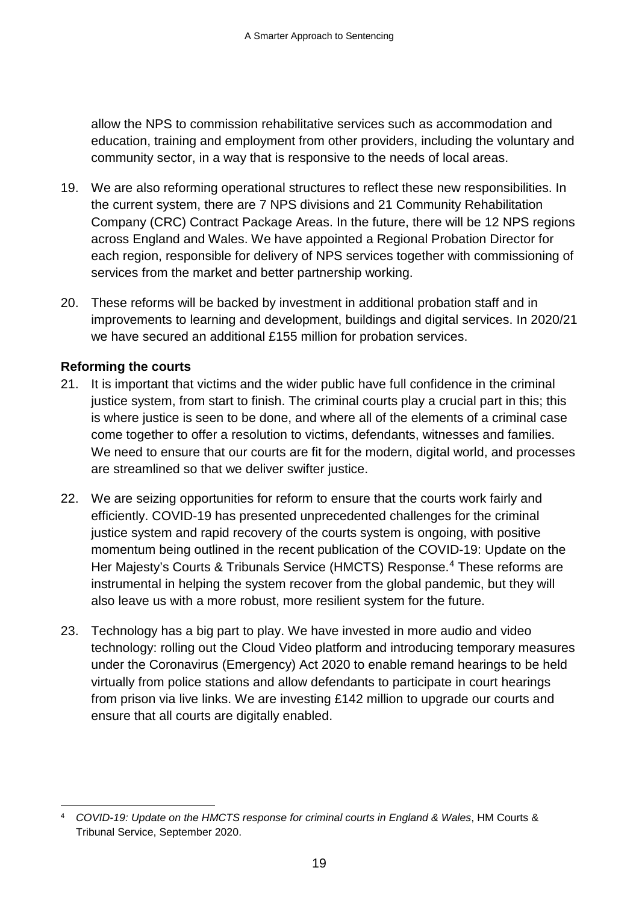allow the NPS to commission rehabilitative services such as accommodation and education, training and employment from other providers, including the voluntary and community sector, in a way that is responsive to the needs of local areas.

19. We are also reforming operational structures to reflect these new responsibilities. In the current system, there are 7 NPS divisions and 21 Community Rehabilitation Company (CRC) Contract Package Areas. In the future, there will be 12 NPS regions across England and Wales. We have appointed a Regional Probation Director for each region, responsible for delivery of NPS services together with commissioning of services from the market and better partnership working.

20. These reforms will be backed by investment in additional probation staff and in improvements to learning and development, buildings and digital services. In 2020/21 we have secured an additional £155 million for probation services.

**Reforming the courts**

21. It is important that victims and the wider public have full confidence in the criminal justice system, from start to finish. The criminal courts play a crucial part in this; this is where justice is seen to be done, and where all of the elements of a criminal case come together to offer a resolution to victims, defendants, witnesses and families. We need to ensure that our courts are fit for the modern, digital world, and processes are streamlined so that we deliver swifter justice.

22. We are seizing opportunities for reform to ensure that the courts work fairly and efficiently. COVID-19 has presented unprecedented challenges for the criminal justice system and rapid recovery of the courts system is ongoing, with positive momentum being outlined in the recent publication of the COVID-19: Update on the Her Majesty's Courts & Tribunals Service (HMCTS) Response.[4] These reforms are instrumental in helping the system recover from the global pandemic, but they will also leave us with a more robust, more resilient system for the future.

23. Technology has a big part to play. We have invested in more audio and video technology: rolling out the Cloud Video platform and introducing temporary measures under the Coronavirus (Emergency) Act 2020 to enable remand hearings to be held virtually from police stations and allow defendants to participate in court hearings from prison via live links. We are investing £142 million to upgrade our courts and ensure that all courts are digitally enabled.

[4] *COVID-19: Update on the HMCTS response for criminal courts in England & Wales*, HM Courts & Tribunal Service, September 2020.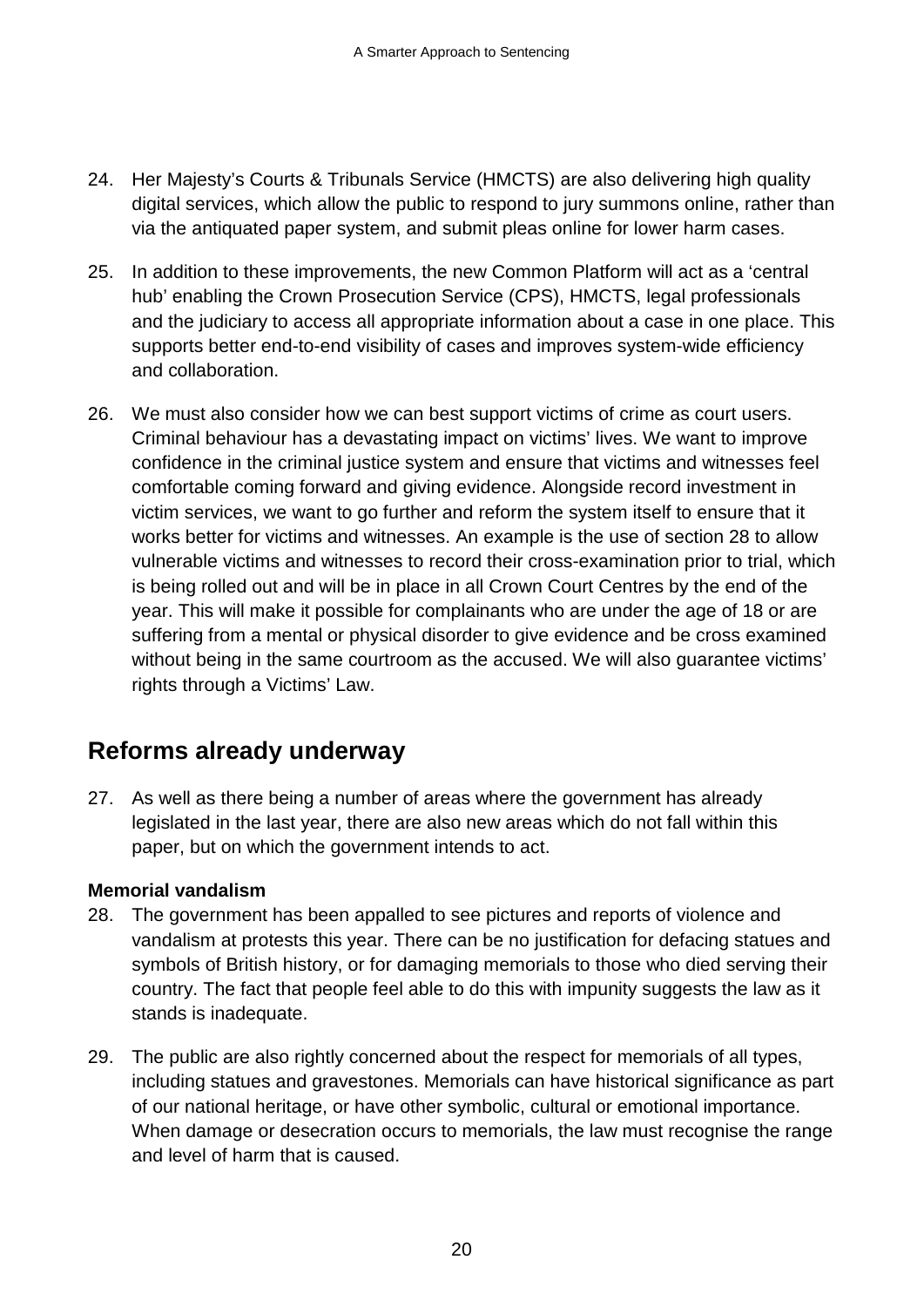24. Her Majesty's Courts & Tribunals Service (HMCTS) are also delivering high quality digital services, which allow the public to respond to jury summons online, rather than via the antiquated paper system, and submit pleas online for lower harm cases.

25. In addition to these improvements, the new Common Platform will act as a 'central hub' enabling the Crown Prosecution Service (CPS), HMCTS, legal professionals and the judiciary to access all appropriate information about a case in one place. This supports better end-to-end visibility of cases and improves system-wide efficiency and collaboration.

26. We must also consider how we can best support victims of crime as court users. Criminal behaviour has a devastating impact on victims' lives. We want to improve confidence in the criminal justice system and ensure that victims and witnesses feel comfortable coming forward and giving evidence. Alongside record investment in victim services, we want to go further and reform the system itself to ensure that it works better for victims and witnesses. An example is the use of section 28 to allow vulnerable victims and witnesses to record their cross-examination prior to trial, which is being rolled out and will be in place in all Crown Court Centres by the end of the year. This will make it possible for complainants who are under the age of 18 or are suffering from a mental or physical disorder to give evidence and be cross examined without being in the same courtroom as the accused. We will also guarantee victims' rights through a Victims' Law.

## Reforms already underway

27. As well as there being a number of areas where the government has already legislated in the last year, there are also new areas which do not fall within this paper, but on which the government intends to act.

**Memorial vandalism**

28. The government has been appalled to see pictures and reports of violence and vandalism at protests this year. There can be no justification for defacing statues and symbols of British history, or for damaging memorials to those who died serving their country. The fact that people feel able to do this with impunity suggests the law as it stands is inadequate.

29. The public are also rightly concerned about the respect for memorials of all types, including statues and gravestones. Memorials can have historical significance as part of our national heritage, or have other symbolic, cultural or emotional importance. When damage or desecration occurs to memorials, the law must recognise the range and level of harm that is caused.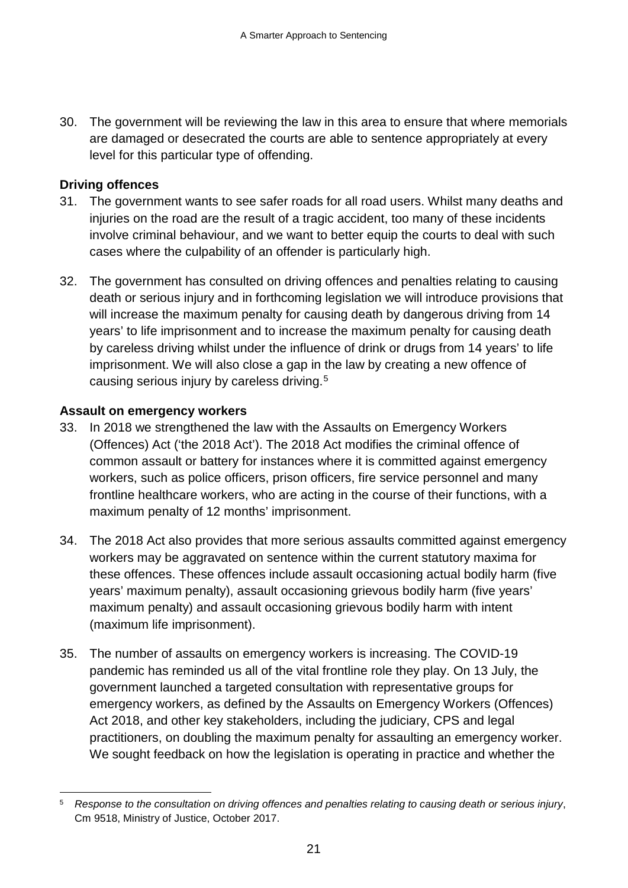30. The government will be reviewing the law in this area to ensure that where memorials are damaged or desecrated the courts are able to sentence appropriately at every level for this particular type of offending.

**Driving offences**

31. The government wants to see safer roads for all road users. Whilst many deaths and injuries on the road are the result of a tragic accident, too many of these incidents involve criminal behaviour, and we want to better equip the courts to deal with such cases where the culpability of an offender is particularly high.

32. The government has consulted on driving offences and penalties relating to causing death or serious injury and in forthcoming legislation we will introduce provisions that will increase the maximum penalty for causing death by dangerous driving from 14 years' to life imprisonment and to increase the maximum penalty for causing death by careless driving whilst under the influence of drink or drugs from 14 years' to life imprisonment. We will also close a gap in the law by creating a new offence of causing serious injury by careless driving.[5]

**Assault on emergency workers**

33. In 2018 we strengthened the law with the Assaults on Emergency Workers (Offences) Act ('the 2018 Act'). The 2018 Act modifies the criminal offence of common assault or battery for instances where it is committed against emergency workers, such as police officers, prison officers, fire service personnel and many frontline healthcare workers, who are acting in the course of their functions, with a maximum penalty of 12 months' imprisonment.

34. The 2018 Act also provides that more serious assaults committed against emergency workers may be aggravated on sentence within the current statutory maxima for these offences. These offences include assault occasioning actual bodily harm (five years' maximum penalty), assault occasioning grievous bodily harm (five years' maximum penalty) and assault occasioning grievous bodily harm with intent (maximum life imprisonment).

35. The number of assaults on emergency workers is increasing. The COVID-19 pandemic has reminded us all of the vital frontline role they play. On 13 July, the government launched a targeted consultation with representative groups for emergency workers, as defined by the Assaults on Emergency Workers (Offences) Act 2018, and other key stakeholders, including the judiciary, CPS and legal practitioners, on doubling the maximum penalty for assaulting an emergency worker. We sought feedback on how the legislation is operating in practice and whether the

---

[5] *Response to the consultation on driving offences and penalties relating to causing death or serious injury*, Cm 9518, Ministry of Justice, October 2017.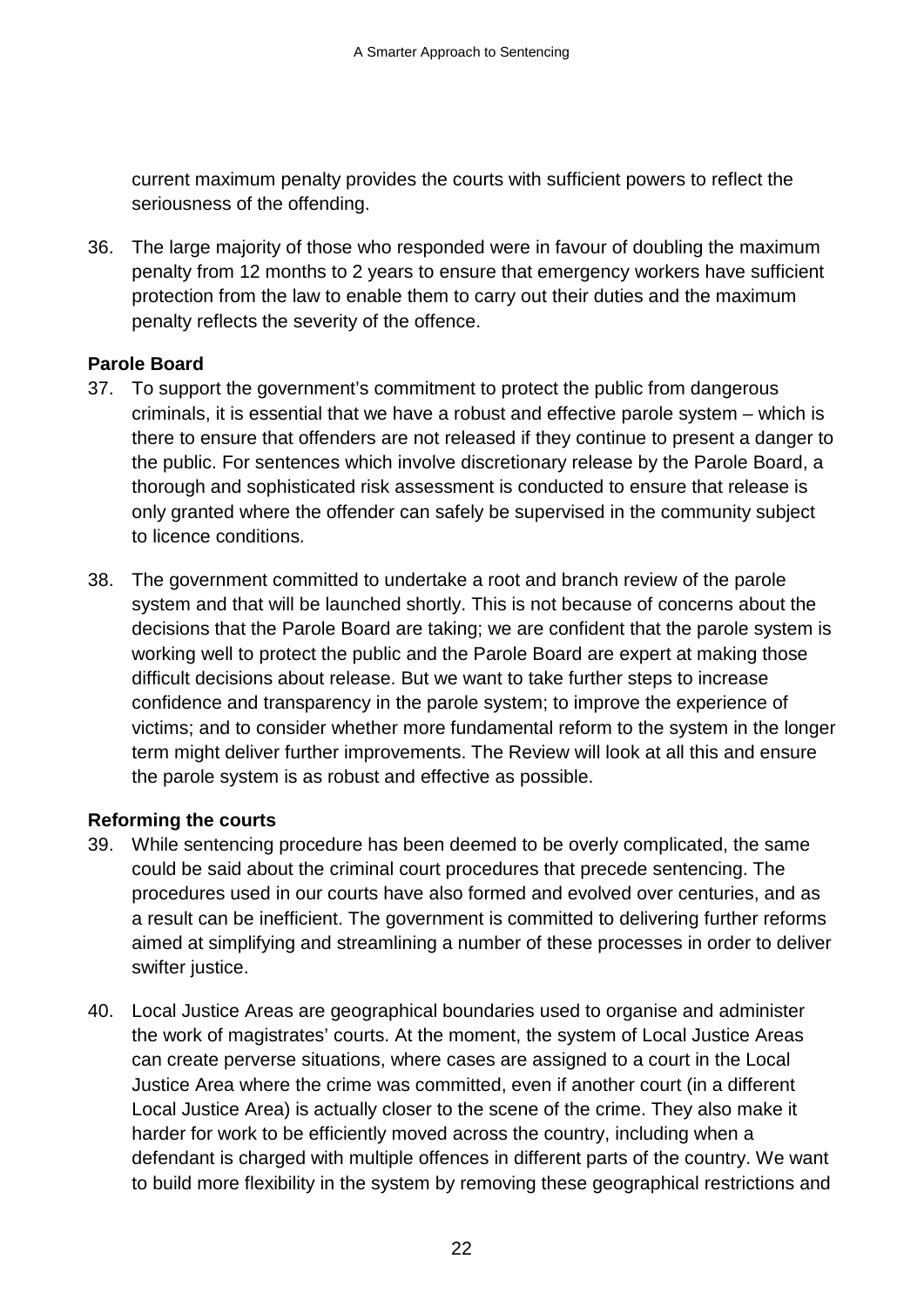current maximum penalty provides the courts with sufficient powers to reflect the seriousness of the offending.

36. The large majority of those who responded were in favour of doubling the maximum penalty from 12 months to 2 years to ensure that emergency workers have sufficient protection from the law to enable them to carry out their duties and the maximum penalty reflects the severity of the offence.

**Parole Board**

37. To support the government's commitment to protect the public from dangerous criminals, it is essential that we have a robust and effective parole system – which is there to ensure that offenders are not released if they continue to present a danger to the public. For sentences which involve discretionary release by the Parole Board, a thorough and sophisticated risk assessment is conducted to ensure that release is only granted where the offender can safely be supervised in the community subject to licence conditions.

38. The government committed to undertake a root and branch review of the parole system and that will be launched shortly. This is not because of concerns about the decisions that the Parole Board are taking; we are confident that the parole system is working well to protect the public and the Parole Board are expert at making those difficult decisions about release. But we want to take further steps to increase confidence and transparency in the parole system; to improve the experience of victims; and to consider whether more fundamental reform to the system in the longer term might deliver further improvements. The Review will look at all this and ensure the parole system is as robust and effective as possible.

**Reforming the courts**

39. While sentencing procedure has been deemed to be overly complicated, the same could be said about the criminal court procedures that precede sentencing. The procedures used in our courts have also formed and evolved over centuries, and as a result can be inefficient. The government is committed to delivering further reforms aimed at simplifying and streamlining a number of these processes in order to deliver swifter justice.

40. Local Justice Areas are geographical boundaries used to organise and administer the work of magistrates' courts. At the moment, the system of Local Justice Areas can create perverse situations, where cases are assigned to a court in the Local Justice Area where the crime was committed, even if another court (in a different Local Justice Area) is actually closer to the scene of the crime. They also make it harder for work to be efficiently moved across the country, including when a defendant is charged with multiple offences in different parts of the country. We want to build more flexibility in the system by removing these geographical restrictions and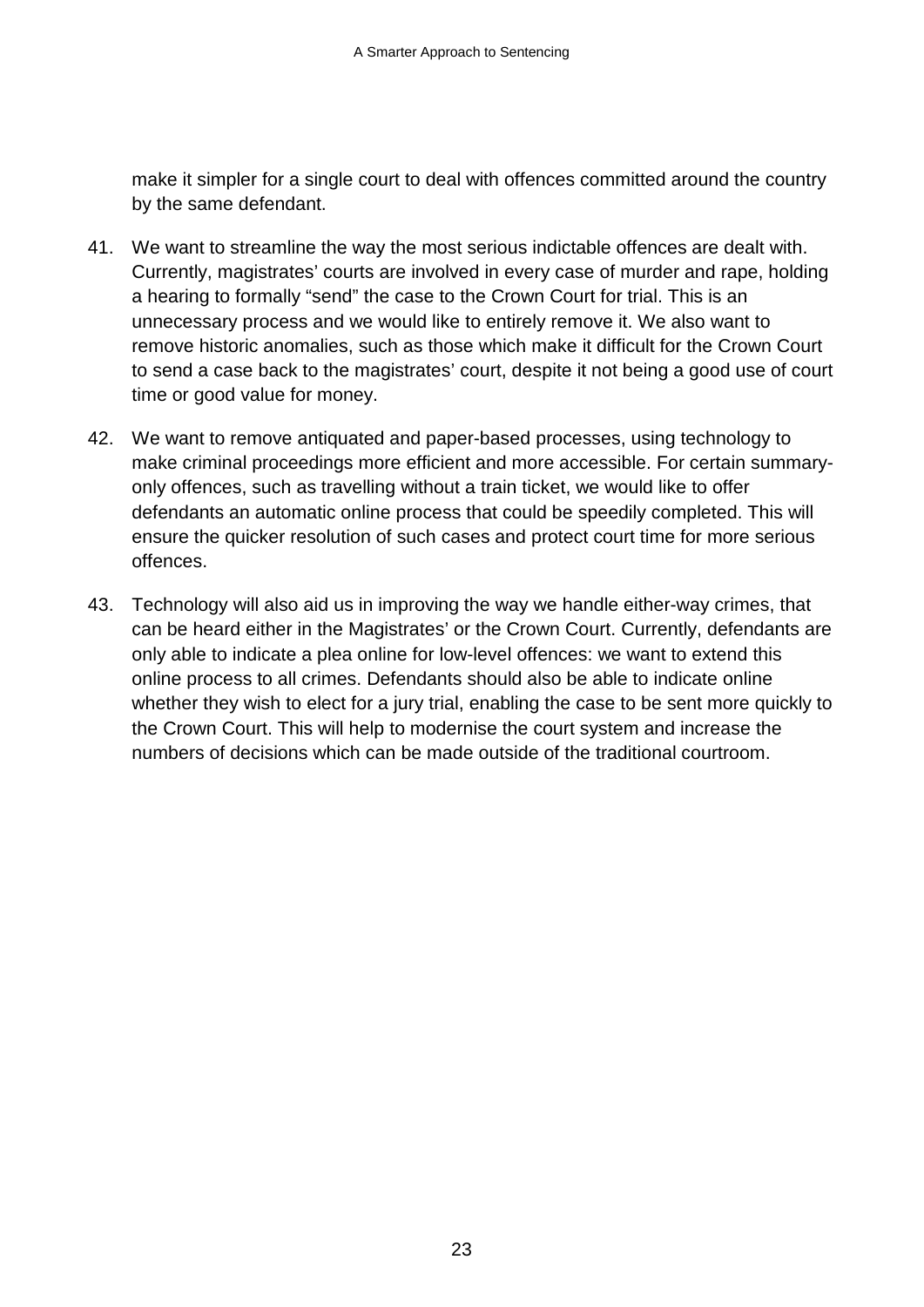make it simpler for a single court to deal with offences committed around the country by the same defendant.

41. We want to streamline the way the most serious indictable offences are dealt with. Currently, magistrates' courts are involved in every case of murder and rape, holding a hearing to formally "send" the case to the Crown Court for trial. This is an unnecessary process and we would like to entirely remove it. We also want to remove historic anomalies, such as those which make it difficult for the Crown Court to send a case back to the magistrates' court, despite it not being a good use of court time or good value for money.

42. We want to remove antiquated and paper-based processes, using technology to make criminal proceedings more efficient and more accessible. For certain summary-only offences, such as travelling without a train ticket, we would like to offer defendants an automatic online process that could be speedily completed. This will ensure the quicker resolution of such cases and protect court time for more serious offences.

43. Technology will also aid us in improving the way we handle either-way crimes, that can be heard either in the Magistrates' or the Crown Court. Currently, defendants are only able to indicate a plea online for low-level offences: we want to extend this online process to all crimes. Defendants should also be able to indicate online whether they wish to elect for a jury trial, enabling the case to be sent more quickly to the Crown Court. This will help to modernise the court system and increase the numbers of decisions which can be made outside of the traditional courtroom.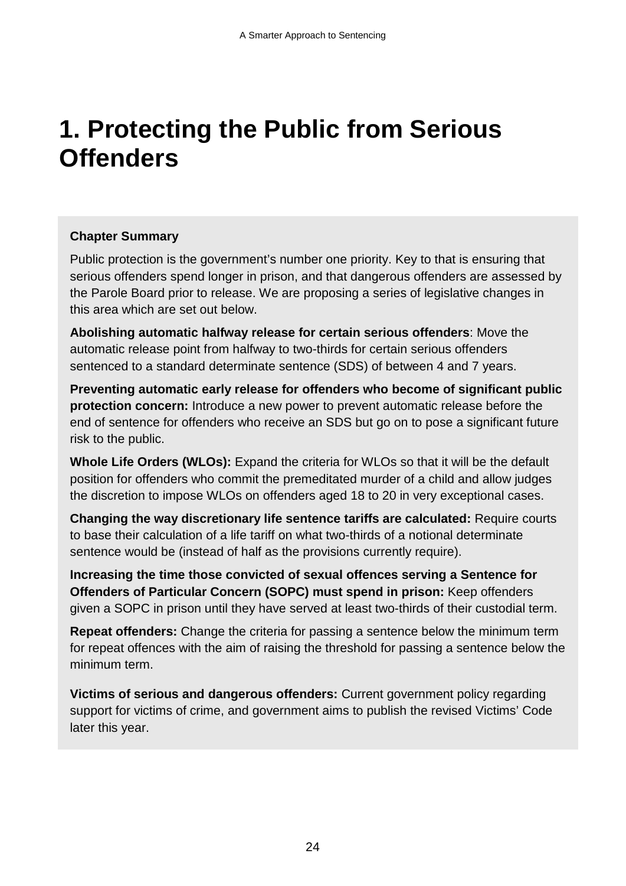# 1. Protecting the Public from Serious Offenders

**Chapter Summary**

Public protection is the government's number one priority. Key to that is ensuring that serious offenders spend longer in prison, and that dangerous offenders are assessed by the Parole Board prior to release. We are proposing a series of legislative changes in this area which are set out below.

**Abolishing automatic halfway release for certain serious offenders**: Move the automatic release point from halfway to two-thirds for certain serious offenders sentenced to a standard determinate sentence (SDS) of between 4 and 7 years.

**Preventing automatic early release for offenders who become of significant public protection concern:** Introduce a new power to prevent automatic release before the end of sentence for offenders who receive an SDS but go on to pose a significant future risk to the public.

**Whole Life Orders (WLOs):** Expand the criteria for WLOs so that it will be the default position for offenders who commit the premeditated murder of a child and allow judges the discretion to impose WLOs on offenders aged 18 to 20 in very exceptional cases.

**Changing the way discretionary life sentence tariffs are calculated:** Require courts to base their calculation of a life tariff on what two-thirds of a notional determinate sentence would be (instead of half as the provisions currently require).

**Increasing the time those convicted of sexual offences serving a Sentence for Offenders of Particular Concern (SOPC) must spend in prison:** Keep offenders given a SOPC in prison until they have served at least two-thirds of their custodial term.

**Repeat offenders:** Change the criteria for passing a sentence below the minimum term for repeat offences with the aim of raising the threshold for passing a sentence below the minimum term.

**Victims of serious and dangerous offenders:** Current government policy regarding support for victims of crime, and government aims to publish the revised Victims' Code later this year.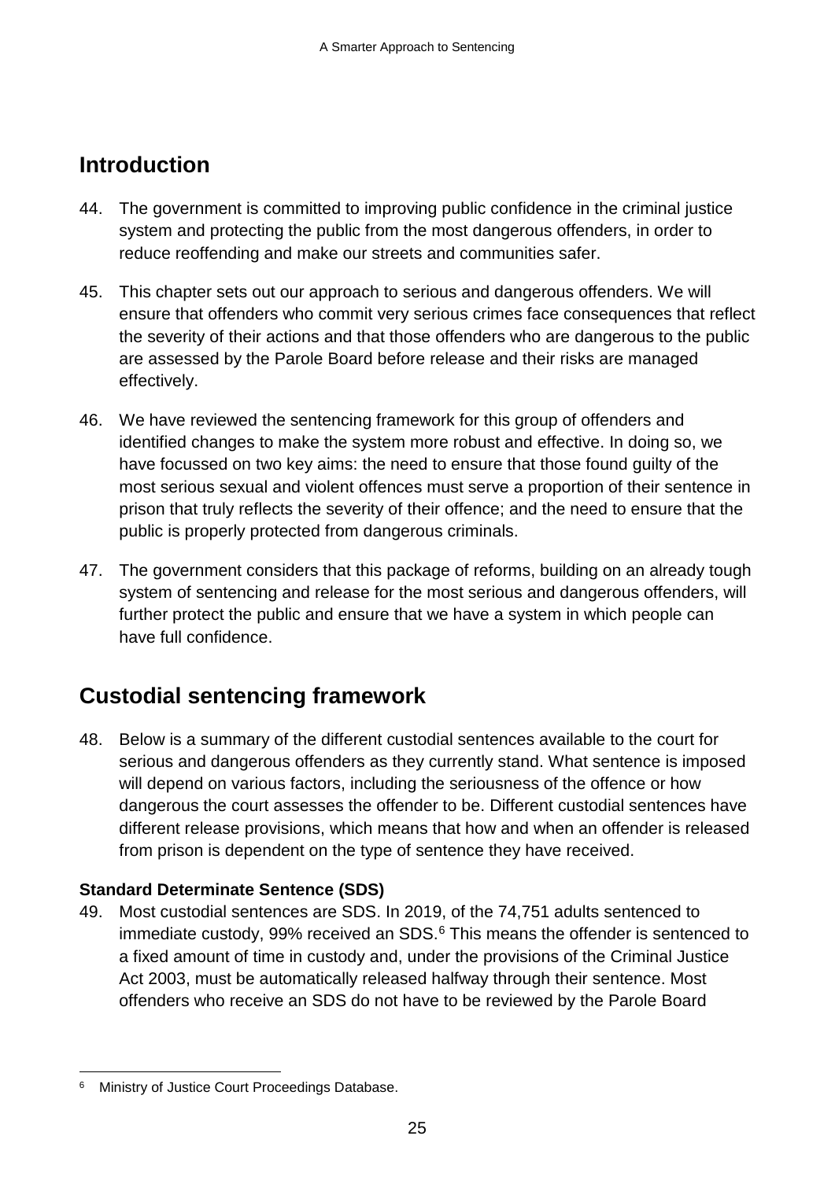## Introduction

44. The government is committed to improving public confidence in the criminal justice system and protecting the public from the most dangerous offenders, in order to reduce reoffending and make our streets and communities safer.

45. This chapter sets out our approach to serious and dangerous offenders. We will ensure that offenders who commit very serious crimes face consequences that reflect the severity of their actions and that those offenders who are dangerous to the public are assessed by the Parole Board before release and their risks are managed effectively.

46. We have reviewed the sentencing framework for this group of offenders and identified changes to make the system more robust and effective. In doing so, we have focussed on two key aims: the need to ensure that those found guilty of the most serious sexual and violent offences must serve a proportion of their sentence in prison that truly reflects the severity of their offence; and the need to ensure that the public is properly protected from dangerous criminals.

47. The government considers that this package of reforms, building on an already tough system of sentencing and release for the most serious and dangerous offenders, will further protect the public and ensure that we have a system in which people can have full confidence.

## Custodial sentencing framework

48. Below is a summary of the different custodial sentences available to the court for serious and dangerous offenders as they currently stand. What sentence is imposed will depend on various factors, including the seriousness of the offence or how dangerous the court assesses the offender to be. Different custodial sentences have different release provisions, which means that how and when an offender is released from prison is dependent on the type of sentence they have received.

**Standard Determinate Sentence (SDS)**

49. Most custodial sentences are SDS. In 2019, of the 74,751 adults sentenced to immediate custody, 99% received an SDS.[6] This means the offender is sentenced to a fixed amount of time in custody and, under the provisions of the Criminal Justice Act 2003, must be automatically released halfway through their sentence. Most offenders who receive an SDS do not have to be reviewed by the Parole Board

[6] Ministry of Justice Court Proceedings Database.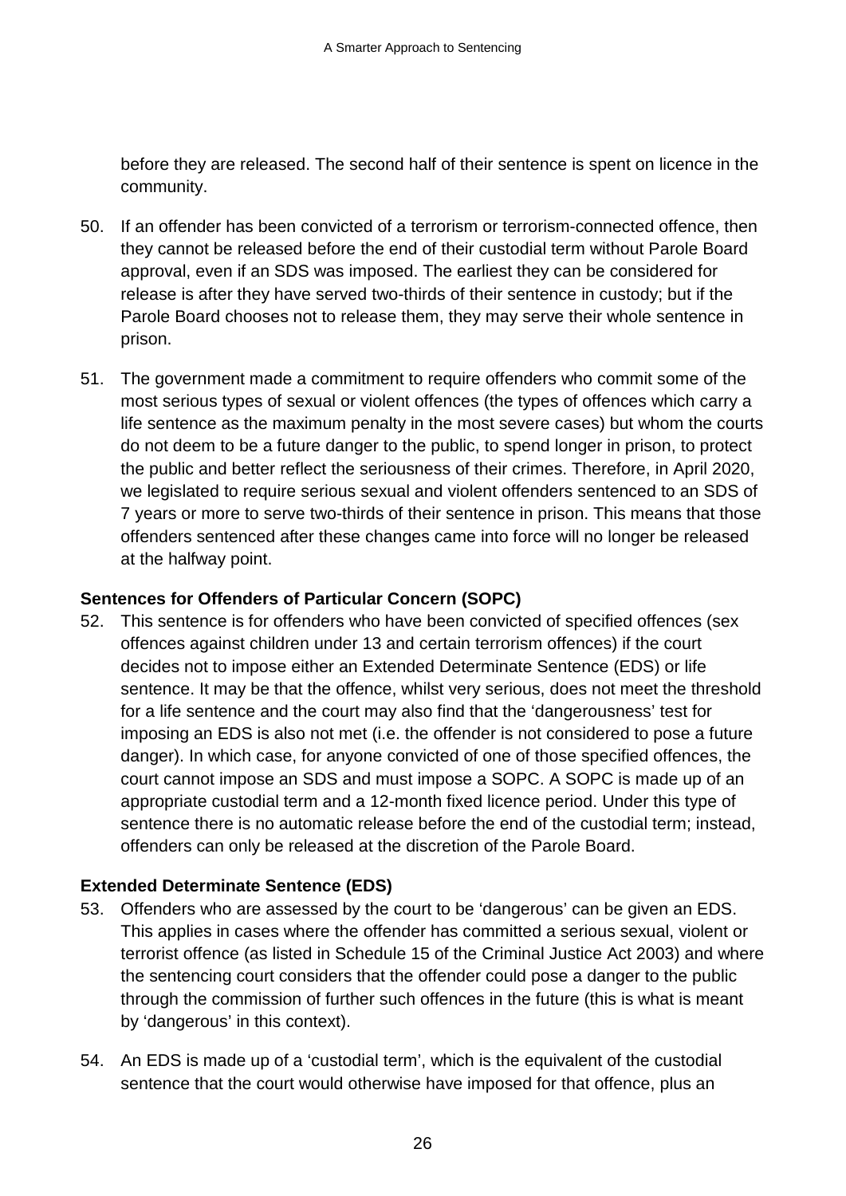before they are released. The second half of their sentence is spent on licence in the community.

50. If an offender has been convicted of a terrorism or terrorism-connected offence, then they cannot be released before the end of their custodial term without Parole Board approval, even if an SDS was imposed. The earliest they can be considered for release is after they have served two-thirds of their sentence in custody; but if the Parole Board chooses not to release them, they may serve their whole sentence in prison.

51. The government made a commitment to require offenders who commit some of the most serious types of sexual or violent offences (the types of offences which carry a life sentence as the maximum penalty in the most severe cases) but whom the courts do not deem to be a future danger to the public, to spend longer in prison, to protect the public and better reflect the seriousness of their crimes. Therefore, in April 2020, we legislated to require serious sexual and violent offenders sentenced to an SDS of 7 years or more to serve two-thirds of their sentence in prison. This means that those offenders sentenced after these changes came into force will no longer be released at the halfway point.

**Sentences for Offenders of Particular Concern (SOPC)**

52. This sentence is for offenders who have been convicted of specified offences (sex offences against children under 13 and certain terrorism offences) if the court decides not to impose either an Extended Determinate Sentence (EDS) or life sentence. It may be that the offence, whilst very serious, does not meet the threshold for a life sentence and the court may also find that the 'dangerousness' test for imposing an EDS is also not met (i.e. the offender is not considered to pose a future danger). In which case, for anyone convicted of one of those specified offences, the court cannot impose an SDS and must impose a SOPC. A SOPC is made up of an appropriate custodial term and a 12-month fixed licence period. Under this type of sentence there is no automatic release before the end of the custodial term; instead, offenders can only be released at the discretion of the Parole Board.

**Extended Determinate Sentence (EDS)**

53. Offenders who are assessed by the court to be 'dangerous' can be given an EDS. This applies in cases where the offender has committed a serious sexual, violent or terrorist offence (as listed in Schedule 15 of the Criminal Justice Act 2003) and where the sentencing court considers that the offender could pose a danger to the public through the commission of further such offences in the future (this is what is meant by 'dangerous' in this context).

54. An EDS is made up of a 'custodial term', which is the equivalent of the custodial sentence that the court would otherwise have imposed for that offence, plus an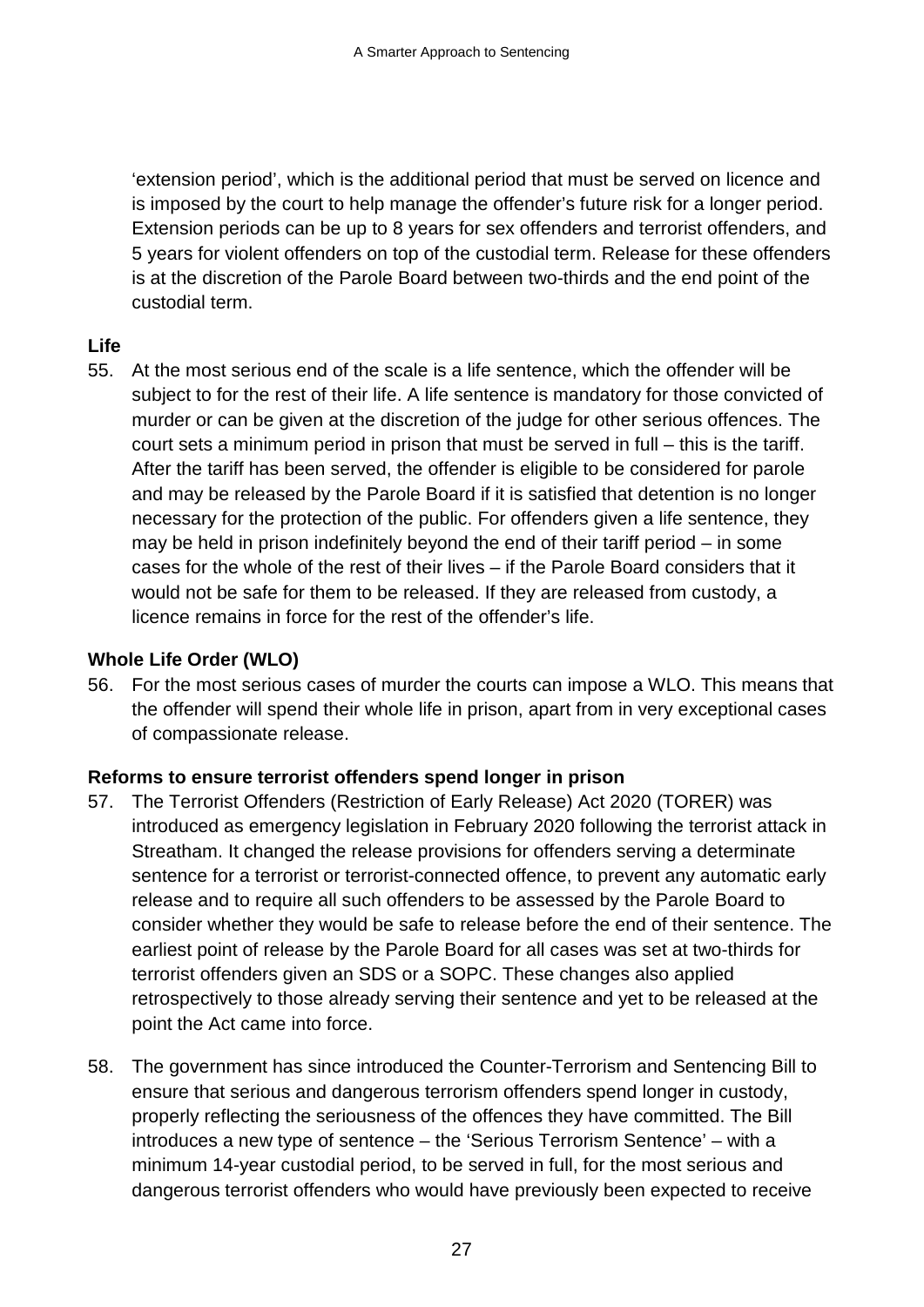'extension period', which is the additional period that must be served on licence and is imposed by the court to help manage the offender's future risk for a longer period. Extension periods can be up to 8 years for sex offenders and terrorist offenders, and 5 years for violent offenders on top of the custodial term. Release for these offenders is at the discretion of the Parole Board between two-thirds and the end point of the custodial term.

**Life**

55. At the most serious end of the scale is a life sentence, which the offender will be subject to for the rest of their life. A life sentence is mandatory for those convicted of murder or can be given at the discretion of the judge for other serious offences. The court sets a minimum period in prison that must be served in full – this is the tariff. After the tariff has been served, the offender is eligible to be considered for parole and may be released by the Parole Board if it is satisfied that detention is no longer necessary for the protection of the public. For offenders given a life sentence, they may be held in prison indefinitely beyond the end of their tariff period – in some cases for the whole of the rest of their lives – if the Parole Board considers that it would not be safe for them to be released. If they are released from custody, a licence remains in force for the rest of the offender's life.

**Whole Life Order (WLO)**

56. For the most serious cases of murder the courts can impose a WLO. This means that the offender will spend their whole life in prison, apart from in very exceptional cases of compassionate release.

**Reforms to ensure terrorist offenders spend longer in prison**

57. The Terrorist Offenders (Restriction of Early Release) Act 2020 (TORER) was introduced as emergency legislation in February 2020 following the terrorist attack in Streatham. It changed the release provisions for offenders serving a determinate sentence for a terrorist or terrorist-connected offence, to prevent any automatic early release and to require all such offenders to be assessed by the Parole Board to consider whether they would be safe to release before the end of their sentence. The earliest point of release by the Parole Board for all cases was set at two-thirds for terrorist offenders given an SDS or a SOPC. These changes also applied retrospectively to those already serving their sentence and yet to be released at the point the Act came into force.

58. The government has since introduced the Counter-Terrorism and Sentencing Bill to ensure that serious and dangerous terrorism offenders spend longer in custody, properly reflecting the seriousness of the offences they have committed. The Bill introduces a new type of sentence – the 'Serious Terrorism Sentence' – with a minimum 14-year custodial period, to be served in full, for the most serious and dangerous terrorist offenders who would have previously been expected to receive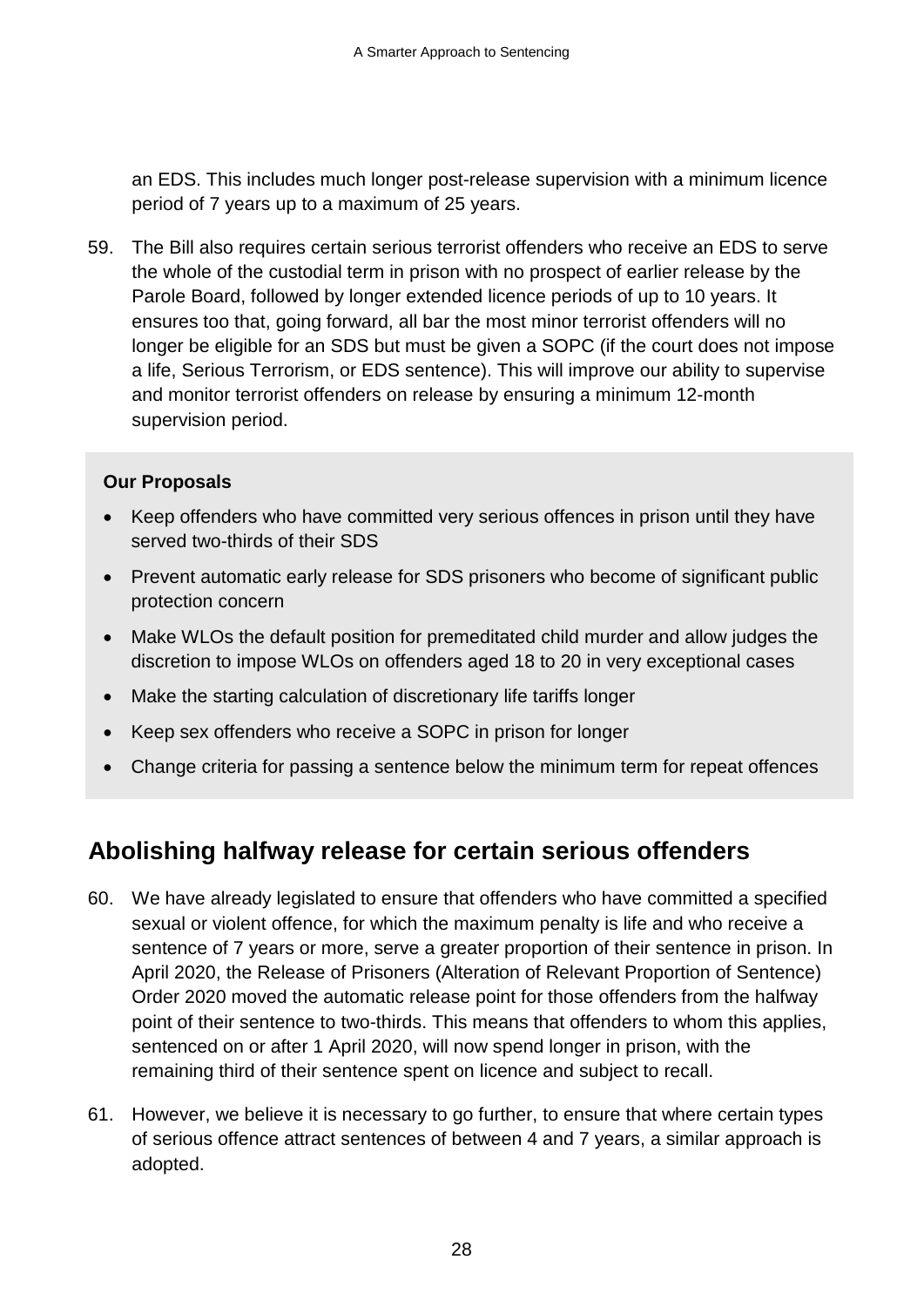an EDS. This includes much longer post-release supervision with a minimum licence period of 7 years up to a maximum of 25 years.

59. The Bill also requires certain serious terrorist offenders who receive an EDS to serve the whole of the custodial term in prison with no prospect of earlier release by the Parole Board, followed by longer extended licence periods of up to 10 years. It ensures too that, going forward, all bar the most minor terrorist offenders will no longer be eligible for an SDS but must be given a SOPC (if the court does not impose a life, Serious Terrorism, or EDS sentence). This will improve our ability to supervise and monitor terrorist offenders on release by ensuring a minimum 12-month supervision period.

**Our Proposals**

- Keep offenders who have committed very serious offences in prison until they have served two-thirds of their SDS
- Prevent automatic early release for SDS prisoners who become of significant public protection concern
- Make WLOs the default position for premeditated child murder and allow judges the discretion to impose WLOs on offenders aged 18 to 20 in very exceptional cases
- Make the starting calculation of discretionary life tariffs longer
- Keep sex offenders who receive a SOPC in prison for longer
- Change criteria for passing a sentence below the minimum term for repeat offences

## Abolishing halfway release for certain serious offenders

60. We have already legislated to ensure that offenders who have committed a specified sexual or violent offence, for which the maximum penalty is life and who receive a sentence of 7 years or more, serve a greater proportion of their sentence in prison. In April 2020, the Release of Prisoners (Alteration of Relevant Proportion of Sentence) Order 2020 moved the automatic release point for those offenders from the halfway point of their sentence to two-thirds. This means that offenders to whom this applies, sentenced on or after 1 April 2020, will now spend longer in prison, with the remaining third of their sentence spent on licence and subject to recall.

61. However, we believe it is necessary to go further, to ensure that where certain types of serious offence attract sentences of between 4 and 7 years, a similar approach is adopted.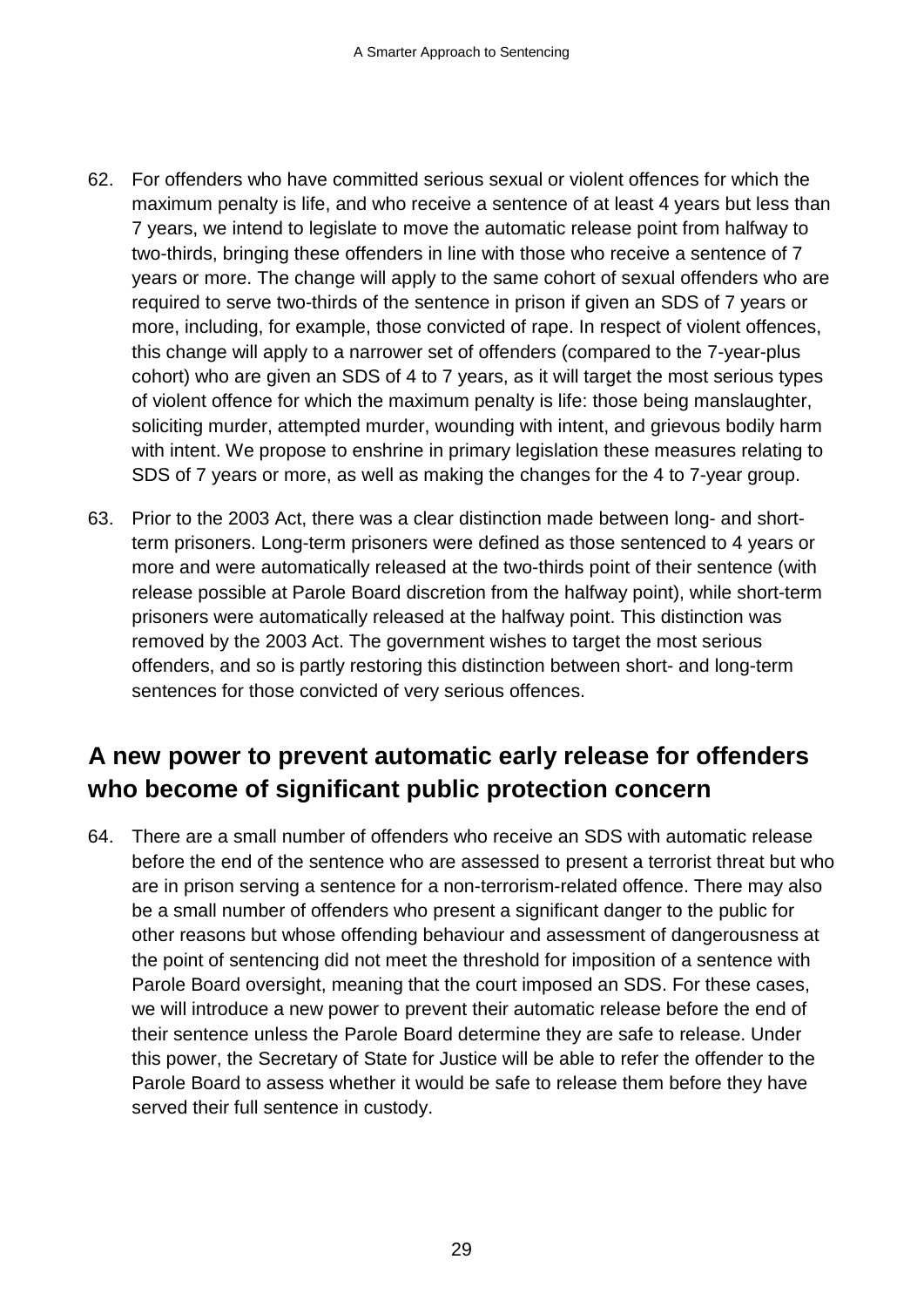62. For offenders who have committed serious sexual or violent offences for which the maximum penalty is life, and who receive a sentence of at least 4 years but less than 7 years, we intend to legislate to move the automatic release point from halfway to two-thirds, bringing these offenders in line with those who receive a sentence of 7 years or more. The change will apply to the same cohort of sexual offenders who are required to serve two-thirds of the sentence in prison if given an SDS of 7 years or more, including, for example, those convicted of rape. In respect of violent offences, this change will apply to a narrower set of offenders (compared to the 7-year-plus cohort) who are given an SDS of 4 to 7 years, as it will target the most serious types of violent offence for which the maximum penalty is life: those being manslaughter, soliciting murder, attempted murder, wounding with intent, and grievous bodily harm with intent. We propose to enshrine in primary legislation these measures relating to SDS of 7 years or more, as well as making the changes for the 4 to 7-year group.

63. Prior to the 2003 Act, there was a clear distinction made between long- and short-term prisoners. Long-term prisoners were defined as those sentenced to 4 years or more and were automatically released at the two-thirds point of their sentence (with release possible at Parole Board discretion from the halfway point), while short-term prisoners were automatically released at the halfway point. This distinction was removed by the 2003 Act. The government wishes to target the most serious offenders, and so is partly restoring this distinction between short- and long-term sentences for those convicted of very serious offences.

## A new power to prevent automatic early release for offenders who become of significant public protection concern

64. There are a small number of offenders who receive an SDS with automatic release before the end of the sentence who are assessed to present a terrorist threat but who are in prison serving a sentence for a non-terrorism-related offence. There may also be a small number of offenders who present a significant danger to the public for other reasons but whose offending behaviour and assessment of dangerousness at the point of sentencing did not meet the threshold for imposition of a sentence with Parole Board oversight, meaning that the court imposed an SDS. For these cases, we will introduce a new power to prevent their automatic release before the end of their sentence unless the Parole Board determine they are safe to release. Under this power, the Secretary of State for Justice will be able to refer the offender to the Parole Board to assess whether it would be safe to release them before they have served their full sentence in custody.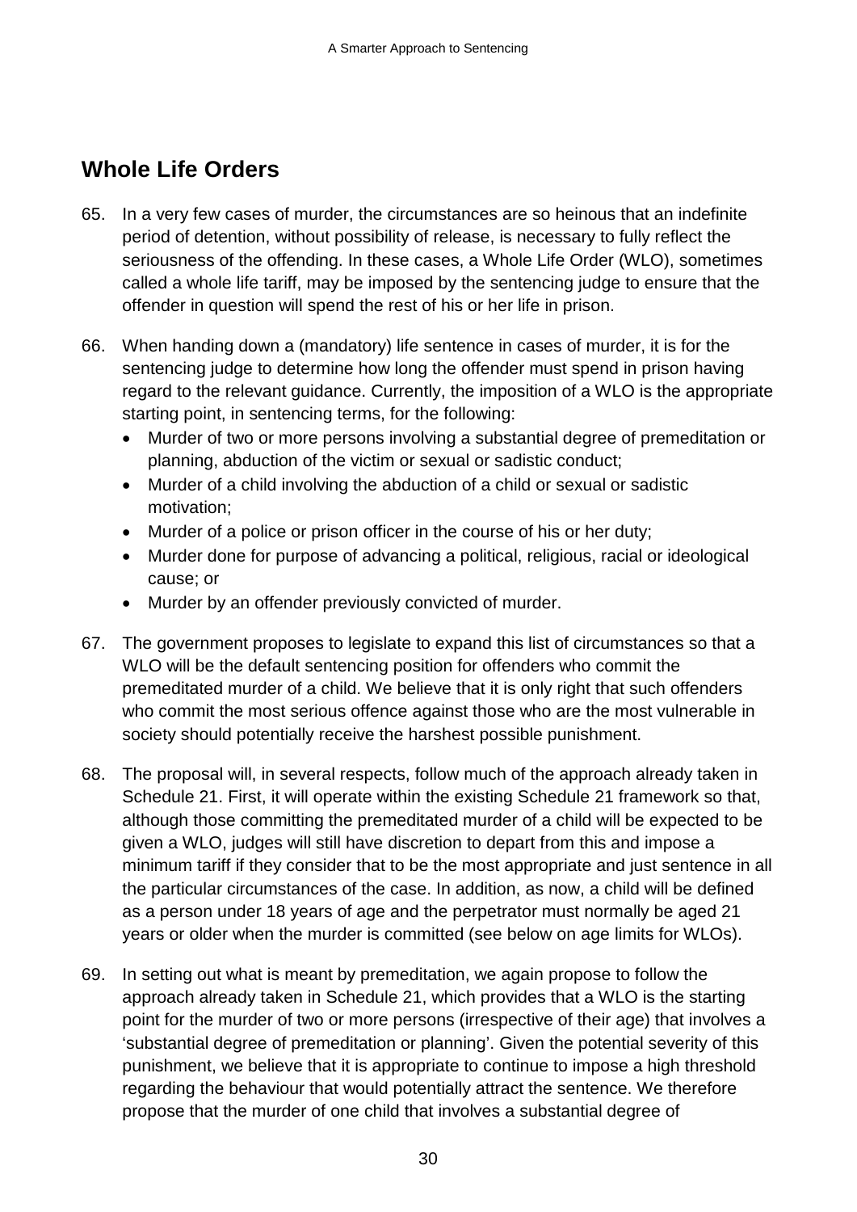## Whole Life Orders

65. In a very few cases of murder, the circumstances are so heinous that an indefinite period of detention, without possibility of release, is necessary to fully reflect the seriousness of the offending. In these cases, a Whole Life Order (WLO), sometimes called a whole life tariff, may be imposed by the sentencing judge to ensure that the offender in question will spend the rest of his or her life in prison.

66. When handing down a (mandatory) life sentence in cases of murder, it is for the sentencing judge to determine how long the offender must spend in prison having regard to the relevant guidance. Currently, the imposition of a WLO is the appropriate starting point, in sentencing terms, for the following:
    - Murder of two or more persons involving a substantial degree of premeditation or planning, abduction of the victim or sexual or sadistic conduct;
    - Murder of a child involving the abduction of a child or sexual or sadistic motivation;
    - Murder of a police or prison officer in the course of his or her duty;
    - Murder done for purpose of advancing a political, religious, racial or ideological cause; or
    - Murder by an offender previously convicted of murder.

67. The government proposes to legislate to expand this list of circumstances so that a WLO will be the default sentencing position for offenders who commit the premeditated murder of a child. We believe that it is only right that such offenders who commit the most serious offence against those who are the most vulnerable in society should potentially receive the harshest possible punishment.

68. The proposal will, in several respects, follow much of the approach already taken in Schedule 21. First, it will operate within the existing Schedule 21 framework so that, although those committing the premeditated murder of a child will be expected to be given a WLO, judges will still have discretion to depart from this and impose a minimum tariff if they consider that to be the most appropriate and just sentence in all the particular circumstances of the case. In addition, as now, a child will be defined as a person under 18 years of age and the perpetrator must normally be aged 21 years or older when the murder is committed (see below on age limits for WLOs).

69. In setting out what is meant by premeditation, we again propose to follow the approach already taken in Schedule 21, which provides that a WLO is the starting point for the murder of two or more persons (irrespective of their age) that involves a 'substantial degree of premeditation or planning'. Given the potential severity of this punishment, we believe that it is appropriate to continue to impose a high threshold regarding the behaviour that would potentially attract the sentence. We therefore propose that the murder of one child that involves a substantial degree of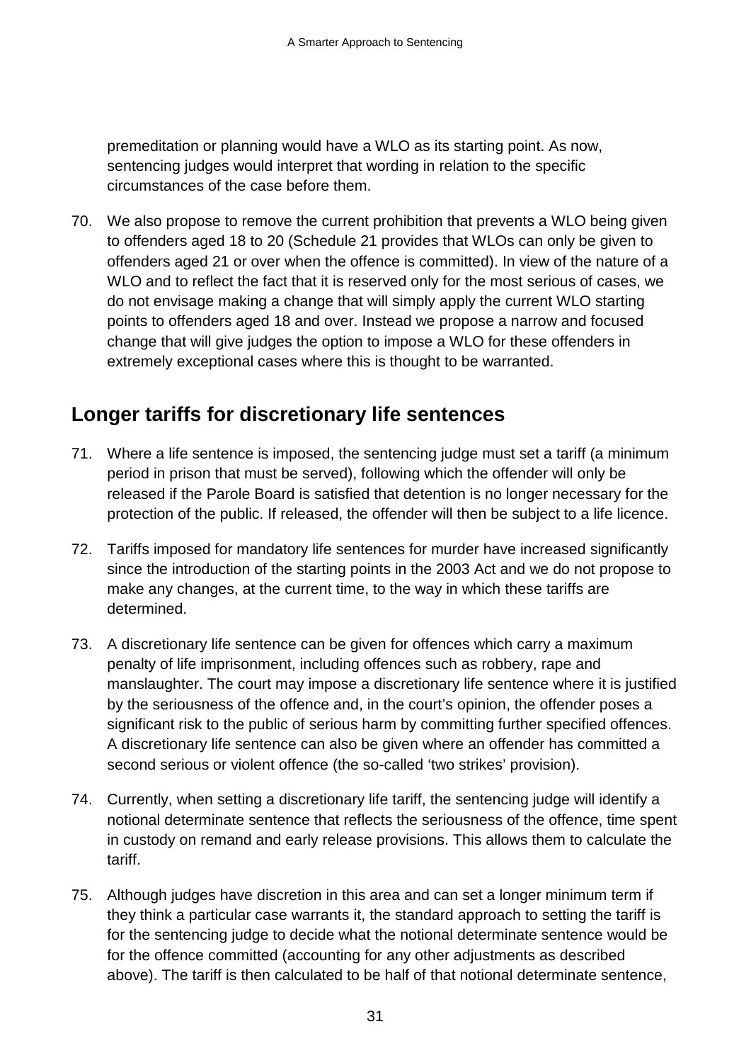premeditation or planning would have a WLO as its starting point. As now, sentencing judges would interpret that wording in relation to the specific circumstances of the case before them.

70. We also propose to remove the current prohibition that prevents a WLO being given to offenders aged 18 to 20 (Schedule 21 provides that WLOs can only be given to offenders aged 21 or over when the offence is committed). In view of the nature of a WLO and to reflect the fact that it is reserved only for the most serious of cases, we do not envisage making a change that will simply apply the current WLO starting points to offenders aged 18 and over. Instead we propose a narrow and focused change that will give judges the option to impose a WLO for these offenders in extremely exceptional cases where this is thought to be warranted.

## Longer tariffs for discretionary life sentences

71. Where a life sentence is imposed, the sentencing judge must set a tariff (a minimum period in prison that must be served), following which the offender will only be released if the Parole Board is satisfied that detention is no longer necessary for the protection of the public. If released, the offender will then be subject to a life licence.

72. Tariffs imposed for mandatory life sentences for murder have increased significantly since the introduction of the starting points in the 2003 Act and we do not propose to make any changes, at the current time, to the way in which these tariffs are determined.

73. A discretionary life sentence can be given for offences which carry a maximum penalty of life imprisonment, including offences such as robbery, rape and manslaughter. The court may impose a discretionary life sentence where it is justified by the seriousness of the offence and, in the court's opinion, the offender poses a significant risk to the public of serious harm by committing further specified offences. A discretionary life sentence can also be given where an offender has committed a second serious or violent offence (the so-called 'two strikes' provision).

74. Currently, when setting a discretionary life tariff, the sentencing judge will identify a notional determinate sentence that reflects the seriousness of the offence, time spent in custody on remand and early release provisions. This allows them to calculate the tariff.

75. Although judges have discretion in this area and can set a longer minimum term if they think a particular case warrants it, the standard approach to setting the tariff is for the sentencing judge to decide what the notional determinate sentence would be for the offence committed (accounting for any other adjustments as described above). The tariff is then calculated to be half of that notional determinate sentence,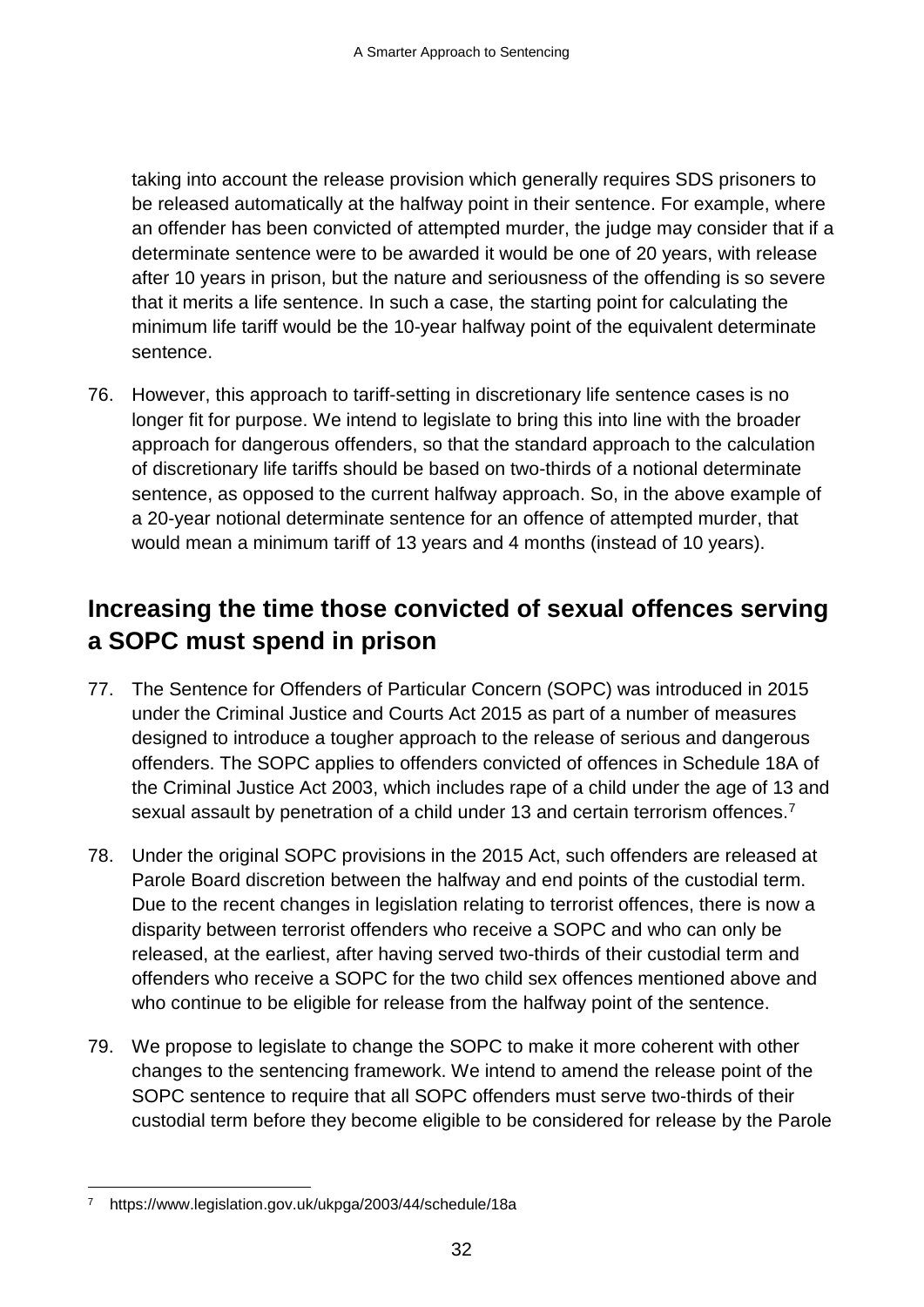taking into account the release provision which generally requires SDS prisoners to be released automatically at the halfway point in their sentence. For example, where an offender has been convicted of attempted murder, the judge may consider that if a determinate sentence were to be awarded it would be one of 20 years, with release after 10 years in prison, but the nature and seriousness of the offending is so severe that it merits a life sentence. In such a case, the starting point for calculating the minimum life tariff would be the 10-year halfway point of the equivalent determinate sentence.

76. However, this approach to tariff-setting in discretionary life sentence cases is no longer fit for purpose. We intend to legislate to bring this into line with the broader approach for dangerous offenders, so that the standard approach to the calculation of discretionary life tariffs should be based on two-thirds of a notional determinate sentence, as opposed to the current halfway approach. So, in the above example of a 20-year notional determinate sentence for an offence of attempted murder, that would mean a minimum tariff of 13 years and 4 months (instead of 10 years).

## Increasing the time those convicted of sexual offences serving a SOPC must spend in prison

77. The Sentence for Offenders of Particular Concern (SOPC) was introduced in 2015 under the Criminal Justice and Courts Act 2015 as part of a number of measures designed to introduce a tougher approach to the release of serious and dangerous offenders. The SOPC applies to offenders convicted of offences in Schedule 18A of the Criminal Justice Act 2003, which includes rape of a child under the age of 13 and sexual assault by penetration of a child under 13 and certain terrorism offences.[7]

78. Under the original SOPC provisions in the 2015 Act, such offenders are released at Parole Board discretion between the halfway and end points of the custodial term. Due to the recent changes in legislation relating to terrorist offences, there is now a disparity between terrorist offenders who receive a SOPC and who can only be released, at the earliest, after having served two-thirds of their custodial term and offenders who receive a SOPC for the two child sex offences mentioned above and who continue to be eligible for release from the halfway point of the sentence.

79. We propose to legislate to change the SOPC to make it more coherent with other changes to the sentencing framework. We intend to amend the release point of the SOPC sentence to require that all SOPC offenders must serve two-thirds of their custodial term before they become eligible to be considered for release by the Parole

[7] https://www.legislation.gov.uk/ukpga/2003/44/schedule/18a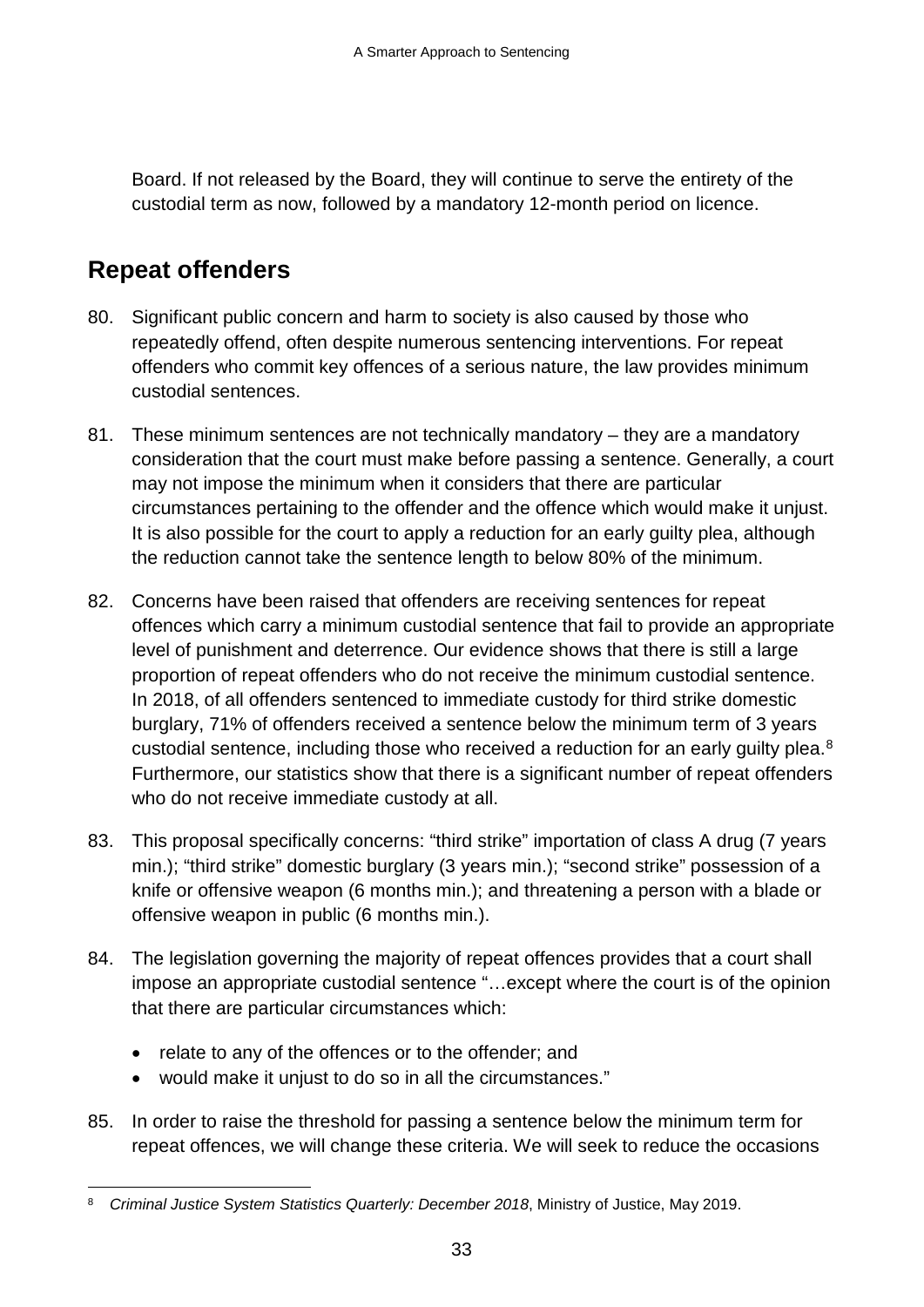Board. If not released by the Board, they will continue to serve the entirety of the custodial term as now, followed by a mandatory 12-month period on licence.

## Repeat offenders

80. Significant public concern and harm to society is also caused by those who repeatedly offend, often despite numerous sentencing interventions. For repeat offenders who commit key offences of a serious nature, the law provides minimum custodial sentences.

81. These minimum sentences are not technically mandatory – they are a mandatory consideration that the court must make before passing a sentence. Generally, a court may not impose the minimum when it considers that there are particular circumstances pertaining to the offender and the offence which would make it unjust. It is also possible for the court to apply a reduction for an early guilty plea, although the reduction cannot take the sentence length to below 80% of the minimum.

82. Concerns have been raised that offenders are receiving sentences for repeat offences which carry a minimum custodial sentence that fail to provide an appropriate level of punishment and deterrence. Our evidence shows that there is still a large proportion of repeat offenders who do not receive the minimum custodial sentence. In 2018, of all offenders sentenced to immediate custody for third strike domestic burglary, 71% of offenders received a sentence below the minimum term of 3 years custodial sentence, including those who received a reduction for an early guilty plea.[8] Furthermore, our statistics show that there is a significant number of repeat offenders who do not receive immediate custody at all.

83. This proposal specifically concerns: "third strike" importation of class A drug (7 years min.); "third strike" domestic burglary (3 years min.); "second strike" possession of a knife or offensive weapon (6 months min.); and threatening a person with a blade or offensive weapon in public (6 months min.).

84. The legislation governing the majority of repeat offences provides that a court shall impose an appropriate custodial sentence "…except where the court is of the opinion that there are particular circumstances which:
   - relate to any of the offences or to the offender; and
   - would make it unjust to do so in all the circumstances."

85. In order to raise the threshold for passing a sentence below the minimum term for repeat offences, we will change these criteria. We will seek to reduce the occasions

---

[8] *Criminal Justice System Statistics Quarterly: December 2018*, Ministry of Justice, May 2019.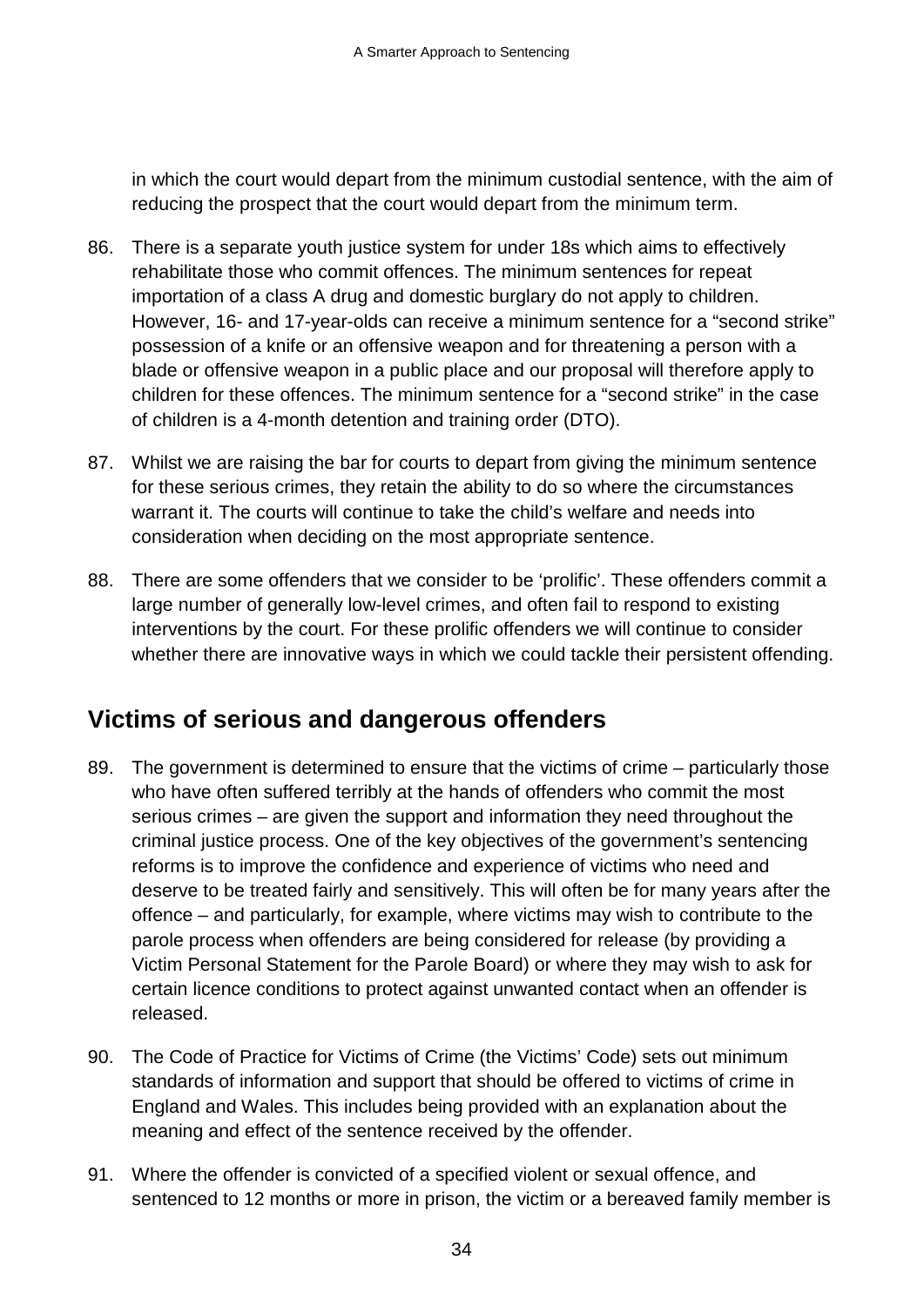in which the court would depart from the minimum custodial sentence, with the aim of reducing the prospect that the court would depart from the minimum term.

86. There is a separate youth justice system for under 18s which aims to effectively rehabilitate those who commit offences. The minimum sentences for repeat importation of a class A drug and domestic burglary do not apply to children. However, 16- and 17-year-olds can receive a minimum sentence for a "second strike" possession of a knife or an offensive weapon and for threatening a person with a blade or offensive weapon in a public place and our proposal will therefore apply to children for these offences. The minimum sentence for a "second strike" in the case of children is a 4-month detention and training order (DTO).

87. Whilst we are raising the bar for courts to depart from giving the minimum sentence for these serious crimes, they retain the ability to do so where the circumstances warrant it. The courts will continue to take the child's welfare and needs into consideration when deciding on the most appropriate sentence.

88. There are some offenders that we consider to be 'prolific'. These offenders commit a large number of generally low-level crimes, and often fail to respond to existing interventions by the court. For these prolific offenders we will continue to consider whether there are innovative ways in which we could tackle their persistent offending.

## Victims of serious and dangerous offenders

89. The government is determined to ensure that the victims of crime – particularly those who have often suffered terribly at the hands of offenders who commit the most serious crimes – are given the support and information they need throughout the criminal justice process. One of the key objectives of the government's sentencing reforms is to improve the confidence and experience of victims who need and deserve to be treated fairly and sensitively. This will often be for many years after the offence – and particularly, for example, where victims may wish to contribute to the parole process when offenders are being considered for release (by providing a Victim Personal Statement for the Parole Board) or where they may wish to ask for certain licence conditions to protect against unwanted contact when an offender is released.

90. The Code of Practice for Victims of Crime (the Victims' Code) sets out minimum standards of information and support that should be offered to victims of crime in England and Wales. This includes being provided with an explanation about the meaning and effect of the sentence received by the offender.

91. Where the offender is convicted of a specified violent or sexual offence, and sentenced to 12 months or more in prison, the victim or a bereaved family member is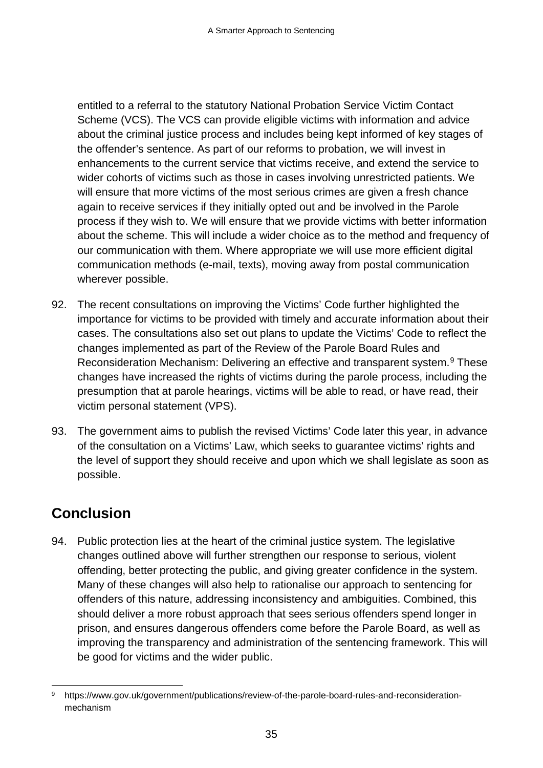entitled to a referral to the statutory National Probation Service Victim Contact Scheme (VCS). The VCS can provide eligible victims with information and advice about the criminal justice process and includes being kept informed of key stages of the offender's sentence. As part of our reforms to probation, we will invest in enhancements to the current service that victims receive, and extend the service to wider cohorts of victims such as those in cases involving unrestricted patients. We will ensure that more victims of the most serious crimes are given a fresh chance again to receive services if they initially opted out and be involved in the Parole process if they wish to. We will ensure that we provide victims with better information about the scheme. This will include a wider choice as to the method and frequency of our communication with them. Where appropriate we will use more efficient digital communication methods (e-mail, texts), moving away from postal communication wherever possible.

92. The recent consultations on improving the Victims' Code further highlighted the importance for victims to be provided with timely and accurate information about their cases. The consultations also set out plans to update the Victims' Code to reflect the changes implemented as part of the Review of the Parole Board Rules and Reconsideration Mechanism: Delivering an effective and transparent system.[9] These changes have increased the rights of victims during the parole process, including the presumption that at parole hearings, victims will be able to read, or have read, their victim personal statement (VPS).

93. The government aims to publish the revised Victims' Code later this year, in advance of the consultation on a Victims' Law, which seeks to guarantee victims' rights and the level of support they should receive and upon which we shall legislate as soon as possible.

## Conclusion

94. Public protection lies at the heart of the criminal justice system. The legislative changes outlined above will further strengthen our response to serious, violent offending, better protecting the public, and giving greater confidence in the system. Many of these changes will also help to rationalise our approach to sentencing for offenders of this nature, addressing inconsistency and ambiguities. Combined, this should deliver a more robust approach that sees serious offenders spend longer in prison, and ensures dangerous offenders come before the Parole Board, as well as improving the transparency and administration of the sentencing framework. This will be good for victims and the wider public.

[9] https://www.gov.uk/government/publications/review-of-the-parole-board-rules-and-reconsideration-mechanism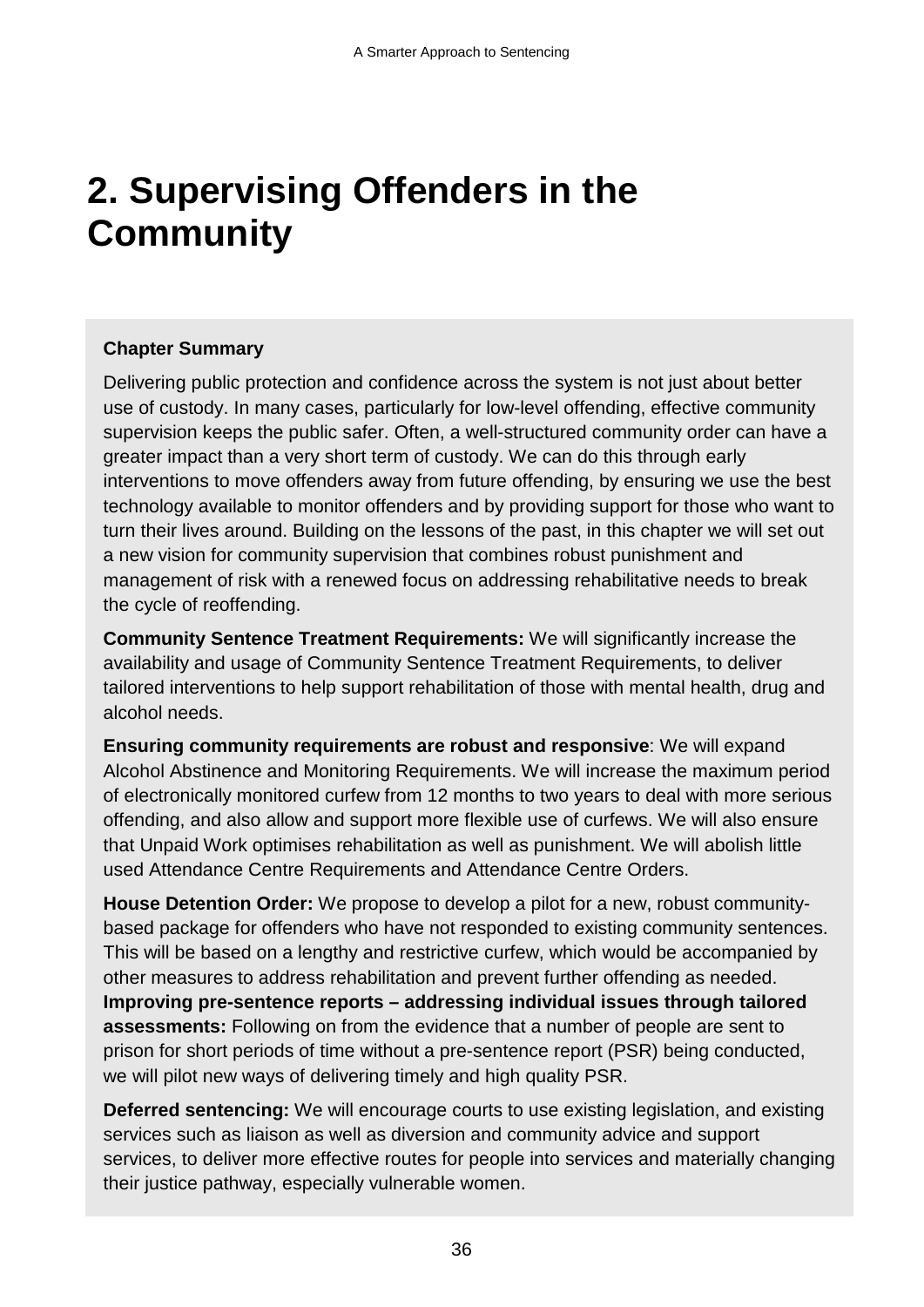# 2. Supervising Offenders in the Community

**Chapter Summary**

Delivering public protection and confidence across the system is not just about better use of custody. In many cases, particularly for low-level offending, effective community supervision keeps the public safer. Often, a well-structured community order can have a greater impact than a very short term of custody. We can do this through early interventions to move offenders away from future offending, by ensuring we use the best technology available to monitor offenders and by providing support for those who want to turn their lives around. Building on the lessons of the past, in this chapter we will set out a new vision for community supervision that combines robust punishment and management of risk with a renewed focus on addressing rehabilitative needs to break the cycle of reoffending.

**Community Sentence Treatment Requirements:** We will significantly increase the availability and usage of Community Sentence Treatment Requirements, to deliver tailored interventions to help support rehabilitation of those with mental health, drug and alcohol needs.

**Ensuring community requirements are robust and responsive**: We will expand Alcohol Abstinence and Monitoring Requirements. We will increase the maximum period of electronically monitored curfew from 12 months to two years to deal with more serious offending, and also allow and support more flexible use of curfews. We will also ensure that Unpaid Work optimises rehabilitation as well as punishment. We will abolish little used Attendance Centre Requirements and Attendance Centre Orders.

**House Detention Order:** We propose to develop a pilot for a new, robust community-based package for offenders who have not responded to existing community sentences. This will be based on a lengthy and restrictive curfew, which would be accompanied by other measures to address rehabilitation and prevent further offending as needed.

**Improving pre-sentence reports – addressing individual issues through tailored assessments:** Following on from the evidence that a number of people are sent to prison for short periods of time without a pre-sentence report (PSR) being conducted, we will pilot new ways of delivering timely and high quality PSR.

**Deferred sentencing:** We will encourage courts to use existing legislation, and existing services such as liaison as well as diversion and community advice and support services, to deliver more effective routes for people into services and materially changing their justice pathway, especially vulnerable women.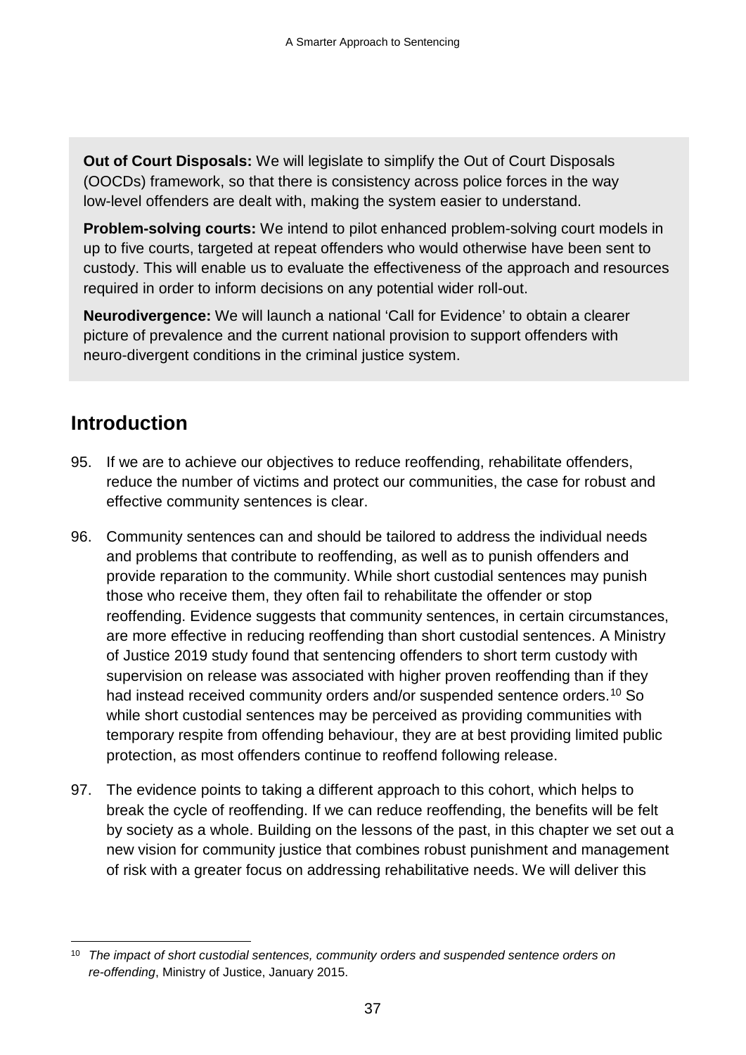**Out of Court Disposals:** We will legislate to simplify the Out of Court Disposals (OOCDs) framework, so that there is consistency across police forces in the way low-level offenders are dealt with, making the system easier to understand.

**Problem-solving courts:** We intend to pilot enhanced problem-solving court models in up to five courts, targeted at repeat offenders who would otherwise have been sent to custody. This will enable us to evaluate the effectiveness of the approach and resources required in order to inform decisions on any potential wider roll-out.

**Neurodivergence:** We will launch a national 'Call for Evidence' to obtain a clearer picture of prevalence and the current national provision to support offenders with neuro-divergent conditions in the criminal justice system.

## Introduction

95. If we are to achieve our objectives to reduce reoffending, rehabilitate offenders, reduce the number of victims and protect our communities, the case for robust and effective community sentences is clear.

96. Community sentences can and should be tailored to address the individual needs and problems that contribute to reoffending, as well as to punish offenders and provide reparation to the community. While short custodial sentences may punish those who receive them, they often fail to rehabilitate the offender or stop reoffending. Evidence suggests that community sentences, in certain circumstances, are more effective in reducing reoffending than short custodial sentences. A Ministry of Justice 2019 study found that sentencing offenders to short term custody with supervision on release was associated with higher proven reoffending than if they had instead received community orders and/or suspended sentence orders.[10] So while short custodial sentences may be perceived as providing communities with temporary respite from offending behaviour, they are at best providing limited public protection, as most offenders continue to reoffend following release.

97. The evidence points to taking a different approach to this cohort, which helps to break the cycle of reoffending. If we can reduce reoffending, the benefits will be felt by society as a whole. Building on the lessons of the past, in this chapter we set out a new vision for community justice that combines robust punishment and management of risk with a greater focus on addressing rehabilitative needs. We will deliver this

[10] *The impact of short custodial sentences, community orders and suspended sentence orders on re-offending*, Ministry of Justice, January 2015.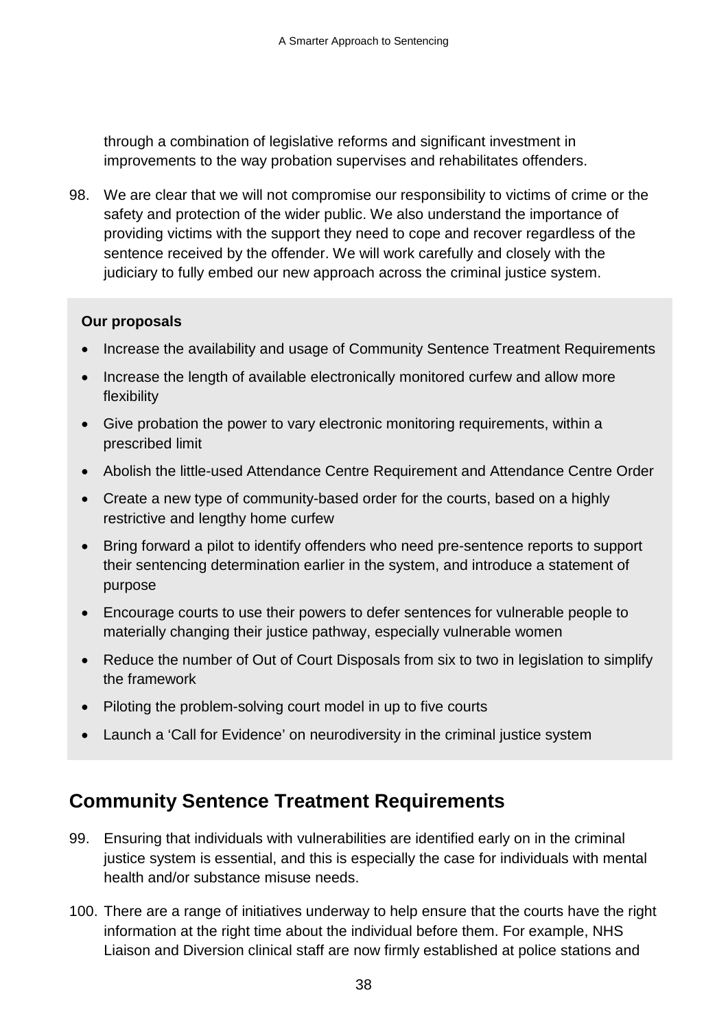through a combination of legislative reforms and significant investment in improvements to the way probation supervises and rehabilitates offenders.

98. We are clear that we will not compromise our responsibility to victims of crime or the safety and protection of the wider public. We also understand the importance of providing victims with the support they need to cope and recover regardless of the sentence received by the offender. We will work carefully and closely with the judiciary to fully embed our new approach across the criminal justice system.

**Our proposals**

- Increase the availability and usage of Community Sentence Treatment Requirements
- Increase the length of available electronically monitored curfew and allow more flexibility
- Give probation the power to vary electronic monitoring requirements, within a prescribed limit
- Abolish the little-used Attendance Centre Requirement and Attendance Centre Order
- Create a new type of community-based order for the courts, based on a highly restrictive and lengthy home curfew
- Bring forward a pilot to identify offenders who need pre-sentence reports to support their sentencing determination earlier in the system, and introduce a statement of purpose
- Encourage courts to use their powers to defer sentences for vulnerable people to materially changing their justice pathway, especially vulnerable women
- Reduce the number of Out of Court Disposals from six to two in legislation to simplify the framework
- Piloting the problem-solving court model in up to five courts
- Launch a 'Call for Evidence' on neurodiversity in the criminal justice system

## Community Sentence Treatment Requirements

99. Ensuring that individuals with vulnerabilities are identified early on in the criminal justice system is essential, and this is especially the case for individuals with mental health and/or substance misuse needs.

100. There are a range of initiatives underway to help ensure that the courts have the right information at the right time about the individual before them. For example, NHS Liaison and Diversion clinical staff are now firmly established at police stations and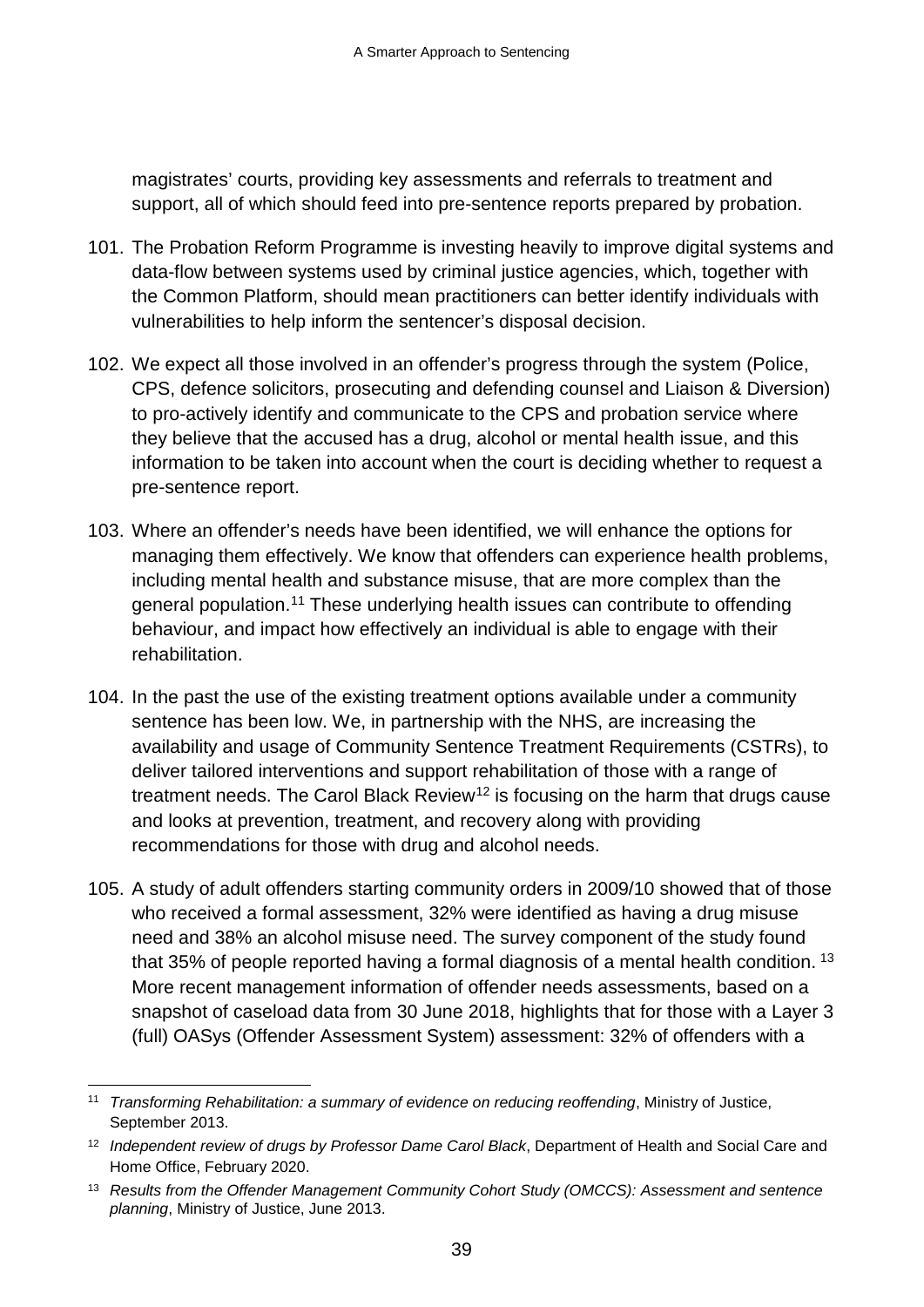magistrates' courts, providing key assessments and referrals to treatment and support, all of which should feed into pre-sentence reports prepared by probation.

101. The Probation Reform Programme is investing heavily to improve digital systems and data-flow between systems used by criminal justice agencies, which, together with the Common Platform, should mean practitioners can better identify individuals with vulnerabilities to help inform the sentencer's disposal decision.

102. We expect all those involved in an offender's progress through the system (Police, CPS, defence solicitors, prosecuting and defending counsel and Liaison & Diversion) to pro-actively identify and communicate to the CPS and probation service where they believe that the accused has a drug, alcohol or mental health issue, and this information to be taken into account when the court is deciding whether to request a pre-sentence report.

103. Where an offender's needs have been identified, we will enhance the options for managing them effectively. We know that offenders can experience health problems, including mental health and substance misuse, that are more complex than the general population.[11] These underlying health issues can contribute to offending behaviour, and impact how effectively an individual is able to engage with their rehabilitation.

104. In the past the use of the existing treatment options available under a community sentence has been low. We, in partnership with the NHS, are increasing the availability and usage of Community Sentence Treatment Requirements (CSTRs), to deliver tailored interventions and support rehabilitation of those with a range of treatment needs. The Carol Black Review[12] is focusing on the harm that drugs cause and looks at prevention, treatment, and recovery along with providing recommendations for those with drug and alcohol needs.

105. A study of adult offenders starting community orders in 2009/10 showed that of those who received a formal assessment, 32% were identified as having a drug misuse need and 38% an alcohol misuse need. The survey component of the study found that 35% of people reported having a formal diagnosis of a mental health condition.[13] More recent management information of offender needs assessments, based on a snapshot of caseload data from 30 June 2018, highlights that for those with a Layer 3 (full) OASys (Offender Assessment System) assessment: 32% of offenders with a

---

[11] *Transforming Rehabilitation: a summary of evidence on reducing reoffending*, Ministry of Justice, September 2013.

[12] *Independent review of drugs by Professor Dame Carol Black*, Department of Health and Social Care and Home Office, February 2020.

[13] *Results from the Offender Management Community Cohort Study (OMCCS): Assessment and sentence planning*, Ministry of Justice, June 2013.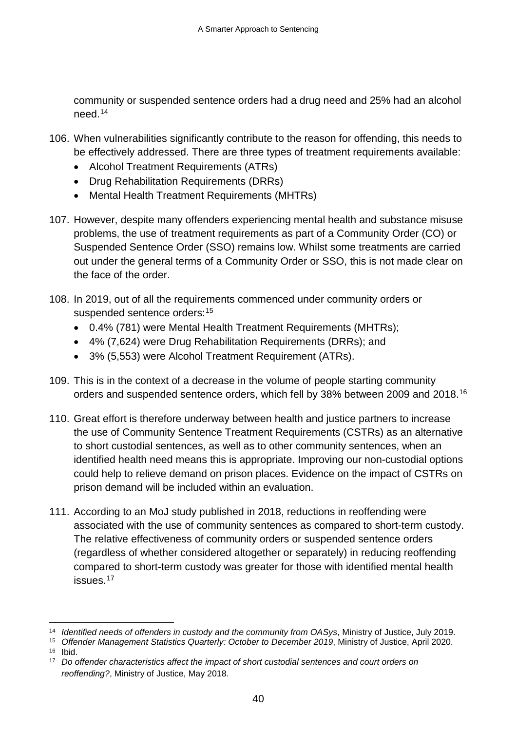community or suspended sentence orders had a drug need and 25% had an alcohol need.[14]

106. When vulnerabilities significantly contribute to the reason for offending, this needs to be effectively addressed. There are three types of treatment requirements available:
    - Alcohol Treatment Requirements (ATRs)
    - Drug Rehabilitation Requirements (DRRs)
    - Mental Health Treatment Requirements (MHTRs)

107. However, despite many offenders experiencing mental health and substance misuse problems, the use of treatment requirements as part of a Community Order (CO) or Suspended Sentence Order (SSO) remains low. Whilst some treatments are carried out under the general terms of a Community Order or SSO, this is not made clear on the face of the order.

108. In 2019, out of all the requirements commenced under community orders or suspended sentence orders:[15]
    - 0.4% (781) were Mental Health Treatment Requirements (MHTRs);
    - 4% (7,624) were Drug Rehabilitation Requirements (DRRs); and
    - 3% (5,553) were Alcohol Treatment Requirement (ATRs).

109. This is in the context of a decrease in the volume of people starting community orders and suspended sentence orders, which fell by 38% between 2009 and 2018.[16]

110. Great effort is therefore underway between health and justice partners to increase the use of Community Sentence Treatment Requirements (CSTRs) as an alternative to short custodial sentences, as well as to other community sentences, when an identified health need means this is appropriate. Improving our non-custodial options could help to relieve demand on prison places. Evidence on the impact of CSTRs on prison demand will be included within an evaluation.

111. According to an MoJ study published in 2018, reductions in reoffending were associated with the use of community sentences as compared to short-term custody. The relative effectiveness of community orders or suspended sentence orders (regardless of whether considered altogether or separately) in reducing reoffending compared to short-term custody was greater for those with identified mental health issues.[17]

---

[14] *Identified needs of offenders in custody and the community from OASys*, Ministry of Justice, July 2019.

[15] *Offender Management Statistics Quarterly: October to December 2019*, Ministry of Justice, April 2020.

[16] Ibid.

[17] *Do offender characteristics affect the impact of short custodial sentences and court orders on reoffending?*, Ministry of Justice, May 2018.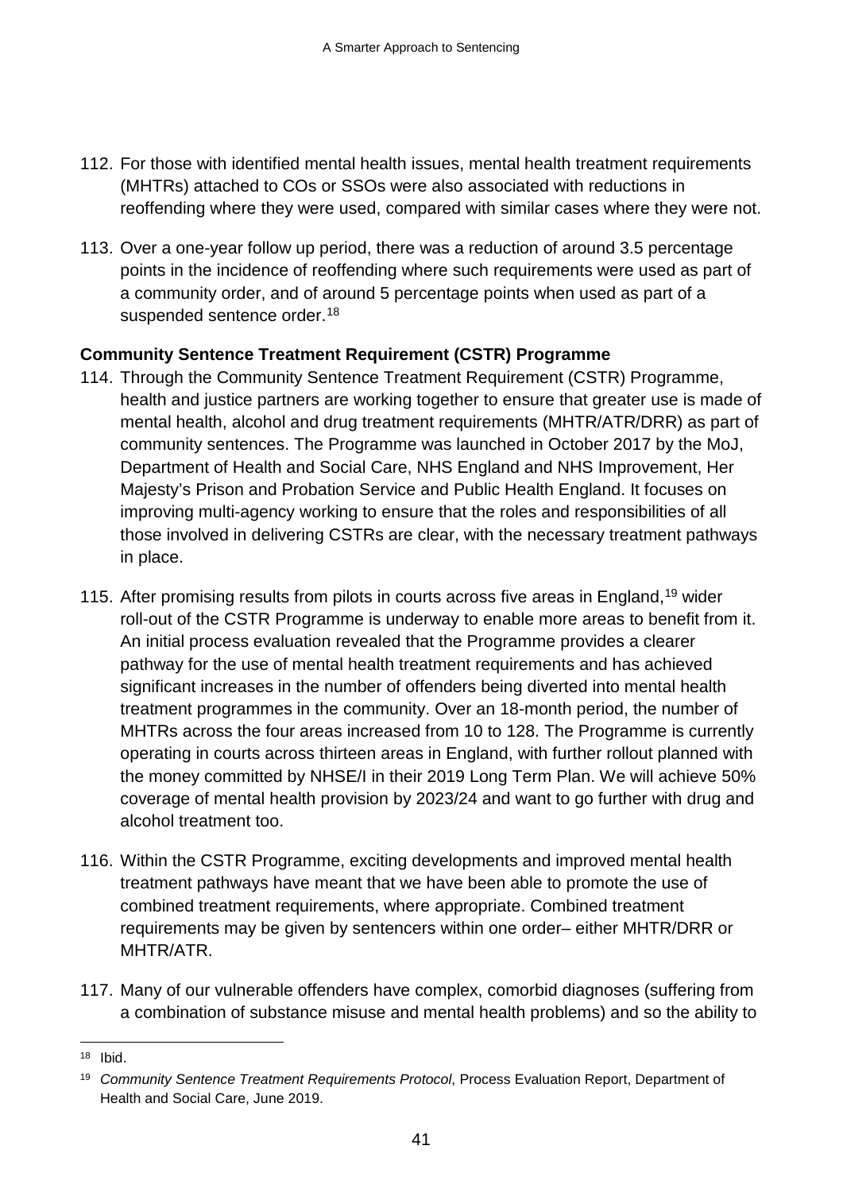112. For those with identified mental health issues, mental health treatment requirements (MHTRs) attached to COs or SSOs were also associated with reductions in reoffending where they were used, compared with similar cases where they were not.

113. Over a one-year follow up period, there was a reduction of around 3.5 percentage points in the incidence of reoffending where such requirements were used as part of a community order, and of around 5 percentage points when used as part of a suspended sentence order.[18]

**Community Sentence Treatment Requirement (CSTR) Programme**

114. Through the Community Sentence Treatment Requirement (CSTR) Programme, health and justice partners are working together to ensure that greater use is made of mental health, alcohol and drug treatment requirements (MHTR/ATR/DRR) as part of community sentences. The Programme was launched in October 2017 by the MoJ, Department of Health and Social Care, NHS England and NHS Improvement, Her Majesty's Prison and Probation Service and Public Health England. It focuses on improving multi-agency working to ensure that the roles and responsibilities of all those involved in delivering CSTRs are clear, with the necessary treatment pathways in place.

115. After promising results from pilots in courts across five areas in England,[19] wider roll-out of the CSTR Programme is underway to enable more areas to benefit from it. An initial process evaluation revealed that the Programme provides a clearer pathway for the use of mental health treatment requirements and has achieved significant increases in the number of offenders being diverted into mental health treatment programmes in the community. Over an 18-month period, the number of MHTRs across the four areas increased from 10 to 128. The Programme is currently operating in courts across thirteen areas in England, with further rollout planned with the money committed by NHSE/I in their 2019 Long Term Plan. We will achieve 50% coverage of mental health provision by 2023/24 and want to go further with drug and alcohol treatment too.

116. Within the CSTR Programme, exciting developments and improved mental health treatment pathways have meant that we have been able to promote the use of combined treatment requirements, where appropriate. Combined treatment requirements may be given by sentencers within one order– either MHTR/DRR or MHTR/ATR.

117. Many of our vulnerable offenders have complex, comorbid diagnoses (suffering from a combination of substance misuse and mental health problems) and so the ability to

---

[18] Ibid.

[19] *Community Sentence Treatment Requirements Protocol*, Process Evaluation Report, Department of Health and Social Care, June 2019.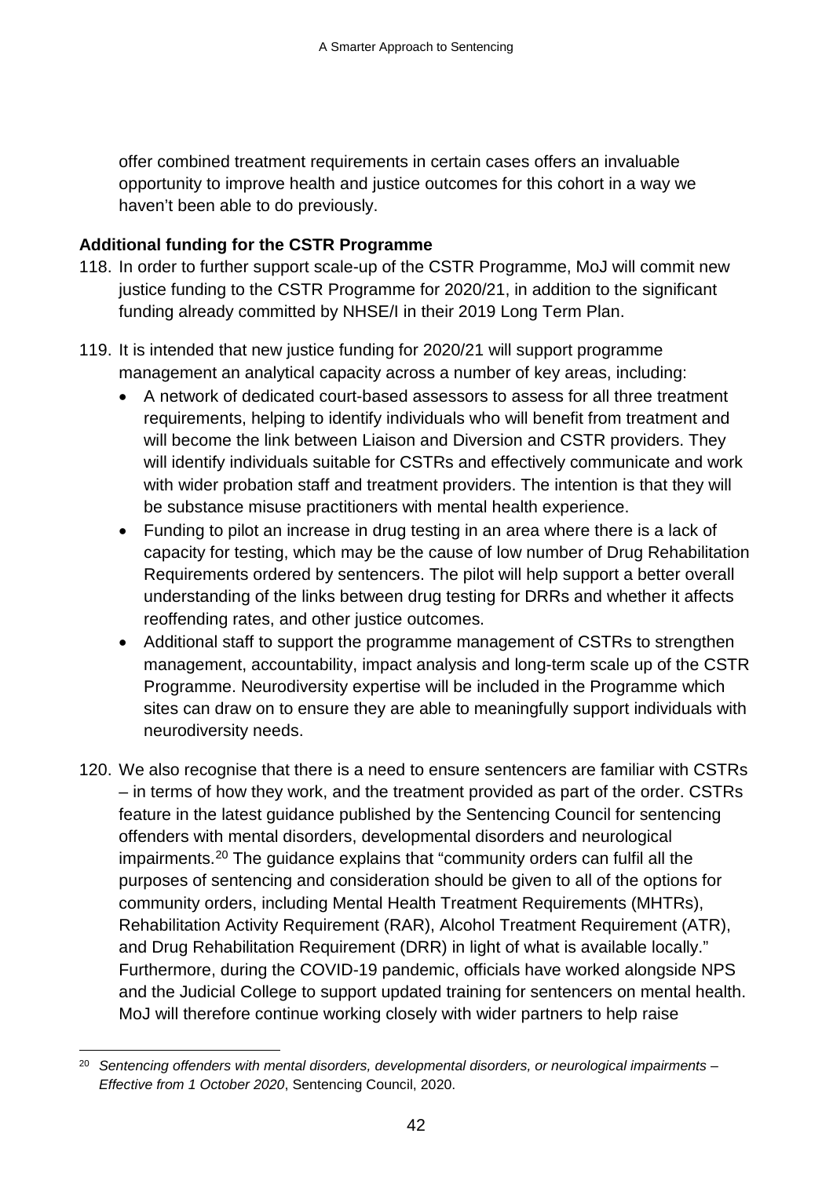offer combined treatment requirements in certain cases offers an invaluable opportunity to improve health and justice outcomes for this cohort in a way we haven't been able to do previously.

**Additional funding for the CSTR Programme**

118. In order to further support scale-up of the CSTR Programme, MoJ will commit new justice funding to the CSTR Programme for 2020/21, in addition to the significant funding already committed by NHSE/I in their 2019 Long Term Plan.

119. It is intended that new justice funding for 2020/21 will support programme management an analytical capacity across a number of key areas, including:
    - A network of dedicated court-based assessors to assess for all three treatment requirements, helping to identify individuals who will benefit from treatment and will become the link between Liaison and Diversion and CSTR providers. They will identify individuals suitable for CSTRs and effectively communicate and work with wider probation staff and treatment providers. The intention is that they will be substance misuse practitioners with mental health experience.
    - Funding to pilot an increase in drug testing in an area where there is a lack of capacity for testing, which may be the cause of low number of Drug Rehabilitation Requirements ordered by sentencers. The pilot will help support a better overall understanding of the links between drug testing for DRRs and whether it affects reoffending rates, and other justice outcomes.
    - Additional staff to support the programme management of CSTRs to strengthen management, accountability, impact analysis and long-term scale up of the CSTR Programme. Neurodiversity expertise will be included in the Programme which sites can draw on to ensure they are able to meaningfully support individuals with neurodiversity needs.

120. We also recognise that there is a need to ensure sentencers are familiar with CSTRs – in terms of how they work, and the treatment provided as part of the order. CSTRs feature in the latest guidance published by the Sentencing Council for sentencing offenders with mental disorders, developmental disorders and neurological impairments.[20] The guidance explains that "community orders can fulfil all the purposes of sentencing and consideration should be given to all of the options for community orders, including Mental Health Treatment Requirements (MHTRs), Rehabilitation Activity Requirement (RAR), Alcohol Treatment Requirement (ATR), and Drug Rehabilitation Requirement (DRR) in light of what is available locally." Furthermore, during the COVID-19 pandemic, officials have worked alongside NPS and the Judicial College to support updated training for sentencers on mental health. MoJ will therefore continue working closely with wider partners to help raise

[20] *Sentencing offenders with mental disorders, developmental disorders, or neurological impairments – Effective from 1 October 2020*, Sentencing Council, 2020.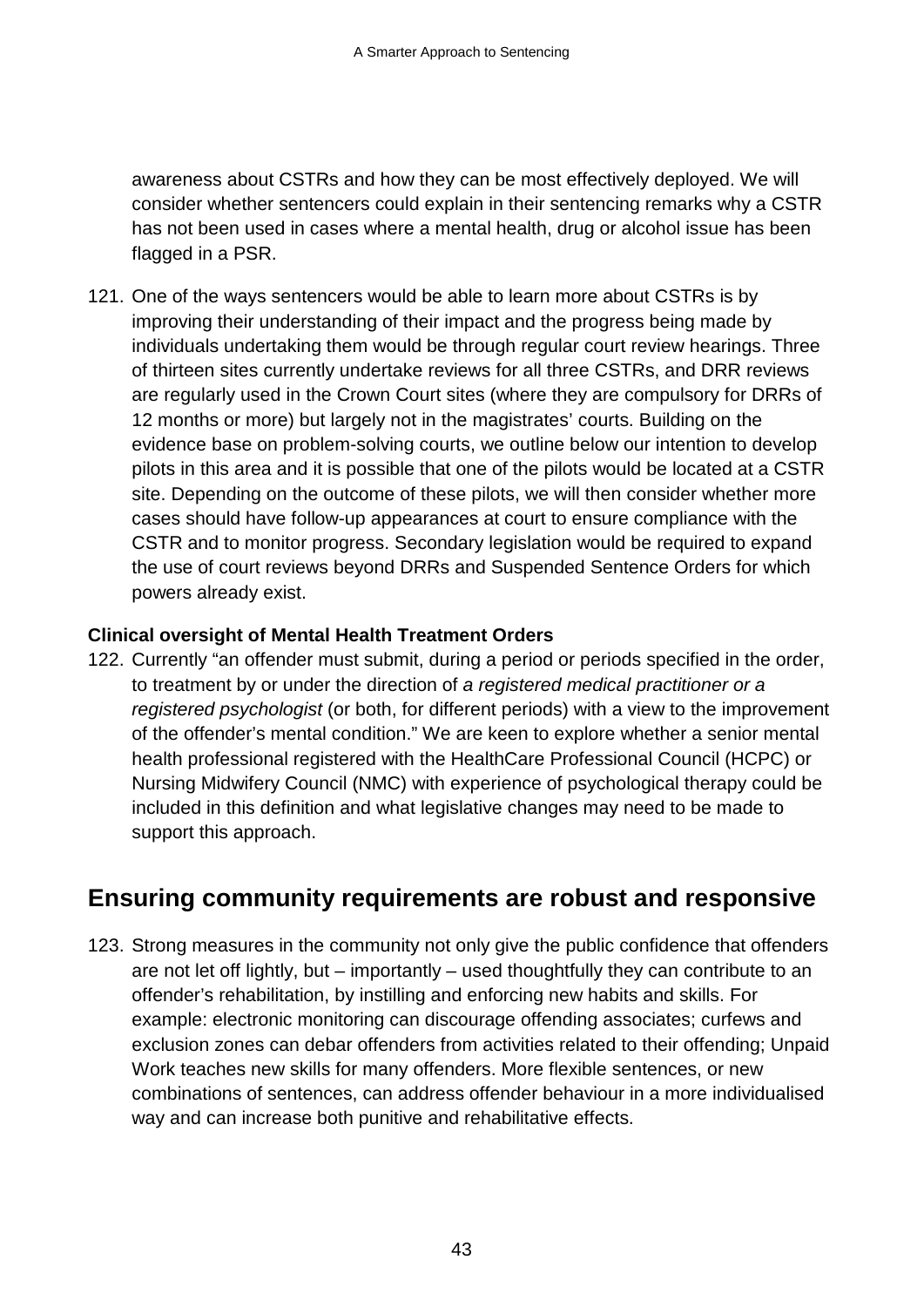awareness about CSTRs and how they can be most effectively deployed. We will consider whether sentencers could explain in their sentencing remarks why a CSTR has not been used in cases where a mental health, drug or alcohol issue has been flagged in a PSR.

121. One of the ways sentencers would be able to learn more about CSTRs is by improving their understanding of their impact and the progress being made by individuals undertaking them would be through regular court review hearings. Three of thirteen sites currently undertake reviews for all three CSTRs, and DRR reviews are regularly used in the Crown Court sites (where they are compulsory for DRRs of 12 months or more) but largely not in the magistrates' courts. Building on the evidence base on problem-solving courts, we outline below our intention to develop pilots in this area and it is possible that one of the pilots would be located at a CSTR site. Depending on the outcome of these pilots, we will then consider whether more cases should have follow-up appearances at court to ensure compliance with the CSTR and to monitor progress. Secondary legislation would be required to expand the use of court reviews beyond DRRs and Suspended Sentence Orders for which powers already exist.

**Clinical oversight of Mental Health Treatment Orders**

122. Currently "an offender must submit, during a period or periods specified in the order, to treatment by or under the direction of *a registered medical practitioner or a registered psychologist* (or both, for different periods) with a view to the improvement of the offender's mental condition." We are keen to explore whether a senior mental health professional registered with the HealthCare Professional Council (HCPC) or Nursing Midwifery Council (NMC) with experience of psychological therapy could be included in this definition and what legislative changes may need to be made to support this approach.

## Ensuring community requirements are robust and responsive

123. Strong measures in the community not only give the public confidence that offenders are not let off lightly, but – importantly – used thoughtfully they can contribute to an offender's rehabilitation, by instilling and enforcing new habits and skills. For example: electronic monitoring can discourage offending associates; curfews and exclusion zones can debar offenders from activities related to their offending; Unpaid Work teaches new skills for many offenders. More flexible sentences, or new combinations of sentences, can address offender behaviour in a more individualised way and can increase both punitive and rehabilitative effects.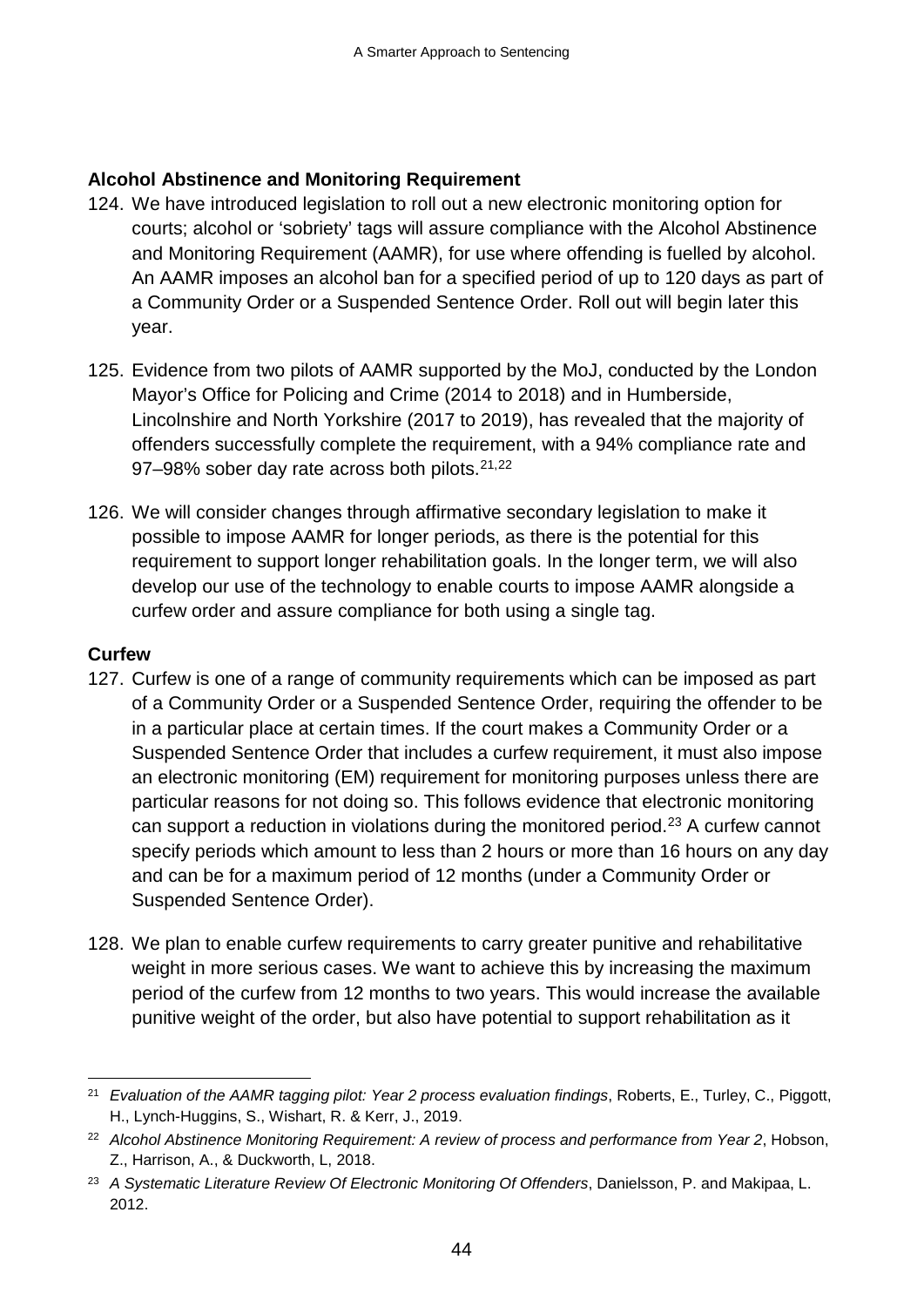**Alcohol Abstinence and Monitoring Requirement**

124. We have introduced legislation to roll out a new electronic monitoring option for courts; alcohol or 'sobriety' tags will assure compliance with the Alcohol Abstinence and Monitoring Requirement (AAMR), for use where offending is fuelled by alcohol. An AAMR imposes an alcohol ban for a specified period of up to 120 days as part of a Community Order or a Suspended Sentence Order. Roll out will begin later this year.

125. Evidence from two pilots of AAMR supported by the MoJ, conducted by the London Mayor's Office for Policing and Crime (2014 to 2018) and in Humberside, Lincolnshire and North Yorkshire (2017 to 2019), has revealed that the majority of offenders successfully complete the requirement, with a 94% compliance rate and 97–98% sober day rate across both pilots.[21,22]

126. We will consider changes through affirmative secondary legislation to make it possible to impose AAMR for longer periods, as there is the potential for this requirement to support longer rehabilitation goals. In the longer term, we will also develop our use of the technology to enable courts to impose AAMR alongside a curfew order and assure compliance for both using a single tag.

**Curfew**

127. Curfew is one of a range of community requirements which can be imposed as part of a Community Order or a Suspended Sentence Order, requiring the offender to be in a particular place at certain times. If the court makes a Community Order or a Suspended Sentence Order that includes a curfew requirement, it must also impose an electronic monitoring (EM) requirement for monitoring purposes unless there are particular reasons for not doing so. This follows evidence that electronic monitoring can support a reduction in violations during the monitored period.[23] A curfew cannot specify periods which amount to less than 2 hours or more than 16 hours on any day and can be for a maximum period of 12 months (under a Community Order or Suspended Sentence Order).

128. We plan to enable curfew requirements to carry greater punitive and rehabilitative weight in more serious cases. We want to achieve this by increasing the maximum period of the curfew from 12 months to two years. This would increase the available punitive weight of the order, but also have potential to support rehabilitation as it

---

[21] *Evaluation of the AAMR tagging pilot: Year 2 process evaluation findings*, Roberts, E., Turley, C., Piggott, H., Lynch-Huggins, S., Wishart, R. & Kerr, J., 2019.

[22] *Alcohol Abstinence Monitoring Requirement: A review of process and performance from Year 2*, Hobson, Z., Harrison, A., & Duckworth, L, 2018.

[23] *A Systematic Literature Review Of Electronic Monitoring Of Offenders*, Danielsson, P. and Makipaa, L. 2012.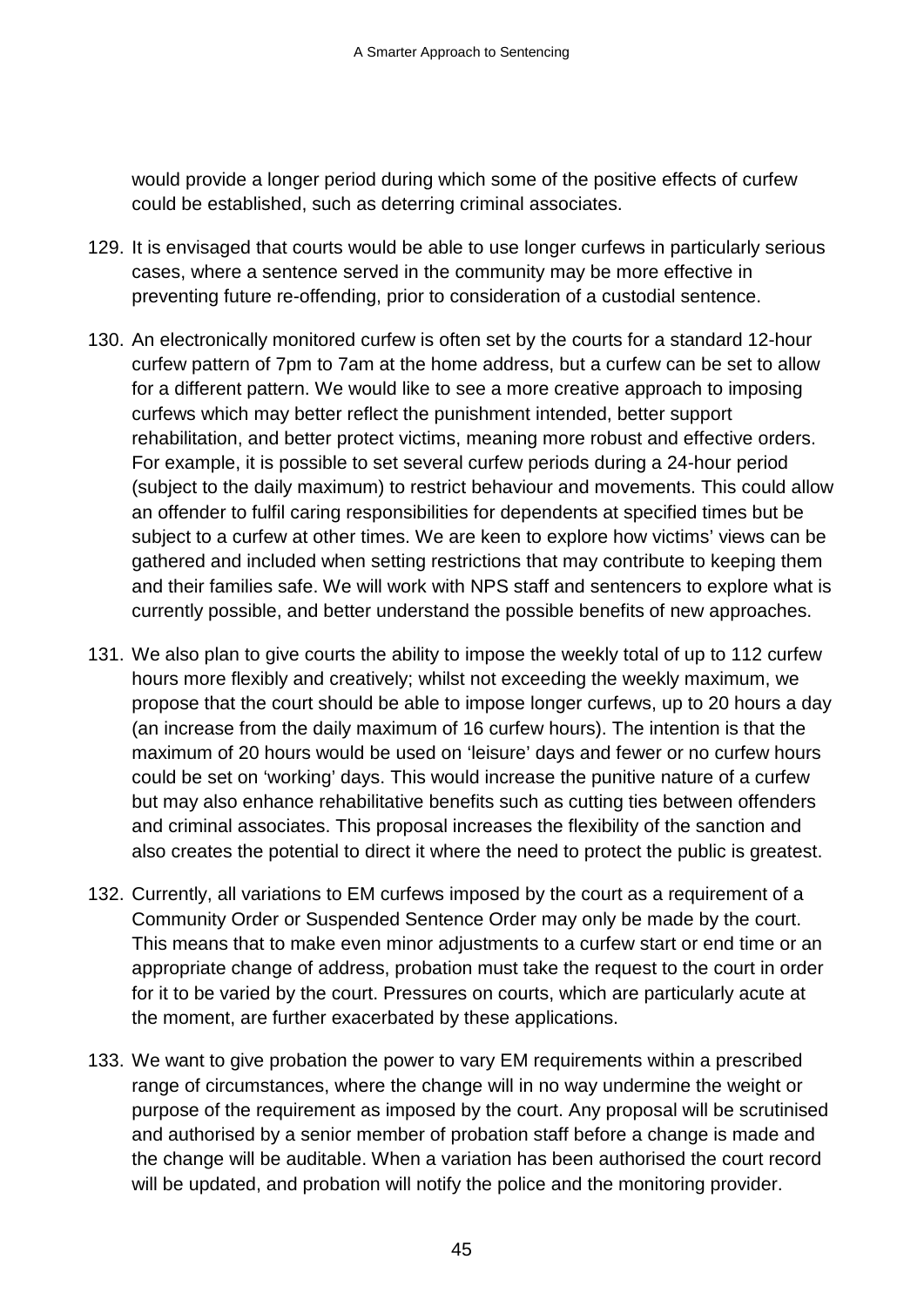would provide a longer period during which some of the positive effects of curfew could be established, such as deterring criminal associates.

129. It is envisaged that courts would be able to use longer curfews in particularly serious cases, where a sentence served in the community may be more effective in preventing future re-offending, prior to consideration of a custodial sentence.

130. An electronically monitored curfew is often set by the courts for a standard 12-hour curfew pattern of 7pm to 7am at the home address, but a curfew can be set to allow for a different pattern. We would like to see a more creative approach to imposing curfews which may better reflect the punishment intended, better support rehabilitation, and better protect victims, meaning more robust and effective orders. For example, it is possible to set several curfew periods during a 24-hour period (subject to the daily maximum) to restrict behaviour and movements. This could allow an offender to fulfil caring responsibilities for dependents at specified times but be subject to a curfew at other times. We are keen to explore how victims' views can be gathered and included when setting restrictions that may contribute to keeping them and their families safe. We will work with NPS staff and sentencers to explore what is currently possible, and better understand the possible benefits of new approaches.

131. We also plan to give courts the ability to impose the weekly total of up to 112 curfew hours more flexibly and creatively; whilst not exceeding the weekly maximum, we propose that the court should be able to impose longer curfews, up to 20 hours a day (an increase from the daily maximum of 16 curfew hours). The intention is that the maximum of 20 hours would be used on 'leisure' days and fewer or no curfew hours could be set on 'working' days. This would increase the punitive nature of a curfew but may also enhance rehabilitative benefits such as cutting ties between offenders and criminal associates. This proposal increases the flexibility of the sanction and also creates the potential to direct it where the need to protect the public is greatest.

132. Currently, all variations to EM curfews imposed by the court as a requirement of a Community Order or Suspended Sentence Order may only be made by the court. This means that to make even minor adjustments to a curfew start or end time or an appropriate change of address, probation must take the request to the court in order for it to be varied by the court. Pressures on courts, which are particularly acute at the moment, are further exacerbated by these applications.

133. We want to give probation the power to vary EM requirements within a prescribed range of circumstances, where the change will in no way undermine the weight or purpose of the requirement as imposed by the court. Any proposal will be scrutinised and authorised by a senior member of probation staff before a change is made and the change will be auditable. When a variation has been authorised the court record will be updated, and probation will notify the police and the monitoring provider.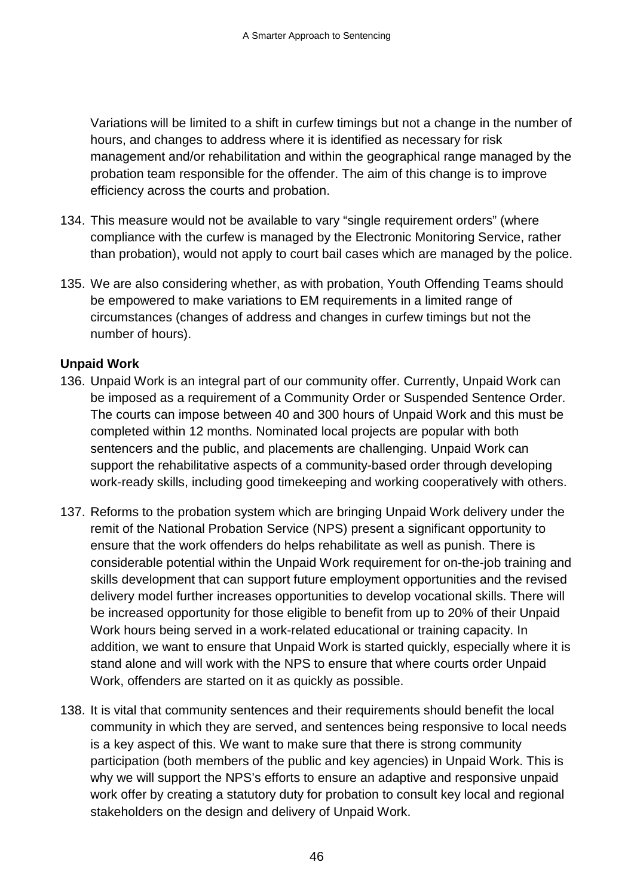Variations will be limited to a shift in curfew timings but not a change in the number of hours, and changes to address where it is identified as necessary for risk management and/or rehabilitation and within the geographical range managed by the probation team responsible for the offender. The aim of this change is to improve efficiency across the courts and probation.

134. This measure would not be available to vary "single requirement orders" (where compliance with the curfew is managed by the Electronic Monitoring Service, rather than probation), would not apply to court bail cases which are managed by the police.

135. We are also considering whether, as with probation, Youth Offending Teams should be empowered to make variations to EM requirements in a limited range of circumstances (changes of address and changes in curfew timings but not the number of hours).

**Unpaid Work**

136. Unpaid Work is an integral part of our community offer. Currently, Unpaid Work can be imposed as a requirement of a Community Order or Suspended Sentence Order. The courts can impose between 40 and 300 hours of Unpaid Work and this must be completed within 12 months. Nominated local projects are popular with both sentencers and the public, and placements are challenging. Unpaid Work can support the rehabilitative aspects of a community-based order through developing work-ready skills, including good timekeeping and working cooperatively with others.

137. Reforms to the probation system which are bringing Unpaid Work delivery under the remit of the National Probation Service (NPS) present a significant opportunity to ensure that the work offenders do helps rehabilitate as well as punish. There is considerable potential within the Unpaid Work requirement for on-the-job training and skills development that can support future employment opportunities and the revised delivery model further increases opportunities to develop vocational skills. There will be increased opportunity for those eligible to benefit from up to 20% of their Unpaid Work hours being served in a work-related educational or training capacity. In addition, we want to ensure that Unpaid Work is started quickly, especially where it is stand alone and will work with the NPS to ensure that where courts order Unpaid Work, offenders are started on it as quickly as possible.

138. It is vital that community sentences and their requirements should benefit the local community in which they are served, and sentences being responsive to local needs is a key aspect of this. We want to make sure that there is strong community participation (both members of the public and key agencies) in Unpaid Work. This is why we will support the NPS's efforts to ensure an adaptive and responsive unpaid work offer by creating a statutory duty for probation to consult key local and regional stakeholders on the design and delivery of Unpaid Work.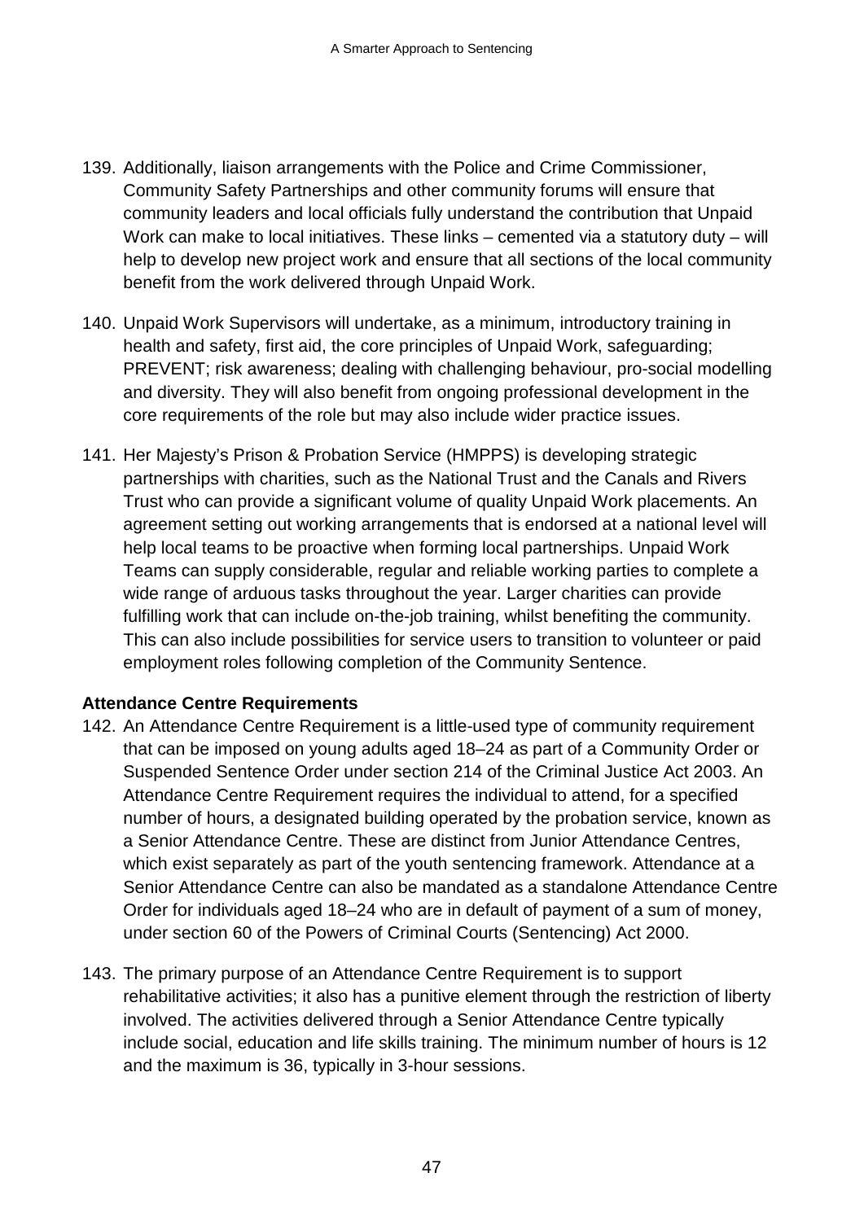139. Additionally, liaison arrangements with the Police and Crime Commissioner, Community Safety Partnerships and other community forums will ensure that community leaders and local officials fully understand the contribution that Unpaid Work can make to local initiatives. These links – cemented via a statutory duty – will help to develop new project work and ensure that all sections of the local community benefit from the work delivered through Unpaid Work.

140. Unpaid Work Supervisors will undertake, as a minimum, introductory training in health and safety, first aid, the core principles of Unpaid Work, safeguarding; PREVENT; risk awareness; dealing with challenging behaviour, pro-social modelling and diversity. They will also benefit from ongoing professional development in the core requirements of the role but may also include wider practice issues.

141. Her Majesty's Prison & Probation Service (HMPPS) is developing strategic partnerships with charities, such as the National Trust and the Canals and Rivers Trust who can provide a significant volume of quality Unpaid Work placements. An agreement setting out working arrangements that is endorsed at a national level will help local teams to be proactive when forming local partnerships. Unpaid Work Teams can supply considerable, regular and reliable working parties to complete a wide range of arduous tasks throughout the year. Larger charities can provide fulfilling work that can include on-the-job training, whilst benefiting the community. This can also include possibilities for service users to transition to volunteer or paid employment roles following completion of the Community Sentence.

**Attendance Centre Requirements**

142. An Attendance Centre Requirement is a little-used type of community requirement that can be imposed on young adults aged 18–24 as part of a Community Order or Suspended Sentence Order under section 214 of the Criminal Justice Act 2003. An Attendance Centre Requirement requires the individual to attend, for a specified number of hours, a designated building operated by the probation service, known as a Senior Attendance Centre. These are distinct from Junior Attendance Centres, which exist separately as part of the youth sentencing framework. Attendance at a Senior Attendance Centre can also be mandated as a standalone Attendance Centre Order for individuals aged 18–24 who are in default of payment of a sum of money, under section 60 of the Powers of Criminal Courts (Sentencing) Act 2000.

143. The primary purpose of an Attendance Centre Requirement is to support rehabilitative activities; it also has a punitive element through the restriction of liberty involved. The activities delivered through a Senior Attendance Centre typically include social, education and life skills training. The minimum number of hours is 12 and the maximum is 36, typically in 3-hour sessions.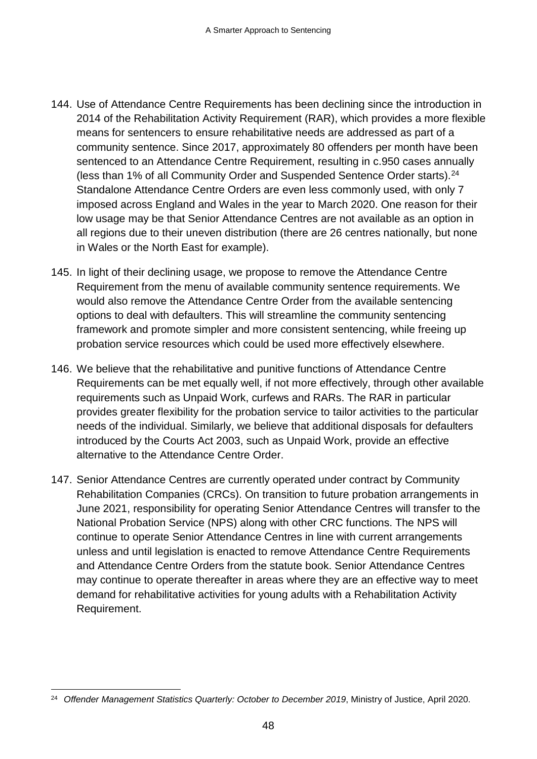144. Use of Attendance Centre Requirements has been declining since the introduction in 2014 of the Rehabilitation Activity Requirement (RAR), which provides a more flexible means for sentencers to ensure rehabilitative needs are addressed as part of a community sentence. Since 2017, approximately 80 offenders per month have been sentenced to an Attendance Centre Requirement, resulting in c.950 cases annually (less than 1% of all Community Order and Suspended Sentence Order starts).[24] Standalone Attendance Centre Orders are even less commonly used, with only 7 imposed across England and Wales in the year to March 2020. One reason for their low usage may be that Senior Attendance Centres are not available as an option in all regions due to their uneven distribution (there are 26 centres nationally, but none in Wales or the North East for example).

145. In light of their declining usage, we propose to remove the Attendance Centre Requirement from the menu of available community sentence requirements. We would also remove the Attendance Centre Order from the available sentencing options to deal with defaulters. This will streamline the community sentencing framework and promote simpler and more consistent sentencing, while freeing up probation service resources which could be used more effectively elsewhere.

146. We believe that the rehabilitative and punitive functions of Attendance Centre Requirements can be met equally well, if not more effectively, through other available requirements such as Unpaid Work, curfews and RARs. The RAR in particular provides greater flexibility for the probation service to tailor activities to the particular needs of the individual. Similarly, we believe that additional disposals for defaulters introduced by the Courts Act 2003, such as Unpaid Work, provide an effective alternative to the Attendance Centre Order.

147. Senior Attendance Centres are currently operated under contract by Community Rehabilitation Companies (CRCs). On transition to future probation arrangements in June 2021, responsibility for operating Senior Attendance Centres will transfer to the National Probation Service (NPS) along with other CRC functions. The NPS will continue to operate Senior Attendance Centres in line with current arrangements unless and until legislation is enacted to remove Attendance Centre Requirements and Attendance Centre Orders from the statute book. Senior Attendance Centres may continue to operate thereafter in areas where they are an effective way to meet demand for rehabilitative activities for young adults with a Rehabilitation Activity Requirement.

---

[24] *Offender Management Statistics Quarterly: October to December 2019*, Ministry of Justice, April 2020.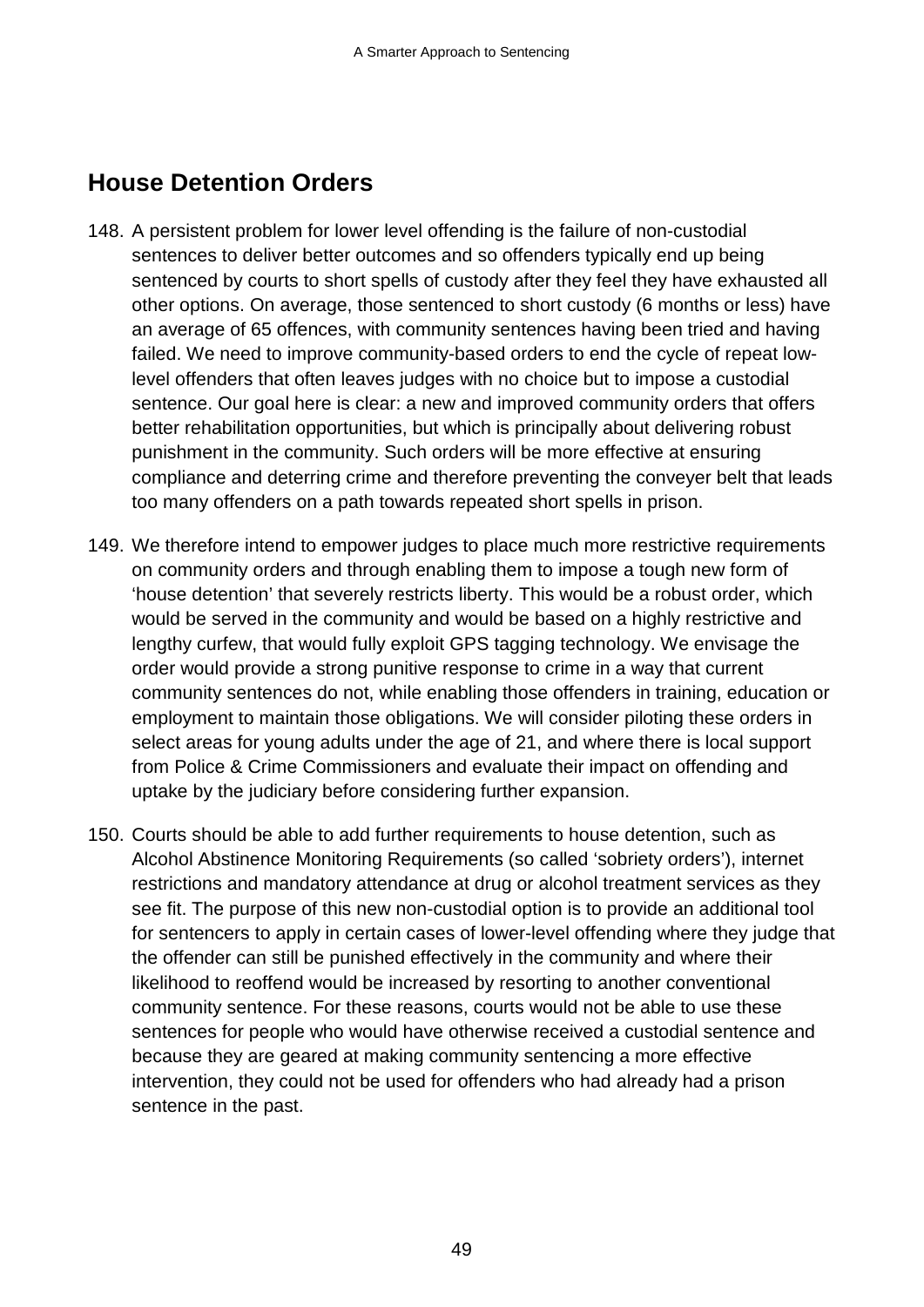## House Detention Orders

148. A persistent problem for lower level offending is the failure of non-custodial sentences to deliver better outcomes and so offenders typically end up being sentenced by courts to short spells of custody after they feel they have exhausted all other options. On average, those sentenced to short custody (6 months or less) have an average of 65 offences, with community sentences having been tried and having failed. We need to improve community-based orders to end the cycle of repeat low-level offenders that often leaves judges with no choice but to impose a custodial sentence. Our goal here is clear: a new and improved community orders that offers better rehabilitation opportunities, but which is principally about delivering robust punishment in the community. Such orders will be more effective at ensuring compliance and deterring crime and therefore preventing the conveyer belt that leads too many offenders on a path towards repeated short spells in prison.

149. We therefore intend to empower judges to place much more restrictive requirements on community orders and through enabling them to impose a tough new form of 'house detention' that severely restricts liberty. This would be a robust order, which would be served in the community and would be based on a highly restrictive and lengthy curfew, that would fully exploit GPS tagging technology. We envisage the order would provide a strong punitive response to crime in a way that current community sentences do not, while enabling those offenders in training, education or employment to maintain those obligations. We will consider piloting these orders in select areas for young adults under the age of 21, and where there is local support from Police & Crime Commissioners and evaluate their impact on offending and uptake by the judiciary before considering further expansion.

150. Courts should be able to add further requirements to house detention, such as Alcohol Abstinence Monitoring Requirements (so called 'sobriety orders'), internet restrictions and mandatory attendance at drug or alcohol treatment services as they see fit. The purpose of this new non-custodial option is to provide an additional tool for sentencers to apply in certain cases of lower-level offending where they judge that the offender can still be punished effectively in the community and where their likelihood to reoffend would be increased by resorting to another conventional community sentence. For these reasons, courts would not be able to use these sentences for people who would have otherwise received a custodial sentence and because they are geared at making community sentencing a more effective intervention, they could not be used for offenders who had already had a prison sentence in the past.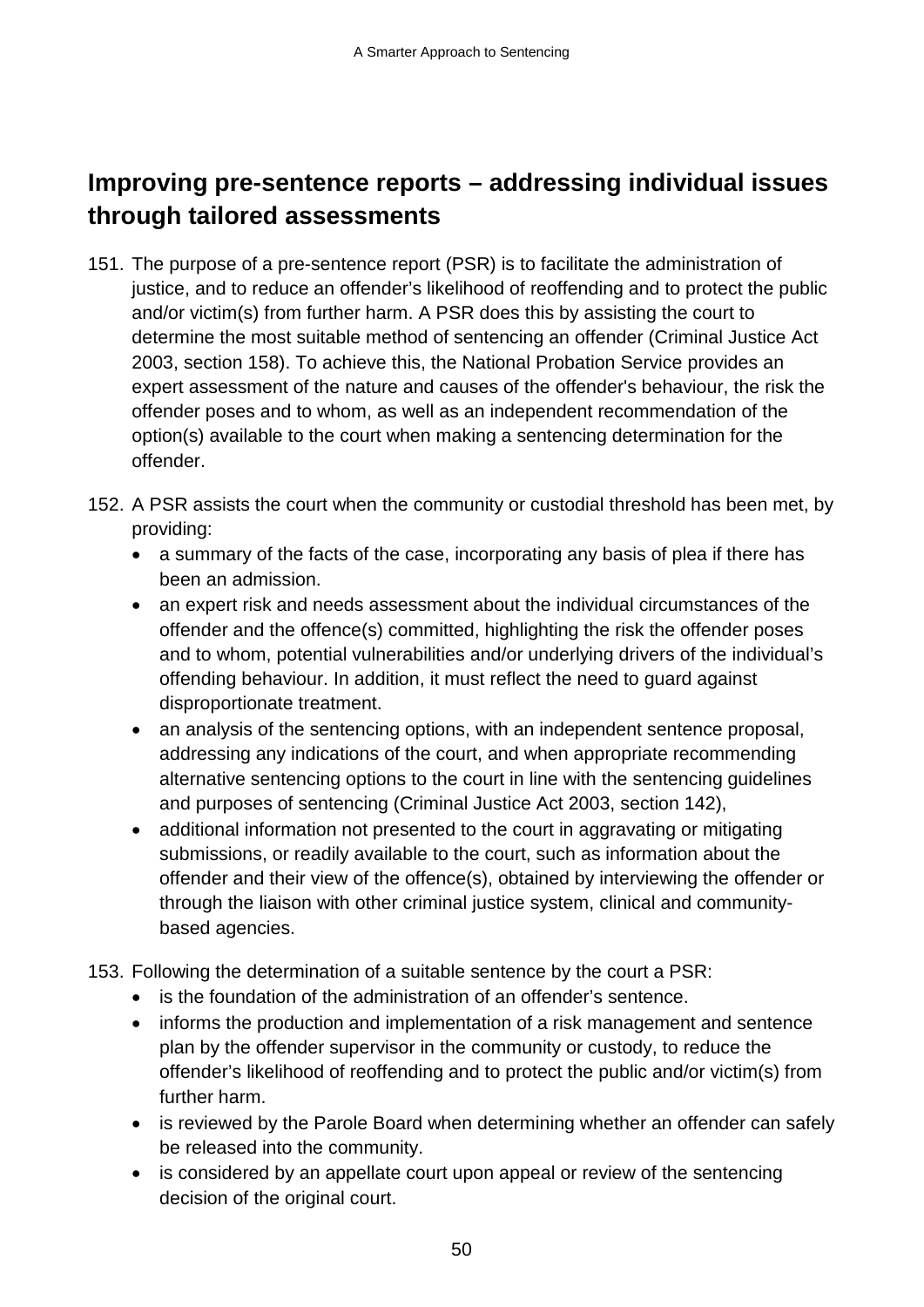## Improving pre-sentence reports – addressing individual issues through tailored assessments

151. The purpose of a pre-sentence report (PSR) is to facilitate the administration of justice, and to reduce an offender's likelihood of reoffending and to protect the public and/or victim(s) from further harm. A PSR does this by assisting the court to determine the most suitable method of sentencing an offender (Criminal Justice Act 2003, section 158). To achieve this, the National Probation Service provides an expert assessment of the nature and causes of the offender's behaviour, the risk the offender poses and to whom, as well as an independent recommendation of the option(s) available to the court when making a sentencing determination for the offender.

152. A PSR assists the court when the community or custodial threshold has been met, by providing:
    - a summary of the facts of the case, incorporating any basis of plea if there has been an admission.
    - an expert risk and needs assessment about the individual circumstances of the offender and the offence(s) committed, highlighting the risk the offender poses and to whom, potential vulnerabilities and/or underlying drivers of the individual's offending behaviour. In addition, it must reflect the need to guard against disproportionate treatment.
    - an analysis of the sentencing options, with an independent sentence proposal, addressing any indications of the court, and when appropriate recommending alternative sentencing options to the court in line with the sentencing guidelines and purposes of sentencing (Criminal Justice Act 2003, section 142),
    - additional information not presented to the court in aggravating or mitigating submissions, or readily available to the court, such as information about the offender and their view of the offence(s), obtained by interviewing the offender or through the liaison with other criminal justice system, clinical and community-based agencies.

153. Following the determination of a suitable sentence by the court a PSR:
    - is the foundation of the administration of an offender's sentence.
    - informs the production and implementation of a risk management and sentence plan by the offender supervisor in the community or custody, to reduce the offender's likelihood of reoffending and to protect the public and/or victim(s) from further harm.
    - is reviewed by the Parole Board when determining whether an offender can safely be released into the community.
    - is considered by an appellate court upon appeal or review of the sentencing decision of the original court.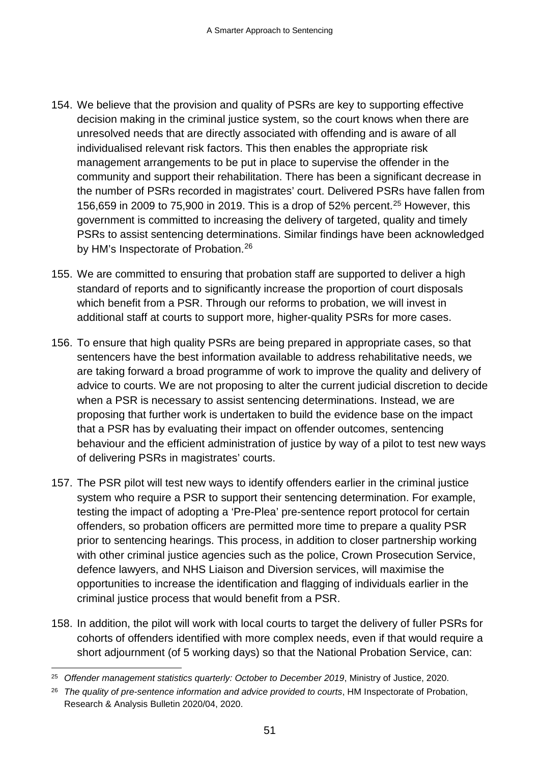154. We believe that the provision and quality of PSRs are key to supporting effective decision making in the criminal justice system, so the court knows when there are unresolved needs that are directly associated with offending and is aware of all individualised relevant risk factors. This then enables the appropriate risk management arrangements to be put in place to supervise the offender in the community and support their rehabilitation. There has been a significant decrease in the number of PSRs recorded in magistrates' court. Delivered PSRs have fallen from 156,659 in 2009 to 75,900 in 2019. This is a drop of 52% percent.[25] However, this government is committed to increasing the delivery of targeted, quality and timely PSRs to assist sentencing determinations. Similar findings have been acknowledged by HM's Inspectorate of Probation.[26]

155. We are committed to ensuring that probation staff are supported to deliver a high standard of reports and to significantly increase the proportion of court disposals which benefit from a PSR. Through our reforms to probation, we will invest in additional staff at courts to support more, higher-quality PSRs for more cases.

156. To ensure that high quality PSRs are being prepared in appropriate cases, so that sentencers have the best information available to address rehabilitative needs, we are taking forward a broad programme of work to improve the quality and delivery of advice to courts. We are not proposing to alter the current judicial discretion to decide when a PSR is necessary to assist sentencing determinations. Instead, we are proposing that further work is undertaken to build the evidence base on the impact that a PSR has by evaluating their impact on offender outcomes, sentencing behaviour and the efficient administration of justice by way of a pilot to test new ways of delivering PSRs in magistrates' courts.

157. The PSR pilot will test new ways to identify offenders earlier in the criminal justice system who require a PSR to support their sentencing determination. For example, testing the impact of adopting a 'Pre-Plea' pre-sentence report protocol for certain offenders, so probation officers are permitted more time to prepare a quality PSR prior to sentencing hearings. This process, in addition to closer partnership working with other criminal justice agencies such as the police, Crown Prosecution Service, defence lawyers, and NHS Liaison and Diversion services, will maximise the opportunities to increase the identification and flagging of individuals earlier in the criminal justice process that would benefit from a PSR.

158. In addition, the pilot will work with local courts to target the delivery of fuller PSRs for cohorts of offenders identified with more complex needs, even if that would require a short adjournment (of 5 working days) so that the National Probation Service, can:

---

[25] *Offender management statistics quarterly: October to December 2019*, Ministry of Justice, 2020.

[26] *The quality of pre-sentence information and advice provided to courts*, HM Inspectorate of Probation, Research & Analysis Bulletin 2020/04, 2020.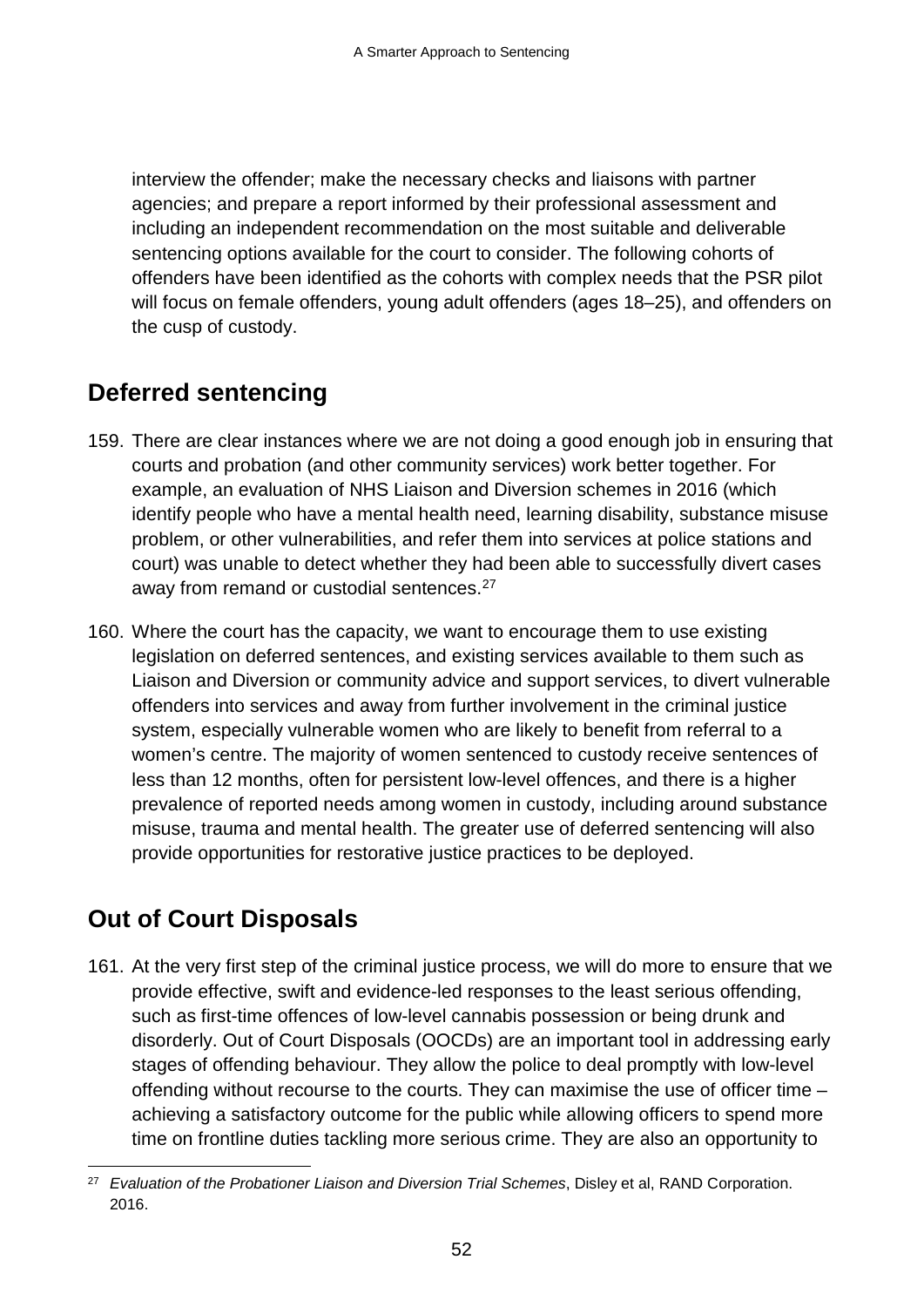interview the offender; make the necessary checks and liaisons with partner agencies; and prepare a report informed by their professional assessment and including an independent recommendation on the most suitable and deliverable sentencing options available for the court to consider. The following cohorts of offenders have been identified as the cohorts with complex needs that the PSR pilot will focus on female offenders, young adult offenders (ages 18–25), and offenders on the cusp of custody.

## Deferred sentencing

159. There are clear instances where we are not doing a good enough job in ensuring that courts and probation (and other community services) work better together. For example, an evaluation of NHS Liaison and Diversion schemes in 2016 (which identify people who have a mental health need, learning disability, substance misuse problem, or other vulnerabilities, and refer them into services at police stations and court) was unable to detect whether they had been able to successfully divert cases away from remand or custodial sentences.[27]

160. Where the court has the capacity, we want to encourage them to use existing legislation on deferred sentences, and existing services available to them such as Liaison and Diversion or community advice and support services, to divert vulnerable offenders into services and away from further involvement in the criminal justice system, especially vulnerable women who are likely to benefit from referral to a women's centre. The majority of women sentenced to custody receive sentences of less than 12 months, often for persistent low-level offences, and there is a higher prevalence of reported needs among women in custody, including around substance misuse, trauma and mental health. The greater use of deferred sentencing will also provide opportunities for restorative justice practices to be deployed.

## Out of Court Disposals

161. At the very first step of the criminal justice process, we will do more to ensure that we provide effective, swift and evidence-led responses to the least serious offending, such as first-time offences of low-level cannabis possession or being drunk and disorderly. Out of Court Disposals (OOCDs) are an important tool in addressing early stages of offending behaviour. They allow the police to deal promptly with low-level offending without recourse to the courts. They can maximise the use of officer time – achieving a satisfactory outcome for the public while allowing officers to spend more time on frontline duties tackling more serious crime. They are also an opportunity to

---

[27] *Evaluation of the Probationer Liaison and Diversion Trial Schemes*, Disley et al, RAND Corporation. 2016.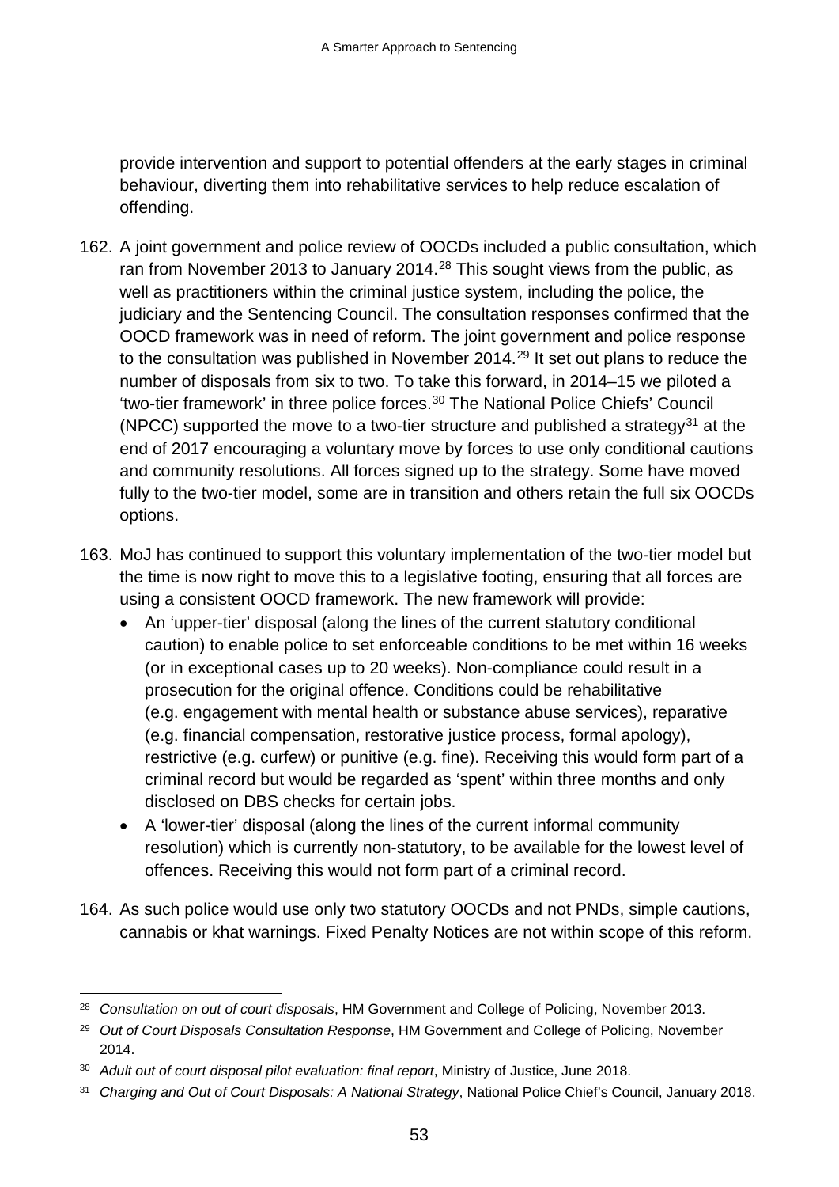provide intervention and support to potential offenders at the early stages in criminal behaviour, diverting them into rehabilitative services to help reduce escalation of offending.

162. A joint government and police review of OOCDs included a public consultation, which ran from November 2013 to January 2014.[28] This sought views from the public, as well as practitioners within the criminal justice system, including the police, the judiciary and the Sentencing Council. The consultation responses confirmed that the OOCD framework was in need of reform. The joint government and police response to the consultation was published in November 2014.[29] It set out plans to reduce the number of disposals from six to two. To take this forward, in 2014–15 we piloted a 'two-tier framework' in three police forces.[30] The National Police Chiefs' Council (NPCC) supported the move to a two-tier structure and published a strategy[31] at the end of 2017 encouraging a voluntary move by forces to use only conditional cautions and community resolutions. All forces signed up to the strategy. Some have moved fully to the two-tier model, some are in transition and others retain the full six OOCDs options.

163. MoJ has continued to support this voluntary implementation of the two-tier model but the time is now right to move this to a legislative footing, ensuring that all forces are using a consistent OOCD framework. The new framework will provide:
    - An 'upper-tier' disposal (along the lines of the current statutory conditional caution) to enable police to set enforceable conditions to be met within 16 weeks (or in exceptional cases up to 20 weeks). Non-compliance could result in a prosecution for the original offence. Conditions could be rehabilitative (e.g. engagement with mental health or substance abuse services), reparative (e.g. financial compensation, restorative justice process, formal apology), restrictive (e.g. curfew) or punitive (e.g. fine). Receiving this would form part of a criminal record but would be regarded as 'spent' within three months and only disclosed on DBS checks for certain jobs.
    - A 'lower-tier' disposal (along the lines of the current informal community resolution) which is currently non-statutory, to be available for the lowest level of offences. Receiving this would not form part of a criminal record.

164. As such police would use only two statutory OOCDs and not PNDs, simple cautions, cannabis or khat warnings. Fixed Penalty Notices are not within scope of this reform.

---

[28] *Consultation on out of court disposals*, HM Government and College of Policing, November 2013.

[29] *Out of Court Disposals Consultation Response*, HM Government and College of Policing, November 2014.

[30] *Adult out of court disposal pilot evaluation: final report*, Ministry of Justice, June 2018.

[31] *Charging and Out of Court Disposals: A National Strategy*, National Police Chief's Council, January 2018.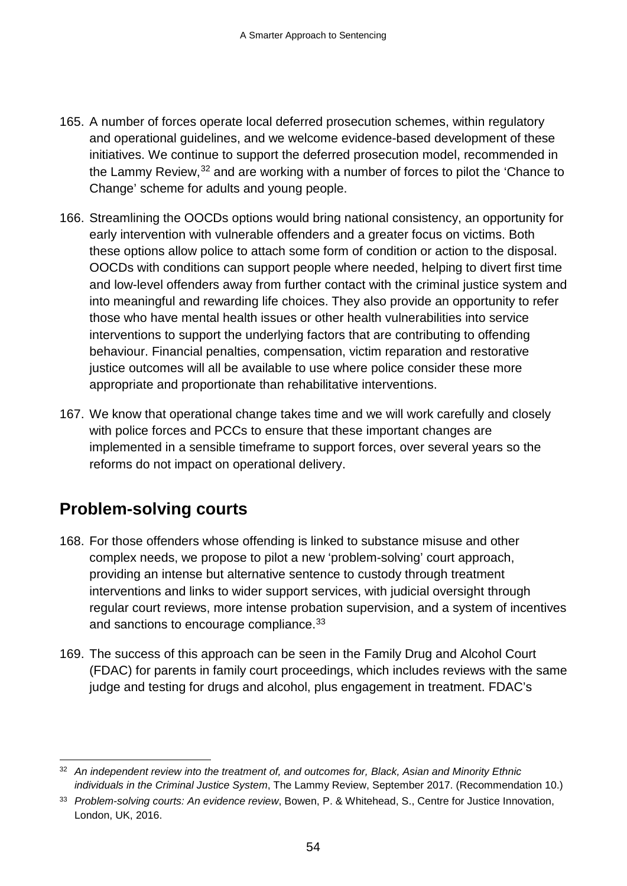165. A number of forces operate local deferred prosecution schemes, within regulatory and operational guidelines, and we welcome evidence-based development of these initiatives. We continue to support the deferred prosecution model, recommended in the Lammy Review,[32] and are working with a number of forces to pilot the 'Chance to Change' scheme for adults and young people.

166. Streamlining the OOCDs options would bring national consistency, an opportunity for early intervention with vulnerable offenders and a greater focus on victims. Both these options allow police to attach some form of condition or action to the disposal. OOCDs with conditions can support people where needed, helping to divert first time and low-level offenders away from further contact with the criminal justice system and into meaningful and rewarding life choices. They also provide an opportunity to refer those who have mental health issues or other health vulnerabilities into service interventions to support the underlying factors that are contributing to offending behaviour. Financial penalties, compensation, victim reparation and restorative justice outcomes will all be available to use where police consider these more appropriate and proportionate than rehabilitative interventions.

167. We know that operational change takes time and we will work carefully and closely with police forces and PCCs to ensure that these important changes are implemented in a sensible timeframe to support forces, over several years so the reforms do not impact on operational delivery.

## Problem-solving courts

168. For those offenders whose offending is linked to substance misuse and other complex needs, we propose to pilot a new 'problem-solving' court approach, providing an intense but alternative sentence to custody through treatment interventions and links to wider support services, with judicial oversight through regular court reviews, more intense probation supervision, and a system of incentives and sanctions to encourage compliance.[33]

169. The success of this approach can be seen in the Family Drug and Alcohol Court (FDAC) for parents in family court proceedings, which includes reviews with the same judge and testing for drugs and alcohol, plus engagement in treatment. FDAC's

---

[32] *An independent review into the treatment of, and outcomes for, Black, Asian and Minority Ethnic individuals in the Criminal Justice System*, The Lammy Review, September 2017. (Recommendation 10.)

[33] *Problem-solving courts: An evidence review*, Bowen, P. & Whitehead, S., Centre for Justice Innovation, London, UK, 2016.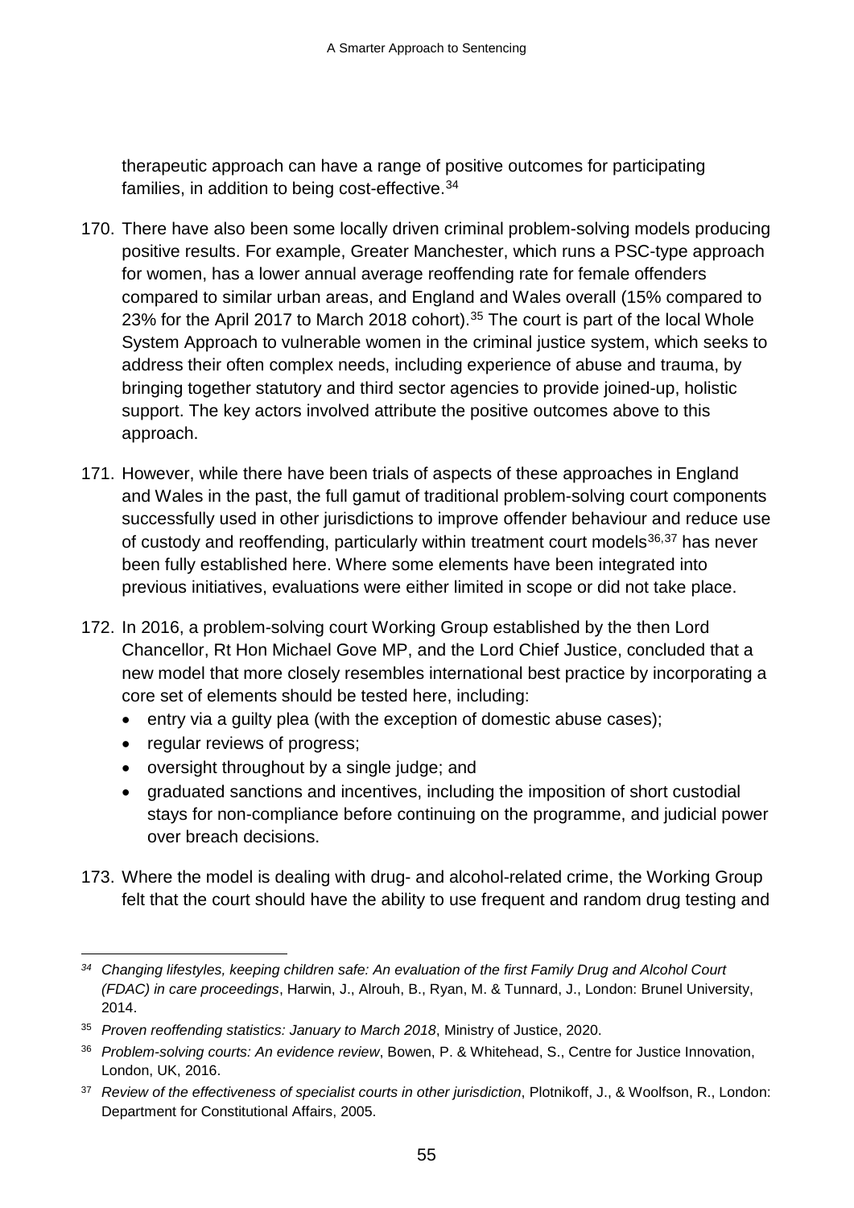therapeutic approach can have a range of positive outcomes for participating families, in addition to being cost-effective.[34]

170. There have also been some locally driven criminal problem-solving models producing positive results. For example, Greater Manchester, which runs a PSC-type approach for women, has a lower annual average reoffending rate for female offenders compared to similar urban areas, and England and Wales overall (15% compared to 23% for the April 2017 to March 2018 cohort).[35] The court is part of the local Whole System Approach to vulnerable women in the criminal justice system, which seeks to address their often complex needs, including experience of abuse and trauma, by bringing together statutory and third sector agencies to provide joined-up, holistic support. The key actors involved attribute the positive outcomes above to this approach.

171. However, while there have been trials of aspects of these approaches in England and Wales in the past, the full gamut of traditional problem-solving court components successfully used in other jurisdictions to improve offender behaviour and reduce use of custody and reoffending, particularly within treatment court models[36,37] has never been fully established here. Where some elements have been integrated into previous initiatives, evaluations were either limited in scope or did not take place.

172. In 2016, a problem-solving court Working Group established by the then Lord Chancellor, Rt Hon Michael Gove MP, and the Lord Chief Justice, concluded that a new model that more closely resembles international best practice by incorporating a core set of elements should be tested here, including:
    - entry via a guilty plea (with the exception of domestic abuse cases);
    - regular reviews of progress;
    - oversight throughout by a single judge; and
    - graduated sanctions and incentives, including the imposition of short custodial stays for non-compliance before continuing on the programme, and judicial power over breach decisions.

173. Where the model is dealing with drug- and alcohol-related crime, the Working Group felt that the court should have the ability to use frequent and random drug testing and

---

[34] *Changing lifestyles, keeping children safe: An evaluation of the first Family Drug and Alcohol Court (FDAC) in care proceedings*, Harwin, J., Alrouh, B., Ryan, M. & Tunnard, J., London: Brunel University, 2014.

[35] *Proven reoffending statistics: January to March 2018*, Ministry of Justice, 2020.

[36] *Problem-solving courts: An evidence review*, Bowen, P. & Whitehead, S., Centre for Justice Innovation, London, UK, 2016.

[37] *Review of the effectiveness of specialist courts in other jurisdiction*, Plotnikoff, J., & Woolfson, R., London: Department for Constitutional Affairs, 2005.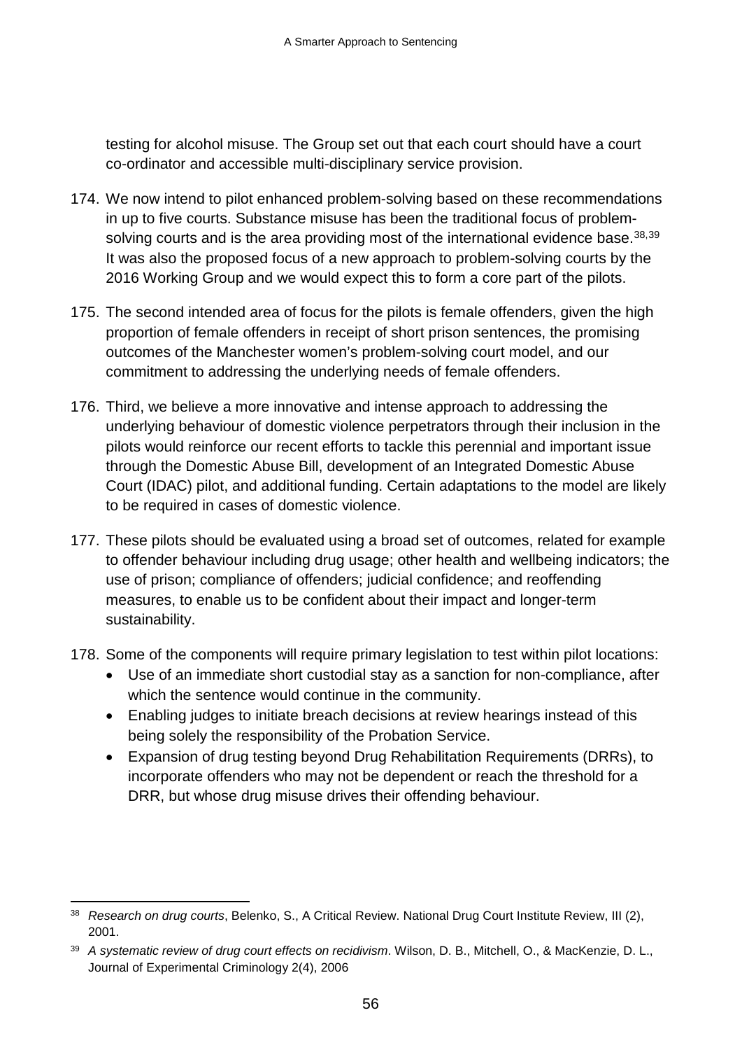testing for alcohol misuse. The Group set out that each court should have a court co-ordinator and accessible multi-disciplinary service provision.

174. We now intend to pilot enhanced problem-solving based on these recommendations in up to five courts. Substance misuse has been the traditional focus of problem-solving courts and is the area providing most of the international evidence base.[38,39] It was also the proposed focus of a new approach to problem-solving courts by the 2016 Working Group and we would expect this to form a core part of the pilots.

175. The second intended area of focus for the pilots is female offenders, given the high proportion of female offenders in receipt of short prison sentences, the promising outcomes of the Manchester women's problem-solving court model, and our commitment to addressing the underlying needs of female offenders.

176. Third, we believe a more innovative and intense approach to addressing the underlying behaviour of domestic violence perpetrators through their inclusion in the pilots would reinforce our recent efforts to tackle this perennial and important issue through the Domestic Abuse Bill, development of an Integrated Domestic Abuse Court (IDAC) pilot, and additional funding. Certain adaptations to the model are likely to be required in cases of domestic violence.

177. These pilots should be evaluated using a broad set of outcomes, related for example to offender behaviour including drug usage; other health and wellbeing indicators; the use of prison; compliance of offenders; judicial confidence; and reoffending measures, to enable us to be confident about their impact and longer-term sustainability.

178. Some of the components will require primary legislation to test within pilot locations:
    - Use of an immediate short custodial stay as a sanction for non-compliance, after which the sentence would continue in the community.
    - Enabling judges to initiate breach decisions at review hearings instead of this being solely the responsibility of the Probation Service.
    - Expansion of drug testing beyond Drug Rehabilitation Requirements (DRRs), to incorporate offenders who may not be dependent or reach the threshold for a DRR, but whose drug misuse drives their offending behaviour.

---

[38] *Research on drug courts*, Belenko, S., A Critical Review. National Drug Court Institute Review, III (2), 2001.

[39] *A systematic review of drug court effects on recidivism*. Wilson, D. B., Mitchell, O., & MacKenzie, D. L., Journal of Experimental Criminology 2(4), 2006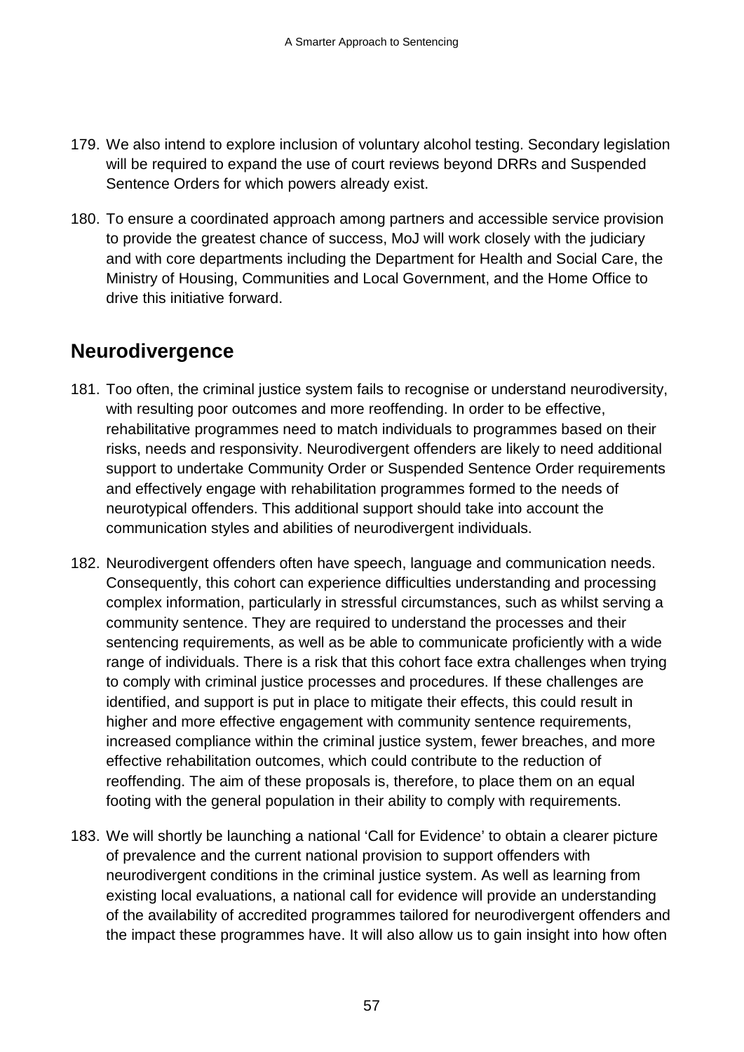179. We also intend to explore inclusion of voluntary alcohol testing. Secondary legislation will be required to expand the use of court reviews beyond DRRs and Suspended Sentence Orders for which powers already exist.

180. To ensure a coordinated approach among partners and accessible service provision to provide the greatest chance of success, MoJ will work closely with the judiciary and with core departments including the Department for Health and Social Care, the Ministry of Housing, Communities and Local Government, and the Home Office to drive this initiative forward.

## Neurodivergence

181. Too often, the criminal justice system fails to recognise or understand neurodiversity, with resulting poor outcomes and more reoffending. In order to be effective, rehabilitative programmes need to match individuals to programmes based on their risks, needs and responsivity. Neurodivergent offenders are likely to need additional support to undertake Community Order or Suspended Sentence Order requirements and effectively engage with rehabilitation programmes formed to the needs of neurotypical offenders. This additional support should take into account the communication styles and abilities of neurodivergent individuals.

182. Neurodivergent offenders often have speech, language and communication needs. Consequently, this cohort can experience difficulties understanding and processing complex information, particularly in stressful circumstances, such as whilst serving a community sentence. They are required to understand the processes and their sentencing requirements, as well as be able to communicate proficiently with a wide range of individuals. There is a risk that this cohort face extra challenges when trying to comply with criminal justice processes and procedures. If these challenges are identified, and support is put in place to mitigate their effects, this could result in higher and more effective engagement with community sentence requirements, increased compliance within the criminal justice system, fewer breaches, and more effective rehabilitation outcomes, which could contribute to the reduction of reoffending. The aim of these proposals is, therefore, to place them on an equal footing with the general population in their ability to comply with requirements.

183. We will shortly be launching a national 'Call for Evidence' to obtain a clearer picture of prevalence and the current national provision to support offenders with neurodivergent conditions in the criminal justice system. As well as learning from existing local evaluations, a national call for evidence will provide an understanding of the availability of accredited programmes tailored for neurodivergent offenders and the impact these programmes have. It will also allow us to gain insight into how often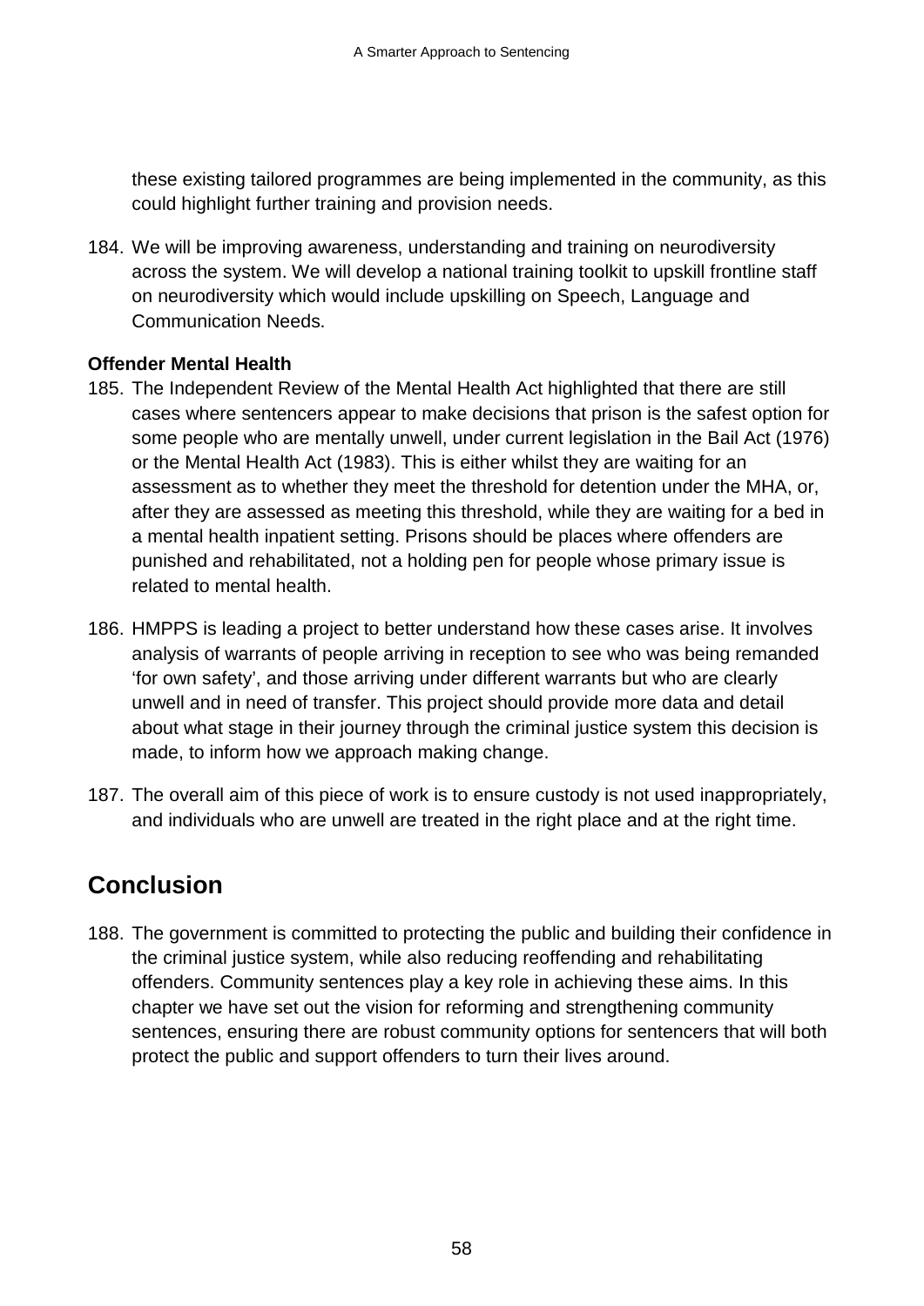these existing tailored programmes are being implemented in the community, as this could highlight further training and provision needs.

184. We will be improving awareness, understanding and training on neurodiversity across the system. We will develop a national training toolkit to upskill frontline staff on neurodiversity which would include upskilling on Speech, Language and Communication Needs.

**Offender Mental Health**

185. The Independent Review of the Mental Health Act highlighted that there are still cases where sentencers appear to make decisions that prison is the safest option for some people who are mentally unwell, under current legislation in the Bail Act (1976) or the Mental Health Act (1983). This is either whilst they are waiting for an assessment as to whether they meet the threshold for detention under the MHA, or, after they are assessed as meeting this threshold, while they are waiting for a bed in a mental health inpatient setting. Prisons should be places where offenders are punished and rehabilitated, not a holding pen for people whose primary issue is related to mental health.

186. HMPPS is leading a project to better understand how these cases arise. It involves analysis of warrants of people arriving in reception to see who was being remanded 'for own safety', and those arriving under different warrants but who are clearly unwell and in need of transfer. This project should provide more data and detail about what stage in their journey through the criminal justice system this decision is made, to inform how we approach making change.

187. The overall aim of this piece of work is to ensure custody is not used inappropriately, and individuals who are unwell are treated in the right place and at the right time.

## Conclusion

188. The government is committed to protecting the public and building their confidence in the criminal justice system, while also reducing reoffending and rehabilitating offenders. Community sentences play a key role in achieving these aims. In this chapter we have set out the vision for reforming and strengthening community sentences, ensuring there are robust community options for sentencers that will both protect the public and support offenders to turn their lives around.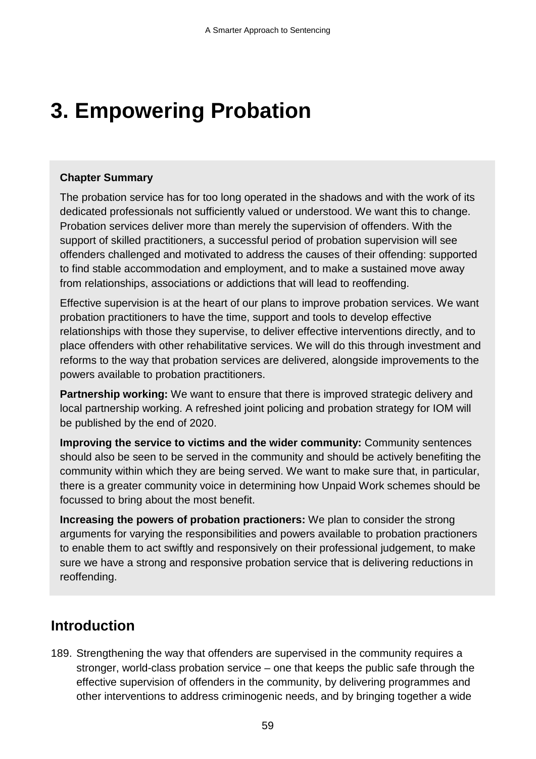# 3. Empowering Probation

**Chapter Summary**

The probation service has for too long operated in the shadows and with the work of its dedicated professionals not sufficiently valued or understood. We want this to change. Probation services deliver more than merely the supervision of offenders. With the support of skilled practitioners, a successful period of probation supervision will see offenders challenged and motivated to address the causes of their offending: supported to find stable accommodation and employment, and to make a sustained move away from relationships, associations or addictions that will lead to reoffending.

Effective supervision is at the heart of our plans to improve probation services. We want probation practitioners to have the time, support and tools to develop effective relationships with those they supervise, to deliver effective interventions directly, and to place offenders with other rehabilitative services. We will do this through investment and reforms to the way that probation services are delivered, alongside improvements to the powers available to probation practitioners.

**Partnership working:** We want to ensure that there is improved strategic delivery and local partnership working. A refreshed joint policing and probation strategy for IOM will be published by the end of 2020.

**Improving the service to victims and the wider community:** Community sentences should also be seen to be served in the community and should be actively benefiting the community within which they are being served. We want to make sure that, in particular, there is a greater community voice in determining how Unpaid Work schemes should be focussed to bring about the most benefit.

**Increasing the powers of probation practioners:** We plan to consider the strong arguments for varying the responsibilities and powers available to probation practioners to enable them to act swiftly and responsively on their professional judgement, to make sure we have a strong and responsive probation service that is delivering reductions in reoffending.

## Introduction

189. Strengthening the way that offenders are supervised in the community requires a stronger, world-class probation service – one that keeps the public safe through the effective supervision of offenders in the community, by delivering programmes and other interventions to address criminogenic needs, and by bringing together a wide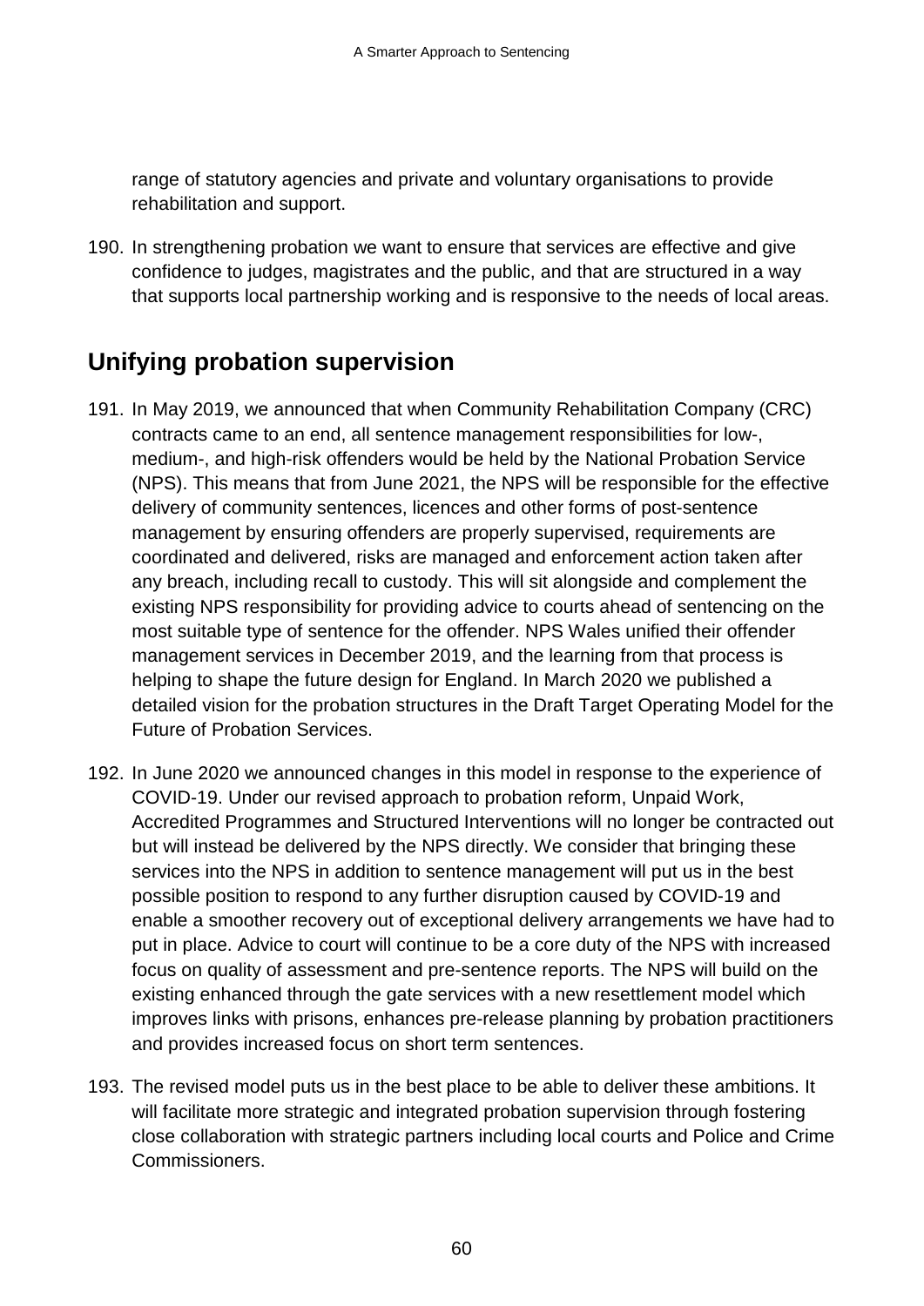range of statutory agencies and private and voluntary organisations to provide rehabilitation and support.

190. In strengthening probation we want to ensure that services are effective and give confidence to judges, magistrates and the public, and that are structured in a way that supports local partnership working and is responsive to the needs of local areas.

## Unifying probation supervision

191. In May 2019, we announced that when Community Rehabilitation Company (CRC) contracts came to an end, all sentence management responsibilities for low-, medium-, and high-risk offenders would be held by the National Probation Service (NPS). This means that from June 2021, the NPS will be responsible for the effective delivery of community sentences, licences and other forms of post-sentence management by ensuring offenders are properly supervised, requirements are coordinated and delivered, risks are managed and enforcement action taken after any breach, including recall to custody. This will sit alongside and complement the existing NPS responsibility for providing advice to courts ahead of sentencing on the most suitable type of sentence for the offender. NPS Wales unified their offender management services in December 2019, and the learning from that process is helping to shape the future design for England. In March 2020 we published a detailed vision for the probation structures in the Draft Target Operating Model for the Future of Probation Services.

192. In June 2020 we announced changes in this model in response to the experience of COVID-19. Under our revised approach to probation reform, Unpaid Work, Accredited Programmes and Structured Interventions will no longer be contracted out but will instead be delivered by the NPS directly. We consider that bringing these services into the NPS in addition to sentence management will put us in the best possible position to respond to any further disruption caused by COVID-19 and enable a smoother recovery out of exceptional delivery arrangements we have had to put in place. Advice to court will continue to be a core duty of the NPS with increased focus on quality of assessment and pre-sentence reports. The NPS will build on the existing enhanced through the gate services with a new resettlement model which improves links with prisons, enhances pre-release planning by probation practitioners and provides increased focus on short term sentences.

193. The revised model puts us in the best place to be able to deliver these ambitions. It will facilitate more strategic and integrated probation supervision through fostering close collaboration with strategic partners including local courts and Police and Crime Commissioners.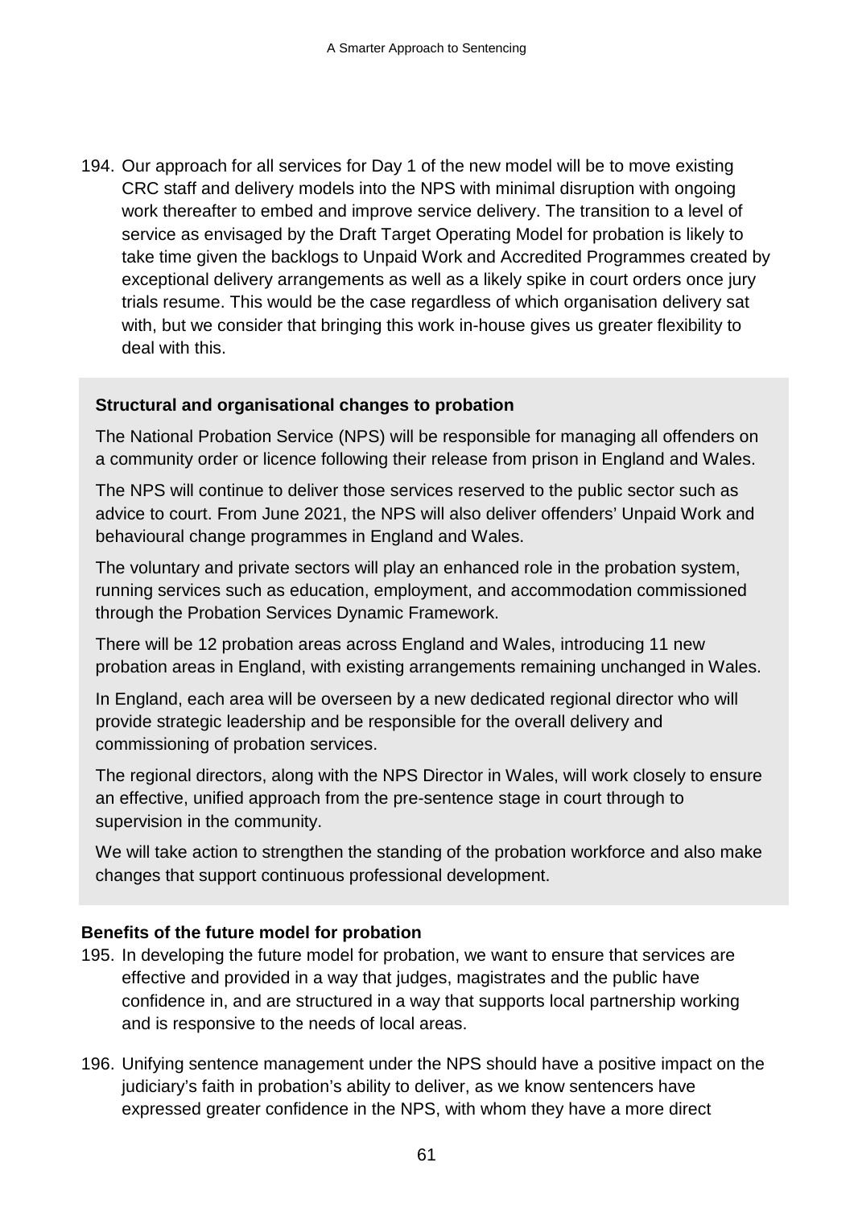194. Our approach for all services for Day 1 of the new model will be to move existing CRC staff and delivery models into the NPS with minimal disruption with ongoing work thereafter to embed and improve service delivery. The transition to a level of service as envisaged by the Draft Target Operating Model for probation is likely to take time given the backlogs to Unpaid Work and Accredited Programmes created by exceptional delivery arrangements as well as a likely spike in court orders once jury trials resume. This would be the case regardless of which organisation delivery sat with, but we consider that bringing this work in-house gives us greater flexibility to deal with this.

**Structural and organisational changes to probation**

The National Probation Service (NPS) will be responsible for managing all offenders on a community order or licence following their release from prison in England and Wales.

The NPS will continue to deliver those services reserved to the public sector such as advice to court. From June 2021, the NPS will also deliver offenders' Unpaid Work and behavioural change programmes in England and Wales.

The voluntary and private sectors will play an enhanced role in the probation system, running services such as education, employment, and accommodation commissioned through the Probation Services Dynamic Framework.

There will be 12 probation areas across England and Wales, introducing 11 new probation areas in England, with existing arrangements remaining unchanged in Wales.

In England, each area will be overseen by a new dedicated regional director who will provide strategic leadership and be responsible for the overall delivery and commissioning of probation services.

The regional directors, along with the NPS Director in Wales, will work closely to ensure an effective, unified approach from the pre-sentence stage in court through to supervision in the community.

We will take action to strengthen the standing of the probation workforce and also make changes that support continuous professional development.

**Benefits of the future model for probation**

195. In developing the future model for probation, we want to ensure that services are effective and provided in a way that judges, magistrates and the public have confidence in, and are structured in a way that supports local partnership working and is responsive to the needs of local areas.

196. Unifying sentence management under the NPS should have a positive impact on the judiciary's faith in probation's ability to deliver, as we know sentencers have expressed greater confidence in the NPS, with whom they have a more direct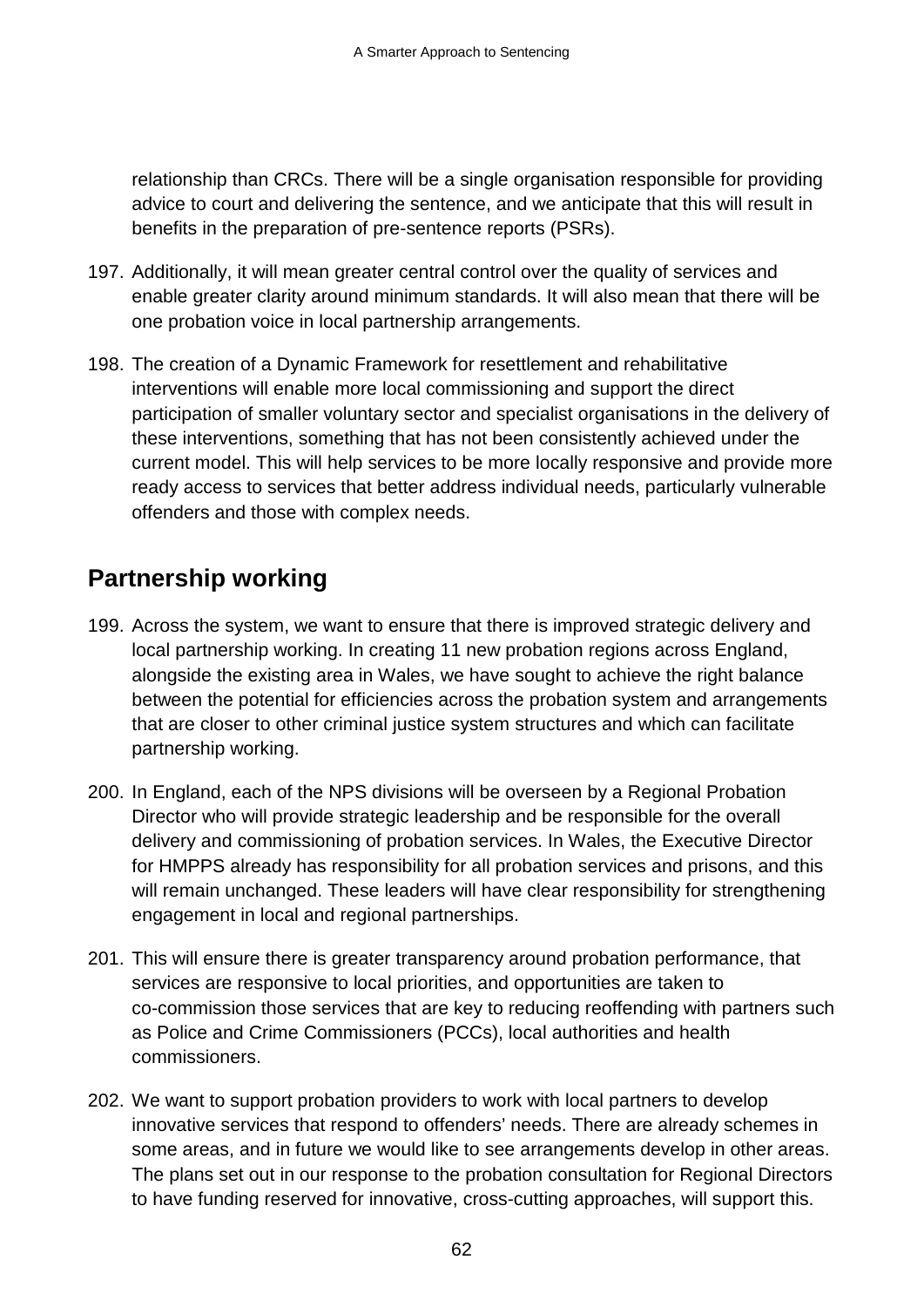relationship than CRCs. There will be a single organisation responsible for providing advice to court and delivering the sentence, and we anticipate that this will result in benefits in the preparation of pre-sentence reports (PSRs).

197. Additionally, it will mean greater central control over the quality of services and enable greater clarity around minimum standards. It will also mean that there will be one probation voice in local partnership arrangements.

198. The creation of a Dynamic Framework for resettlement and rehabilitative interventions will enable more local commissioning and support the direct participation of smaller voluntary sector and specialist organisations in the delivery of these interventions, something that has not been consistently achieved under the current model. This will help services to be more locally responsive and provide more ready access to services that better address individual needs, particularly vulnerable offenders and those with complex needs.

## Partnership working

199. Across the system, we want to ensure that there is improved strategic delivery and local partnership working. In creating 11 new probation regions across England, alongside the existing area in Wales, we have sought to achieve the right balance between the potential for efficiencies across the probation system and arrangements that are closer to other criminal justice system structures and which can facilitate partnership working.

200. In England, each of the NPS divisions will be overseen by a Regional Probation Director who will provide strategic leadership and be responsible for the overall delivery and commissioning of probation services. In Wales, the Executive Director for HMPPS already has responsibility for all probation services and prisons, and this will remain unchanged. These leaders will have clear responsibility for strengthening engagement in local and regional partnerships.

201. This will ensure there is greater transparency around probation performance, that services are responsive to local priorities, and opportunities are taken to co-commission those services that are key to reducing reoffending with partners such as Police and Crime Commissioners (PCCs), local authorities and health commissioners.

202. We want to support probation providers to work with local partners to develop innovative services that respond to offenders' needs. There are already schemes in some areas, and in future we would like to see arrangements develop in other areas. The plans set out in our response to the probation consultation for Regional Directors to have funding reserved for innovative, cross-cutting approaches, will support this.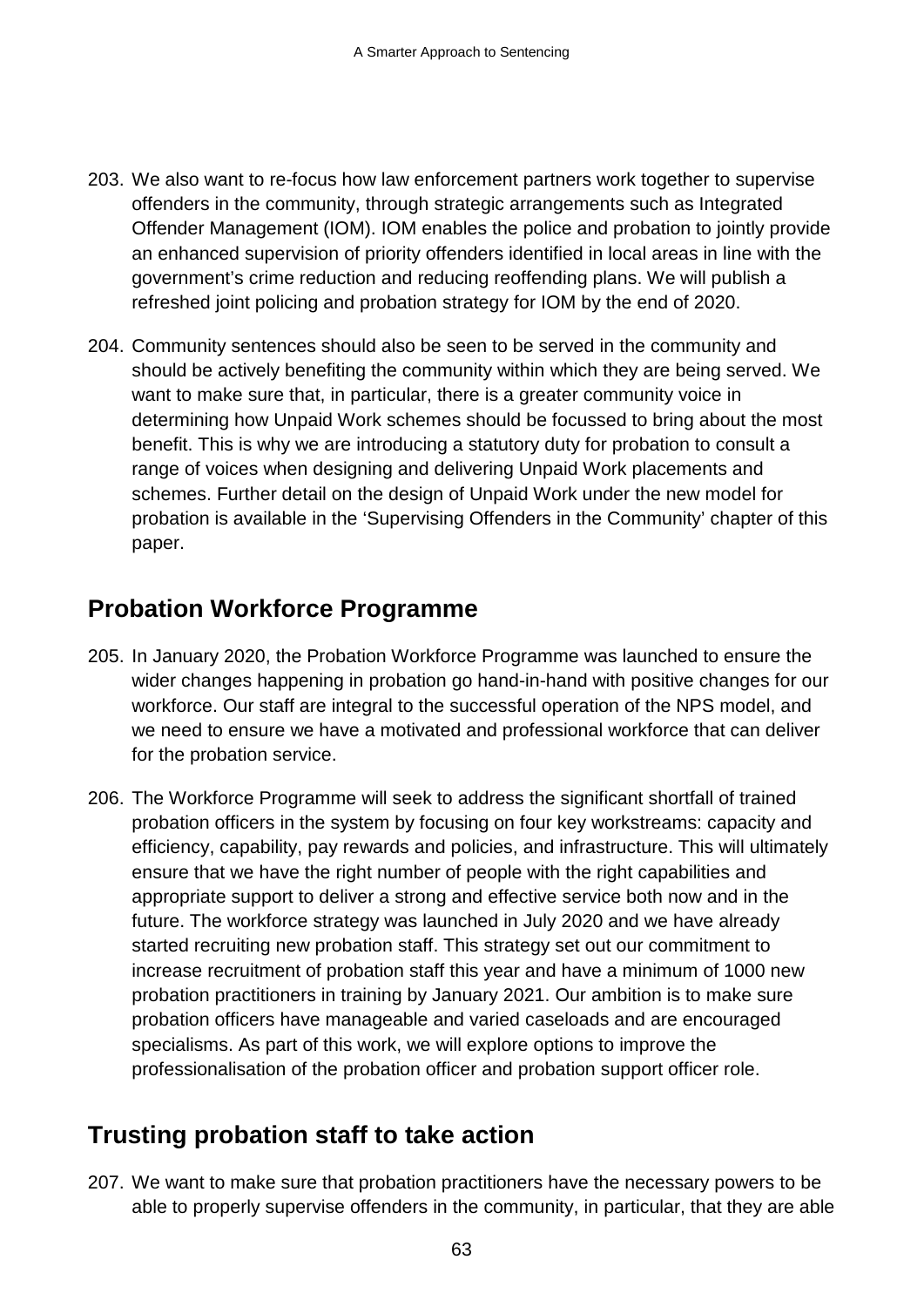203. We also want to re-focus how law enforcement partners work together to supervise offenders in the community, through strategic arrangements such as Integrated Offender Management (IOM). IOM enables the police and probation to jointly provide an enhanced supervision of priority offenders identified in local areas in line with the government's crime reduction and reducing reoffending plans. We will publish a refreshed joint policing and probation strategy for IOM by the end of 2020.

204. Community sentences should also be seen to be served in the community and should be actively benefiting the community within which they are being served. We want to make sure that, in particular, there is a greater community voice in determining how Unpaid Work schemes should be focussed to bring about the most benefit. This is why we are introducing a statutory duty for probation to consult a range of voices when designing and delivering Unpaid Work placements and schemes. Further detail on the design of Unpaid Work under the new model for probation is available in the 'Supervising Offenders in the Community' chapter of this paper.

## Probation Workforce Programme

205. In January 2020, the Probation Workforce Programme was launched to ensure the wider changes happening in probation go hand-in-hand with positive changes for our workforce. Our staff are integral to the successful operation of the NPS model, and we need to ensure we have a motivated and professional workforce that can deliver for the probation service.

206. The Workforce Programme will seek to address the significant shortfall of trained probation officers in the system by focusing on four key workstreams: capacity and efficiency, capability, pay rewards and policies, and infrastructure. This will ultimately ensure that we have the right number of people with the right capabilities and appropriate support to deliver a strong and effective service both now and in the future. The workforce strategy was launched in July 2020 and we have already started recruiting new probation staff. This strategy set out our commitment to increase recruitment of probation staff this year and have a minimum of 1000 new probation practitioners in training by January 2021. Our ambition is to make sure probation officers have manageable and varied caseloads and are encouraged specialisms. As part of this work, we will explore options to improve the professionalisation of the probation officer and probation support officer role.

## Trusting probation staff to take action

207. We want to make sure that probation practitioners have the necessary powers to be able to properly supervise offenders in the community, in particular, that they are able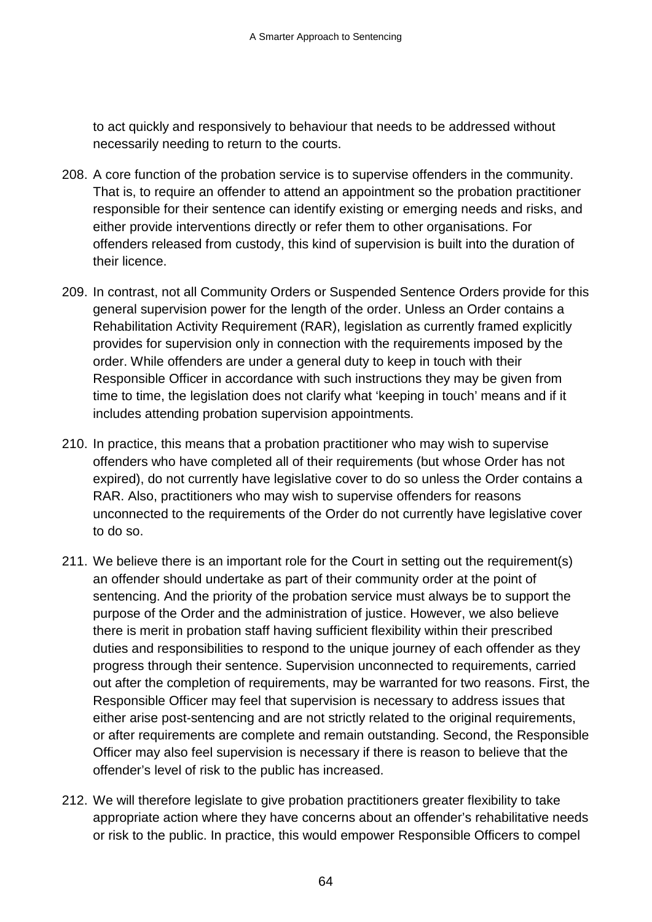to act quickly and responsively to behaviour that needs to be addressed without necessarily needing to return to the courts.

208. A core function of the probation service is to supervise offenders in the community. That is, to require an offender to attend an appointment so the probation practitioner responsible for their sentence can identify existing or emerging needs and risks, and either provide interventions directly or refer them to other organisations. For offenders released from custody, this kind of supervision is built into the duration of their licence.

209. In contrast, not all Community Orders or Suspended Sentence Orders provide for this general supervision power for the length of the order. Unless an Order contains a Rehabilitation Activity Requirement (RAR), legislation as currently framed explicitly provides for supervision only in connection with the requirements imposed by the order. While offenders are under a general duty to keep in touch with their Responsible Officer in accordance with such instructions they may be given from time to time, the legislation does not clarify what 'keeping in touch' means and if it includes attending probation supervision appointments.

210. In practice, this means that a probation practitioner who may wish to supervise offenders who have completed all of their requirements (but whose Order has not expired), do not currently have legislative cover to do so unless the Order contains a RAR. Also, practitioners who may wish to supervise offenders for reasons unconnected to the requirements of the Order do not currently have legislative cover to do so.

211. We believe there is an important role for the Court in setting out the requirement(s) an offender should undertake as part of their community order at the point of sentencing. And the priority of the probation service must always be to support the purpose of the Order and the administration of justice. However, we also believe there is merit in probation staff having sufficient flexibility within their prescribed duties and responsibilities to respond to the unique journey of each offender as they progress through their sentence. Supervision unconnected to requirements, carried out after the completion of requirements, may be warranted for two reasons. First, the Responsible Officer may feel that supervision is necessary to address issues that either arise post-sentencing and are not strictly related to the original requirements, or after requirements are complete and remain outstanding. Second, the Responsible Officer may also feel supervision is necessary if there is reason to believe that the offender's level of risk to the public has increased.

212. We will therefore legislate to give probation practitioners greater flexibility to take appropriate action where they have concerns about an offender's rehabilitative needs or risk to the public. In practice, this would empower Responsible Officers to compel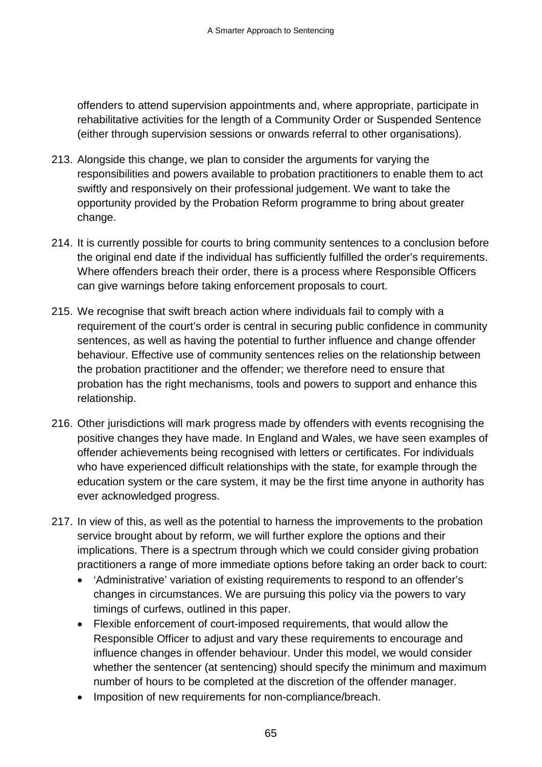offenders to attend supervision appointments and, where appropriate, participate in rehabilitative activities for the length of a Community Order or Suspended Sentence (either through supervision sessions or onwards referral to other organisations).

213. Alongside this change, we plan to consider the arguments for varying the responsibilities and powers available to probation practitioners to enable them to act swiftly and responsively on their professional judgement. We want to take the opportunity provided by the Probation Reform programme to bring about greater change.

214. It is currently possible for courts to bring community sentences to a conclusion before the original end date if the individual has sufficiently fulfilled the order's requirements. Where offenders breach their order, there is a process where Responsible Officers can give warnings before taking enforcement proposals to court.

215. We recognise that swift breach action where individuals fail to comply with a requirement of the court's order is central in securing public confidence in community sentences, as well as having the potential to further influence and change offender behaviour. Effective use of community sentences relies on the relationship between the probation practitioner and the offender; we therefore need to ensure that probation has the right mechanisms, tools and powers to support and enhance this relationship.

216. Other jurisdictions will mark progress made by offenders with events recognising the positive changes they have made. In England and Wales, we have seen examples of offender achievements being recognised with letters or certificates. For individuals who have experienced difficult relationships with the state, for example through the education system or the care system, it may be the first time anyone in authority has ever acknowledged progress.

217. In view of this, as well as the potential to harness the improvements to the probation service brought about by reform, we will further explore the options and their implications. There is a spectrum through which we could consider giving probation practitioners a range of more immediate options before taking an order back to court:
    - 'Administrative' variation of existing requirements to respond to an offender's changes in circumstances. We are pursuing this policy via the powers to vary timings of curfews, outlined in this paper.
    - Flexible enforcement of court-imposed requirements, that would allow the Responsible Officer to adjust and vary these requirements to encourage and influence changes in offender behaviour. Under this model, we would consider whether the sentencer (at sentencing) should specify the minimum and maximum number of hours to be completed at the discretion of the offender manager.
    - Imposition of new requirements for non-compliance/breach.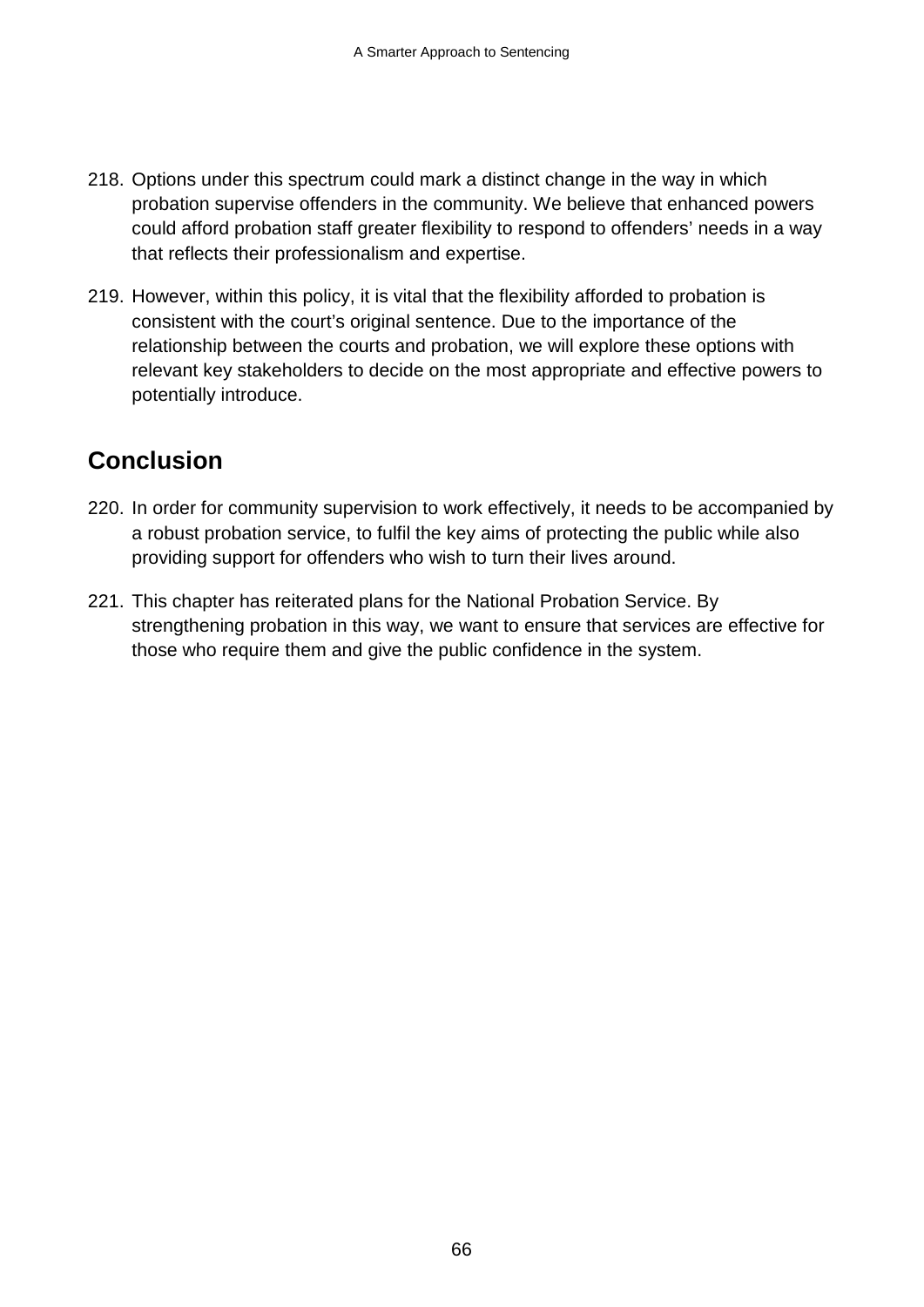218. Options under this spectrum could mark a distinct change in the way in which probation supervise offenders in the community. We believe that enhanced powers could afford probation staff greater flexibility to respond to offenders' needs in a way that reflects their professionalism and expertise.

219. However, within this policy, it is vital that the flexibility afforded to probation is consistent with the court's original sentence. Due to the importance of the relationship between the courts and probation, we will explore these options with relevant key stakeholders to decide on the most appropriate and effective powers to potentially introduce.

## Conclusion

220. In order for community supervision to work effectively, it needs to be accompanied by a robust probation service, to fulfil the key aims of protecting the public while also providing support for offenders who wish to turn their lives around.

221. This chapter has reiterated plans for the National Probation Service. By strengthening probation in this way, we want to ensure that services are effective for those who require them and give the public confidence in the system.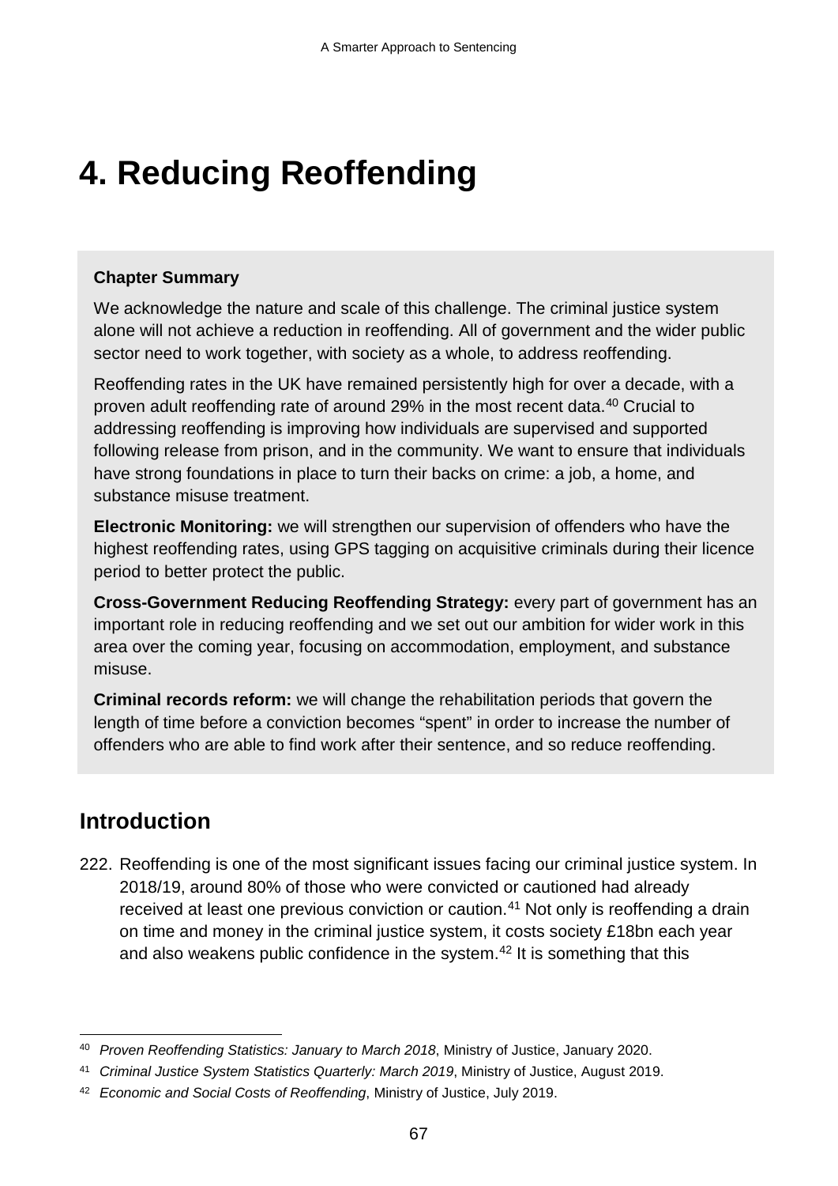# 4. Reducing Reoffending

**Chapter Summary**

We acknowledge the nature and scale of this challenge. The criminal justice system alone will not achieve a reduction in reoffending. All of government and the wider public sector need to work together, with society as a whole, to address reoffending.

Reoffending rates in the UK have remained persistently high for over a decade, with a proven adult reoffending rate of around 29% in the most recent data.[40] Crucial to addressing reoffending is improving how individuals are supervised and supported following release from prison, and in the community. We want to ensure that individuals have strong foundations in place to turn their backs on crime: a job, a home, and substance misuse treatment.

**Electronic Monitoring:** we will strengthen our supervision of offenders who have the highest reoffending rates, using GPS tagging on acquisitive criminals during their licence period to better protect the public.

**Cross-Government Reducing Reoffending Strategy:** every part of government has an important role in reducing reoffending and we set out our ambition for wider work in this area over the coming year, focusing on accommodation, employment, and substance misuse.

**Criminal records reform:** we will change the rehabilitation periods that govern the length of time before a conviction becomes "spent" in order to increase the number of offenders who are able to find work after their sentence, and so reduce reoffending.

## Introduction

222. Reoffending is one of the most significant issues facing our criminal justice system. In 2018/19, around 80% of those who were convicted or cautioned had already received at least one previous conviction or caution.[41] Not only is reoffending a drain on time and money in the criminal justice system, it costs society £18bn each year and also weakens public confidence in the system.[42] It is something that this

---

[40] *Proven Reoffending Statistics: January to March 2018*, Ministry of Justice, January 2020.

[41] *Criminal Justice System Statistics Quarterly: March 2019*, Ministry of Justice, August 2019.

[42] *Economic and Social Costs of Reoffending*, Ministry of Justice, July 2019.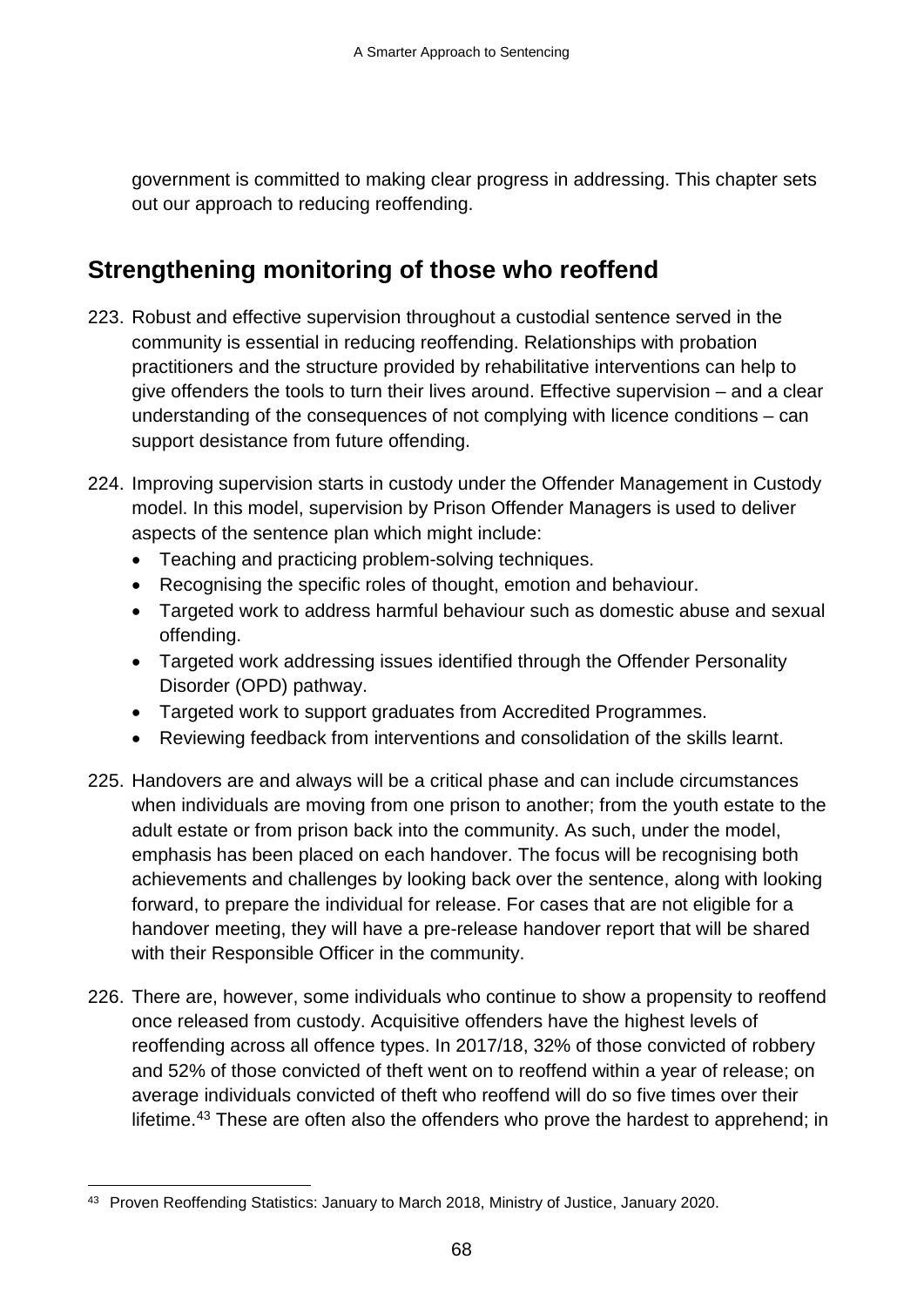government is committed to making clear progress in addressing. This chapter sets out our approach to reducing reoffending.

## Strengthening monitoring of those who reoffend

223. Robust and effective supervision throughout a custodial sentence served in the community is essential in reducing reoffending. Relationships with probation practitioners and the structure provided by rehabilitative interventions can help to give offenders the tools to turn their lives around. Effective supervision – and a clear understanding of the consequences of not complying with licence conditions – can support desistance from future offending.

224. Improving supervision starts in custody under the Offender Management in Custody model. In this model, supervision by Prison Offender Managers is used to deliver aspects of the sentence plan which might include:
    - Teaching and practicing problem-solving techniques.
    - Recognising the specific roles of thought, emotion and behaviour.
    - Targeted work to address harmful behaviour such as domestic abuse and sexual offending.
    - Targeted work addressing issues identified through the Offender Personality Disorder (OPD) pathway.
    - Targeted work to support graduates from Accredited Programmes.
    - Reviewing feedback from interventions and consolidation of the skills learnt.

225. Handovers are and always will be a critical phase and can include circumstances when individuals are moving from one prison to another; from the youth estate to the adult estate or from prison back into the community. As such, under the model, emphasis has been placed on each handover. The focus will be recognising both achievements and challenges by looking back over the sentence, along with looking forward, to prepare the individual for release. For cases that are not eligible for a handover meeting, they will have a pre-release handover report that will be shared with their Responsible Officer in the community.

226. There are, however, some individuals who continue to show a propensity to reoffend once released from custody. Acquisitive offenders have the highest levels of reoffending across all offence types. In 2017/18, 32% of those convicted of robbery and 52% of those convicted of theft went on to reoffend within a year of release; on average individuals convicted of theft who reoffend will do so five times over their lifetime.[43] These are often also the offenders who prove the hardest to apprehend; in

[43] Proven Reoffending Statistics: January to March 2018, Ministry of Justice, January 2020.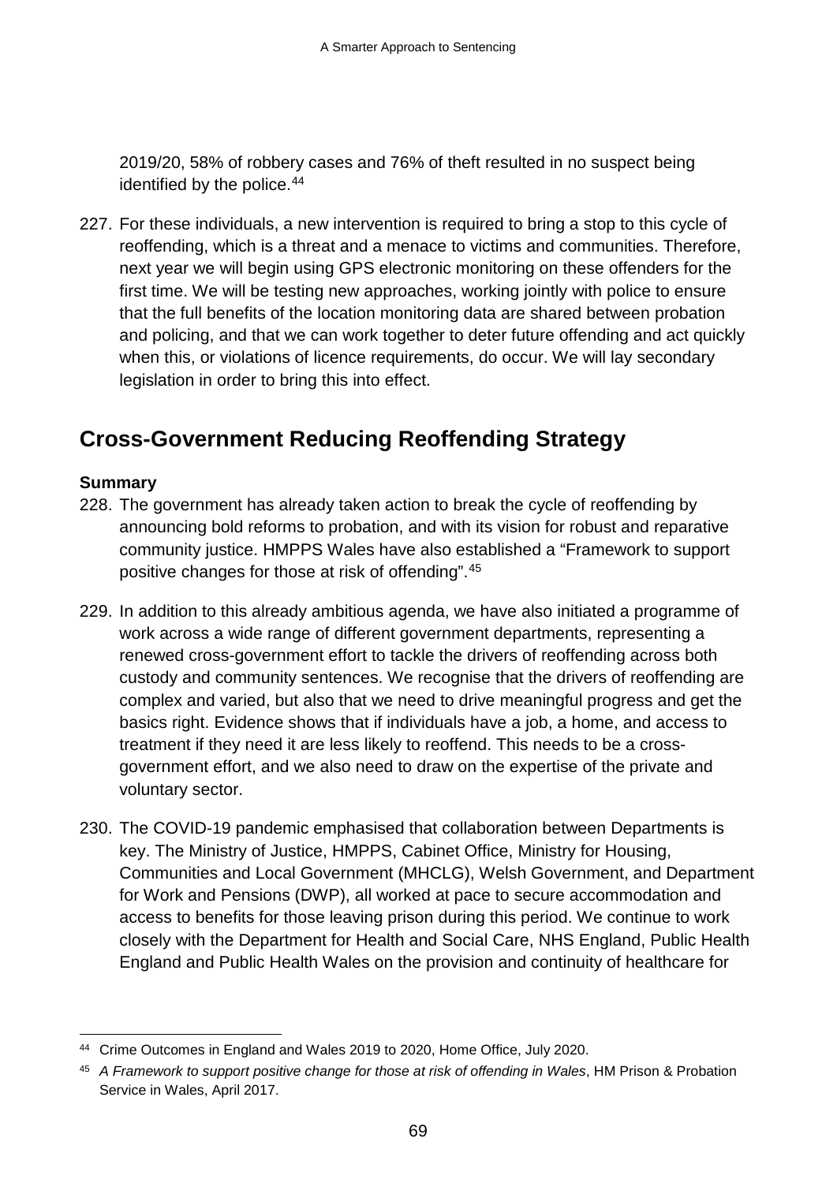2019/20, 58% of robbery cases and 76% of theft resulted in no suspect being identified by the police.[44]

227. For these individuals, a new intervention is required to bring a stop to this cycle of reoffending, which is a threat and a menace to victims and communities. Therefore, next year we will begin using GPS electronic monitoring on these offenders for the first time. We will be testing new approaches, working jointly with police to ensure that the full benefits of the location monitoring data are shared between probation and policing, and that we can work together to deter future offending and act quickly when this, or violations of licence requirements, do occur. We will lay secondary legislation in order to bring this into effect.

## Cross-Government Reducing Reoffending Strategy

**Summary**

228. The government has already taken action to break the cycle of reoffending by announcing bold reforms to probation, and with its vision for robust and reparative community justice. HMPPS Wales have also established a "Framework to support positive changes for those at risk of offending".[45]

229. In addition to this already ambitious agenda, we have also initiated a programme of work across a wide range of different government departments, representing a renewed cross-government effort to tackle the drivers of reoffending across both custody and community sentences. We recognise that the drivers of reoffending are complex and varied, but also that we need to drive meaningful progress and get the basics right. Evidence shows that if individuals have a job, a home, and access to treatment if they need it are less likely to reoffend. This needs to be a cross-government effort, and we also need to draw on the expertise of the private and voluntary sector.

230. The COVID-19 pandemic emphasised that collaboration between Departments is key. The Ministry of Justice, HMPPS, Cabinet Office, Ministry for Housing, Communities and Local Government (MHCLG), Welsh Government, and Department for Work and Pensions (DWP), all worked at pace to secure accommodation and access to benefits for those leaving prison during this period. We continue to work closely with the Department for Health and Social Care, NHS England, Public Health England and Public Health Wales on the provision and continuity of healthcare for

---

[44] Crime Outcomes in England and Wales 2019 to 2020, Home Office, July 2020.

[45] *A Framework to support positive change for those at risk of offending in Wales*, HM Prison & Probation Service in Wales, April 2017.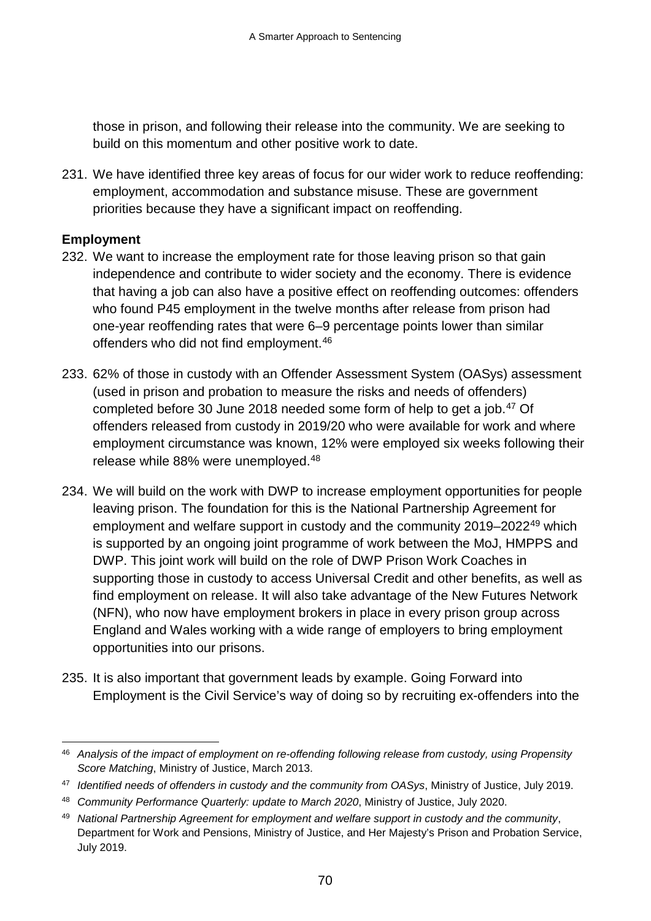those in prison, and following their release into the community. We are seeking to build on this momentum and other positive work to date.

231. We have identified three key areas of focus for our wider work to reduce reoffending: employment, accommodation and substance misuse. These are government priorities because they have a significant impact on reoffending.

**Employment**

232. We want to increase the employment rate for those leaving prison so that gain independence and contribute to wider society and the economy. There is evidence that having a job can also have a positive effect on reoffending outcomes: offenders who found P45 employment in the twelve months after release from prison had one-year reoffending rates that were 6–9 percentage points lower than similar offenders who did not find employment.[46]

233. 62% of those in custody with an Offender Assessment System (OASys) assessment (used in prison and probation to measure the risks and needs of offenders) completed before 30 June 2018 needed some form of help to get a job.[47] Of offenders released from custody in 2019/20 who were available for work and where employment circumstance was known, 12% were employed six weeks following their release while 88% were unemployed.[48]

234. We will build on the work with DWP to increase employment opportunities for people leaving prison. The foundation for this is the National Partnership Agreement for employment and welfare support in custody and the community 2019–2022[49] which is supported by an ongoing joint programme of work between the MoJ, HMPPS and DWP. This joint work will build on the role of DWP Prison Work Coaches in supporting those in custody to access Universal Credit and other benefits, as well as find employment on release. It will also take advantage of the New Futures Network (NFN), who now have employment brokers in place in every prison group across England and Wales working with a wide range of employers to bring employment opportunities into our prisons.

235. It is also important that government leads by example. Going Forward into Employment is the Civil Service's way of doing so by recruiting ex-offenders into the

---

[46] *Analysis of the impact of employment on re-offending following release from custody, using Propensity Score Matching*, Ministry of Justice, March 2013.

[47] *Identified needs of offenders in custody and the community from OASys*, Ministry of Justice, July 2019.

[48] *Community Performance Quarterly: update to March 2020*, Ministry of Justice, July 2020.

[49] *National Partnership Agreement for employment and welfare support in custody and the community*, Department for Work and Pensions, Ministry of Justice, and Her Majesty's Prison and Probation Service, July 2019.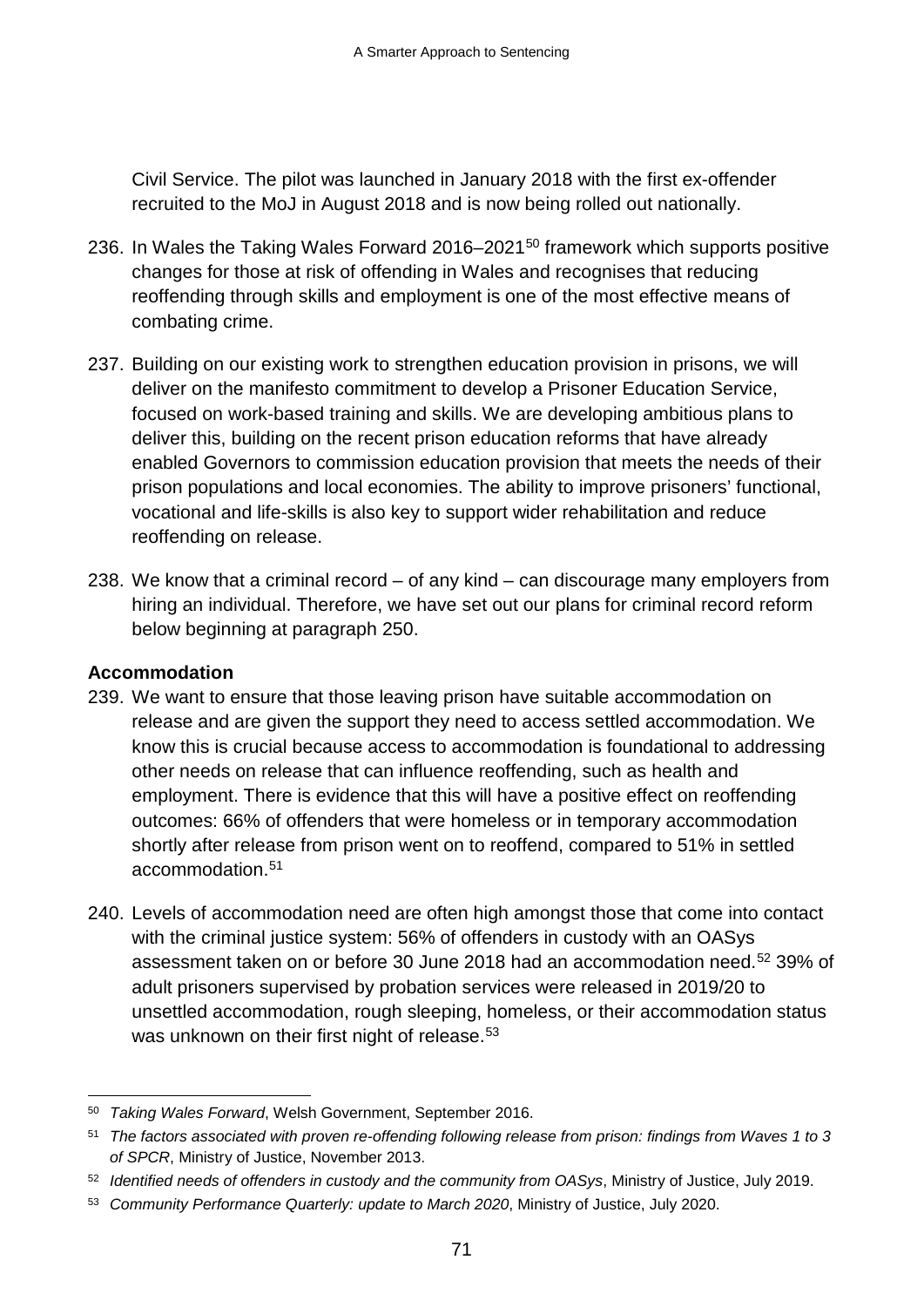Civil Service. The pilot was launched in January 2018 with the first ex-offender recruited to the MoJ in August 2018 and is now being rolled out nationally.

236. In Wales the Taking Wales Forward 2016–2021[50] framework which supports positive changes for those at risk of offending in Wales and recognises that reducing reoffending through skills and employment is one of the most effective means of combating crime.

237. Building on our existing work to strengthen education provision in prisons, we will deliver on the manifesto commitment to develop a Prisoner Education Service, focused on work-based training and skills. We are developing ambitious plans to deliver this, building on the recent prison education reforms that have already enabled Governors to commission education provision that meets the needs of their prison populations and local economies. The ability to improve prisoners' functional, vocational and life-skills is also key to support wider rehabilitation and reduce reoffending on release.

238. We know that a criminal record – of any kind – can discourage many employers from hiring an individual. Therefore, we have set out our plans for criminal record reform below beginning at paragraph 250.

**Accommodation**

239. We want to ensure that those leaving prison have suitable accommodation on release and are given the support they need to access settled accommodation. We know this is crucial because access to accommodation is foundational to addressing other needs on release that can influence reoffending, such as health and employment. There is evidence that this will have a positive effect on reoffending outcomes: 66% of offenders that were homeless or in temporary accommodation shortly after release from prison went on to reoffend, compared to 51% in settled accommodation.[51]

240. Levels of accommodation need are often high amongst those that come into contact with the criminal justice system: 56% of offenders in custody with an OASys assessment taken on or before 30 June 2018 had an accommodation need.[52] 39% of adult prisoners supervised by probation services were released in 2019/20 to unsettled accommodation, rough sleeping, homeless, or their accommodation status was unknown on their first night of release.[53]

---

[50] *Taking Wales Forward*, Welsh Government, September 2016.

[51] *The factors associated with proven re-offending following release from prison: findings from Waves 1 to 3 of SPCR*, Ministry of Justice, November 2013.

[52] *Identified needs of offenders in custody and the community from OASys*, Ministry of Justice, July 2019.

[53] *Community Performance Quarterly: update to March 2020*, Ministry of Justice, July 2020.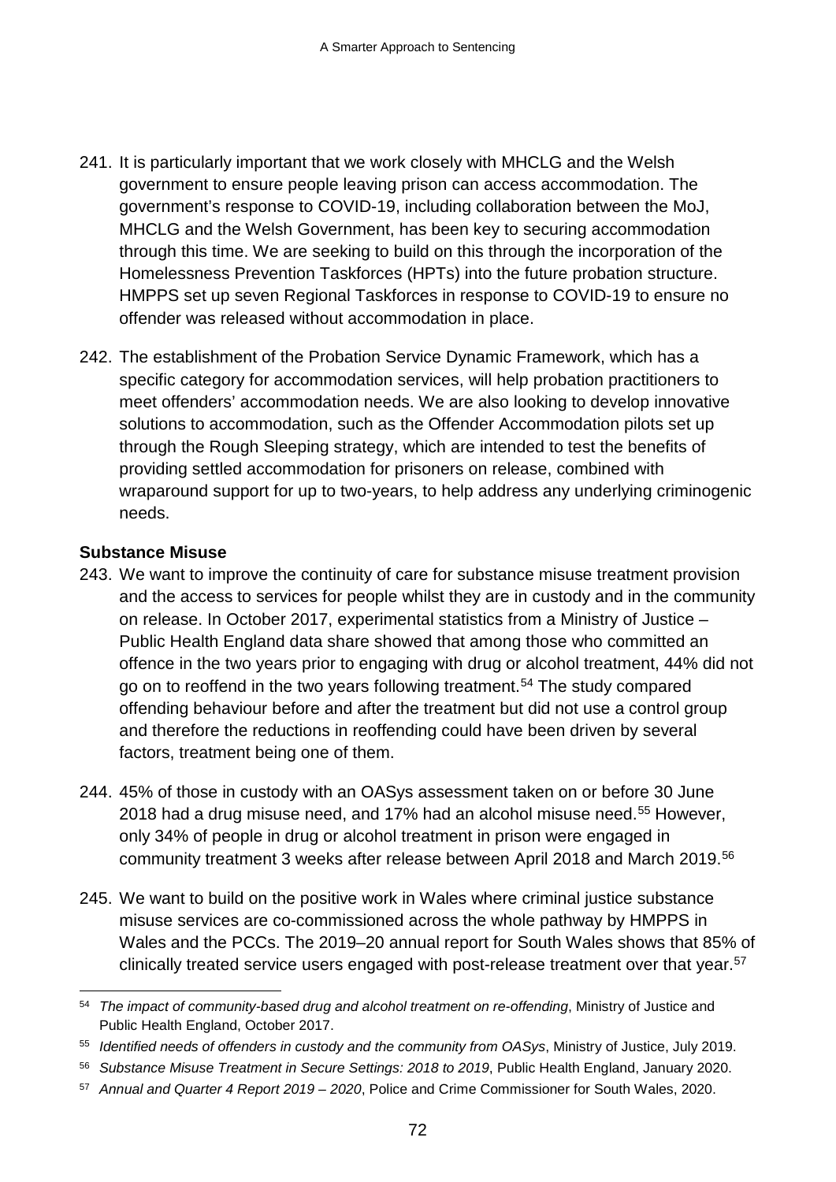241. It is particularly important that we work closely with MHCLG and the Welsh government to ensure people leaving prison can access accommodation. The government's response to COVID-19, including collaboration between the MoJ, MHCLG and the Welsh Government, has been key to securing accommodation through this time. We are seeking to build on this through the incorporation of the Homelessness Prevention Taskforces (HPTs) into the future probation structure. HMPPS set up seven Regional Taskforces in response to COVID-19 to ensure no offender was released without accommodation in place.

242. The establishment of the Probation Service Dynamic Framework, which has a specific category for accommodation services, will help probation practitioners to meet offenders' accommodation needs. We are also looking to develop innovative solutions to accommodation, such as the Offender Accommodation pilots set up through the Rough Sleeping strategy, which are intended to test the benefits of providing settled accommodation for prisoners on release, combined with wraparound support for up to two-years, to help address any underlying criminogenic needs.

**Substance Misuse**

243. We want to improve the continuity of care for substance misuse treatment provision and the access to services for people whilst they are in custody and in the community on release. In October 2017, experimental statistics from a Ministry of Justice – Public Health England data share showed that among those who committed an offence in the two years prior to engaging with drug or alcohol treatment, 44% did not go on to reoffend in the two years following treatment.[54] The study compared offending behaviour before and after the treatment but did not use a control group and therefore the reductions in reoffending could have been driven by several factors, treatment being one of them.

244. 45% of those in custody with an OASys assessment taken on or before 30 June 2018 had a drug misuse need, and 17% had an alcohol misuse need.[55] However, only 34% of people in drug or alcohol treatment in prison were engaged in community treatment 3 weeks after release between April 2018 and March 2019.[56]

245. We want to build on the positive work in Wales where criminal justice substance misuse services are co-commissioned across the whole pathway by HMPPS in Wales and the PCCs. The 2019–20 annual report for South Wales shows that 85% of clinically treated service users engaged with post-release treatment over that year.[57]

---

[54] *The impact of community-based drug and alcohol treatment on re-offending*, Ministry of Justice and Public Health England, October 2017.

[55] *Identified needs of offenders in custody and the community from OASys*, Ministry of Justice, July 2019.

[56] *Substance Misuse Treatment in Secure Settings: 2018 to 2019*, Public Health England, January 2020.

[57] *Annual and Quarter 4 Report 2019 – 2020*, Police and Crime Commissioner for South Wales, 2020.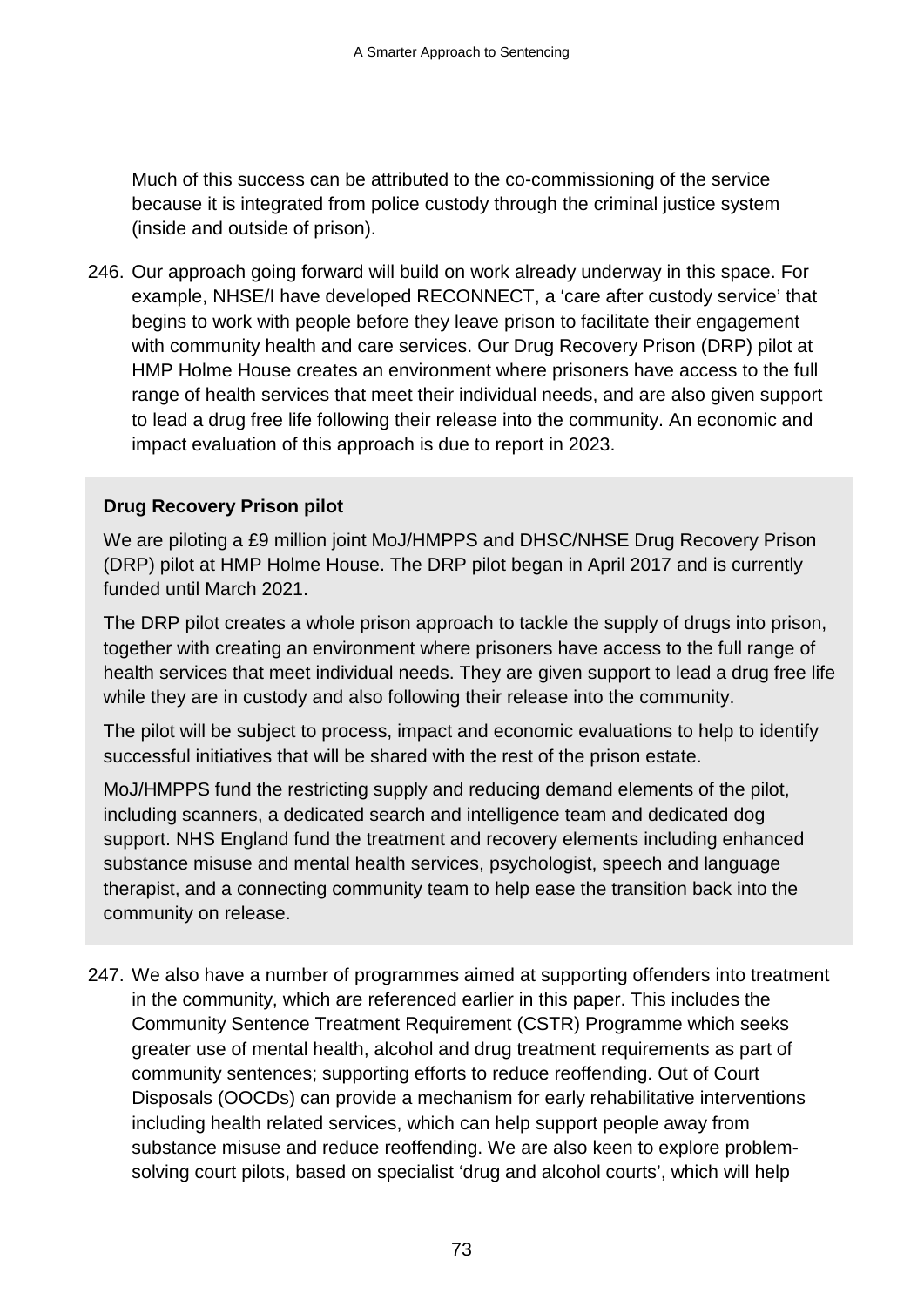Much of this success can be attributed to the co-commissioning of the service because it is integrated from police custody through the criminal justice system (inside and outside of prison).

246. Our approach going forward will build on work already underway in this space. For example, NHSE/I have developed RECONNECT, a 'care after custody service' that begins to work with people before they leave prison to facilitate their engagement with community health and care services. Our Drug Recovery Prison (DRP) pilot at HMP Holme House creates an environment where prisoners have access to the full range of health services that meet their individual needs, and are also given support to lead a drug free life following their release into the community. An economic and impact evaluation of this approach is due to report in 2023.

**Drug Recovery Prison pilot**

We are piloting a £9 million joint MoJ/HMPPS and DHSC/NHSE Drug Recovery Prison (DRP) pilot at HMP Holme House. The DRP pilot began in April 2017 and is currently funded until March 2021.

The DRP pilot creates a whole prison approach to tackle the supply of drugs into prison, together with creating an environment where prisoners have access to the full range of health services that meet individual needs. They are given support to lead a drug free life while they are in custody and also following their release into the community.

The pilot will be subject to process, impact and economic evaluations to help to identify successful initiatives that will be shared with the rest of the prison estate.

MoJ/HMPPS fund the restricting supply and reducing demand elements of the pilot, including scanners, a dedicated search and intelligence team and dedicated dog support. NHS England fund the treatment and recovery elements including enhanced substance misuse and mental health services, psychologist, speech and language therapist, and a connecting community team to help ease the transition back into the community on release.

247. We also have a number of programmes aimed at supporting offenders into treatment in the community, which are referenced earlier in this paper. This includes the Community Sentence Treatment Requirement (CSTR) Programme which seeks greater use of mental health, alcohol and drug treatment requirements as part of community sentences; supporting efforts to reduce reoffending. Out of Court Disposals (OOCDs) can provide a mechanism for early rehabilitative interventions including health related services, which can help support people away from substance misuse and reduce reoffending. We are also keen to explore problem-solving court pilots, based on specialist 'drug and alcohol courts', which will help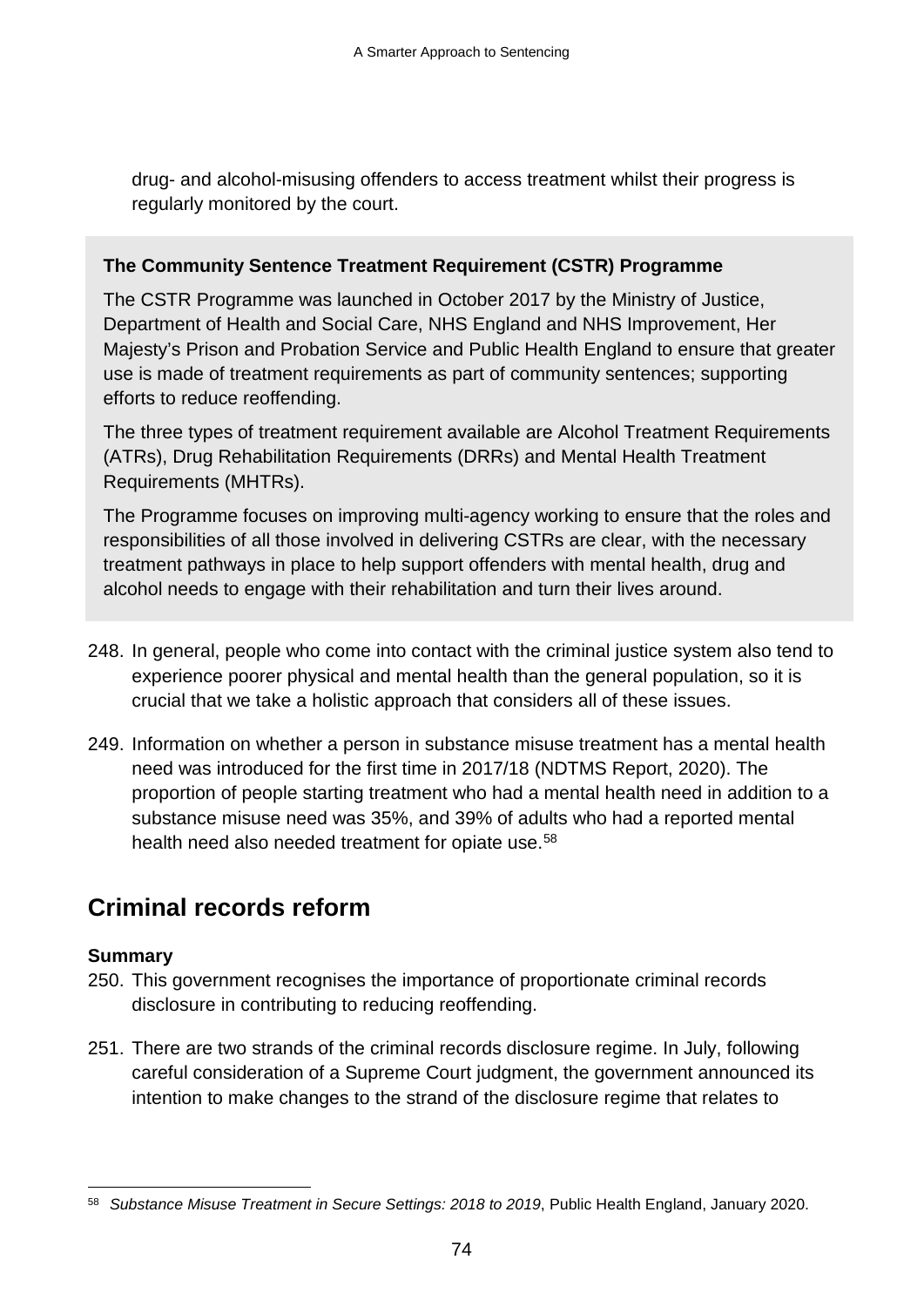drug- and alcohol-misusing offenders to access treatment whilst their progress is regularly monitored by the court.

> **The Community Sentence Treatment Requirement (CSTR) Programme**
>
> The CSTR Programme was launched in October 2017 by the Ministry of Justice, Department of Health and Social Care, NHS England and NHS Improvement, Her Majesty's Prison and Probation Service and Public Health England to ensure that greater use is made of treatment requirements as part of community sentences; supporting efforts to reduce reoffending.
>
> The three types of treatment requirement available are Alcohol Treatment Requirements (ATRs), Drug Rehabilitation Requirements (DRRs) and Mental Health Treatment Requirements (MHTRs).
>
> The Programme focuses on improving multi-agency working to ensure that the roles and responsibilities of all those involved in delivering CSTRs are clear, with the necessary treatment pathways in place to help support offenders with mental health, drug and alcohol needs to engage with their rehabilitation and turn their lives around.

248. In general, people who come into contact with the criminal justice system also tend to experience poorer physical and mental health than the general population, so it is crucial that we take a holistic approach that considers all of these issues.

249. Information on whether a person in substance misuse treatment has a mental health need was introduced for the first time in 2017/18 (NDTMS Report, 2020). The proportion of people starting treatment who had a mental health need in addition to a substance misuse need was 35%, and 39% of adults who had a reported mental health need also needed treatment for opiate use.[58]

## Criminal records reform

**Summary**

250. This government recognises the importance of proportionate criminal records disclosure in contributing to reducing reoffending.

251. There are two strands of the criminal records disclosure regime. In July, following careful consideration of a Supreme Court judgment, the government announced its intention to make changes to the strand of the disclosure regime that relates to

[58] *Substance Misuse Treatment in Secure Settings: 2018 to 2019*, Public Health England, January 2020.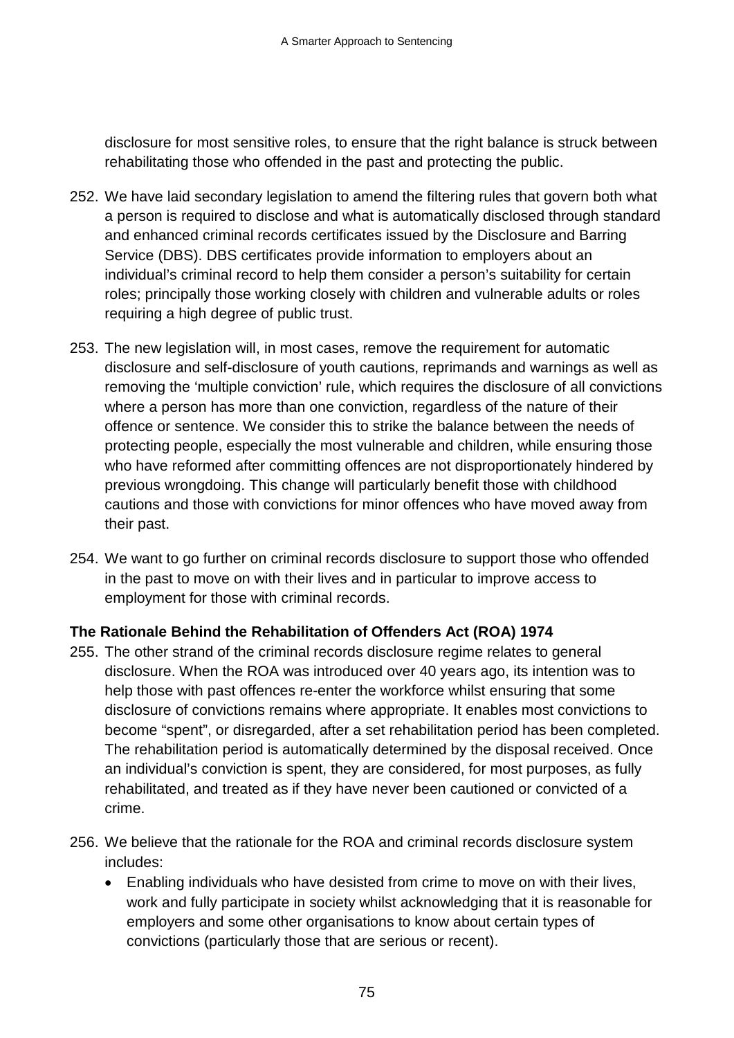disclosure for most sensitive roles, to ensure that the right balance is struck between rehabilitating those who offended in the past and protecting the public.

252. We have laid secondary legislation to amend the filtering rules that govern both what a person is required to disclose and what is automatically disclosed through standard and enhanced criminal records certificates issued by the Disclosure and Barring Service (DBS). DBS certificates provide information to employers about an individual's criminal record to help them consider a person's suitability for certain roles; principally those working closely with children and vulnerable adults or roles requiring a high degree of public trust.

253. The new legislation will, in most cases, remove the requirement for automatic disclosure and self-disclosure of youth cautions, reprimands and warnings as well as removing the 'multiple conviction' rule, which requires the disclosure of all convictions where a person has more than one conviction, regardless of the nature of their offence or sentence. We consider this to strike the balance between the needs of protecting people, especially the most vulnerable and children, while ensuring those who have reformed after committing offences are not disproportionately hindered by previous wrongdoing. This change will particularly benefit those with childhood cautions and those with convictions for minor offences who have moved away from their past.

254. We want to go further on criminal records disclosure to support those who offended in the past to move on with their lives and in particular to improve access to employment for those with criminal records.

**The Rationale Behind the Rehabilitation of Offenders Act (ROA) 1974**

255. The other strand of the criminal records disclosure regime relates to general disclosure. When the ROA was introduced over 40 years ago, its intention was to help those with past offences re-enter the workforce whilst ensuring that some disclosure of convictions remains where appropriate. It enables most convictions to become "spent", or disregarded, after a set rehabilitation period has been completed. The rehabilitation period is automatically determined by the disposal received. Once an individual's conviction is spent, they are considered, for most purposes, as fully rehabilitated, and treated as if they have never been cautioned or convicted of a crime.

256. We believe that the rationale for the ROA and criminal records disclosure system includes:
    - Enabling individuals who have desisted from crime to move on with their lives, work and fully participate in society whilst acknowledging that it is reasonable for employers and some other organisations to know about certain types of convictions (particularly those that are serious or recent).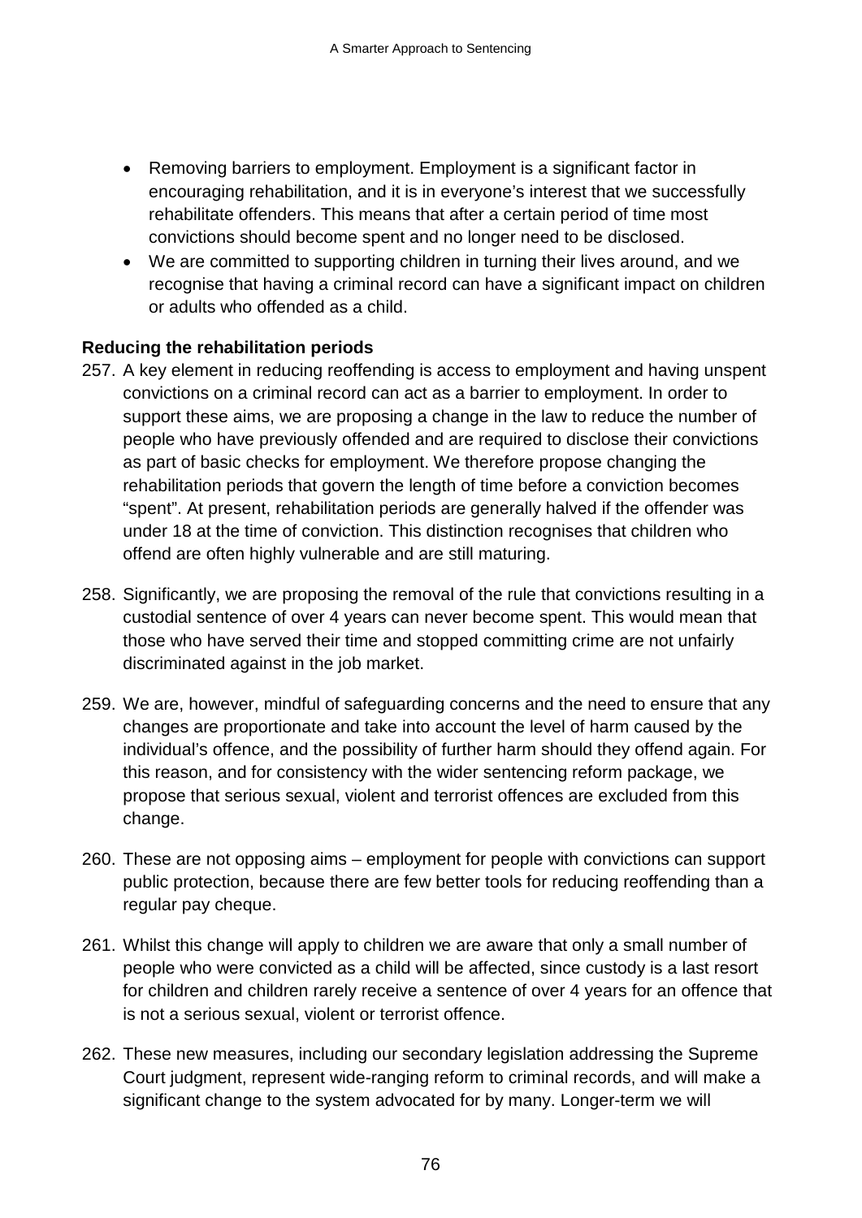- Removing barriers to employment. Employment is a significant factor in encouraging rehabilitation, and it is in everyone's interest that we successfully rehabilitate offenders. This means that after a certain period of time most convictions should become spent and no longer need to be disclosed.
- We are committed to supporting children in turning their lives around, and we recognise that having a criminal record can have a significant impact on children or adults who offended as a child.

**Reducing the rehabilitation periods**

257. A key element in reducing reoffending is access to employment and having unspent convictions on a criminal record can act as a barrier to employment. In order to support these aims, we are proposing a change in the law to reduce the number of people who have previously offended and are required to disclose their convictions as part of basic checks for employment. We therefore propose changing the rehabilitation periods that govern the length of time before a conviction becomes "spent". At present, rehabilitation periods are generally halved if the offender was under 18 at the time of conviction. This distinction recognises that children who offend are often highly vulnerable and are still maturing.

258. Significantly, we are proposing the removal of the rule that convictions resulting in a custodial sentence of over 4 years can never become spent. This would mean that those who have served their time and stopped committing crime are not unfairly discriminated against in the job market.

259. We are, however, mindful of safeguarding concerns and the need to ensure that any changes are proportionate and take into account the level of harm caused by the individual's offence, and the possibility of further harm should they offend again. For this reason, and for consistency with the wider sentencing reform package, we propose that serious sexual, violent and terrorist offences are excluded from this change.

260. These are not opposing aims – employment for people with convictions can support public protection, because there are few better tools for reducing reoffending than a regular pay cheque.

261. Whilst this change will apply to children we are aware that only a small number of people who were convicted as a child will be affected, since custody is a last resort for children and children rarely receive a sentence of over 4 years for an offence that is not a serious sexual, violent or terrorist offence.

262. These new measures, including our secondary legislation addressing the Supreme Court judgment, represent wide-ranging reform to criminal records, and will make a significant change to the system advocated for by many. Longer-term we will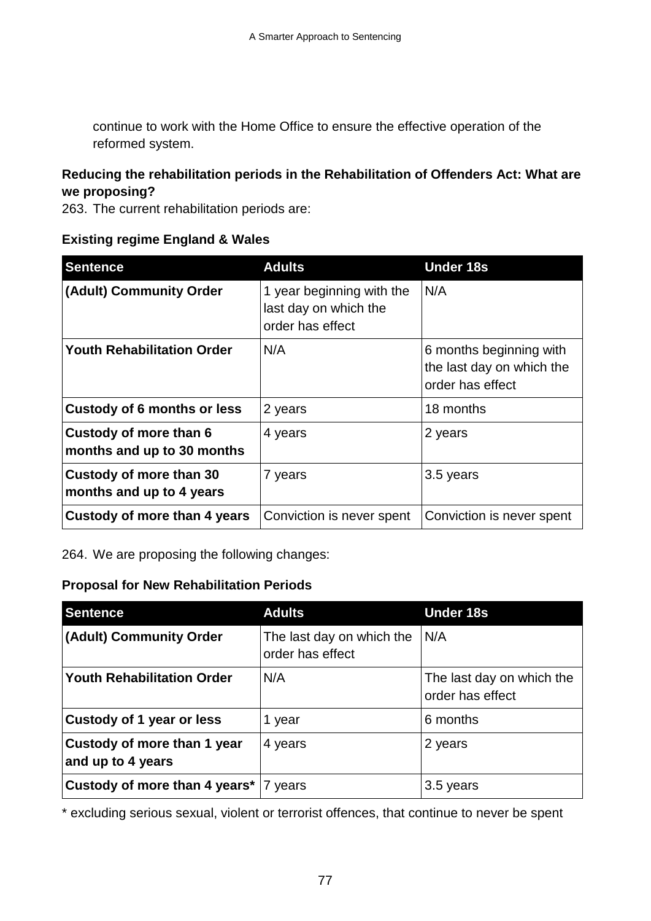continue to work with the Home Office to ensure the effective operation of the reformed system.

**Reducing the rehabilitation periods in the Rehabilitation of Offenders Act: What are we proposing?**

263. The current rehabilitation periods are:

**Existing regime England & Wales**

| Sentence | Adults | Under 18s |
|---|---|---|
| **(Adult) Community Order** | 1 year beginning with the last day on which the order has effect | N/A |
| **Youth Rehabilitation Order** | N/A | 6 months beginning with the last day on which the order has effect |
| **Custody of 6 months or less** | 2 years | 18 months |
| **Custody of more than 6 months and up to 30 months** | 4 years | 2 years |
| **Custody of more than 30 months and up to 4 years** | 7 years | 3.5 years |
| **Custody of more than 4 years** | Conviction is never spent | Conviction is never spent |

264. We are proposing the following changes:

**Proposal for New Rehabilitation Periods**

| Sentence | Adults | Under 18s |
|---|---|---|
| **(Adult) Community Order** | The last day on which the order has effect | N/A |
| **Youth Rehabilitation Order** | N/A | The last day on which the order has effect |
| **Custody of 1 year or less** | 1 year | 6 months |
| **Custody of more than 1 year and up to 4 years** | 4 years | 2 years |
| **Custody of more than 4 years*** | 7 years | 3.5 years |

* excluding serious sexual, violent or terrorist offences, that continue to never be spent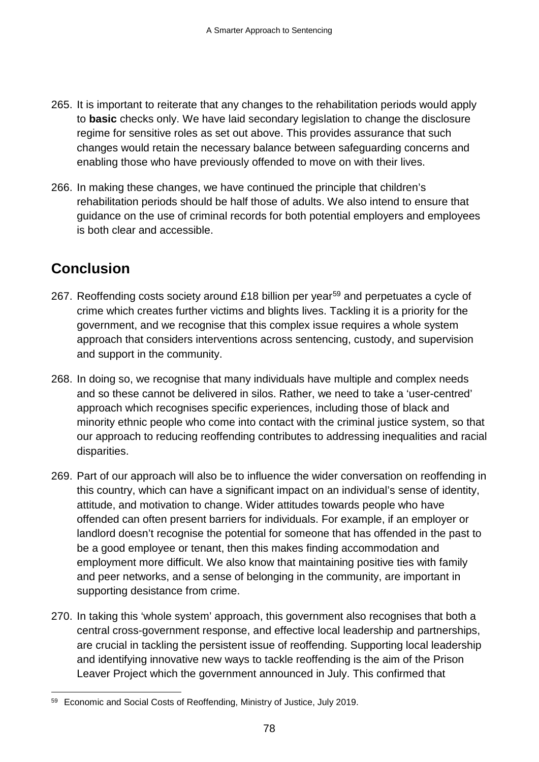265. It is important to reiterate that any changes to the rehabilitation periods would apply to **basic** checks only. We have laid secondary legislation to change the disclosure regime for sensitive roles as set out above. This provides assurance that such changes would retain the necessary balance between safeguarding concerns and enabling those who have previously offended to move on with their lives.

266. In making these changes, we have continued the principle that children's rehabilitation periods should be half those of adults. We also intend to ensure that guidance on the use of criminal records for both potential employers and employees is both clear and accessible.

## Conclusion

267. Reoffending costs society around £18 billion per year[59] and perpetuates a cycle of crime which creates further victims and blights lives. Tackling it is a priority for the government, and we recognise that this complex issue requires a whole system approach that considers interventions across sentencing, custody, and supervision and support in the community.

268. In doing so, we recognise that many individuals have multiple and complex needs and so these cannot be delivered in silos. Rather, we need to take a 'user-centred' approach which recognises specific experiences, including those of black and minority ethnic people who come into contact with the criminal justice system, so that our approach to reducing reoffending contributes to addressing inequalities and racial disparities.

269. Part of our approach will also be to influence the wider conversation on reoffending in this country, which can have a significant impact on an individual's sense of identity, attitude, and motivation to change. Wider attitudes towards people who have offended can often present barriers for individuals. For example, if an employer or landlord doesn't recognise the potential for someone that has offended in the past to be a good employee or tenant, then this makes finding accommodation and employment more difficult. We also know that maintaining positive ties with family and peer networks, and a sense of belonging in the community, are important in supporting desistance from crime.

270. In taking this 'whole system' approach, this government also recognises that both a central cross-government response, and effective local leadership and partnerships, are crucial in tackling the persistent issue of reoffending. Supporting local leadership and identifying innovative new ways to tackle reoffending is the aim of the Prison Leaver Project which the government announced in July. This confirmed that

---

[59] Economic and Social Costs of Reoffending, Ministry of Justice, July 2019.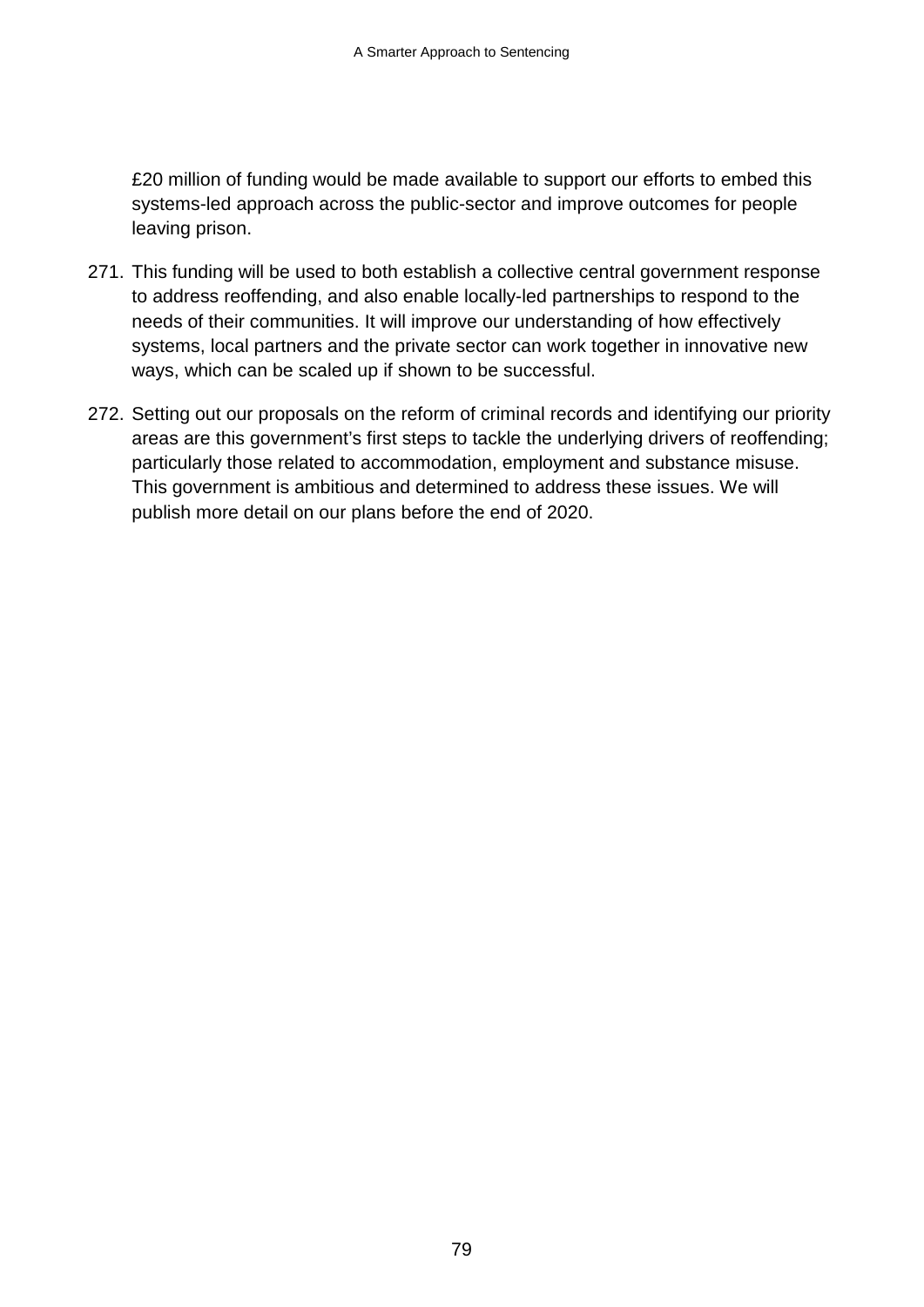£20 million of funding would be made available to support our efforts to embed this systems-led approach across the public-sector and improve outcomes for people leaving prison.

271. This funding will be used to both establish a collective central government response to address reoffending, and also enable locally-led partnerships to respond to the needs of their communities. It will improve our understanding of how effectively systems, local partners and the private sector can work together in innovative new ways, which can be scaled up if shown to be successful.

272. Setting out our proposals on the reform of criminal records and identifying our priority areas are this government's first steps to tackle the underlying drivers of reoffending; particularly those related to accommodation, employment and substance misuse. This government is ambitious and determined to address these issues. We will publish more detail on our plans before the end of 2020.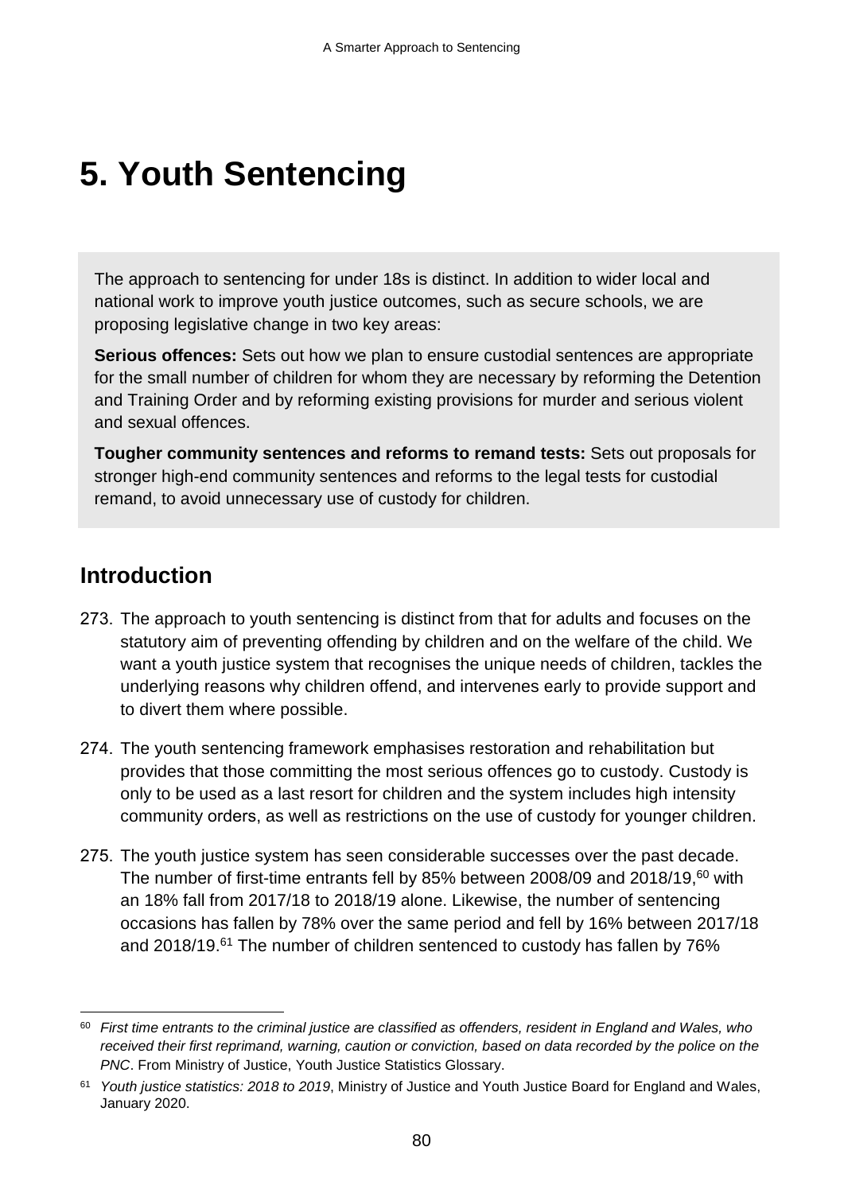# 5. Youth Sentencing

The approach to sentencing for under 18s is distinct. In addition to wider local and national work to improve youth justice outcomes, such as secure schools, we are proposing legislative change in two key areas:

**Serious offences:** Sets out how we plan to ensure custodial sentences are appropriate for the small number of children for whom they are necessary by reforming the Detention and Training Order and by reforming existing provisions for murder and serious violent and sexual offences.

**Tougher community sentences and reforms to remand tests:** Sets out proposals for stronger high-end community sentences and reforms to the legal tests for custodial remand, to avoid unnecessary use of custody for children.

## Introduction

273. The approach to youth sentencing is distinct from that for adults and focuses on the statutory aim of preventing offending by children and on the welfare of the child. We want a youth justice system that recognises the unique needs of children, tackles the underlying reasons why children offend, and intervenes early to provide support and to divert them where possible.

274. The youth sentencing framework emphasises restoration and rehabilitation but provides that those committing the most serious offences go to custody. Custody is only to be used as a last resort for children and the system includes high intensity community orders, as well as restrictions on the use of custody for younger children.

275. The youth justice system has seen considerable successes over the past decade. The number of first-time entrants fell by 85% between 2008/09 and 2018/19,[60] with an 18% fall from 2017/18 to 2018/19 alone. Likewise, the number of sentencing occasions has fallen by 78% over the same period and fell by 16% between 2017/18 and 2018/19.[61] The number of children sentenced to custody has fallen by 76%

---

[60] *First time entrants to the criminal justice are classified as offenders, resident in England and Wales, who received their first reprimand, warning, caution or conviction, based on data recorded by the police on the PNC*. From Ministry of Justice, Youth Justice Statistics Glossary.

[61] *Youth justice statistics: 2018 to 2019*, Ministry of Justice and Youth Justice Board for England and Wales, January 2020.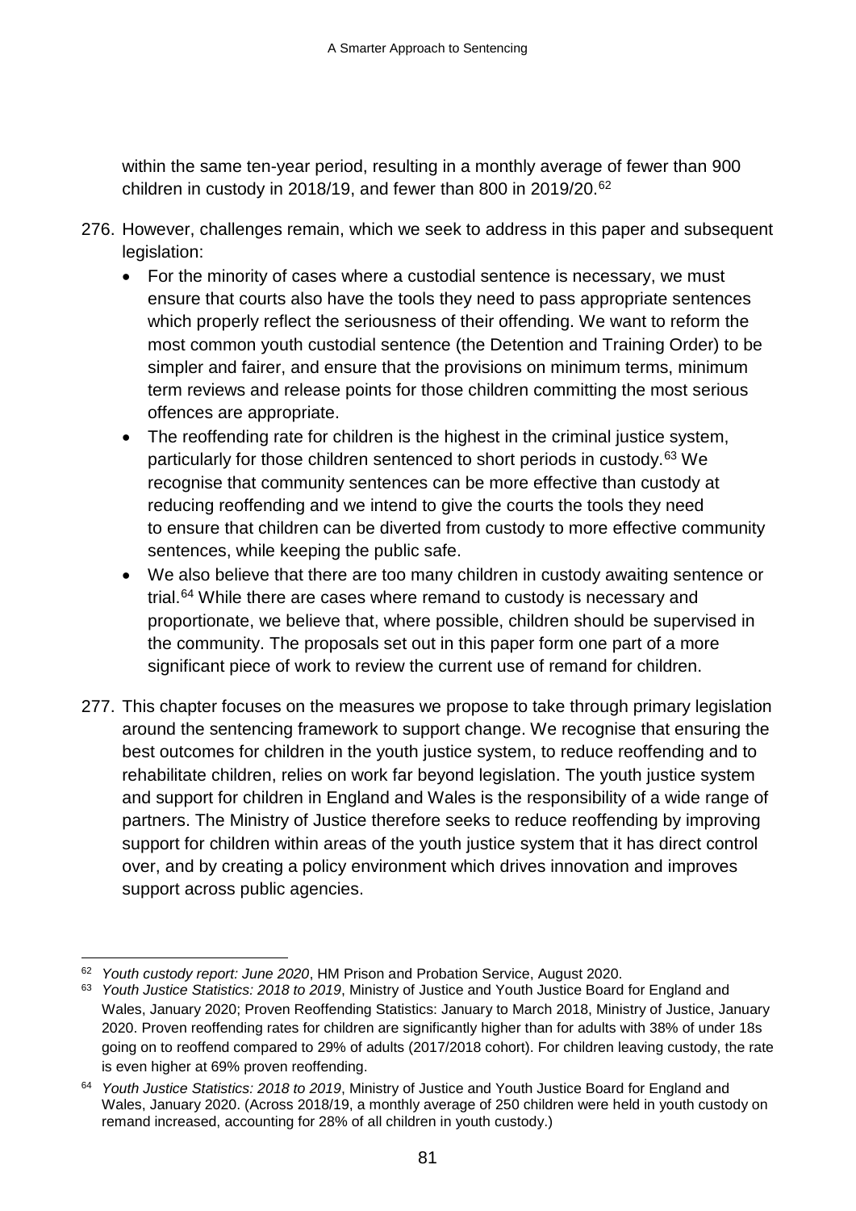within the same ten-year period, resulting in a monthly average of fewer than 900 children in custody in 2018/19, and fewer than 800 in 2019/20.[62]

276. However, challenges remain, which we seek to address in this paper and subsequent legislation:

- For the minority of cases where a custodial sentence is necessary, we must ensure that courts also have the tools they need to pass appropriate sentences which properly reflect the seriousness of their offending. We want to reform the most common youth custodial sentence (the Detention and Training Order) to be simpler and fairer, and ensure that the provisions on minimum terms, minimum term reviews and release points for those children committing the most serious offences are appropriate.
- The reoffending rate for children is the highest in the criminal justice system, particularly for those children sentenced to short periods in custody.[63] We recognise that community sentences can be more effective than custody at reducing reoffending and we intend to give the courts the tools they need to ensure that children can be diverted from custody to more effective community sentences, while keeping the public safe.
- We also believe that there are too many children in custody awaiting sentence or trial.[64] While there are cases where remand to custody is necessary and proportionate, we believe that, where possible, children should be supervised in the community. The proposals set out in this paper form one part of a more significant piece of work to review the current use of remand for children.

277. This chapter focuses on the measures we propose to take through primary legislation around the sentencing framework to support change. We recognise that ensuring the best outcomes for children in the youth justice system, to reduce reoffending and to rehabilitate children, relies on work far beyond legislation. The youth justice system and support for children in England and Wales is the responsibility of a wide range of partners. The Ministry of Justice therefore seeks to reduce reoffending by improving support for children within areas of the youth justice system that it has direct control over, and by creating a policy environment which drives innovation and improves support across public agencies.

---

[62] *Youth custody report: June 2020*, HM Prison and Probation Service, August 2020.

[63] *Youth Justice Statistics: 2018 to 2019*, Ministry of Justice and Youth Justice Board for England and Wales, January 2020; Proven Reoffending Statistics: January to March 2018, Ministry of Justice, January 2020. Proven reoffending rates for children are significantly higher than for adults with 38% of under 18s going on to reoffend compared to 29% of adults (2017/2018 cohort). For children leaving custody, the rate is even higher at 69% proven reoffending.

[64] *Youth Justice Statistics: 2018 to 2019*, Ministry of Justice and Youth Justice Board for England and Wales, January 2020. (Across 2018/19, a monthly average of 250 children were held in youth custody on remand increased, accounting for 28% of all children in youth custody.)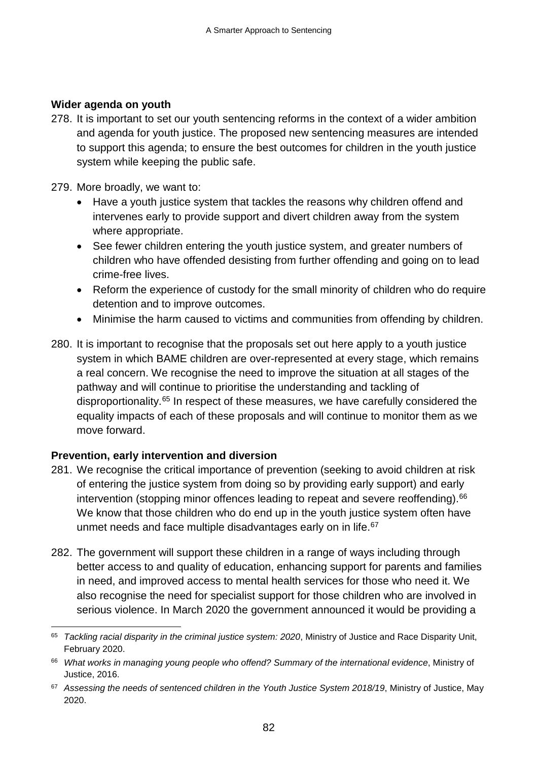**Wider agenda on youth**

278. It is important to set our youth sentencing reforms in the context of a wider ambition and agenda for youth justice. The proposed new sentencing measures are intended to support this agenda; to ensure the best outcomes for children in the youth justice system while keeping the public safe.

279. More broadly, we want to:
   - Have a youth justice system that tackles the reasons why children offend and intervenes early to provide support and divert children away from the system where appropriate.
   - See fewer children entering the youth justice system, and greater numbers of children who have offended desisting from further offending and going on to lead crime-free lives.
   - Reform the experience of custody for the small minority of children who do require detention and to improve outcomes.
   - Minimise the harm caused to victims and communities from offending by children.

280. It is important to recognise that the proposals set out here apply to a youth justice system in which BAME children are over-represented at every stage, which remains a real concern. We recognise the need to improve the situation at all stages of the pathway and will continue to prioritise the understanding and tackling of disproportionality.[65] In respect of these measures, we have carefully considered the equality impacts of each of these proposals and will continue to monitor them as we move forward.

**Prevention, early intervention and diversion**

281. We recognise the critical importance of prevention (seeking to avoid children at risk of entering the justice system from doing so by providing early support) and early intervention (stopping minor offences leading to repeat and severe reoffending).[66] We know that those children who do end up in the youth justice system often have unmet needs and face multiple disadvantages early on in life.[67]

282. The government will support these children in a range of ways including through better access to and quality of education, enhancing support for parents and families in need, and improved access to mental health services for those who need it. We also recognise the need for specialist support for those children who are involved in serious violence. In March 2020 the government announced it would be providing a

---

[65] *Tackling racial disparity in the criminal justice system: 2020*, Ministry of Justice and Race Disparity Unit, February 2020.

[66] *What works in managing young people who offend? Summary of the international evidence*, Ministry of Justice, 2016.

[67] *Assessing the needs of sentenced children in the Youth Justice System 2018/19*, Ministry of Justice, May 2020.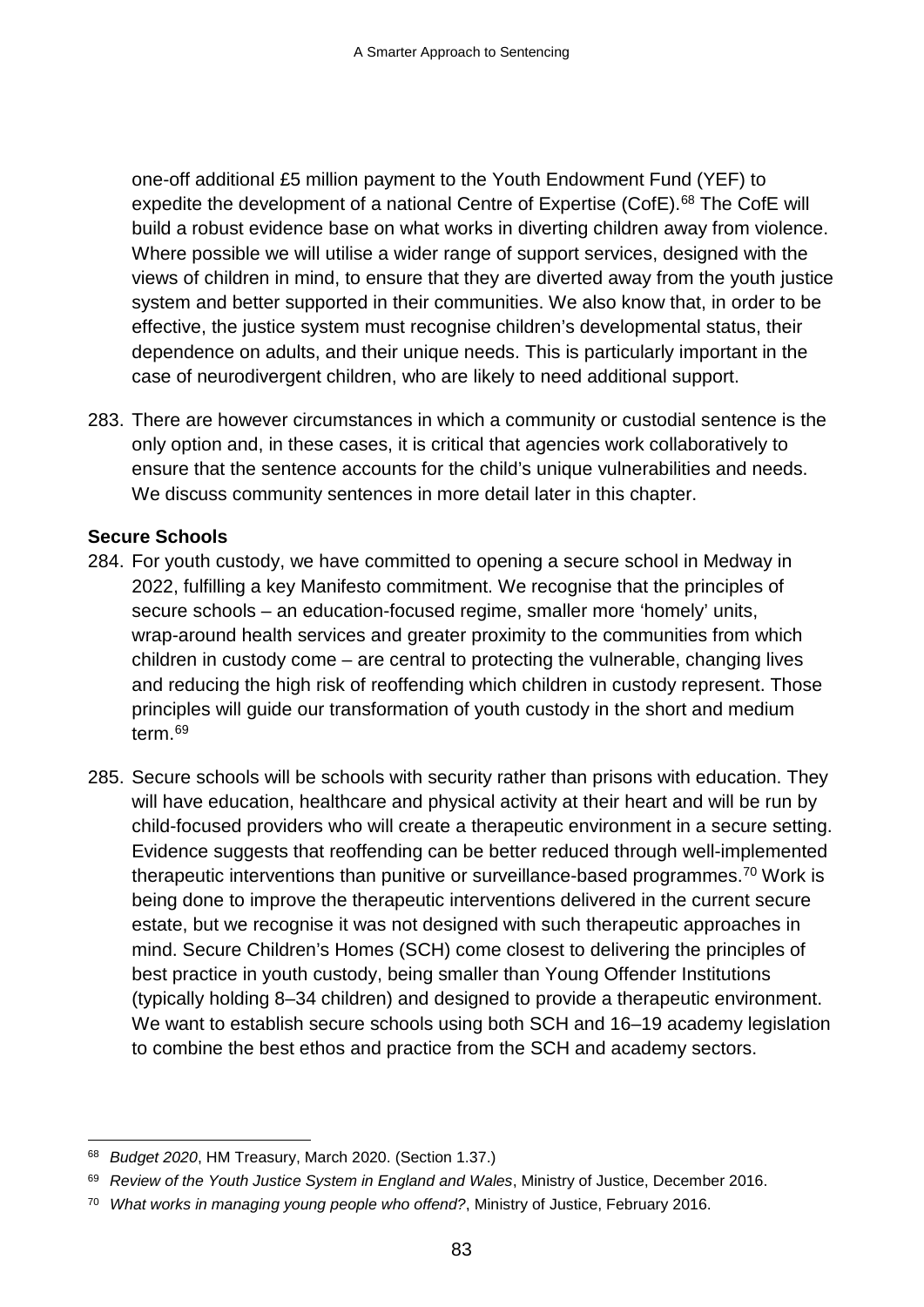one-off additional £5 million payment to the Youth Endowment Fund (YEF) to expedite the development of a national Centre of Expertise (CofE).[68] The CofE will build a robust evidence base on what works in diverting children away from violence. Where possible we will utilise a wider range of support services, designed with the views of children in mind, to ensure that they are diverted away from the youth justice system and better supported in their communities. We also know that, in order to be effective, the justice system must recognise children's developmental status, their dependence on adults, and their unique needs. This is particularly important in the case of neurodivergent children, who are likely to need additional support.

283. There are however circumstances in which a community or custodial sentence is the only option and, in these cases, it is critical that agencies work collaboratively to ensure that the sentence accounts for the child's unique vulnerabilities and needs. We discuss community sentences in more detail later in this chapter.

**Secure Schools**

284. For youth custody, we have committed to opening a secure school in Medway in 2022, fulfilling a key Manifesto commitment. We recognise that the principles of secure schools – an education-focused regime, smaller more 'homely' units, wrap-around health services and greater proximity to the communities from which children in custody come – are central to protecting the vulnerable, changing lives and reducing the high risk of reoffending which children in custody represent. Those principles will guide our transformation of youth custody in the short and medium term.[69]

285. Secure schools will be schools with security rather than prisons with education. They will have education, healthcare and physical activity at their heart and will be run by child-focused providers who will create a therapeutic environment in a secure setting. Evidence suggests that reoffending can be better reduced through well-implemented therapeutic interventions than punitive or surveillance-based programmes.[70] Work is being done to improve the therapeutic interventions delivered in the current secure estate, but we recognise it was not designed with such therapeutic approaches in mind. Secure Children's Homes (SCH) come closest to delivering the principles of best practice in youth custody, being smaller than Young Offender Institutions (typically holding 8–34 children) and designed to provide a therapeutic environment. We want to establish secure schools using both SCH and 16–19 academy legislation to combine the best ethos and practice from the SCH and academy sectors.

---

[68] *Budget 2020*, HM Treasury, March 2020. (Section 1.37.)

[69] *Review of the Youth Justice System in England and Wales*, Ministry of Justice, December 2016.

[70] *What works in managing young people who offend?*, Ministry of Justice, February 2016.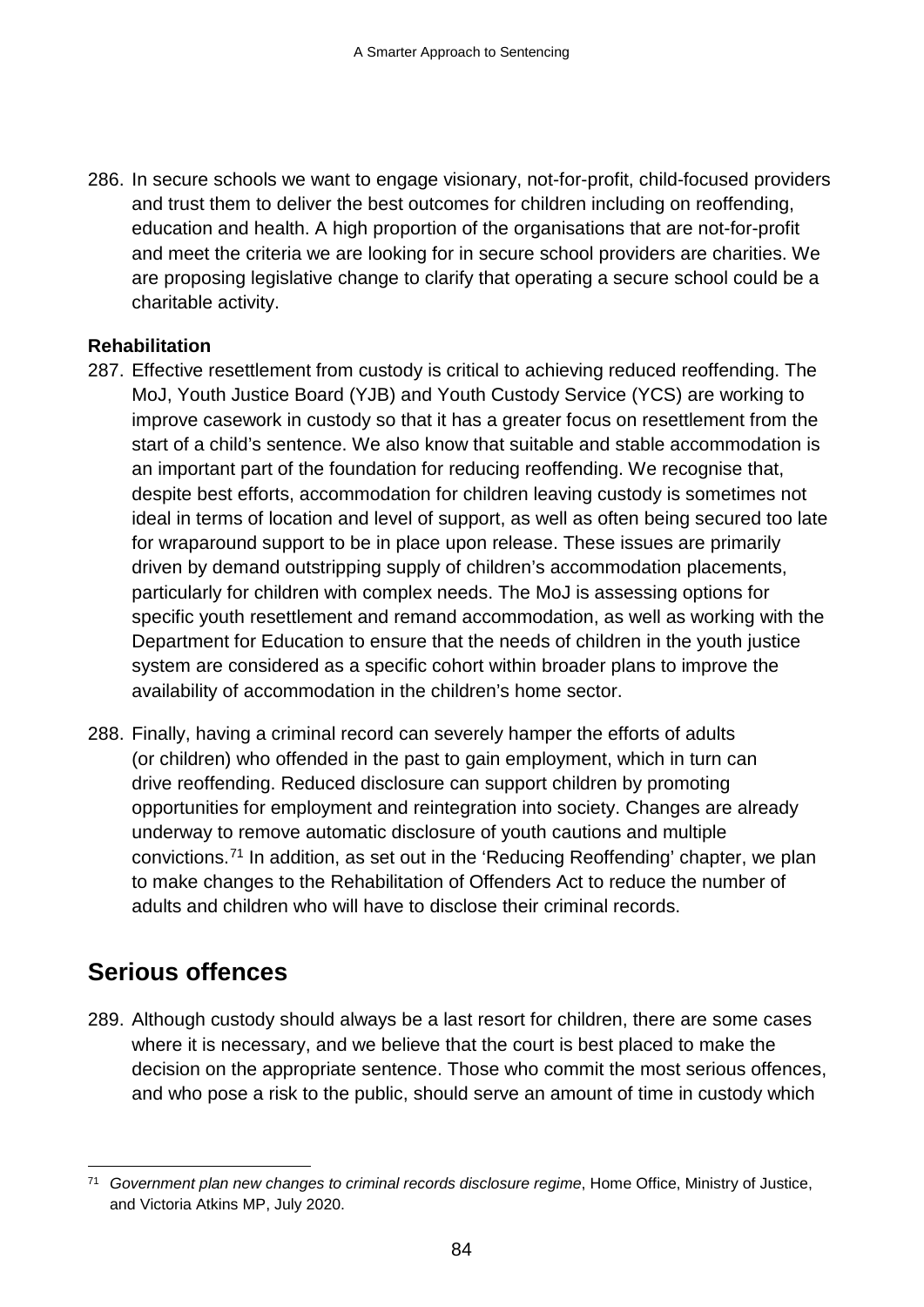286. In secure schools we want to engage visionary, not-for-profit, child-focused providers and trust them to deliver the best outcomes for children including on reoffending, education and health. A high proportion of the organisations that are not-for-profit and meet the criteria we are looking for in secure school providers are charities. We are proposing legislative change to clarify that operating a secure school could be a charitable activity.

**Rehabilitation**

287. Effective resettlement from custody is critical to achieving reduced reoffending. The MoJ, Youth Justice Board (YJB) and Youth Custody Service (YCS) are working to improve casework in custody so that it has a greater focus on resettlement from the start of a child's sentence. We also know that suitable and stable accommodation is an important part of the foundation for reducing reoffending. We recognise that, despite best efforts, accommodation for children leaving custody is sometimes not ideal in terms of location and level of support, as well as often being secured too late for wraparound support to be in place upon release. These issues are primarily driven by demand outstripping supply of children's accommodation placements, particularly for children with complex needs. The MoJ is assessing options for specific youth resettlement and remand accommodation, as well as working with the Department for Education to ensure that the needs of children in the youth justice system are considered as a specific cohort within broader plans to improve the availability of accommodation in the children's home sector.

288. Finally, having a criminal record can severely hamper the efforts of adults (or children) who offended in the past to gain employment, which in turn can drive reoffending. Reduced disclosure can support children by promoting opportunities for employment and reintegration into society. Changes are already underway to remove automatic disclosure of youth cautions and multiple convictions.[71] In addition, as set out in the 'Reducing Reoffending' chapter, we plan to make changes to the Rehabilitation of Offenders Act to reduce the number of adults and children who will have to disclose their criminal records.

## Serious offences

289. Although custody should always be a last resort for children, there are some cases where it is necessary, and we believe that the court is best placed to make the decision on the appropriate sentence. Those who commit the most serious offences, and who pose a risk to the public, should serve an amount of time in custody which

[71] *Government plan new changes to criminal records disclosure regime*, Home Office, Ministry of Justice, and Victoria Atkins MP, July 2020.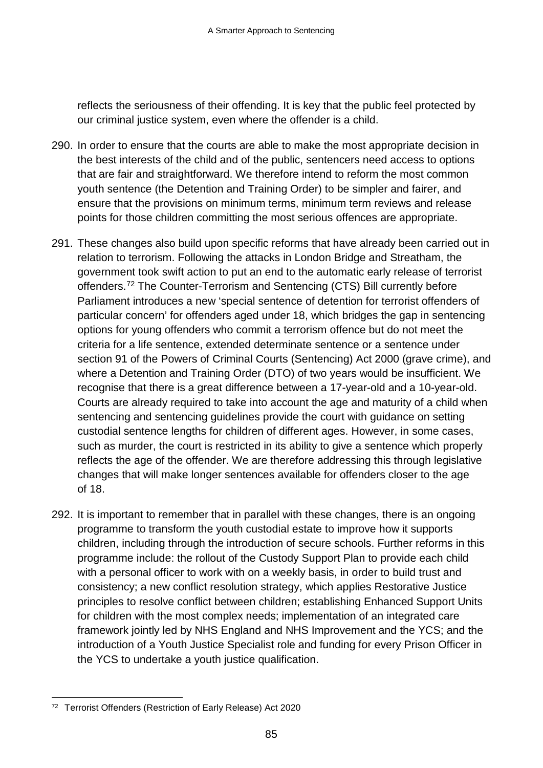reflects the seriousness of their offending. It is key that the public feel protected by our criminal justice system, even where the offender is a child.

290. In order to ensure that the courts are able to make the most appropriate decision in the best interests of the child and of the public, sentencers need access to options that are fair and straightforward. We therefore intend to reform the most common youth sentence (the Detention and Training Order) to be simpler and fairer, and ensure that the provisions on minimum terms, minimum term reviews and release points for those children committing the most serious offences are appropriate.

291. These changes also build upon specific reforms that have already been carried out in relation to terrorism. Following the attacks in London Bridge and Streatham, the government took swift action to put an end to the automatic early release of terrorist offenders.[72] The Counter-Terrorism and Sentencing (CTS) Bill currently before Parliament introduces a new 'special sentence of detention for terrorist offenders of particular concern' for offenders aged under 18, which bridges the gap in sentencing options for young offenders who commit a terrorism offence but do not meet the criteria for a life sentence, extended determinate sentence or a sentence under section 91 of the Powers of Criminal Courts (Sentencing) Act 2000 (grave crime), and where a Detention and Training Order (DTO) of two years would be insufficient. We recognise that there is a great difference between a 17-year-old and a 10-year-old. Courts are already required to take into account the age and maturity of a child when sentencing and sentencing guidelines provide the court with guidance on setting custodial sentence lengths for children of different ages. However, in some cases, such as murder, the court is restricted in its ability to give a sentence which properly reflects the age of the offender. We are therefore addressing this through legislative changes that will make longer sentences available for offenders closer to the age of 18.

292. It is important to remember that in parallel with these changes, there is an ongoing programme to transform the youth custodial estate to improve how it supports children, including through the introduction of secure schools. Further reforms in this programme include: the rollout of the Custody Support Plan to provide each child with a personal officer to work with on a weekly basis, in order to build trust and consistency; a new conflict resolution strategy, which applies Restorative Justice principles to resolve conflict between children; establishing Enhanced Support Units for children with the most complex needs; implementation of an integrated care framework jointly led by NHS England and NHS Improvement and the YCS; and the introduction of a Youth Justice Specialist role and funding for every Prison Officer in the YCS to undertake a youth justice qualification.

---

[72] Terrorist Offenders (Restriction of Early Release) Act 2020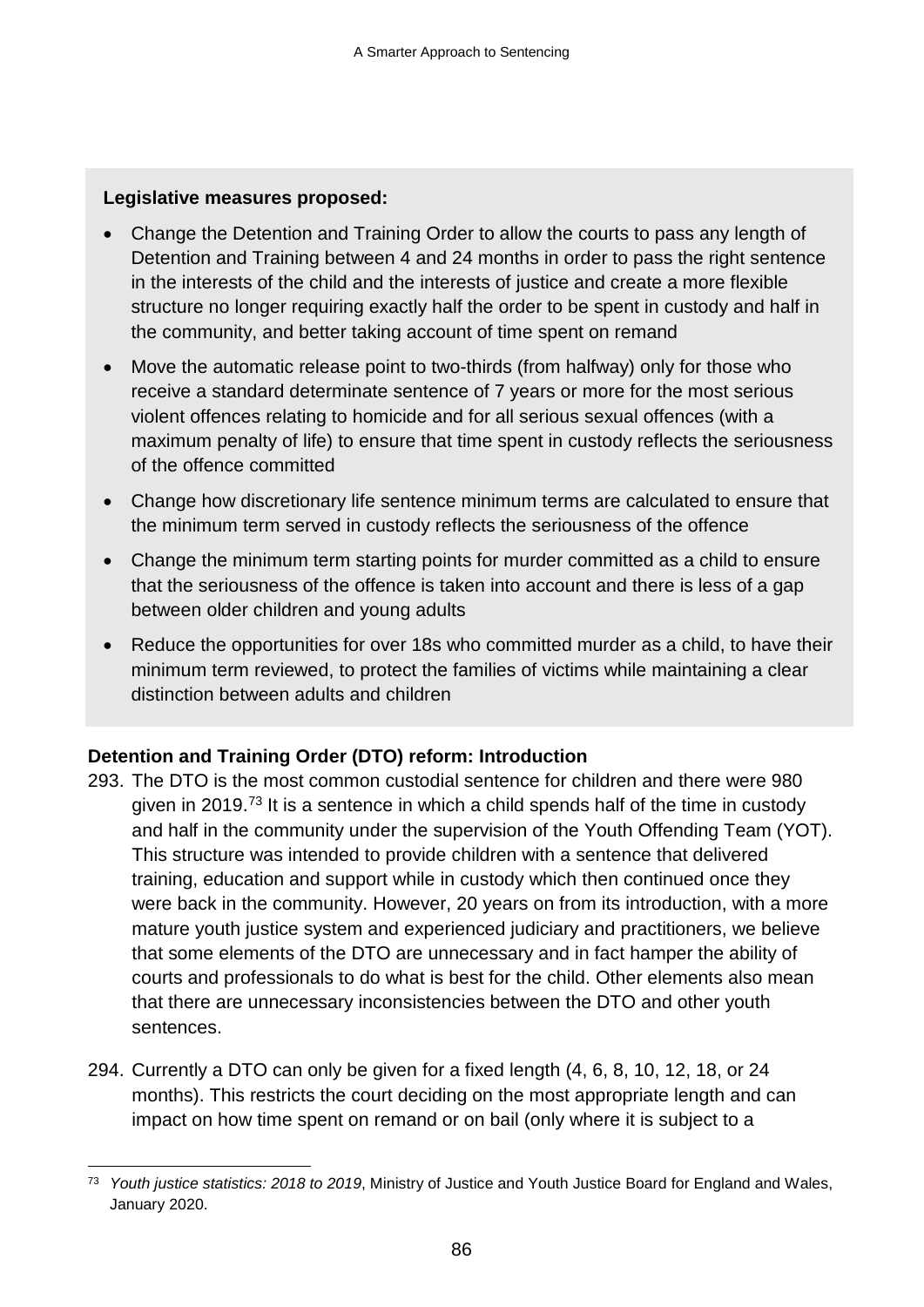**Legislative measures proposed:**

- Change the Detention and Training Order to allow the courts to pass any length of Detention and Training between 4 and 24 months in order to pass the right sentence in the interests of the child and the interests of justice and create a more flexible structure no longer requiring exactly half the order to be spent in custody and half in the community, and better taking account of time spent on remand
- Move the automatic release point to two-thirds (from halfway) only for those who receive a standard determinate sentence of 7 years or more for the most serious violent offences relating to homicide and for all serious sexual offences (with a maximum penalty of life) to ensure that time spent in custody reflects the seriousness of the offence committed
- Change how discretionary life sentence minimum terms are calculated to ensure that the minimum term served in custody reflects the seriousness of the offence
- Change the minimum term starting points for murder committed as a child to ensure that the seriousness of the offence is taken into account and there is less of a gap between older children and young adults
- Reduce the opportunities for over 18s who committed murder as a child, to have their minimum term reviewed, to protect the families of victims while maintaining a clear distinction between adults and children

**Detention and Training Order (DTO) reform: Introduction**

293. The DTO is the most common custodial sentence for children and there were 980 given in 2019.[73] It is a sentence in which a child spends half of the time in custody and half in the community under the supervision of the Youth Offending Team (YOT). This structure was intended to provide children with a sentence that delivered training, education and support while in custody which then continued once they were back in the community. However, 20 years on from its introduction, with a more mature youth justice system and experienced judiciary and practitioners, we believe that some elements of the DTO are unnecessary and in fact hamper the ability of courts and professionals to do what is best for the child. Other elements also mean that there are unnecessary inconsistencies between the DTO and other youth sentences.

294. Currently a DTO can only be given for a fixed length (4, 6, 8, 10, 12, 18, or 24 months). This restricts the court deciding on the most appropriate length and can impact on how time spent on remand or on bail (only where it is subject to a

[73] *Youth justice statistics: 2018 to 2019*, Ministry of Justice and Youth Justice Board for England and Wales, January 2020.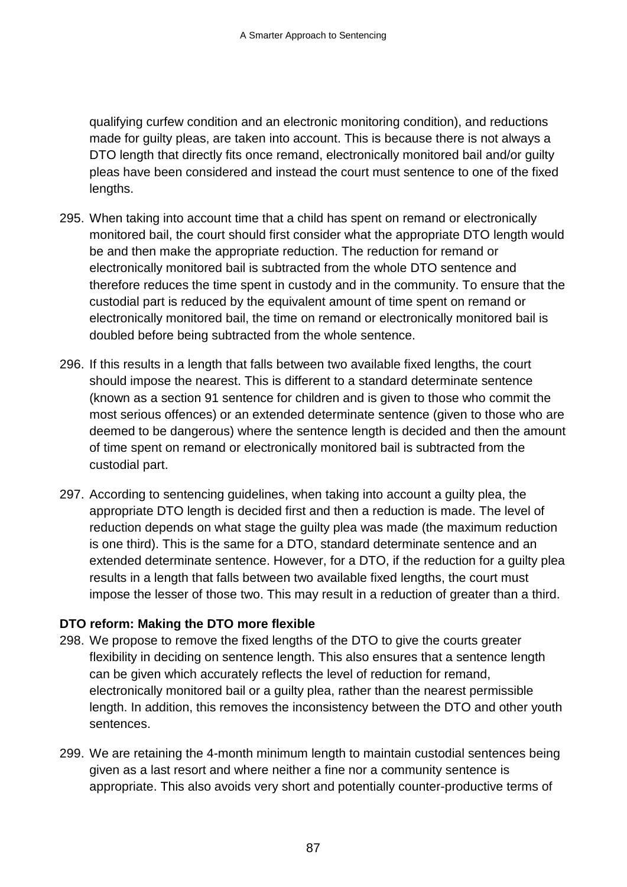qualifying curfew condition and an electronic monitoring condition), and reductions made for guilty pleas, are taken into account. This is because there is not always a DTO length that directly fits once remand, electronically monitored bail and/or guilty pleas have been considered and instead the court must sentence to one of the fixed lengths.

295. When taking into account time that a child has spent on remand or electronically monitored bail, the court should first consider what the appropriate DTO length would be and then make the appropriate reduction. The reduction for remand or electronically monitored bail is subtracted from the whole DTO sentence and therefore reduces the time spent in custody and in the community. To ensure that the custodial part is reduced by the equivalent amount of time spent on remand or electronically monitored bail, the time on remand or electronically monitored bail is doubled before being subtracted from the whole sentence.

296. If this results in a length that falls between two available fixed lengths, the court should impose the nearest. This is different to a standard determinate sentence (known as a section 91 sentence for children and is given to those who commit the most serious offences) or an extended determinate sentence (given to those who are deemed to be dangerous) where the sentence length is decided and then the amount of time spent on remand or electronically monitored bail is subtracted from the custodial part.

297. According to sentencing guidelines, when taking into account a guilty plea, the appropriate DTO length is decided first and then a reduction is made. The level of reduction depends on what stage the guilty plea was made (the maximum reduction is one third). This is the same for a DTO, standard determinate sentence and an extended determinate sentence. However, for a DTO, if the reduction for a guilty plea results in a length that falls between two available fixed lengths, the court must impose the lesser of those two. This may result in a reduction of greater than a third.

**DTO reform: Making the DTO more flexible**

298. We propose to remove the fixed lengths of the DTO to give the courts greater flexibility in deciding on sentence length. This also ensures that a sentence length can be given which accurately reflects the level of reduction for remand, electronically monitored bail or a guilty plea, rather than the nearest permissible length. In addition, this removes the inconsistency between the DTO and other youth sentences.

299. We are retaining the 4-month minimum length to maintain custodial sentences being given as a last resort and where neither a fine nor a community sentence is appropriate. This also avoids very short and potentially counter-productive terms of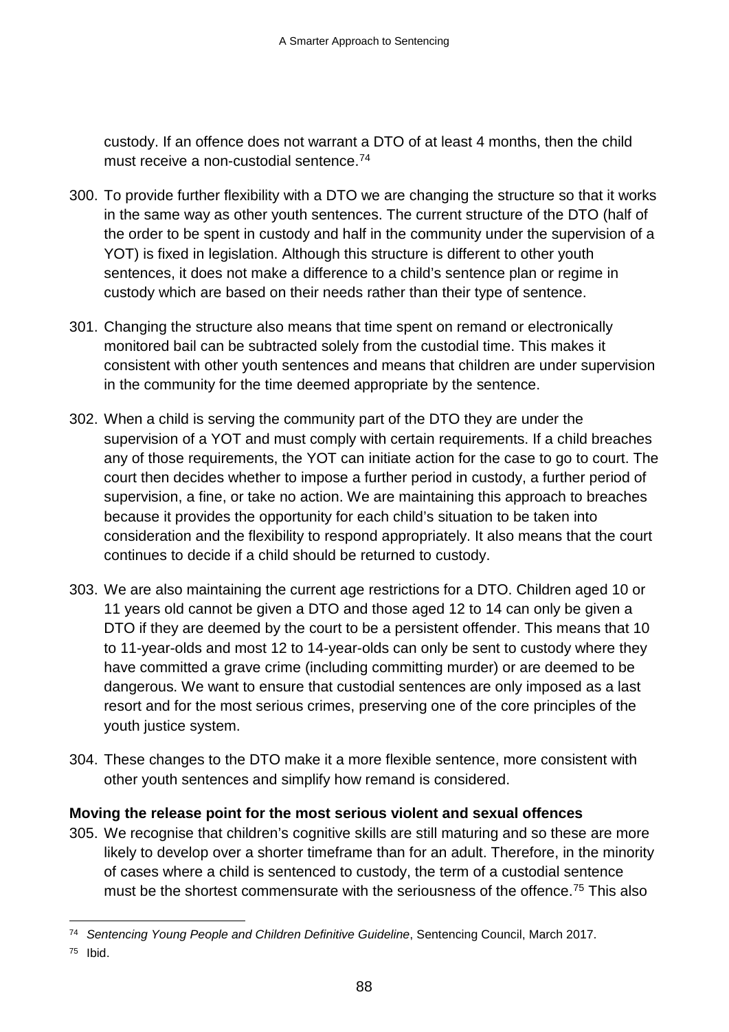custody. If an offence does not warrant a DTO of at least 4 months, then the child must receive a non-custodial sentence.[74]

300. To provide further flexibility with a DTO we are changing the structure so that it works in the same way as other youth sentences. The current structure of the DTO (half of the order to be spent in custody and half in the community under the supervision of a YOT) is fixed in legislation. Although this structure is different to other youth sentences, it does not make a difference to a child's sentence plan or regime in custody which are based on their needs rather than their type of sentence.

301. Changing the structure also means that time spent on remand or electronically monitored bail can be subtracted solely from the custodial time. This makes it consistent with other youth sentences and means that children are under supervision in the community for the time deemed appropriate by the sentence.

302. When a child is serving the community part of the DTO they are under the supervision of a YOT and must comply with certain requirements. If a child breaches any of those requirements, the YOT can initiate action for the case to go to court. The court then decides whether to impose a further period in custody, a further period of supervision, a fine, or take no action. We are maintaining this approach to breaches because it provides the opportunity for each child's situation to be taken into consideration and the flexibility to respond appropriately. It also means that the court continues to decide if a child should be returned to custody.

303. We are also maintaining the current age restrictions for a DTO. Children aged 10 or 11 years old cannot be given a DTO and those aged 12 to 14 can only be given a DTO if they are deemed by the court to be a persistent offender. This means that 10 to 11-year-olds and most 12 to 14-year-olds can only be sent to custody where they have committed a grave crime (including committing murder) or are deemed to be dangerous. We want to ensure that custodial sentences are only imposed as a last resort and for the most serious crimes, preserving one of the core principles of the youth justice system.

304. These changes to the DTO make it a more flexible sentence, more consistent with other youth sentences and simplify how remand is considered.

**Moving the release point for the most serious violent and sexual offences**

305. We recognise that children's cognitive skills are still maturing and so these are more likely to develop over a shorter timeframe than for an adult. Therefore, in the minority of cases where a child is sentenced to custody, the term of a custodial sentence must be the shortest commensurate with the seriousness of the offence.[75] This also

---

[74] *Sentencing Young People and Children Definitive Guideline*, Sentencing Council, March 2017.

[75] Ibid.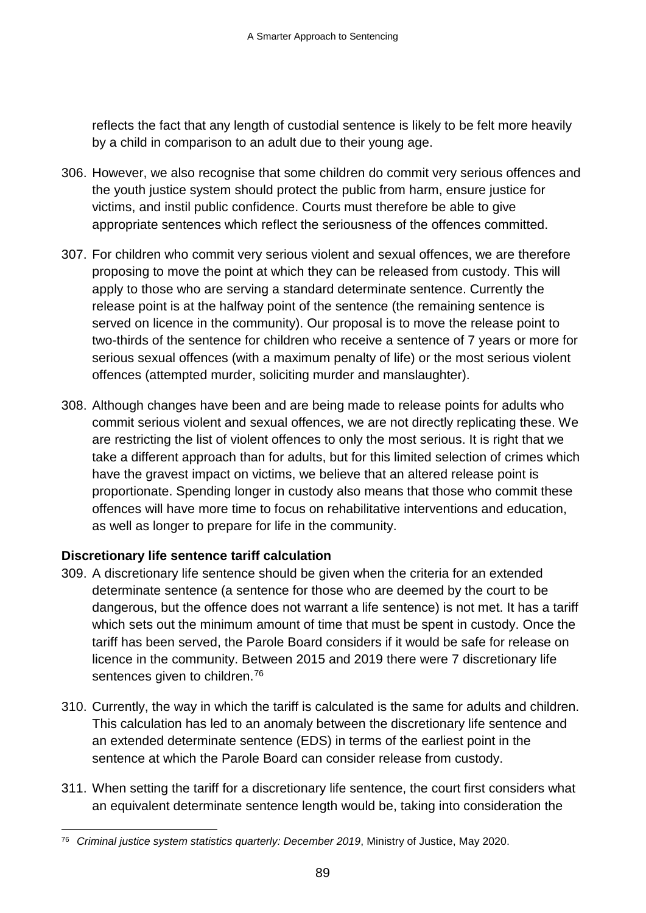reflects the fact that any length of custodial sentence is likely to be felt more heavily by a child in comparison to an adult due to their young age.

306. However, we also recognise that some children do commit very serious offences and the youth justice system should protect the public from harm, ensure justice for victims, and instil public confidence. Courts must therefore be able to give appropriate sentences which reflect the seriousness of the offences committed.

307. For children who commit very serious violent and sexual offences, we are therefore proposing to move the point at which they can be released from custody. This will apply to those who are serving a standard determinate sentence. Currently the release point is at the halfway point of the sentence (the remaining sentence is served on licence in the community). Our proposal is to move the release point to two-thirds of the sentence for children who receive a sentence of 7 years or more for serious sexual offences (with a maximum penalty of life) or the most serious violent offences (attempted murder, soliciting murder and manslaughter).

308. Although changes have been and are being made to release points for adults who commit serious violent and sexual offences, we are not directly replicating these. We are restricting the list of violent offences to only the most serious. It is right that we take a different approach than for adults, but for this limited selection of crimes which have the gravest impact on victims, we believe that an altered release point is proportionate. Spending longer in custody also means that those who commit these offences will have more time to focus on rehabilitative interventions and education, as well as longer to prepare for life in the community.

**Discretionary life sentence tariff calculation**

309. A discretionary life sentence should be given when the criteria for an extended determinate sentence (a sentence for those who are deemed by the court to be dangerous, but the offence does not warrant a life sentence) is not met. It has a tariff which sets out the minimum amount of time that must be spent in custody. Once the tariff has been served, the Parole Board considers if it would be safe for release on licence in the community. Between 2015 and 2019 there were 7 discretionary life sentences given to children.[76]

310. Currently, the way in which the tariff is calculated is the same for adults and children. This calculation has led to an anomaly between the discretionary life sentence and an extended determinate sentence (EDS) in terms of the earliest point in the sentence at which the Parole Board can consider release from custody.

311. When setting the tariff for a discretionary life sentence, the court first considers what an equivalent determinate sentence length would be, taking into consideration the

---

[76] *Criminal justice system statistics quarterly: December 2019*, Ministry of Justice, May 2020.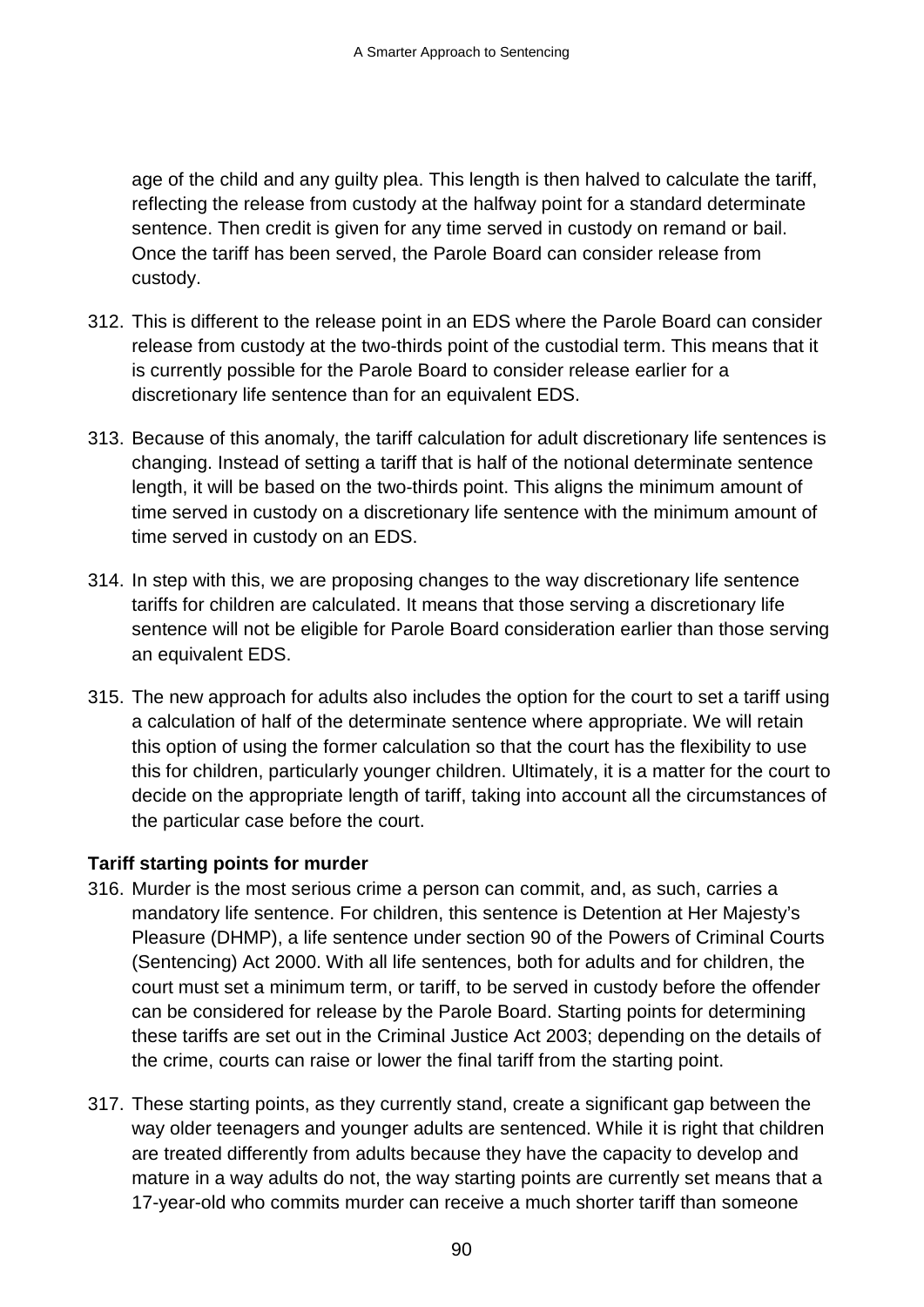age of the child and any guilty plea. This length is then halved to calculate the tariff, reflecting the release from custody at the halfway point for a standard determinate sentence. Then credit is given for any time served in custody on remand or bail. Once the tariff has been served, the Parole Board can consider release from custody.

312. This is different to the release point in an EDS where the Parole Board can consider release from custody at the two-thirds point of the custodial term. This means that it is currently possible for the Parole Board to consider release earlier for a discretionary life sentence than for an equivalent EDS.

313. Because of this anomaly, the tariff calculation for adult discretionary life sentences is changing. Instead of setting a tariff that is half of the notional determinate sentence length, it will be based on the two-thirds point. This aligns the minimum amount of time served in custody on a discretionary life sentence with the minimum amount of time served in custody on an EDS.

314. In step with this, we are proposing changes to the way discretionary life sentence tariffs for children are calculated. It means that those serving a discretionary life sentence will not be eligible for Parole Board consideration earlier than those serving an equivalent EDS.

315. The new approach for adults also includes the option for the court to set a tariff using a calculation of half of the determinate sentence where appropriate. We will retain this option of using the former calculation so that the court has the flexibility to use this for children, particularly younger children. Ultimately, it is a matter for the court to decide on the appropriate length of tariff, taking into account all the circumstances of the particular case before the court.

**Tariff starting points for murder**

316. Murder is the most serious crime a person can commit, and, as such, carries a mandatory life sentence. For children, this sentence is Detention at Her Majesty's Pleasure (DHMP), a life sentence under section 90 of the Powers of Criminal Courts (Sentencing) Act 2000. With all life sentences, both for adults and for children, the court must set a minimum term, or tariff, to be served in custody before the offender can be considered for release by the Parole Board. Starting points for determining these tariffs are set out in the Criminal Justice Act 2003; depending on the details of the crime, courts can raise or lower the final tariff from the starting point.

317. These starting points, as they currently stand, create a significant gap between the way older teenagers and younger adults are sentenced. While it is right that children are treated differently from adults because they have the capacity to develop and mature in a way adults do not, the way starting points are currently set means that a 17-year-old who commits murder can receive a much shorter tariff than someone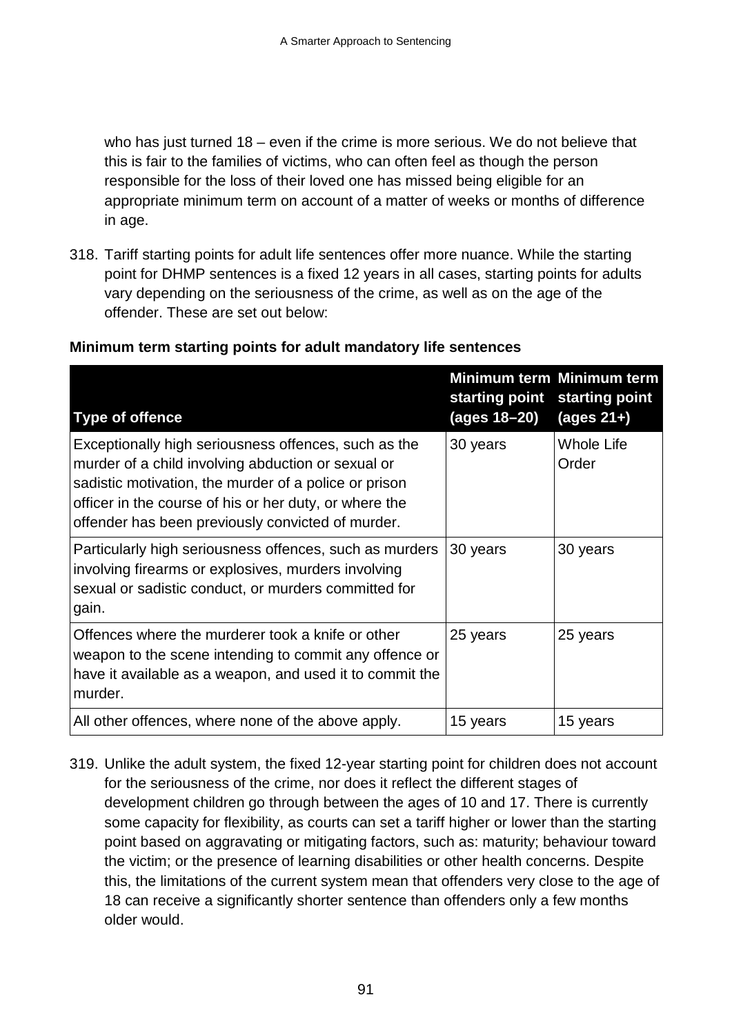who has just turned 18 – even if the crime is more serious. We do not believe that this is fair to the families of victims, who can often feel as though the person responsible for the loss of their loved one has missed being eligible for an appropriate minimum term on account of a matter of weeks or months of difference in age.

318. Tariff starting points for adult life sentences offer more nuance. While the starting point for DHMP sentences is a fixed 12 years in all cases, starting points for adults vary depending on the seriousness of the crime, as well as on the age of the offender. These are set out below:

**Minimum term starting points for adult mandatory life sentences**

| Type of offence | Minimum term starting point (ages 18–20) | Minimum term starting point (ages 21+) |
|---|---|---|
| Exceptionally high seriousness offences, such as the murder of a child involving abduction or sexual or sadistic motivation, the murder of a police or prison officer in the course of his or her duty, or where the offender has been previously convicted of murder. | 30 years | Whole Life Order |
| Particularly high seriousness offences, such as murders involving firearms or explosives, murders involving sexual or sadistic conduct, or murders committed for gain. | 30 years | 30 years |
| Offences where the murderer took a knife or other weapon to the scene intending to commit any offence or have it available as a weapon, and used it to commit the murder. | 25 years | 25 years |
| All other offences, where none of the above apply. | 15 years | 15 years |

319. Unlike the adult system, the fixed 12-year starting point for children does not account for the seriousness of the crime, nor does it reflect the different stages of development children go through between the ages of 10 and 17. There is currently some capacity for flexibility, as courts can set a tariff higher or lower than the starting point based on aggravating or mitigating factors, such as: maturity; behaviour toward the victim; or the presence of learning disabilities or other health concerns. Despite this, the limitations of the current system mean that offenders very close to the age of 18 can receive a significantly shorter sentence than offenders only a few months older would.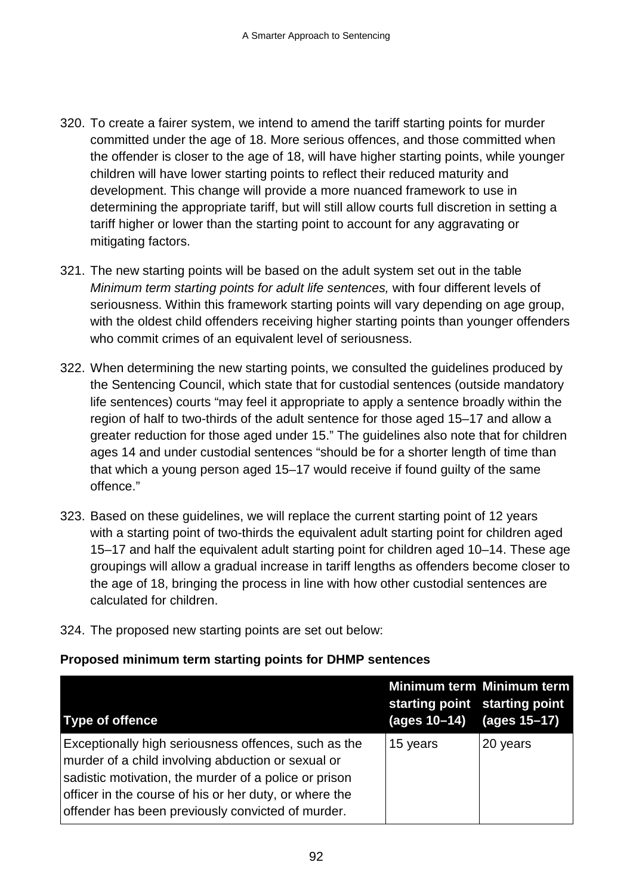320. To create a fairer system, we intend to amend the tariff starting points for murder committed under the age of 18. More serious offences, and those committed when the offender is closer to the age of 18, will have higher starting points, while younger children will have lower starting points to reflect their reduced maturity and development. This change will provide a more nuanced framework to use in determining the appropriate tariff, but will still allow courts full discretion in setting a tariff higher or lower than the starting point to account for any aggravating or mitigating factors.

321. The new starting points will be based on the adult system set out in the table *Minimum term starting points for adult life sentences,* with four different levels of seriousness. Within this framework starting points will vary depending on age group, with the oldest child offenders receiving higher starting points than younger offenders who commit crimes of an equivalent level of seriousness.

322. When determining the new starting points, we consulted the guidelines produced by the Sentencing Council, which state that for custodial sentences (outside mandatory life sentences) courts "may feel it appropriate to apply a sentence broadly within the region of half to two-thirds of the adult sentence for those aged 15–17 and allow a greater reduction for those aged under 15." The guidelines also note that for children ages 14 and under custodial sentences "should be for a shorter length of time than that which a young person aged 15–17 would receive if found guilty of the same offence."

323. Based on these guidelines, we will replace the current starting point of 12 years with a starting point of two-thirds the equivalent adult starting point for children aged 15–17 and half the equivalent adult starting point for children aged 10–14. These age groupings will allow a gradual increase in tariff lengths as offenders become closer to the age of 18, bringing the process in line with how other custodial sentences are calculated for children.

324. The proposed new starting points are set out below:

**Proposed minimum term starting points for DHMP sentences**

| Type of offence | Minimum term starting point (ages 10–14) | Minimum term starting point (ages 15–17) |
|---|---|---|
| Exceptionally high seriousness offences, such as the murder of a child involving abduction or sexual or sadistic motivation, the murder of a police or prison officer in the course of his or her duty, or where the offender has been previously convicted of murder. | 15 years | 20 years |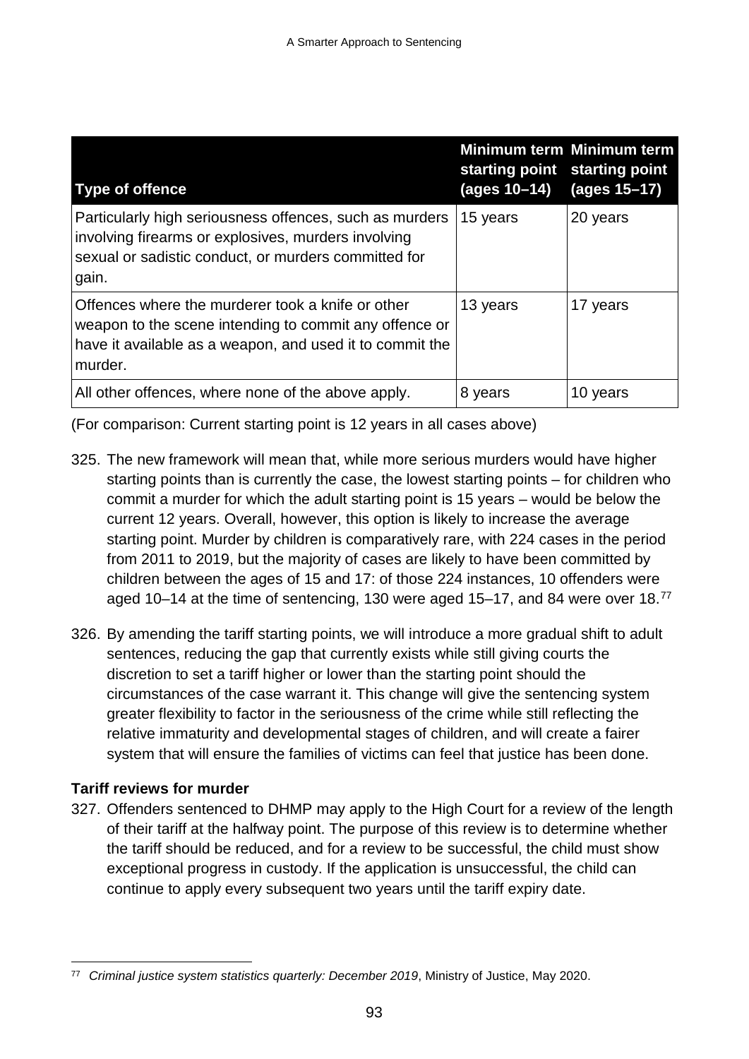| Type of offence | Minimum term starting point (ages 10–14) | Minimum term starting point (ages 15–17) |
|---|---|---|
| Particularly high seriousness offences, such as murders involving firearms or explosives, murders involving sexual or sadistic conduct, or murders committed for gain. | 15 years | 20 years |
| Offences where the murderer took a knife or other weapon to the scene intending to commit any offence or have it available as a weapon, and used it to commit the murder. | 13 years | 17 years |
| All other offences, where none of the above apply. | 8 years | 10 years |

(For comparison: Current starting point is 12 years in all cases above)

325. The new framework will mean that, while more serious murders would have higher starting points than is currently the case, the lowest starting points – for children who commit a murder for which the adult starting point is 15 years – would be below the current 12 years. Overall, however, this option is likely to increase the average starting point. Murder by children is comparatively rare, with 224 cases in the period from 2011 to 2019, but the majority of cases are likely to have been committed by children between the ages of 15 and 17: of those 224 instances, 10 offenders were aged 10–14 at the time of sentencing, 130 were aged 15–17, and 84 were over 18.[77]

326. By amending the tariff starting points, we will introduce a more gradual shift to adult sentences, reducing the gap that currently exists while still giving courts the discretion to set a tariff higher or lower than the starting point should the circumstances of the case warrant it. This change will give the sentencing system greater flexibility to factor in the seriousness of the crime while still reflecting the relative immaturity and developmental stages of children, and will create a fairer system that will ensure the families of victims can feel that justice has been done.

**Tariff reviews for murder**

327. Offenders sentenced to DHMP may apply to the High Court for a review of the length of their tariff at the halfway point. The purpose of this review is to determine whether the tariff should be reduced, and for a review to be successful, the child must show exceptional progress in custody. If the application is unsuccessful, the child can continue to apply every subsequent two years until the tariff expiry date.

[77] *Criminal justice system statistics quarterly: December 2019*, Ministry of Justice, May 2020.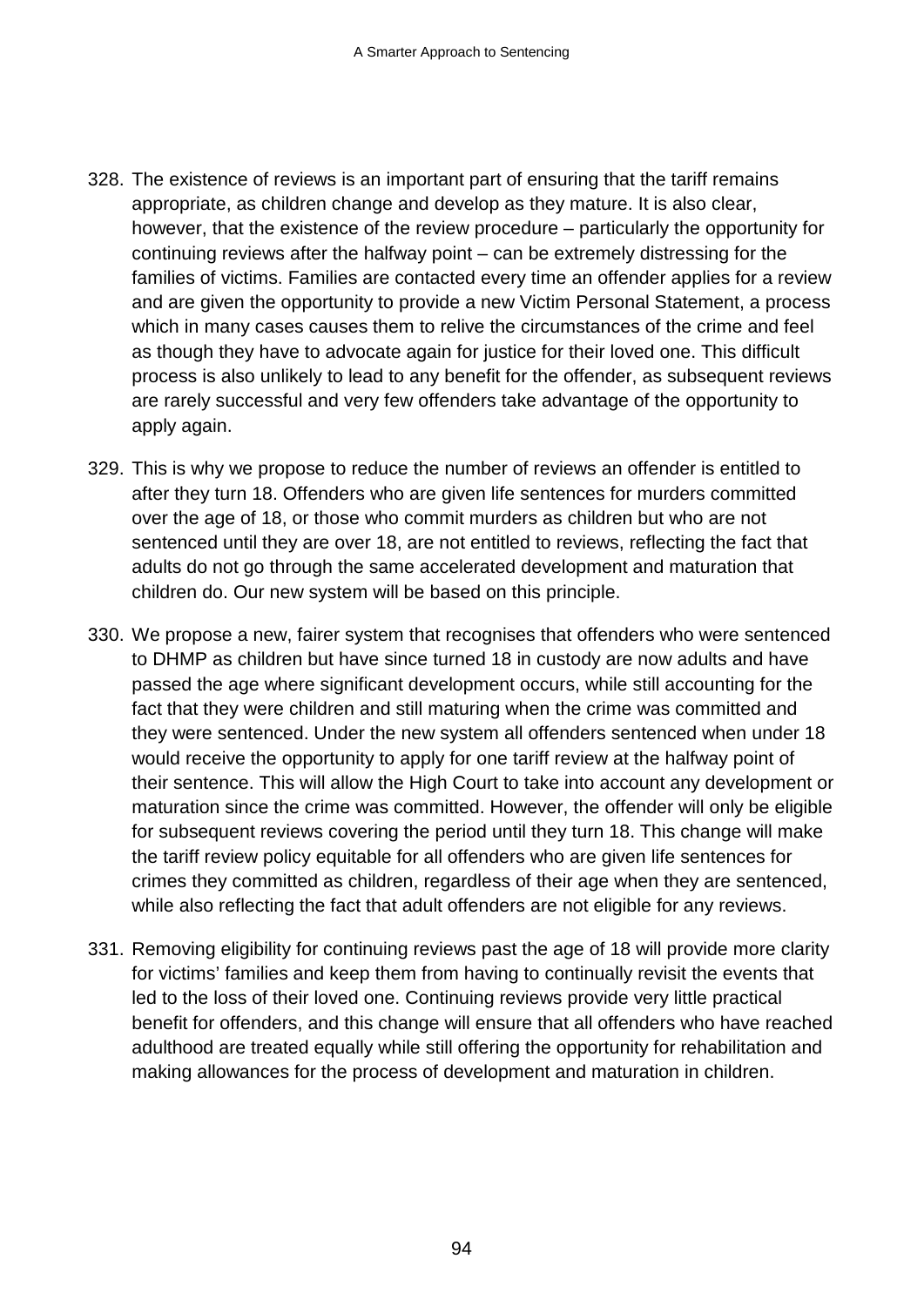328. The existence of reviews is an important part of ensuring that the tariff remains appropriate, as children change and develop as they mature. It is also clear, however, that the existence of the review procedure – particularly the opportunity for continuing reviews after the halfway point – can be extremely distressing for the families of victims. Families are contacted every time an offender applies for a review and are given the opportunity to provide a new Victim Personal Statement, a process which in many cases causes them to relive the circumstances of the crime and feel as though they have to advocate again for justice for their loved one. This difficult process is also unlikely to lead to any benefit for the offender, as subsequent reviews are rarely successful and very few offenders take advantage of the opportunity to apply again.

329. This is why we propose to reduce the number of reviews an offender is entitled to after they turn 18. Offenders who are given life sentences for murders committed over the age of 18, or those who commit murders as children but who are not sentenced until they are over 18, are not entitled to reviews, reflecting the fact that adults do not go through the same accelerated development and maturation that children do. Our new system will be based on this principle.

330. We propose a new, fairer system that recognises that offenders who were sentenced to DHMP as children but have since turned 18 in custody are now adults and have passed the age where significant development occurs, while still accounting for the fact that they were children and still maturing when the crime was committed and they were sentenced. Under the new system all offenders sentenced when under 18 would receive the opportunity to apply for one tariff review at the halfway point of their sentence. This will allow the High Court to take into account any development or maturation since the crime was committed. However, the offender will only be eligible for subsequent reviews covering the period until they turn 18. This change will make the tariff review policy equitable for all offenders who are given life sentences for crimes they committed as children, regardless of their age when they are sentenced, while also reflecting the fact that adult offenders are not eligible for any reviews.

331. Removing eligibility for continuing reviews past the age of 18 will provide more clarity for victims' families and keep them from having to continually revisit the events that led to the loss of their loved one. Continuing reviews provide very little practical benefit for offenders, and this change will ensure that all offenders who have reached adulthood are treated equally while still offering the opportunity for rehabilitation and making allowances for the process of development and maturation in children.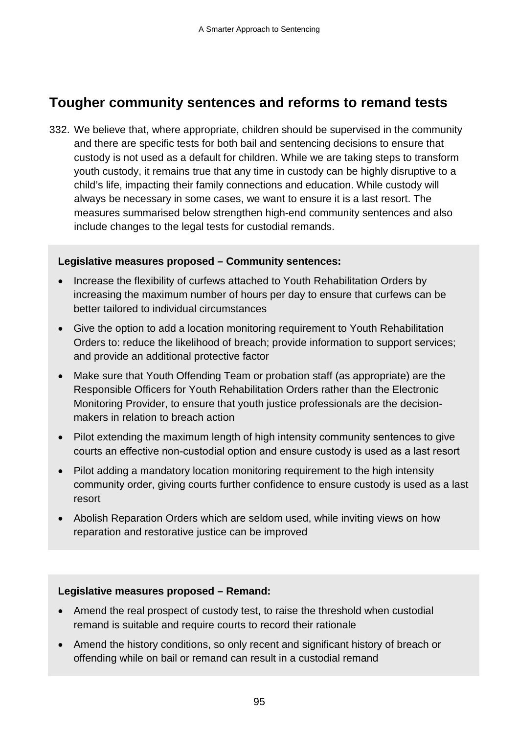## Tougher community sentences and reforms to remand tests

332. We believe that, where appropriate, children should be supervised in the community and there are specific tests for both bail and sentencing decisions to ensure that custody is not used as a default for children. While we are taking steps to transform youth custody, it remains true that any time in custody can be highly disruptive to a child's life, impacting their family connections and education. While custody will always be necessary in some cases, we want to ensure it is a last resort. The measures summarised below strengthen high-end community sentences and also include changes to the legal tests for custodial remands.

**Legislative measures proposed – Community sentences:**

- Increase the flexibility of curfews attached to Youth Rehabilitation Orders by increasing the maximum number of hours per day to ensure that curfews can be better tailored to individual circumstances
- Give the option to add a location monitoring requirement to Youth Rehabilitation Orders to: reduce the likelihood of breach; provide information to support services; and provide an additional protective factor
- Make sure that Youth Offending Team or probation staff (as appropriate) are the Responsible Officers for Youth Rehabilitation Orders rather than the Electronic Monitoring Provider, to ensure that youth justice professionals are the decision-makers in relation to breach action
- Pilot extending the maximum length of high intensity community sentences to give courts an effective non-custodial option and ensure custody is used as a last resort
- Pilot adding a mandatory location monitoring requirement to the high intensity community order, giving courts further confidence to ensure custody is used as a last resort
- Abolish Reparation Orders which are seldom used, while inviting views on how reparation and restorative justice can be improved

**Legislative measures proposed – Remand:**

- Amend the real prospect of custody test, to raise the threshold when custodial remand is suitable and require courts to record their rationale
- Amend the history conditions, so only recent and significant history of breach or offending while on bail or remand can result in a custodial remand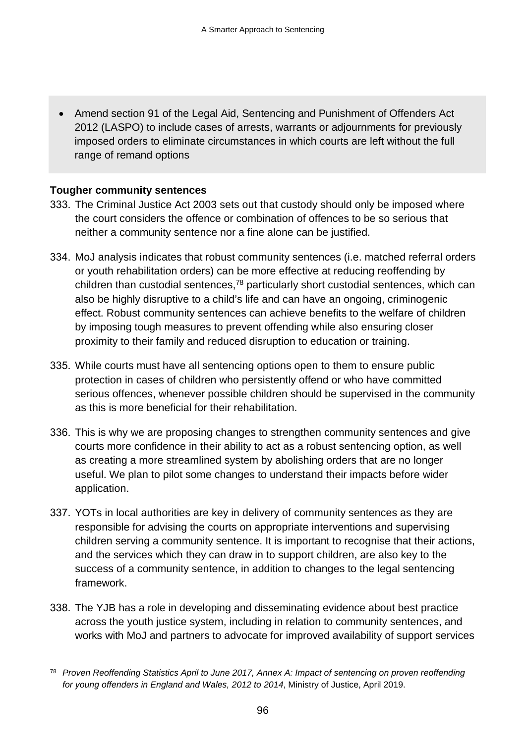- Amend section 91 of the Legal Aid, Sentencing and Punishment of Offenders Act 2012 (LASPO) to include cases of arrests, warrants or adjournments for previously imposed orders to eliminate circumstances in which courts are left without the full range of remand options

**Tougher community sentences**

333. The Criminal Justice Act 2003 sets out that custody should only be imposed where the court considers the offence or combination of offences to be so serious that neither a community sentence nor a fine alone can be justified.

334. MoJ analysis indicates that robust community sentences (i.e. matched referral orders or youth rehabilitation orders) can be more effective at reducing reoffending by children than custodial sentences,[78] particularly short custodial sentences, which can also be highly disruptive to a child's life and can have an ongoing, criminogenic effect. Robust community sentences can achieve benefits to the welfare of children by imposing tough measures to prevent offending while also ensuring closer proximity to their family and reduced disruption to education or training.

335. While courts must have all sentencing options open to them to ensure public protection in cases of children who persistently offend or who have committed serious offences, whenever possible children should be supervised in the community as this is more beneficial for their rehabilitation.

336. This is why we are proposing changes to strengthen community sentences and give courts more confidence in their ability to act as a robust sentencing option, as well as creating a more streamlined system by abolishing orders that are no longer useful. We plan to pilot some changes to understand their impacts before wider application.

337. YOTs in local authorities are key in delivery of community sentences as they are responsible for advising the courts on appropriate interventions and supervising children serving a community sentence. It is important to recognise that their actions, and the services which they can draw in to support children, are also key to the success of a community sentence, in addition to changes to the legal sentencing framework.

338. The YJB has a role in developing and disseminating evidence about best practice across the youth justice system, including in relation to community sentences, and works with MoJ and partners to advocate for improved availability of support services

---

[78] *Proven Reoffending Statistics April to June 2017, Annex A: Impact of sentencing on proven reoffending for young offenders in England and Wales, 2012 to 2014*, Ministry of Justice, April 2019.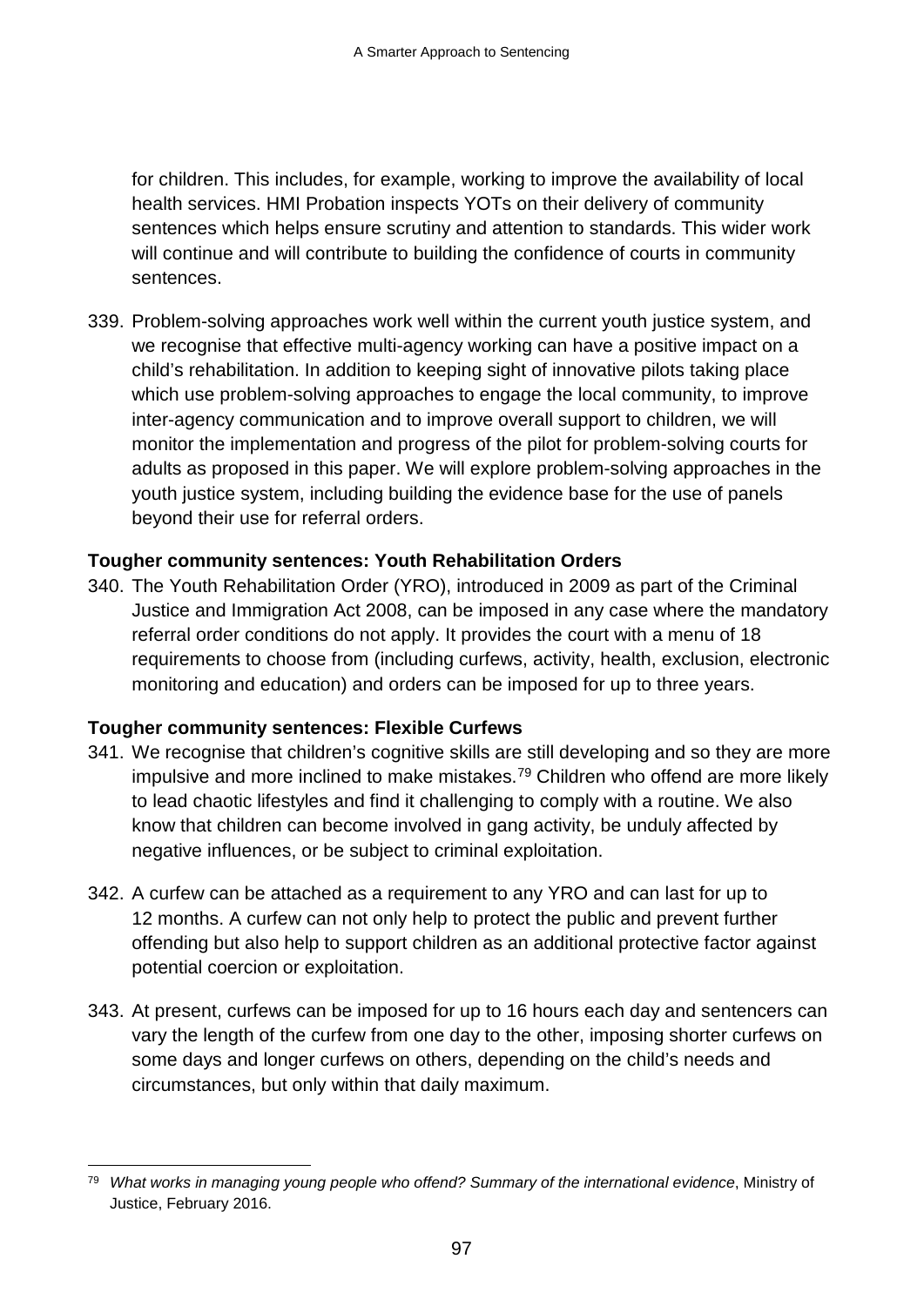for children. This includes, for example, working to improve the availability of local health services. HMI Probation inspects YOTs on their delivery of community sentences which helps ensure scrutiny and attention to standards. This wider work will continue and will contribute to building the confidence of courts in community sentences.

339. Problem-solving approaches work well within the current youth justice system, and we recognise that effective multi-agency working can have a positive impact on a child's rehabilitation. In addition to keeping sight of innovative pilots taking place which use problem-solving approaches to engage the local community, to improve inter-agency communication and to improve overall support to children, we will monitor the implementation and progress of the pilot for problem-solving courts for adults as proposed in this paper. We will explore problem-solving approaches in the youth justice system, including building the evidence base for the use of panels beyond their use for referral orders.

**Tougher community sentences: Youth Rehabilitation Orders**

340. The Youth Rehabilitation Order (YRO), introduced in 2009 as part of the Criminal Justice and Immigration Act 2008, can be imposed in any case where the mandatory referral order conditions do not apply. It provides the court with a menu of 18 requirements to choose from (including curfews, activity, health, exclusion, electronic monitoring and education) and orders can be imposed for up to three years.

**Tougher community sentences: Flexible Curfews**

341. We recognise that children's cognitive skills are still developing and so they are more impulsive and more inclined to make mistakes.[79] Children who offend are more likely to lead chaotic lifestyles and find it challenging to comply with a routine. We also know that children can become involved in gang activity, be unduly affected by negative influences, or be subject to criminal exploitation.

342. A curfew can be attached as a requirement to any YRO and can last for up to 12 months. A curfew can not only help to protect the public and prevent further offending but also help to support children as an additional protective factor against potential coercion or exploitation.

343. At present, curfews can be imposed for up to 16 hours each day and sentencers can vary the length of the curfew from one day to the other, imposing shorter curfews on some days and longer curfews on others, depending on the child's needs and circumstances, but only within that daily maximum.

---

[79] *What works in managing young people who offend? Summary of the international evidence*, Ministry of Justice, February 2016.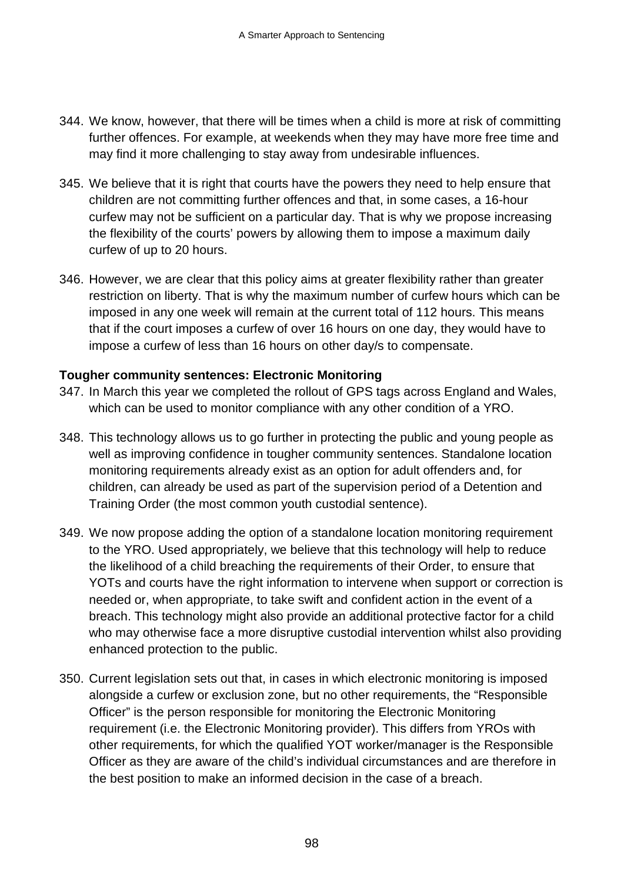344. We know, however, that there will be times when a child is more at risk of committing further offences. For example, at weekends when they may have more free time and may find it more challenging to stay away from undesirable influences.

345. We believe that it is right that courts have the powers they need to help ensure that children are not committing further offences and that, in some cases, a 16-hour curfew may not be sufficient on a particular day. That is why we propose increasing the flexibility of the courts' powers by allowing them to impose a maximum daily curfew of up to 20 hours.

346. However, we are clear that this policy aims at greater flexibility rather than greater restriction on liberty. That is why the maximum number of curfew hours which can be imposed in any one week will remain at the current total of 112 hours. This means that if the court imposes a curfew of over 16 hours on one day, they would have to impose a curfew of less than 16 hours on other day/s to compensate.

**Tougher community sentences: Electronic Monitoring**

347. In March this year we completed the rollout of GPS tags across England and Wales, which can be used to monitor compliance with any other condition of a YRO.

348. This technology allows us to go further in protecting the public and young people as well as improving confidence in tougher community sentences. Standalone location monitoring requirements already exist as an option for adult offenders and, for children, can already be used as part of the supervision period of a Detention and Training Order (the most common youth custodial sentence).

349. We now propose adding the option of a standalone location monitoring requirement to the YRO. Used appropriately, we believe that this technology will help to reduce the likelihood of a child breaching the requirements of their Order, to ensure that YOTs and courts have the right information to intervene when support or correction is needed or, when appropriate, to take swift and confident action in the event of a breach. This technology might also provide an additional protective factor for a child who may otherwise face a more disruptive custodial intervention whilst also providing enhanced protection to the public.

350. Current legislation sets out that, in cases in which electronic monitoring is imposed alongside a curfew or exclusion zone, but no other requirements, the "Responsible Officer" is the person responsible for monitoring the Electronic Monitoring requirement (i.e. the Electronic Monitoring provider). This differs from YROs with other requirements, for which the qualified YOT worker/manager is the Responsible Officer as they are aware of the child's individual circumstances and are therefore in the best position to make an informed decision in the case of a breach.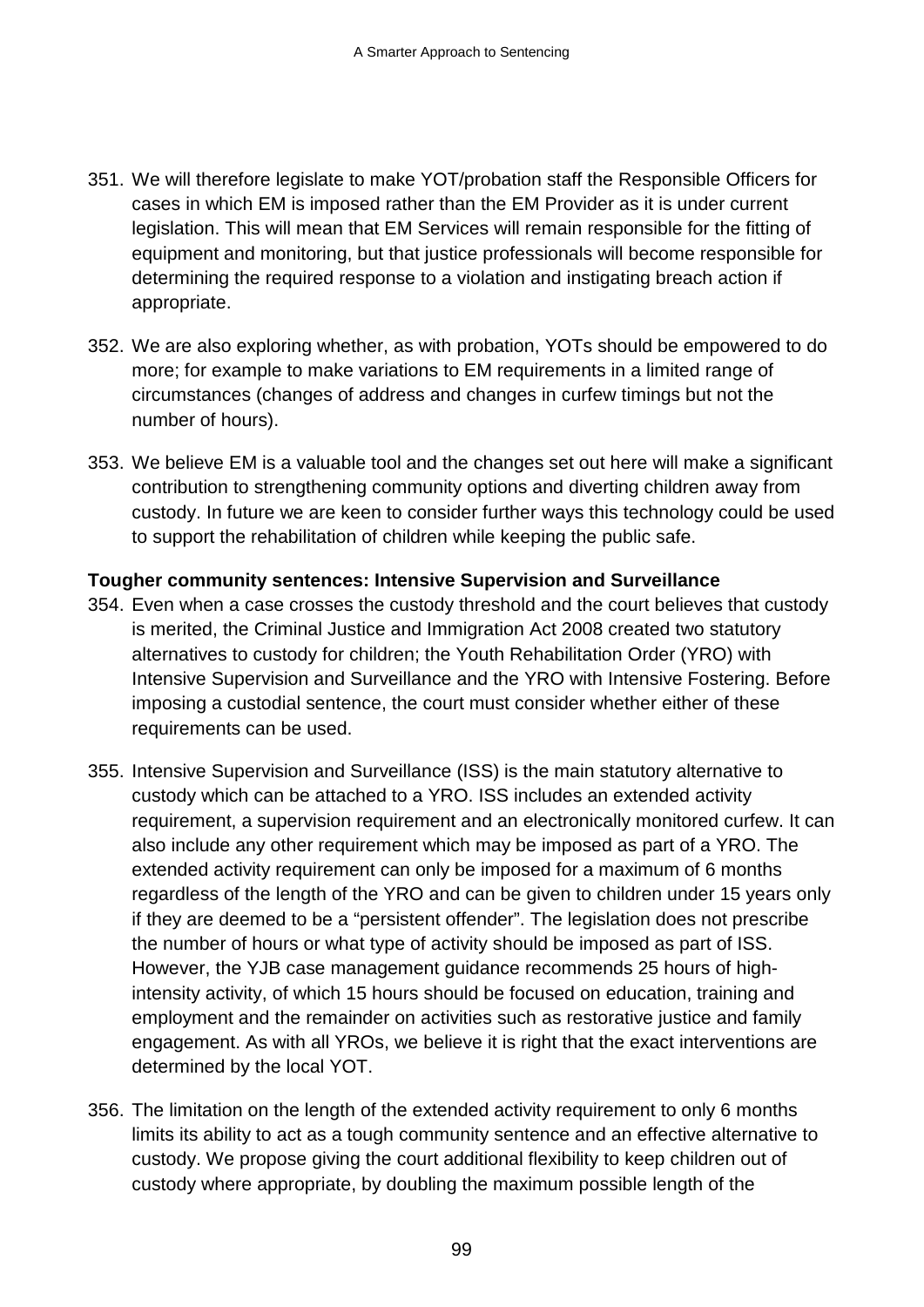351. We will therefore legislate to make YOT/probation staff the Responsible Officers for cases in which EM is imposed rather than the EM Provider as it is under current legislation. This will mean that EM Services will remain responsible for the fitting of equipment and monitoring, but that justice professionals will become responsible for determining the required response to a violation and instigating breach action if appropriate.

352. We are also exploring whether, as with probation, YOTs should be empowered to do more; for example to make variations to EM requirements in a limited range of circumstances (changes of address and changes in curfew timings but not the number of hours).

353. We believe EM is a valuable tool and the changes set out here will make a significant contribution to strengthening community options and diverting children away from custody. In future we are keen to consider further ways this technology could be used to support the rehabilitation of children while keeping the public safe.

**Tougher community sentences: Intensive Supervision and Surveillance**

354. Even when a case crosses the custody threshold and the court believes that custody is merited, the Criminal Justice and Immigration Act 2008 created two statutory alternatives to custody for children; the Youth Rehabilitation Order (YRO) with Intensive Supervision and Surveillance and the YRO with Intensive Fostering. Before imposing a custodial sentence, the court must consider whether either of these requirements can be used.

355. Intensive Supervision and Surveillance (ISS) is the main statutory alternative to custody which can be attached to a YRO. ISS includes an extended activity requirement, a supervision requirement and an electronically monitored curfew. It can also include any other requirement which may be imposed as part of a YRO. The extended activity requirement can only be imposed for a maximum of 6 months regardless of the length of the YRO and can be given to children under 15 years only if they are deemed to be a "persistent offender". The legislation does not prescribe the number of hours or what type of activity should be imposed as part of ISS. However, the YJB case management guidance recommends 25 hours of high-intensity activity, of which 15 hours should be focused on education, training and employment and the remainder on activities such as restorative justice and family engagement. As with all YROs, we believe it is right that the exact interventions are determined by the local YOT.

356. The limitation on the length of the extended activity requirement to only 6 months limits its ability to act as a tough community sentence and an effective alternative to custody. We propose giving the court additional flexibility to keep children out of custody where appropriate, by doubling the maximum possible length of the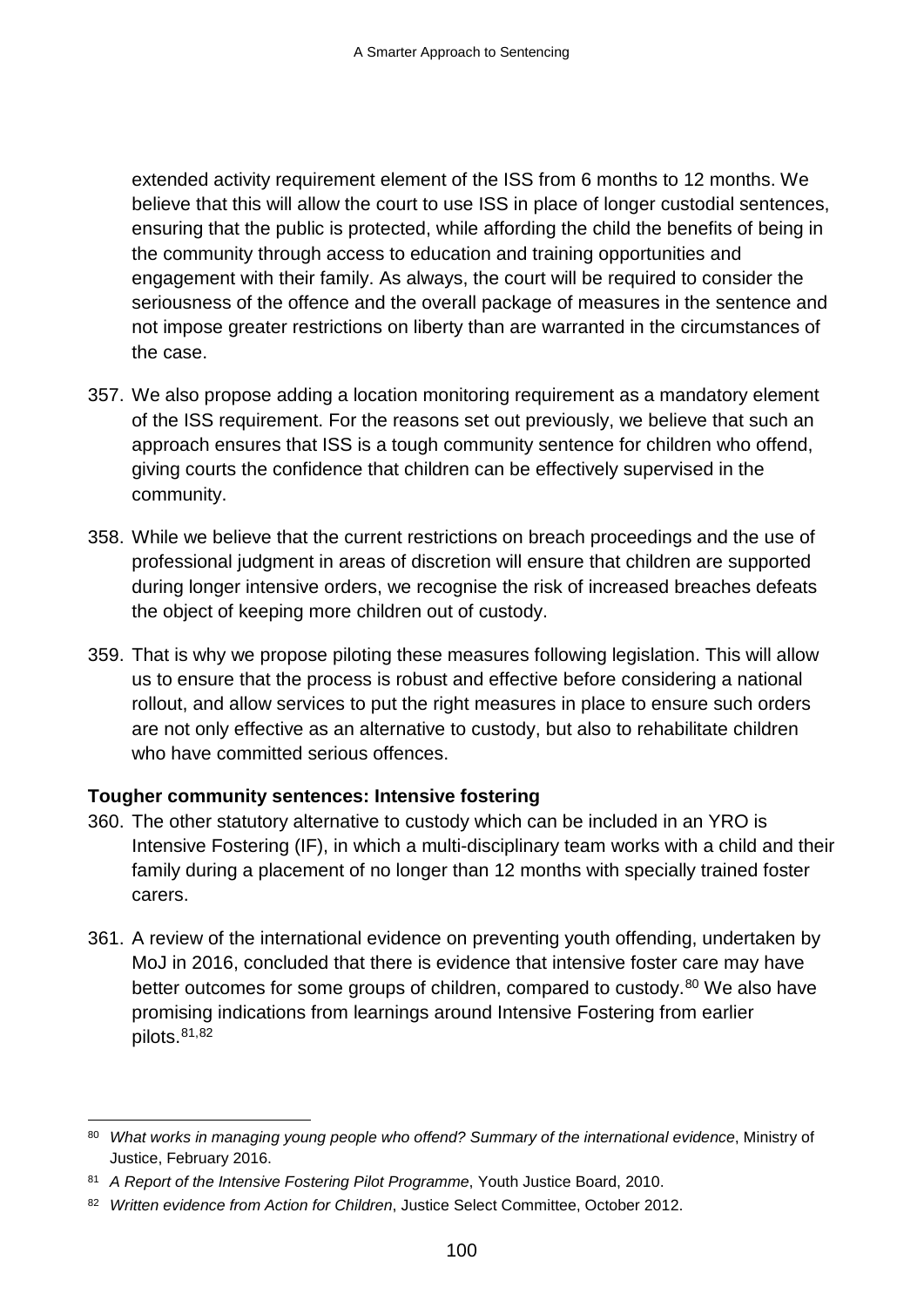extended activity requirement element of the ISS from 6 months to 12 months. We believe that this will allow the court to use ISS in place of longer custodial sentences, ensuring that the public is protected, while affording the child the benefits of being in the community through access to education and training opportunities and engagement with their family. As always, the court will be required to consider the seriousness of the offence and the overall package of measures in the sentence and not impose greater restrictions on liberty than are warranted in the circumstances of the case.

357. We also propose adding a location monitoring requirement as a mandatory element of the ISS requirement. For the reasons set out previously, we believe that such an approach ensures that ISS is a tough community sentence for children who offend, giving courts the confidence that children can be effectively supervised in the community.

358. While we believe that the current restrictions on breach proceedings and the use of professional judgment in areas of discretion will ensure that children are supported during longer intensive orders, we recognise the risk of increased breaches defeats the object of keeping more children out of custody.

359. That is why we propose piloting these measures following legislation. This will allow us to ensure that the process is robust and effective before considering a national rollout, and allow services to put the right measures in place to ensure such orders are not only effective as an alternative to custody, but also to rehabilitate children who have committed serious offences.

**Tougher community sentences: Intensive fostering**

360. The other statutory alternative to custody which can be included in an YRO is Intensive Fostering (IF), in which a multi-disciplinary team works with a child and their family during a placement of no longer than 12 months with specially trained foster carers.

361. A review of the international evidence on preventing youth offending, undertaken by MoJ in 2016, concluded that there is evidence that intensive foster care may have better outcomes for some groups of children, compared to custody.[80] We also have promising indications from learnings around Intensive Fostering from earlier pilots.[81,82]

---

[80] *What works in managing young people who offend? Summary of the international evidence*, Ministry of Justice, February 2016.

[81] *A Report of the Intensive Fostering Pilot Programme*, Youth Justice Board, 2010.

[82] *Written evidence from Action for Children*, Justice Select Committee, October 2012.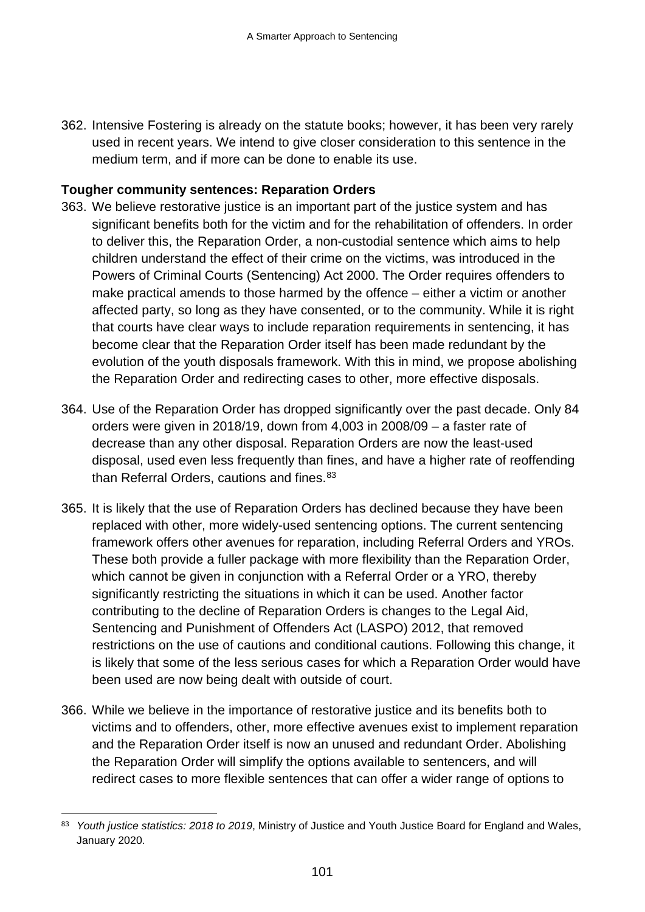362. Intensive Fostering is already on the statute books; however, it has been very rarely used in recent years. We intend to give closer consideration to this sentence in the medium term, and if more can be done to enable its use.

**Tougher community sentences: Reparation Orders**

363. We believe restorative justice is an important part of the justice system and has significant benefits both for the victim and for the rehabilitation of offenders. In order to deliver this, the Reparation Order, a non-custodial sentence which aims to help children understand the effect of their crime on the victims, was introduced in the Powers of Criminal Courts (Sentencing) Act 2000. The Order requires offenders to make practical amends to those harmed by the offence – either a victim or another affected party, so long as they have consented, or to the community. While it is right that courts have clear ways to include reparation requirements in sentencing, it has become clear that the Reparation Order itself has been made redundant by the evolution of the youth disposals framework. With this in mind, we propose abolishing the Reparation Order and redirecting cases to other, more effective disposals.

364. Use of the Reparation Order has dropped significantly over the past decade. Only 84 orders were given in 2018/19, down from 4,003 in 2008/09 – a faster rate of decrease than any other disposal. Reparation Orders are now the least-used disposal, used even less frequently than fines, and have a higher rate of reoffending than Referral Orders, cautions and fines.[83]

365. It is likely that the use of Reparation Orders has declined because they have been replaced with other, more widely-used sentencing options. The current sentencing framework offers other avenues for reparation, including Referral Orders and YROs. These both provide a fuller package with more flexibility than the Reparation Order, which cannot be given in conjunction with a Referral Order or a YRO, thereby significantly restricting the situations in which it can be used. Another factor contributing to the decline of Reparation Orders is changes to the Legal Aid, Sentencing and Punishment of Offenders Act (LASPO) 2012, that removed restrictions on the use of cautions and conditional cautions. Following this change, it is likely that some of the less serious cases for which a Reparation Order would have been used are now being dealt with outside of court.

366. While we believe in the importance of restorative justice and its benefits both to victims and to offenders, other, more effective avenues exist to implement reparation and the Reparation Order itself is now an unused and redundant Order. Abolishing the Reparation Order will simplify the options available to sentencers, and will redirect cases to more flexible sentences that can offer a wider range of options to

---

[83] *Youth justice statistics: 2018 to 2019*, Ministry of Justice and Youth Justice Board for England and Wales, January 2020.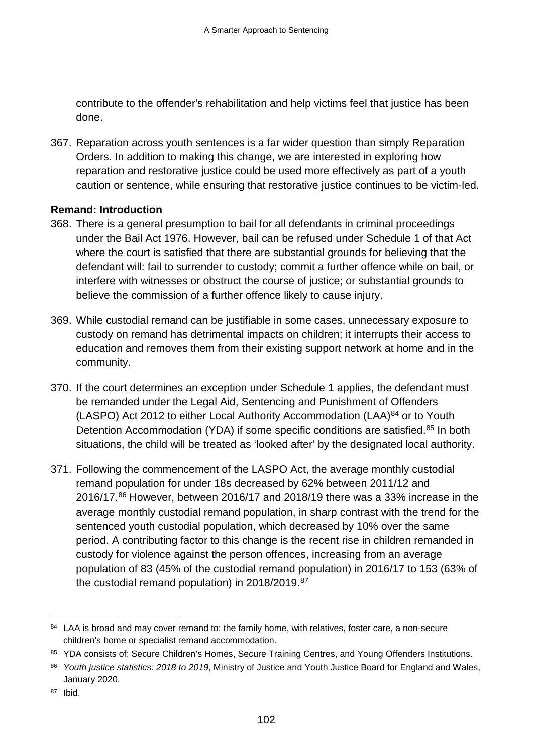contribute to the offender's rehabilitation and help victims feel that justice has been done.

367. Reparation across youth sentences is a far wider question than simply Reparation Orders. In addition to making this change, we are interested in exploring how reparation and restorative justice could be used more effectively as part of a youth caution or sentence, while ensuring that restorative justice continues to be victim-led.

**Remand: Introduction**

368. There is a general presumption to bail for all defendants in criminal proceedings under the Bail Act 1976. However, bail can be refused under Schedule 1 of that Act where the court is satisfied that there are substantial grounds for believing that the defendant will: fail to surrender to custody; commit a further offence while on bail, or interfere with witnesses or obstruct the course of justice; or substantial grounds to believe the commission of a further offence likely to cause injury.

369. While custodial remand can be justifiable in some cases, unnecessary exposure to custody on remand has detrimental impacts on children; it interrupts their access to education and removes them from their existing support network at home and in the community.

370. If the court determines an exception under Schedule 1 applies, the defendant must be remanded under the Legal Aid, Sentencing and Punishment of Offenders (LASPO) Act 2012 to either Local Authority Accommodation (LAA)[84] or to Youth Detention Accommodation (YDA) if some specific conditions are satisfied.[85] In both situations, the child will be treated as 'looked after' by the designated local authority.

371. Following the commencement of the LASPO Act, the average monthly custodial remand population for under 18s decreased by 62% between 2011/12 and 2016/17.[86] However, between 2016/17 and 2018/19 there was a 33% increase in the average monthly custodial remand population, in sharp contrast with the trend for the sentenced youth custodial population, which decreased by 10% over the same period. A contributing factor to this change is the recent rise in children remanded in custody for violence against the person offences, increasing from an average population of 83 (45% of the custodial remand population) in 2016/17 to 153 (63% of the custodial remand population) in 2018/2019.[87]

---

[84] LAA is broad and may cover remand to: the family home, with relatives, foster care, a non-secure children's home or specialist remand accommodation.

[85] YDA consists of: Secure Children's Homes, Secure Training Centres, and Young Offenders Institutions.

[86] *Youth justice statistics: 2018 to 2019*, Ministry of Justice and Youth Justice Board for England and Wales, January 2020.

[87] Ibid.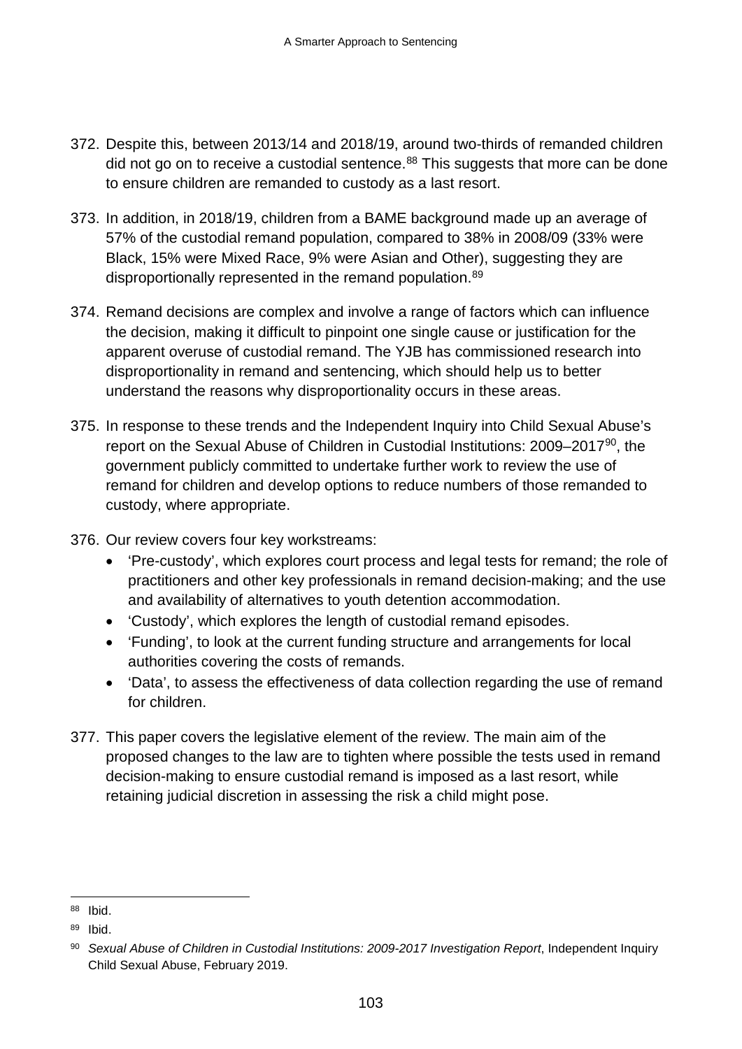372. Despite this, between 2013/14 and 2018/19, around two-thirds of remanded children did not go on to receive a custodial sentence.[88] This suggests that more can be done to ensure children are remanded to custody as a last resort.

373. In addition, in 2018/19, children from a BAME background made up an average of 57% of the custodial remand population, compared to 38% in 2008/09 (33% were Black, 15% were Mixed Race, 9% were Asian and Other), suggesting they are disproportionally represented in the remand population.[89]

374. Remand decisions are complex and involve a range of factors which can influence the decision, making it difficult to pinpoint one single cause or justification for the apparent overuse of custodial remand. The YJB has commissioned research into disproportionality in remand and sentencing, which should help us to better understand the reasons why disproportionality occurs in these areas.

375. In response to these trends and the Independent Inquiry into Child Sexual Abuse's report on the Sexual Abuse of Children in Custodial Institutions: 2009–2017[90], the government publicly committed to undertake further work to review the use of remand for children and develop options to reduce numbers of those remanded to custody, where appropriate.

376. Our review covers four key workstreams:
   - 'Pre-custody', which explores court process and legal tests for remand; the role of practitioners and other key professionals in remand decision-making; and the use and availability of alternatives to youth detention accommodation.
   - 'Custody', which explores the length of custodial remand episodes.
   - 'Funding', to look at the current funding structure and arrangements for local authorities covering the costs of remands.
   - 'Data', to assess the effectiveness of data collection regarding the use of remand for children.

377. This paper covers the legislative element of the review. The main aim of the proposed changes to the law are to tighten where possible the tests used in remand decision-making to ensure custodial remand is imposed as a last resort, while retaining judicial discretion in assessing the risk a child might pose.

---

[88] Ibid.

[89] Ibid.

[90] *Sexual Abuse of Children in Custodial Institutions: 2009-2017 Investigation Report*, Independent Inquiry Child Sexual Abuse, February 2019.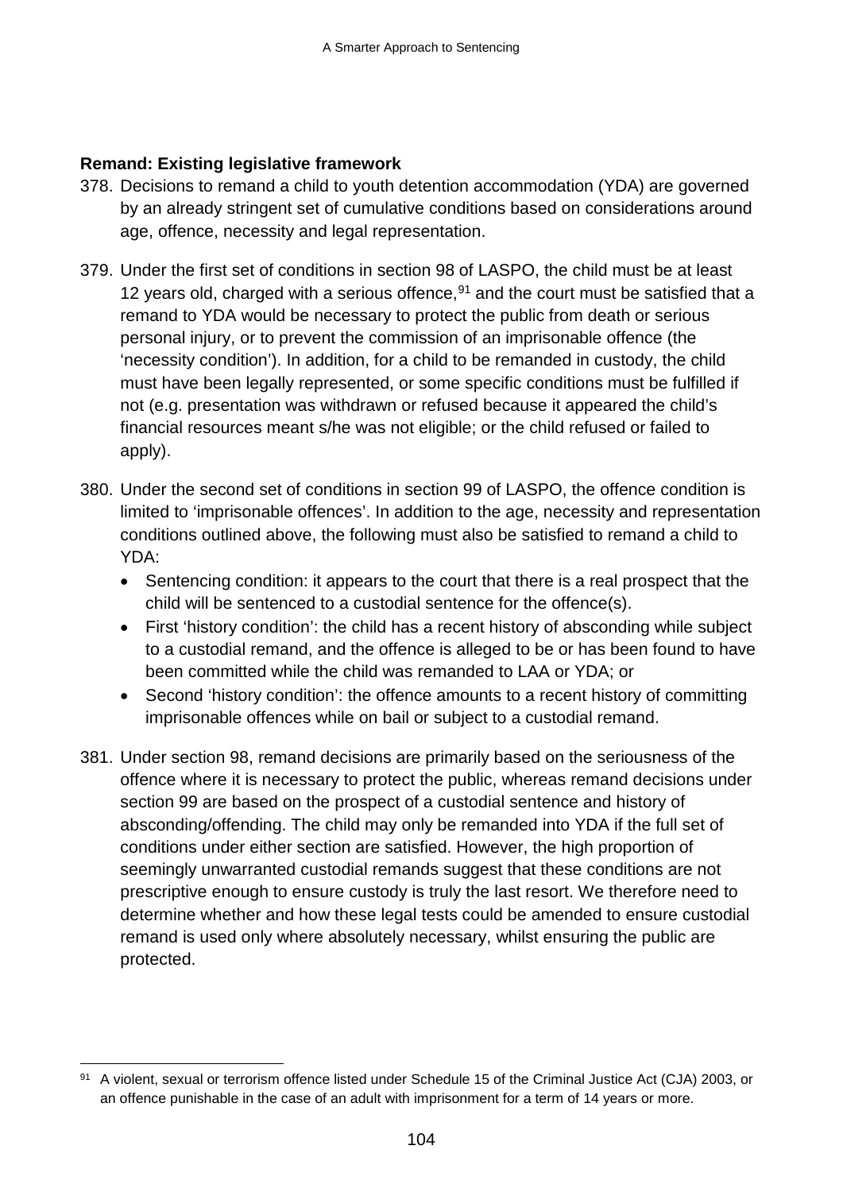**Remand: Existing legislative framework**

378. Decisions to remand a child to youth detention accommodation (YDA) are governed by an already stringent set of cumulative conditions based on considerations around age, offence, necessity and legal representation.

379. Under the first set of conditions in section 98 of LASPO, the child must be at least 12 years old, charged with a serious offence,[91] and the court must be satisfied that a remand to YDA would be necessary to protect the public from death or serious personal injury, or to prevent the commission of an imprisonable offence (the 'necessity condition'). In addition, for a child to be remanded in custody, the child must have been legally represented, or some specific conditions must be fulfilled if not (e.g. presentation was withdrawn or refused because it appeared the child's financial resources meant s/he was not eligible; or the child refused or failed to apply).

380. Under the second set of conditions in section 99 of LASPO, the offence condition is limited to 'imprisonable offences'. In addition to the age, necessity and representation conditions outlined above, the following must also be satisfied to remand a child to YDA:
    - Sentencing condition: it appears to the court that there is a real prospect that the child will be sentenced to a custodial sentence for the offence(s).
    - First 'history condition': the child has a recent history of absconding while subject to a custodial remand, and the offence is alleged to be or has been found to have been committed while the child was remanded to LAA or YDA; or
    - Second 'history condition': the offence amounts to a recent history of committing imprisonable offences while on bail or subject to a custodial remand.

381. Under section 98, remand decisions are primarily based on the seriousness of the offence where it is necessary to protect the public, whereas remand decisions under section 99 are based on the prospect of a custodial sentence and history of absconding/offending. The child may only be remanded into YDA if the full set of conditions under either section are satisfied. However, the high proportion of seemingly unwarranted custodial remands suggest that these conditions are not prescriptive enough to ensure custody is truly the last resort. We therefore need to determine whether and how these legal tests could be amended to ensure custodial remand is used only where absolutely necessary, whilst ensuring the public are protected.

---

[91] A violent, sexual or terrorism offence listed under Schedule 15 of the Criminal Justice Act (CJA) 2003, or an offence punishable in the case of an adult with imprisonment for a term of 14 years or more.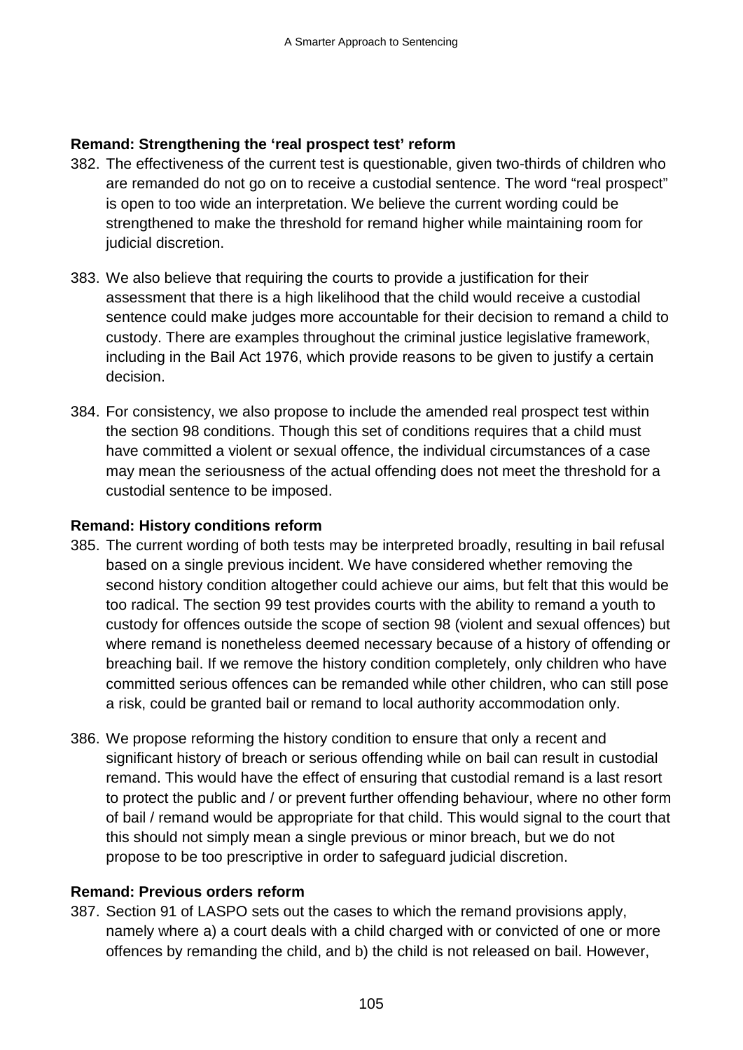**Remand: Strengthening the 'real prospect test' reform**

382. The effectiveness of the current test is questionable, given two-thirds of children who are remanded do not go on to receive a custodial sentence. The word "real prospect" is open to too wide an interpretation. We believe the current wording could be strengthened to make the threshold for remand higher while maintaining room for judicial discretion.

383. We also believe that requiring the courts to provide a justification for their assessment that there is a high likelihood that the child would receive a custodial sentence could make judges more accountable for their decision to remand a child to custody. There are examples throughout the criminal justice legislative framework, including in the Bail Act 1976, which provide reasons to be given to justify a certain decision.

384. For consistency, we also propose to include the amended real prospect test within the section 98 conditions. Though this set of conditions requires that a child must have committed a violent or sexual offence, the individual circumstances of a case may mean the seriousness of the actual offending does not meet the threshold for a custodial sentence to be imposed.

**Remand: History conditions reform**

385. The current wording of both tests may be interpreted broadly, resulting in bail refusal based on a single previous incident. We have considered whether removing the second history condition altogether could achieve our aims, but felt that this would be too radical. The section 99 test provides courts with the ability to remand a youth to custody for offences outside the scope of section 98 (violent and sexual offences) but where remand is nonetheless deemed necessary because of a history of offending or breaching bail. If we remove the history condition completely, only children who have committed serious offences can be remanded while other children, who can still pose a risk, could be granted bail or remand to local authority accommodation only.

386. We propose reforming the history condition to ensure that only a recent and significant history of breach or serious offending while on bail can result in custodial remand. This would have the effect of ensuring that custodial remand is a last resort to protect the public and / or prevent further offending behaviour, where no other form of bail / remand would be appropriate for that child. This would signal to the court that this should not simply mean a single previous or minor breach, but we do not propose to be too prescriptive in order to safeguard judicial discretion.

**Remand: Previous orders reform**

387. Section 91 of LASPO sets out the cases to which the remand provisions apply, namely where a) a court deals with a child charged with or convicted of one or more offences by remanding the child, and b) the child is not released on bail. However,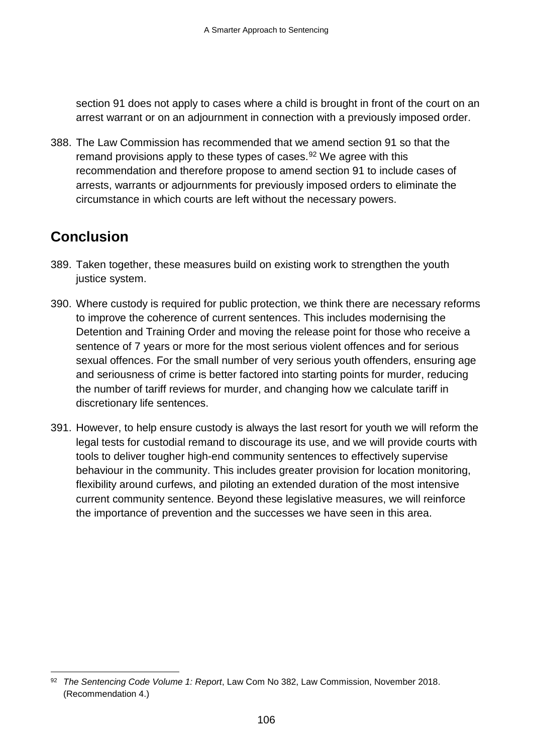section 91 does not apply to cases where a child is brought in front of the court on an arrest warrant or on an adjournment in connection with a previously imposed order.

388. The Law Commission has recommended that we amend section 91 so that the remand provisions apply to these types of cases.[92] We agree with this recommendation and therefore propose to amend section 91 to include cases of arrests, warrants or adjournments for previously imposed orders to eliminate the circumstance in which courts are left without the necessary powers.

## Conclusion

389. Taken together, these measures build on existing work to strengthen the youth justice system.

390. Where custody is required for public protection, we think there are necessary reforms to improve the coherence of current sentences. This includes modernising the Detention and Training Order and moving the release point for those who receive a sentence of 7 years or more for the most serious violent offences and for serious sexual offences. For the small number of very serious youth offenders, ensuring age and seriousness of crime is better factored into starting points for murder, reducing the number of tariff reviews for murder, and changing how we calculate tariff in discretionary life sentences.

391. However, to help ensure custody is always the last resort for youth we will reform the legal tests for custodial remand to discourage its use, and we will provide courts with tools to deliver tougher high-end community sentences to effectively supervise behaviour in the community. This includes greater provision for location monitoring, flexibility around curfews, and piloting an extended duration of the most intensive current community sentence. Beyond these legislative measures, we will reinforce the importance of prevention and the successes we have seen in this area.

---

[92] *The Sentencing Code Volume 1: Report*, Law Com No 382, Law Commission, November 2018. (Recommendation 4.)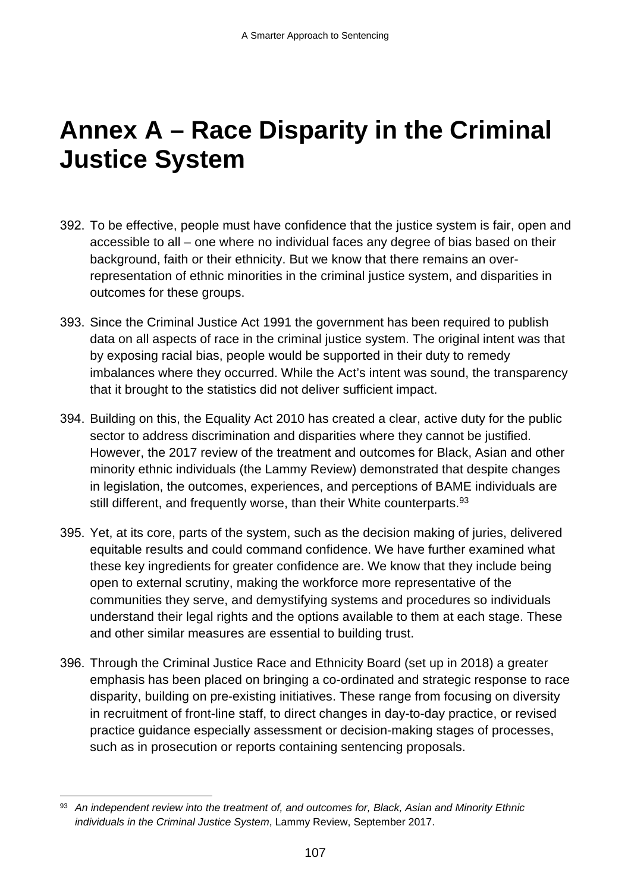# Annex A – Race Disparity in the Criminal Justice System

392. To be effective, people must have confidence that the justice system is fair, open and accessible to all – one where no individual faces any degree of bias based on their background, faith or their ethnicity. But we know that there remains an over-representation of ethnic minorities in the criminal justice system, and disparities in outcomes for these groups.

393. Since the Criminal Justice Act 1991 the government has been required to publish data on all aspects of race in the criminal justice system. The original intent was that by exposing racial bias, people would be supported in their duty to remedy imbalances where they occurred. While the Act's intent was sound, the transparency that it brought to the statistics did not deliver sufficient impact.

394. Building on this, the Equality Act 2010 has created a clear, active duty for the public sector to address discrimination and disparities where they cannot be justified. However, the 2017 review of the treatment and outcomes for Black, Asian and other minority ethnic individuals (the Lammy Review) demonstrated that despite changes in legislation, the outcomes, experiences, and perceptions of BAME individuals are still different, and frequently worse, than their White counterparts.[93]

395. Yet, at its core, parts of the system, such as the decision making of juries, delivered equitable results and could command confidence. We have further examined what these key ingredients for greater confidence are. We know that they include being open to external scrutiny, making the workforce more representative of the communities they serve, and demystifying systems and procedures so individuals understand their legal rights and the options available to them at each stage. These and other similar measures are essential to building trust.

396. Through the Criminal Justice Race and Ethnicity Board (set up in 2018) a greater emphasis has been placed on bringing a co-ordinated and strategic response to race disparity, building on pre-existing initiatives. These range from focusing on diversity in recruitment of front-line staff, to direct changes in day-to-day practice, or revised practice guidance especially assessment or decision-making stages of processes, such as in prosecution or reports containing sentencing proposals.

---

[93] *An independent review into the treatment of, and outcomes for, Black, Asian and Minority Ethnic individuals in the Criminal Justice System*, Lammy Review, September 2017.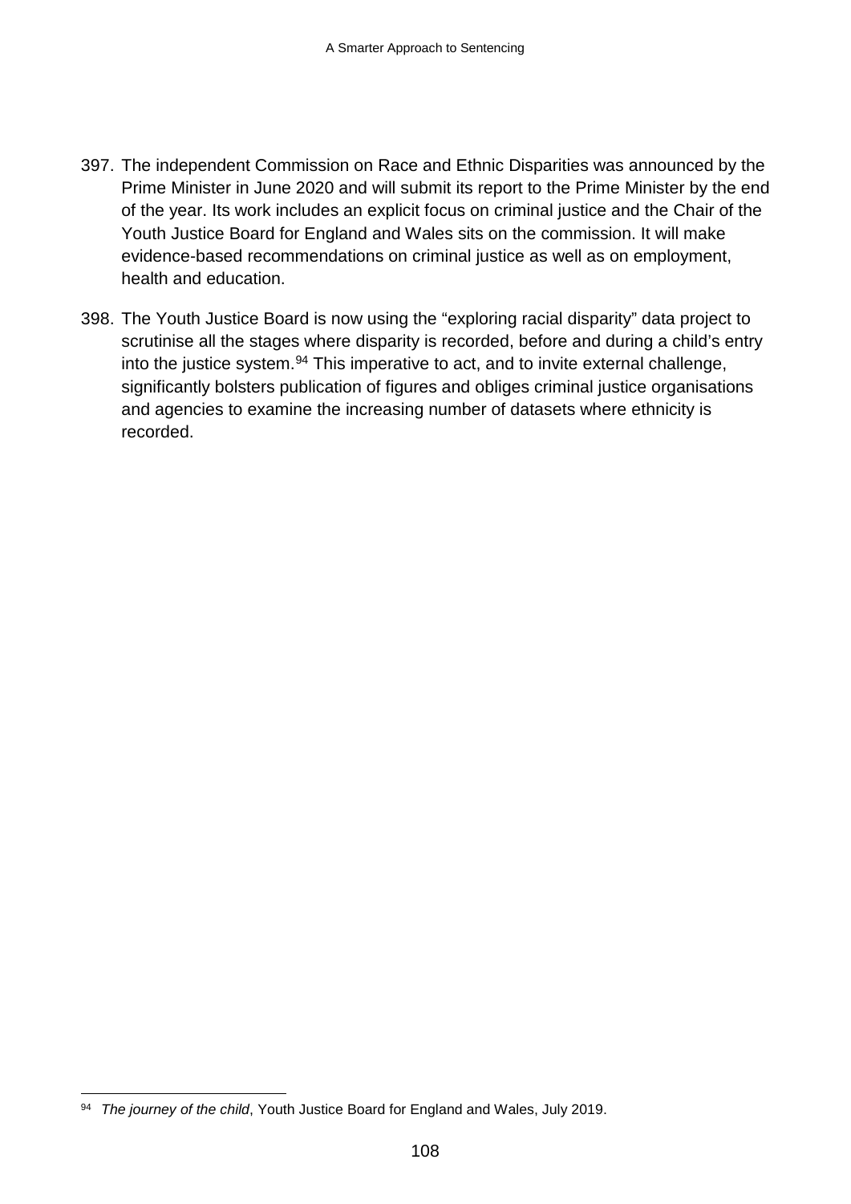397. The independent Commission on Race and Ethnic Disparities was announced by the Prime Minister in June 2020 and will submit its report to the Prime Minister by the end of the year. Its work includes an explicit focus on criminal justice and the Chair of the Youth Justice Board for England and Wales sits on the commission. It will make evidence-based recommendations on criminal justice as well as on employment, health and education.

398. The Youth Justice Board is now using the "exploring racial disparity" data project to scrutinise all the stages where disparity is recorded, before and during a child's entry into the justice system.[94] This imperative to act, and to invite external challenge, significantly bolsters publication of figures and obliges criminal justice organisations and agencies to examine the increasing number of datasets where ethnicity is recorded.

---

[94] *The journey of the child*, Youth Justice Board for England and Wales, July 2019.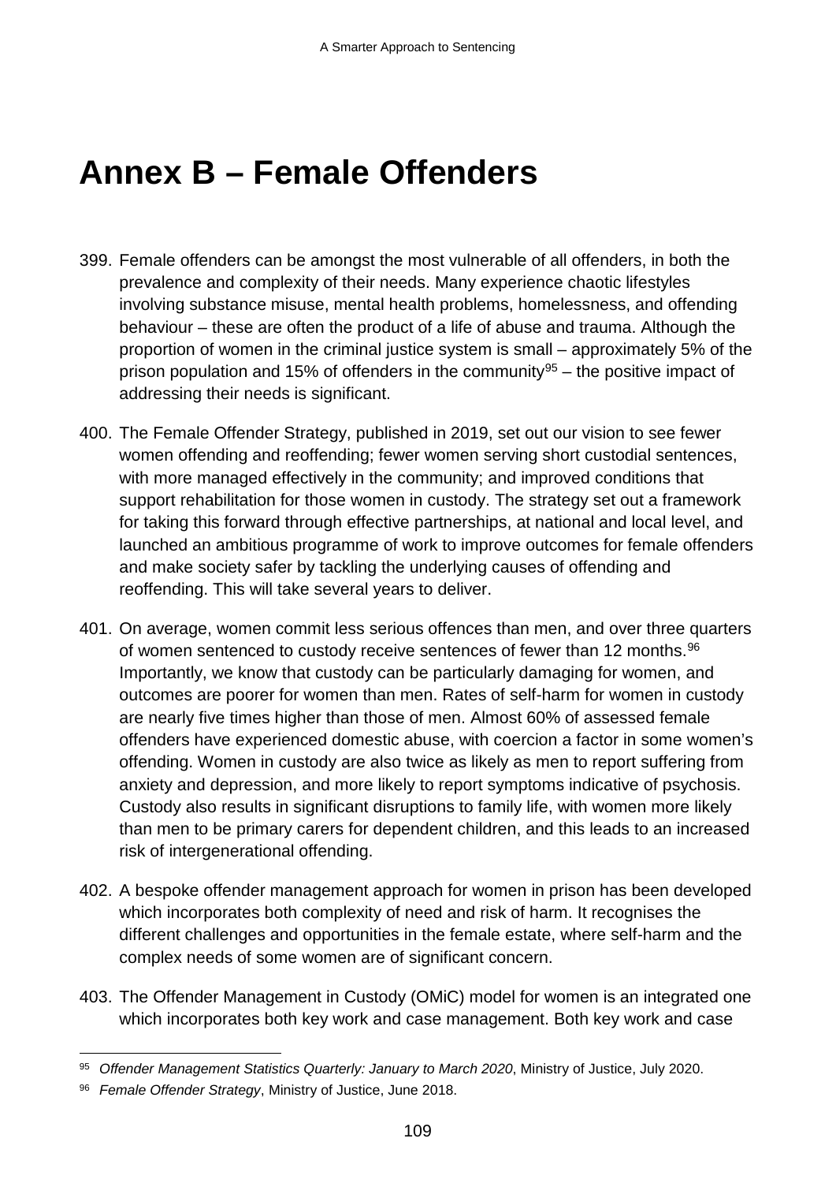# Annex B – Female Offenders

399. Female offenders can be amongst the most vulnerable of all offenders, in both the prevalence and complexity of their needs. Many experience chaotic lifestyles involving substance misuse, mental health problems, homelessness, and offending behaviour – these are often the product of a life of abuse and trauma. Although the proportion of women in the criminal justice system is small – approximately 5% of the prison population and 15% of offenders in the community[95] – the positive impact of addressing their needs is significant.

400. The Female Offender Strategy, published in 2019, set out our vision to see fewer women offending and reoffending; fewer women serving short custodial sentences, with more managed effectively in the community; and improved conditions that support rehabilitation for those women in custody. The strategy set out a framework for taking this forward through effective partnerships, at national and local level, and launched an ambitious programme of work to improve outcomes for female offenders and make society safer by tackling the underlying causes of offending and reoffending. This will take several years to deliver.

401. On average, women commit less serious offences than men, and over three quarters of women sentenced to custody receive sentences of fewer than 12 months.[96] Importantly, we know that custody can be particularly damaging for women, and outcomes are poorer for women than men. Rates of self-harm for women in custody are nearly five times higher than those of men. Almost 60% of assessed female offenders have experienced domestic abuse, with coercion a factor in some women's offending. Women in custody are also twice as likely as men to report suffering from anxiety and depression, and more likely to report symptoms indicative of psychosis. Custody also results in significant disruptions to family life, with women more likely than men to be primary carers for dependent children, and this leads to an increased risk of intergenerational offending.

402. A bespoke offender management approach for women in prison has been developed which incorporates both complexity of need and risk of harm. It recognises the different challenges and opportunities in the female estate, where self-harm and the complex needs of some women are of significant concern.

403. The Offender Management in Custody (OMiC) model for women is an integrated one which incorporates both key work and case management. Both key work and case

---

[95] *Offender Management Statistics Quarterly: January to March 2020*, Ministry of Justice, July 2020.

[96] *Female Offender Strategy*, Ministry of Justice, June 2018.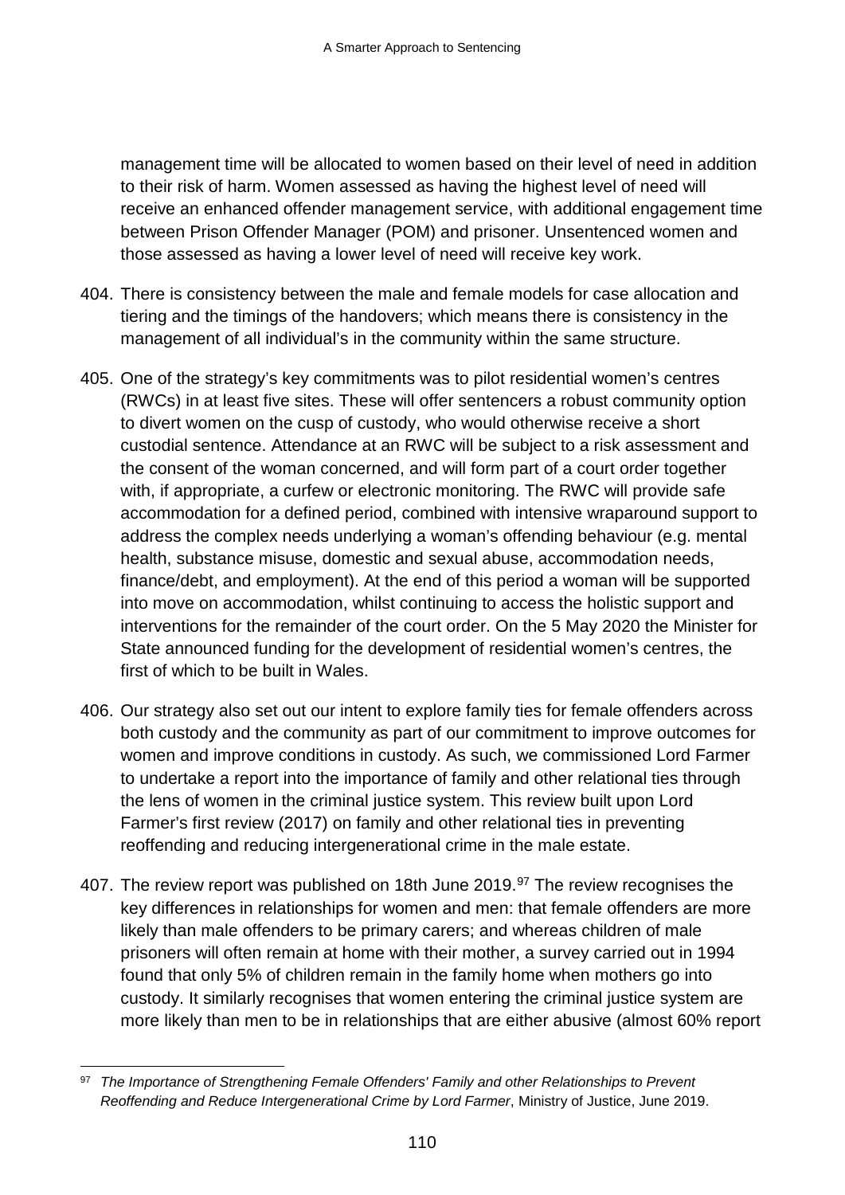management time will be allocated to women based on their level of need in addition to their risk of harm. Women assessed as having the highest level of need will receive an enhanced offender management service, with additional engagement time between Prison Offender Manager (POM) and prisoner. Unsentenced women and those assessed as having a lower level of need will receive key work.

404. There is consistency between the male and female models for case allocation and tiering and the timings of the handovers; which means there is consistency in the management of all individual's in the community within the same structure.

405. One of the strategy's key commitments was to pilot residential women's centres (RWCs) in at least five sites. These will offer sentencers a robust community option to divert women on the cusp of custody, who would otherwise receive a short custodial sentence. Attendance at an RWC will be subject to a risk assessment and the consent of the woman concerned, and will form part of a court order together with, if appropriate, a curfew or electronic monitoring. The RWC will provide safe accommodation for a defined period, combined with intensive wraparound support to address the complex needs underlying a woman's offending behaviour (e.g. mental health, substance misuse, domestic and sexual abuse, accommodation needs, finance/debt, and employment). At the end of this period a woman will be supported into move on accommodation, whilst continuing to access the holistic support and interventions for the remainder of the court order. On the 5 May 2020 the Minister for State announced funding for the development of residential women's centres, the first of which to be built in Wales.

406. Our strategy also set out our intent to explore family ties for female offenders across both custody and the community as part of our commitment to improve outcomes for women and improve conditions in custody. As such, we commissioned Lord Farmer to undertake a report into the importance of family and other relational ties through the lens of women in the criminal justice system. This review built upon Lord Farmer's first review (2017) on family and other relational ties in preventing reoffending and reducing intergenerational crime in the male estate.

407. The review report was published on 18th June 2019.[97] The review recognises the key differences in relationships for women and men: that female offenders are more likely than male offenders to be primary carers; and whereas children of male prisoners will often remain at home with their mother, a survey carried out in 1994 found that only 5% of children remain in the family home when mothers go into custody. It similarly recognises that women entering the criminal justice system are more likely than men to be in relationships that are either abusive (almost 60% report

[97] *The Importance of Strengthening Female Offenders' Family and other Relationships to Prevent Reoffending and Reduce Intergenerational Crime by Lord Farmer*, Ministry of Justice, June 2019.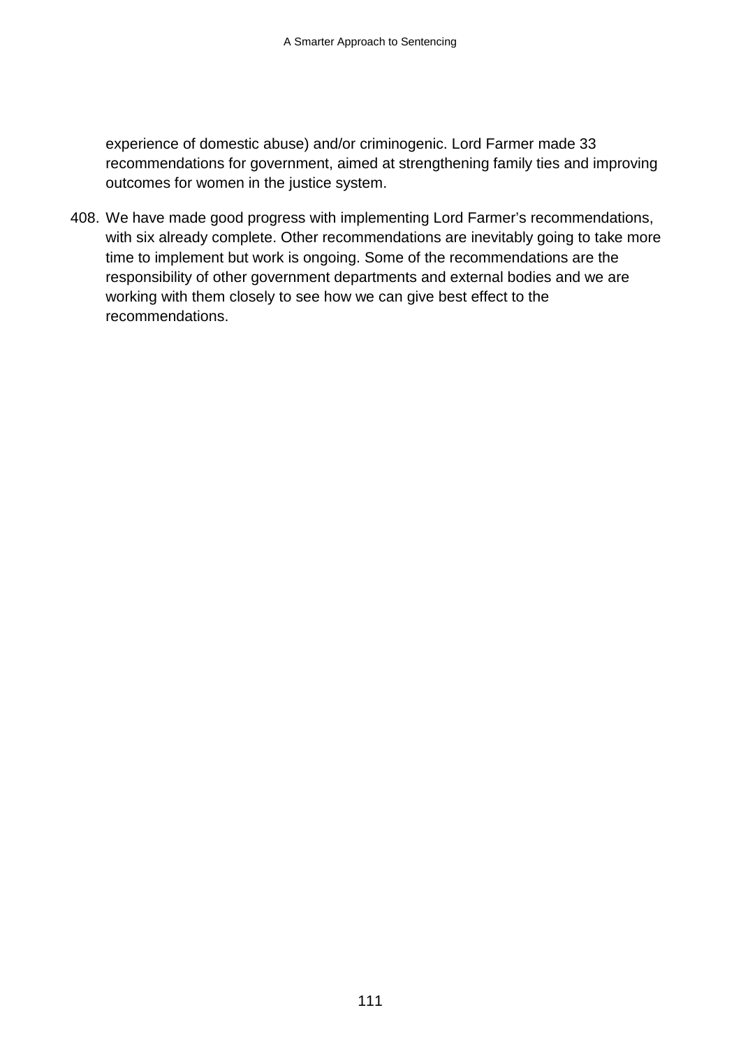experience of domestic abuse) and/or criminogenic. Lord Farmer made 33 recommendations for government, aimed at strengthening family ties and improving outcomes for women in the justice system.

408. We have made good progress with implementing Lord Farmer's recommendations, with six already complete. Other recommendations are inevitably going to take more time to implement but work is ongoing. Some of the recommendations are the responsibility of other government departments and external bodies and we are working with them closely to see how we can give best effect to the recommendations.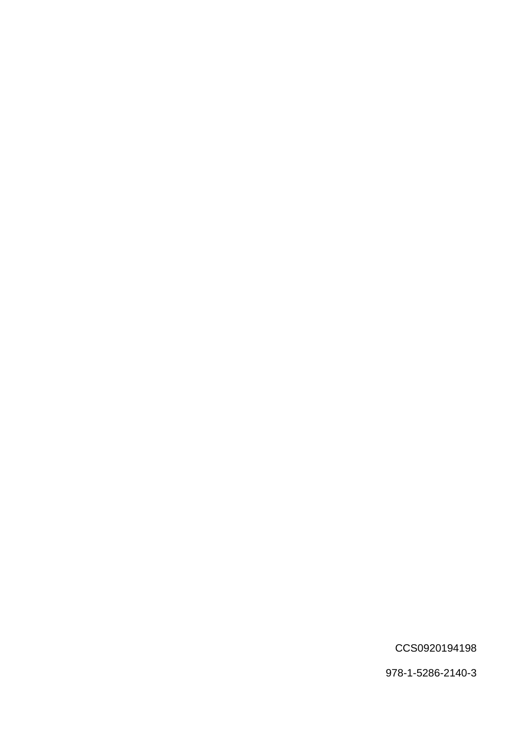CCS0920194198

978-1-5286-2140-3